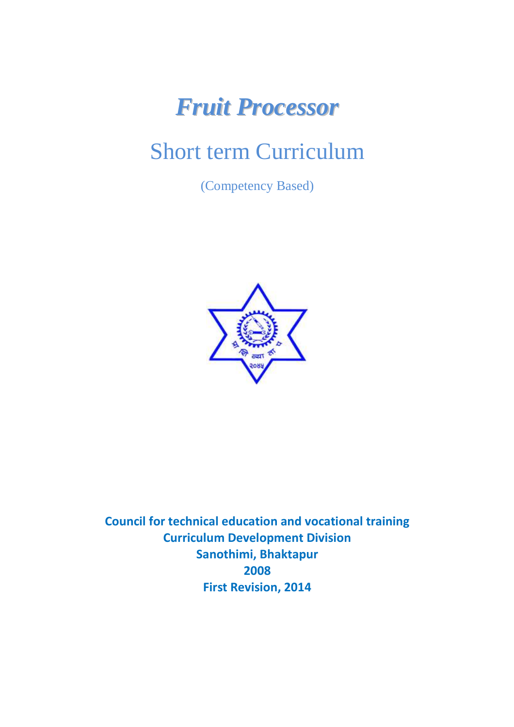# *Fruit Processor*

## Short term Curriculum

(Competency Based)

**Council for technical education and vocational training**
**Curriculum Development Division**
**Sanothimi, Bhaktapur**
**2008**
**First Revision, 2014**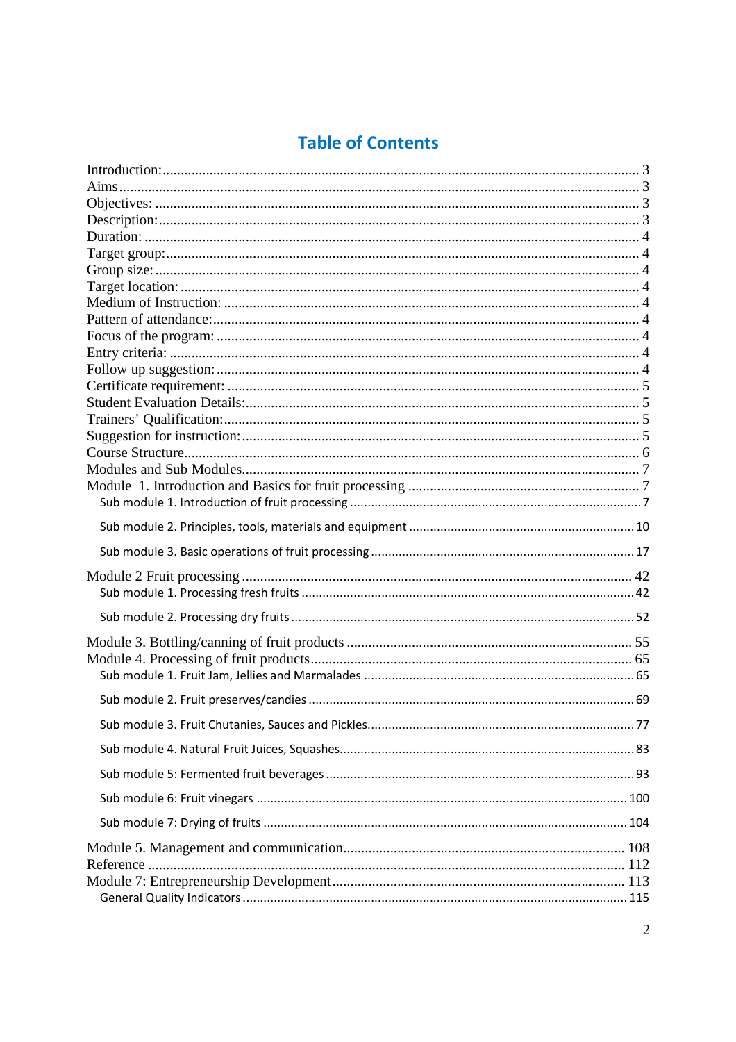# Table of Contents

Introduction: 3
Aims 3
Objectives: 3
Description: 3
Duration: 4
Target group: 4
Group size: 4
Target location: 4
Medium of Instruction: 4
Pattern of attendance: 4
Focus of the program: 4
Entry criteria: 4
Follow up suggestion: 4
Certificate requirement: 5
Student Evaluation Details: 5
Trainers' Qualification: 5
Suggestion for instruction: 5
Course Structure 6
Modules and Sub Modules 7
Module 1. Introduction and Basics for fruit processing 7
- Sub module 1. Introduction of fruit processing 7
- Sub module 2. Principles, tools, materials and equipment 10
- Sub module 3. Basic operations of fruit processing 17

Module 2 Fruit processing 42
- Sub module 1. Processing fresh fruits 42
- Sub module 2. Processing dry fruits 52

Module 3. Bottling/canning of fruit products 55
Module 4. Processing of fruit products 65
- Sub module 1. Fruit Jam, Jellies and Marmalades 65
- Sub module 2. Fruit preserves/candies 69
- Sub module 3. Fruit Chutanies, Sauces and Pickles 77
- Sub module 4. Natural Fruit Juices, Squashes 83
- Sub module 5: Fermented fruit beverages 93
- Sub module 6: Fruit vinegars 100
- Sub module 7: Drying of fruits 104

Module 5. Management and communication 108
Reference 112
Module 7: Entrepreneurship Development 113
- General Quality Indicators 115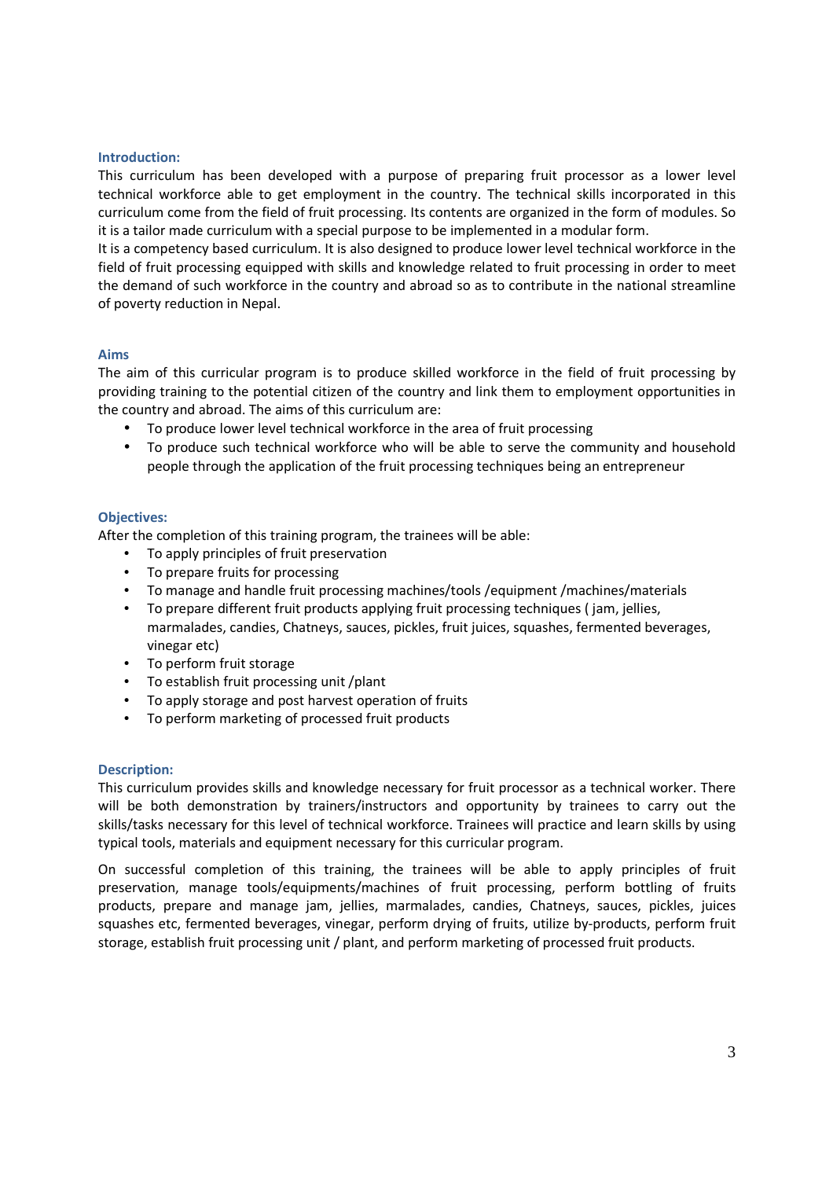## Introduction:

This curriculum has been developed with a purpose of preparing fruit processor as a lower level technical workforce able to get employment in the country. The technical skills incorporated in this curriculum come from the field of fruit processing. Its contents are organized in the form of modules. So it is a tailor made curriculum with a special purpose to be implemented in a modular form.

It is a competency based curriculum. It is also designed to produce lower level technical workforce in the field of fruit processing equipped with skills and knowledge related to fruit processing in order to meet the demand of such workforce in the country and abroad so as to contribute in the national streamline of poverty reduction in Nepal.

## Aims

The aim of this curricular program is to produce skilled workforce in the field of fruit processing by providing training to the potential citizen of the country and link them to employment opportunities in the country and abroad. The aims of this curriculum are:

- To produce lower level technical workforce in the area of fruit processing
- To produce such technical workforce who will be able to serve the community and household people through the application of the fruit processing techniques being an entrepreneur

## Objectives:

After the completion of this training program, the trainees will be able:

- To apply principles of fruit preservation
- To prepare fruits for processing
- To manage and handle fruit processing machines/tools /equipment /machines/materials
- To prepare different fruit products applying fruit processing techniques ( jam, jellies, marmalades, candies, Chatneys, sauces, pickles, fruit juices, squashes, fermented beverages, vinegar etc)
- To perform fruit storage
- To establish fruit processing unit /plant
- To apply storage and post harvest operation of fruits
- To perform marketing of processed fruit products

## Description:

This curriculum provides skills and knowledge necessary for fruit processor as a technical worker. There will be both demonstration by trainers/instructors and opportunity by trainees to carry out the skills/tasks necessary for this level of technical workforce. Trainees will practice and learn skills by using typical tools, materials and equipment necessary for this curricular program.

On successful completion of this training, the trainees will be able to apply principles of fruit preservation, manage tools/equipments/machines of fruit processing, perform bottling of fruits products, prepare and manage jam, jellies, marmalades, candies, Chatneys, sauces, pickles, juices squashes etc, fermented beverages, vinegar, perform drying of fruits, utilize by-products, perform fruit storage, establish fruit processing unit / plant, and perform marketing of processed fruit products.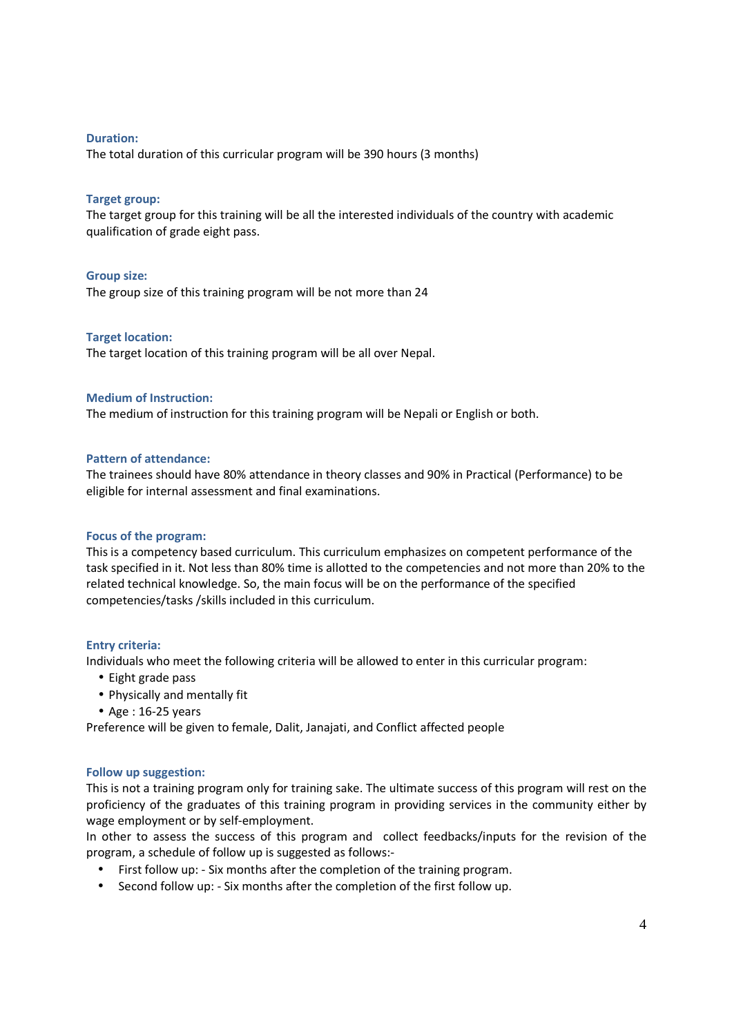### Duration:

The total duration of this curricular program will be 390 hours (3 months)

### Target group:

The target group for this training will be all the interested individuals of the country with academic qualification of grade eight pass.

### Group size:

The group size of this training program will be not more than 24

### Target location:

The target location of this training program will be all over Nepal.

### Medium of Instruction:

The medium of instruction for this training program will be Nepali or English or both.

### Pattern of attendance:

The trainees should have 80% attendance in theory classes and 90% in Practical (Performance) to be eligible for internal assessment and final examinations.

### Focus of the program:

This is a competency based curriculum. This curriculum emphasizes on competent performance of the task specified in it. Not less than 80% time is allotted to the competencies and not more than 20% to the related technical knowledge. So, the main focus will be on the performance of the specified competencies/tasks /skills included in this curriculum.

### Entry criteria:

Individuals who meet the following criteria will be allowed to enter in this curricular program:

- Eight grade pass
- Physically and mentally fit
- Age : 16-25 years

Preference will be given to female, Dalit, Janajati, and Conflict affected people

### Follow up suggestion:

This is not a training program only for training sake. The ultimate success of this program will rest on the proficiency of the graduates of this training program in providing services in the community either by wage employment or by self-employment.

In other to assess the success of this program and collect feedbacks/inputs for the revision of the program, a schedule of follow up is suggested as follows:-

- First follow up: - Six months after the completion of the training program.
- Second follow up: - Six months after the completion of the first follow up.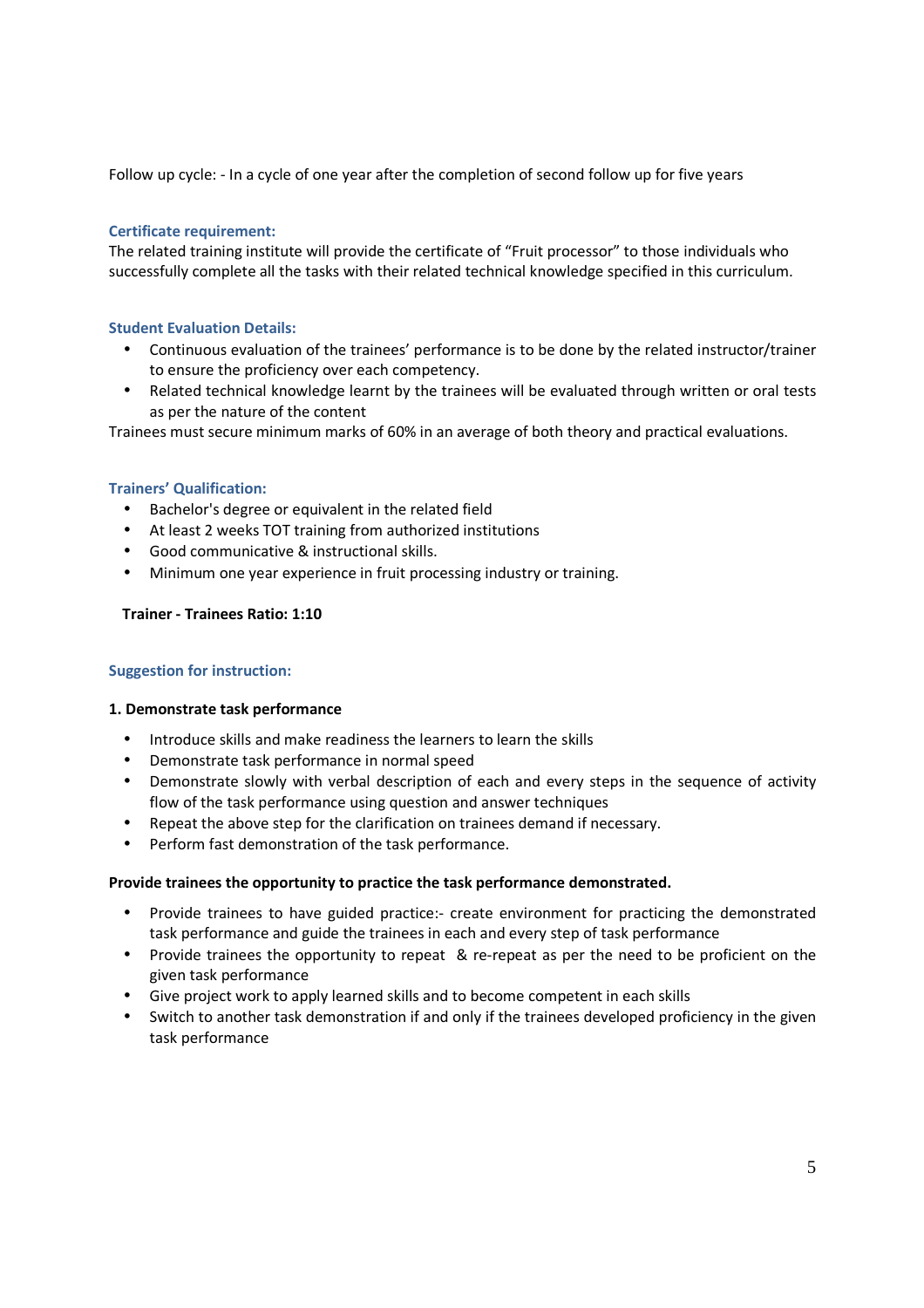Follow up cycle: - In a cycle of one year after the completion of second follow up for five years

### Certificate requirement:

The related training institute will provide the certificate of "Fruit processor" to those individuals who successfully complete all the tasks with their related technical knowledge specified in this curriculum.

### Student Evaluation Details:

- Continuous evaluation of the trainees' performance is to be done by the related instructor/trainer to ensure the proficiency over each competency.
- Related technical knowledge learnt by the trainees will be evaluated through written or oral tests as per the nature of the content

Trainees must secure minimum marks of 60% in an average of both theory and practical evaluations.

### Trainers' Qualification:

- Bachelor's degree or equivalent in the related field
- At least 2 weeks TOT training from authorized institutions
- Good communicative & instructional skills.
- Minimum one year experience in fruit processing industry or training.

**Trainer - Trainees Ratio: 1:10**

### Suggestion for instruction:

**1. Demonstrate task performance**

- Introduce skills and make readiness the learners to learn the skills
- Demonstrate task performance in normal speed
- Demonstrate slowly with verbal description of each and every steps in the sequence of activity flow of the task performance using question and answer techniques
- Repeat the above step for the clarification on trainees demand if necessary.
- Perform fast demonstration of the task performance.

**Provide trainees the opportunity to practice the task performance demonstrated.**

- Provide trainees to have guided practice:- create environment for practicing the demonstrated task performance and guide the trainees in each and every step of task performance
- Provide trainees the opportunity to repeat & re-repeat as per the need to be proficient on the given task performance
- Give project work to apply learned skills and to become competent in each skills
- Switch to another task demonstration if and only if the trainees developed proficiency in the given task performance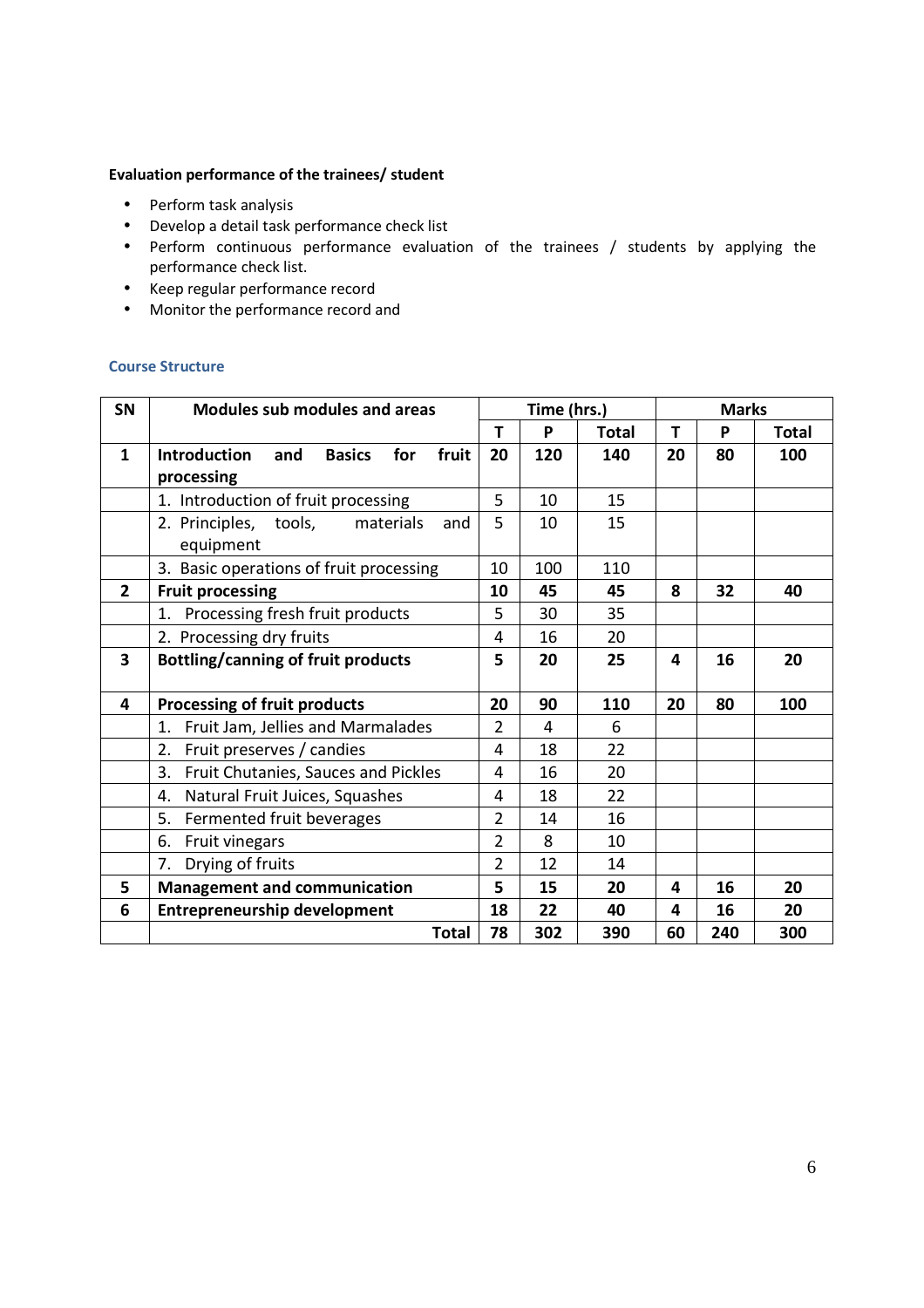**Evaluation performance of the trainees/ student**

- Perform task analysis
- Develop a detail task performance check list
- Perform continuous performance evaluation of the trainees / students by applying the performance check list.
- Keep regular performance record
- Monitor the performance record and

### Course Structure

| SN | Modules sub modules and areas | Time (hrs.) | | | Marks | | |
|---|---|---|---|---|---|---|---|
| | | T | P | Total | T | P | Total |
| **1** | **Introduction and Basics for fruit processing** | **20** | **120** | **140** | **20** | **80** | **100** |
| | 1. Introduction of fruit processing | 5 | 10 | 15 | | | |
| | 2. Principles, tools, materials and equipment | 5 | 10 | 15 | | | |
| | 3. Basic operations of fruit processing | 10 | 100 | 110 | | | |
| **2** | **Fruit processing** | **10** | **45** | **45** | **8** | **32** | **40** |
| | 1. Processing fresh fruit products | 5 | 30 | 35 | | | |
| | 2. Processing dry fruits | 4 | 16 | 20 | | | |
| **3** | **Bottling/canning of fruit products** | **5** | **20** | **25** | **4** | **16** | **20** |
| **4** | **Processing of fruit products** | **20** | **90** | **110** | **20** | **80** | **100** |
| | 1. Fruit Jam, Jellies and Marmalades | 2 | 4 | 6 | | | |
| | 2. Fruit preserves / candies | 4 | 18 | 22 | | | |
| | 3. Fruit Chutanies, Sauces and Pickles | 4 | 16 | 20 | | | |
| | 4. Natural Fruit Juices, Squashes | 4 | 18 | 22 | | | |
| | 5. Fermented fruit beverages | 2 | 14 | 16 | | | |
| | 6. Fruit vinegars | 2 | 8 | 10 | | | |
| | 7. Drying of fruits | 2 | 12 | 14 | | | |
| **5** | **Management and communication** | **5** | **15** | **20** | **4** | **16** | **20** |
| **6** | **Entrepreneurship development** | **18** | **22** | **40** | **4** | **16** | **20** |
| | **Total** | **78** | **302** | **390** | **60** | **240** | **300** |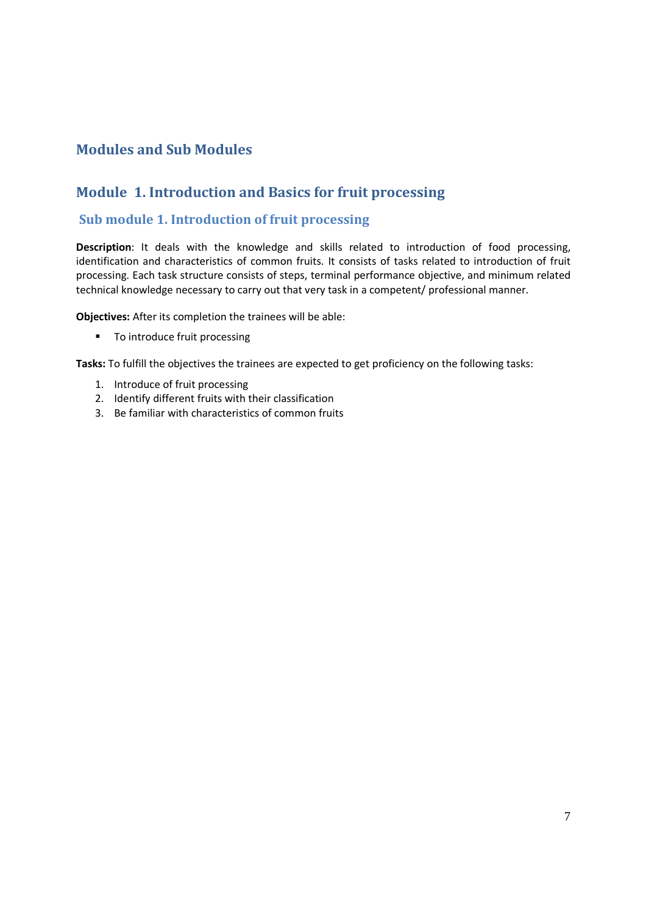# Modules and Sub Modules

## Module 1. Introduction and Basics for fruit processing

### Sub module 1. Introduction of fruit processing

**Description**: It deals with the knowledge and skills related to introduction of food processing, identification and characteristics of common fruits. It consists of tasks related to introduction of fruit processing. Each task structure consists of steps, terminal performance objective, and minimum related technical knowledge necessary to carry out that very task in a competent/ professional manner.

**Objectives:** After its completion the trainees will be able:

- To introduce fruit processing

**Tasks:** To fulfill the objectives the trainees are expected to get proficiency on the following tasks:

1. Introduce of fruit processing
2. Identify different fruits with their classification
3. Be familiar with characteristics of common fruits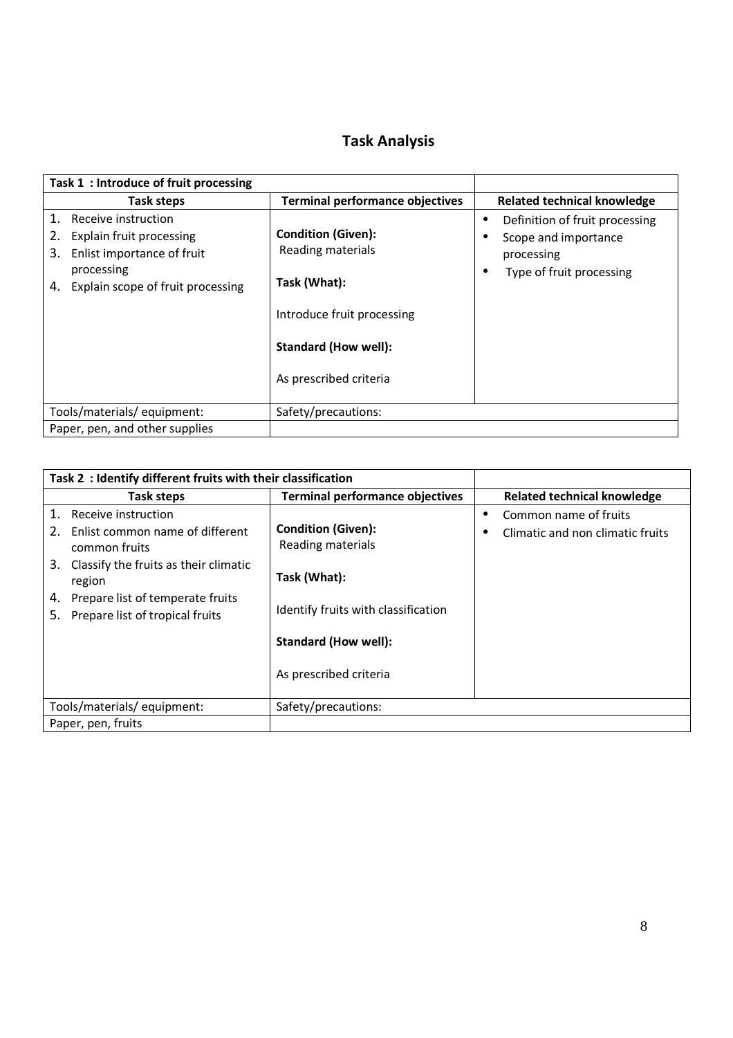# Task Analysis

| Task 1 : Introduce of fruit processing | | |
|---|---|---|
| **Task steps** | **Terminal performance objectives** | **Related technical knowledge** |
| 1. Receive instruction<br>2. Explain fruit processing<br>3. Enlist importance of fruit processing<br>4. Explain scope of fruit processing | **Condition (Given):**<br>Reading materials<br><br>**Task (What):**<br><br>Introduce fruit processing<br><br>**Standard (How well):**<br><br>As prescribed criteria | • Definition of fruit processing<br>• Scope and importance processing<br>• Type of fruit processing |
| Tools/materials/ equipment: | Safety/precautions: | |
| Paper, pen, and other supplies | | |

| Task 2 : Identify different fruits with their classification | | |
|---|---|---|
| **Task steps** | **Terminal performance objectives** | **Related technical knowledge** |
| 1. Receive instruction<br>2. Enlist common name of different common fruits<br>3. Classify the fruits as their climatic region<br>4. Prepare list of temperate fruits<br>5. Prepare list of tropical fruits | **Condition (Given):**<br>Reading materials<br><br>**Task (What):**<br><br>Identify fruits with classification<br><br>**Standard (How well):**<br><br>As prescribed criteria | • Common name of fruits<br>• Climatic and non climatic fruits |
| Tools/materials/ equipment: | Safety/precautions: | |
| Paper, pen, fruits | | |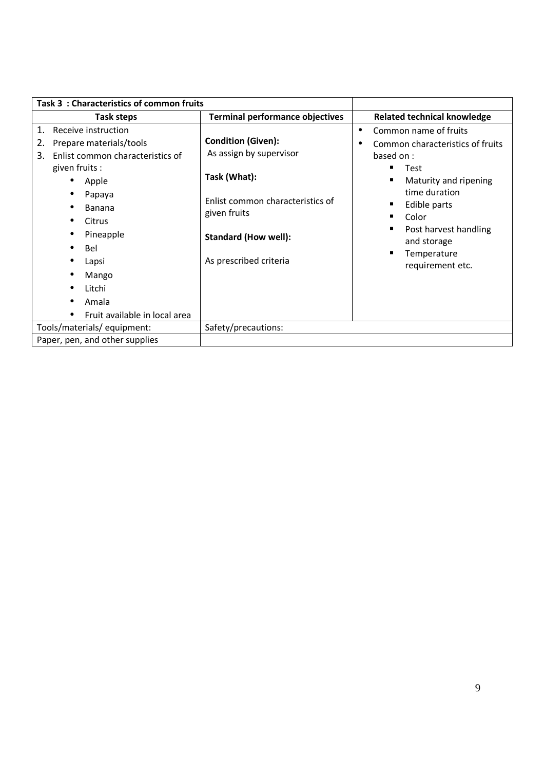| Task 3 : Characteristics of common fruits | | |
|---|---|---|
| **Task steps** | **Terminal performance objectives** | **Related technical knowledge** |
| 1. Receive instruction<br>2. Prepare materials/tools<br>3. Enlist common characteristics of given fruits :<br>• Apple<br>• Papaya<br>• Banana<br>• Citrus<br>• Pineapple<br>• Bel<br>• Lapsi<br>• Mango<br>• Litchi<br>• Amala<br>• Fruit available in local area | **Condition (Given):**<br>As assign by supervisor<br><br>**Task (What):**<br><br>Enlist common characteristics of given fruits<br><br>**Standard (How well):**<br><br>As prescribed criteria | • Common name of fruits<br>• Common characteristics of fruits based on :<br>▪ Test<br>▪ Maturity and ripening time duration<br>▪ Edible parts<br>▪ Color<br>▪ Post harvest handling and storage<br>▪ Temperature requirement etc. |
| Tools/materials/ equipment: | Safety/precautions: | |
| Paper, pen, and other supplies | | |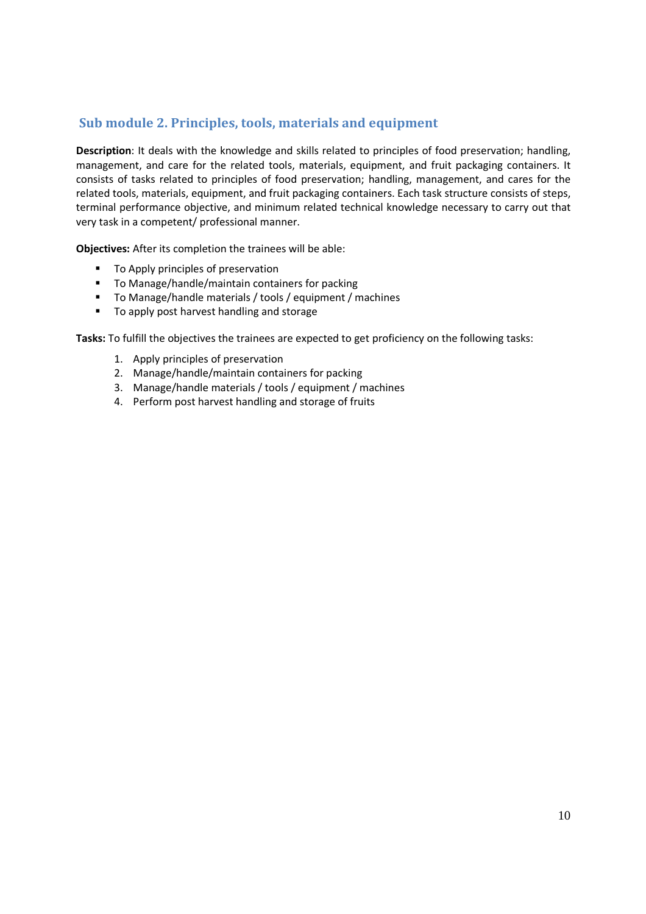## Sub module 2. Principles, tools, materials and equipment

**Description**: It deals with the knowledge and skills related to principles of food preservation; handling, management, and care for the related tools, materials, equipment, and fruit packaging containers. It consists of tasks related to principles of food preservation; handling, management, and cares for the related tools, materials, equipment, and fruit packaging containers. Each task structure consists of steps, terminal performance objective, and minimum related technical knowledge necessary to carry out that very task in a competent/ professional manner.

**Objectives:** After its completion the trainees will be able:

- To Apply principles of preservation
- To Manage/handle/maintain containers for packing
- To Manage/handle materials / tools / equipment / machines
- To apply post harvest handling and storage

**Tasks:** To fulfill the objectives the trainees are expected to get proficiency on the following tasks:

1. Apply principles of preservation
2. Manage/handle/maintain containers for packing
3. Manage/handle materials / tools / equipment / machines
4. Perform post harvest handling and storage of fruits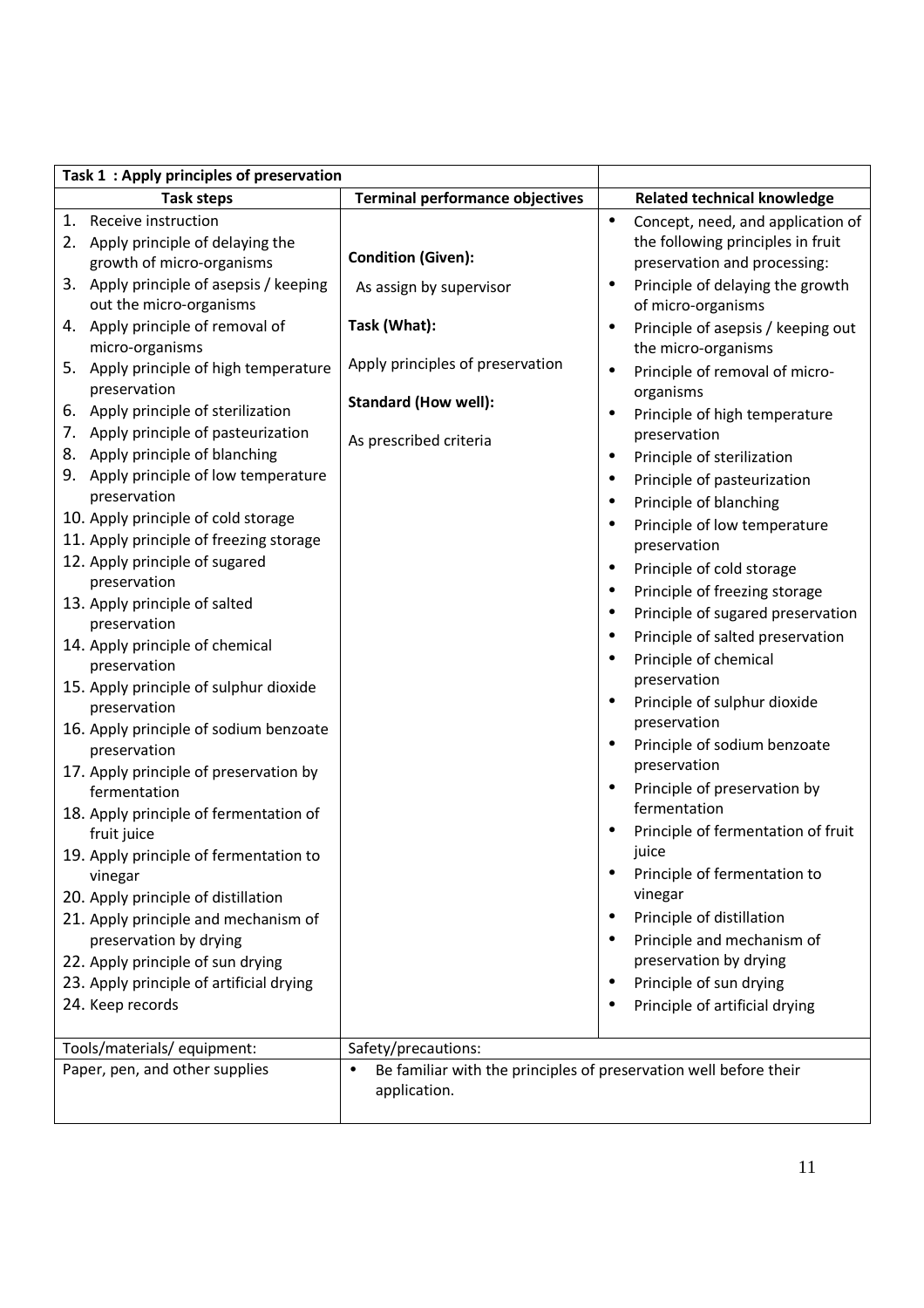| Task 1 : Apply principles of preservation | | |
|---|---|---|
| **Task steps** | **Terminal performance objectives** | **Related technical knowledge** |
| 1. Receive instruction<br>2. Apply principle of delaying the growth of micro-organisms<br>3. Apply principle of asepsis / keeping out the micro-organisms<br>4. Apply principle of removal of micro-organisms<br>5. Apply principle of high temperature preservation<br>6. Apply principle of sterilization<br>7. Apply principle of pasteurization<br>8. Apply principle of blanching<br>9. Apply principle of low temperature preservation<br>10. Apply principle of cold storage<br>11. Apply principle of freezing storage<br>12. Apply principle of sugared preservation<br>13. Apply principle of salted preservation<br>14. Apply principle of chemical preservation<br>15. Apply principle of sulphur dioxide preservation<br>16. Apply principle of sodium benzoate preservation<br>17. Apply principle of preservation by fermentation<br>18. Apply principle of fermentation of fruit juice<br>19. Apply principle of fermentation to vinegar<br>20. Apply principle of distillation<br>21. Apply principle and mechanism of preservation by drying<br>22. Apply principle of sun drying<br>23. Apply principle of artificial drying<br>24. Keep records | **Condition (Given):**<br>As assign by supervisor<br><br>**Task (What):**<br>Apply principles of preservation<br><br>**Standard (How well):**<br>As prescribed criteria | • Concept, need, and application of the following principles in fruit preservation and processing:<br>• Principle of delaying the growth of micro-organisms<br>• Principle of asepsis / keeping out the micro-organisms<br>• Principle of removal of micro-organisms<br>• Principle of high temperature preservation<br>• Principle of sterilization<br>• Principle of pasteurization<br>• Principle of blanching<br>• Principle of low temperature preservation<br>• Principle of cold storage<br>• Principle of freezing storage<br>• Principle of sugared preservation<br>• Principle of salted preservation<br>• Principle of chemical preservation<br>• Principle of sulphur dioxide preservation<br>• Principle of sodium benzoate preservation<br>• Principle of preservation by fermentation<br>• Principle of fermentation of fruit juice<br>• Principle of fermentation to vinegar<br>• Principle of distillation<br>• Principle and mechanism of preservation by drying<br>• Principle of sun drying<br>• Principle of artificial drying |
| Tools/materials/ equipment: | Safety/precautions: | |
| Paper, pen, and other supplies | • Be familiar with the principles of preservation well before their application. | |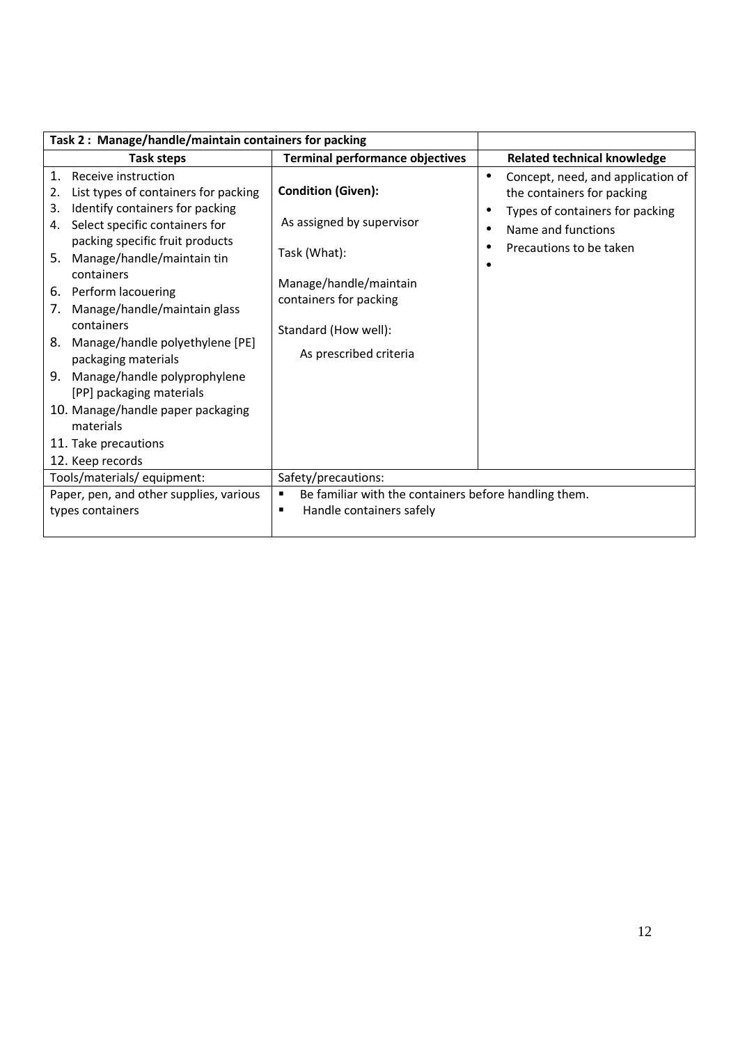| Task 2 : Manage/handle/maintain containers for packing | | |
|---|---|---|
| **Task steps** | **Terminal performance objectives** | **Related technical knowledge** |
| 1. Receive instruction<br>2. List types of containers for packing<br>3. Identify containers for packing<br>4. Select specific containers for packing specific fruit products<br>5. Manage/handle/maintain tin containers<br>6. Perform lacouering<br>7. Manage/handle/maintain glass containers<br>8. Manage/handle polyethylene [PE] packaging materials<br>9. Manage/handle polyprophylene [PP] packaging materials<br>10. Manage/handle paper packaging materials<br>11. Take precautions<br>12. Keep records | **Condition (Given):**<br><br>As assigned by supervisor<br><br>Task (What):<br><br>Manage/handle/maintain containers for packing<br><br>Standard (How well):<br><br>As prescribed criteria | • Concept, need, and application of the containers for packing<br>• Types of containers for packing<br>• Name and functions<br>• Precautions to be taken<br>• |
| Tools/materials/ equipment: | Safety/precautions: | |
| Paper, pen, and other supplies, various types containers | ▪ Be familiar with the containers before handling them.<br>▪ Handle containers safely | |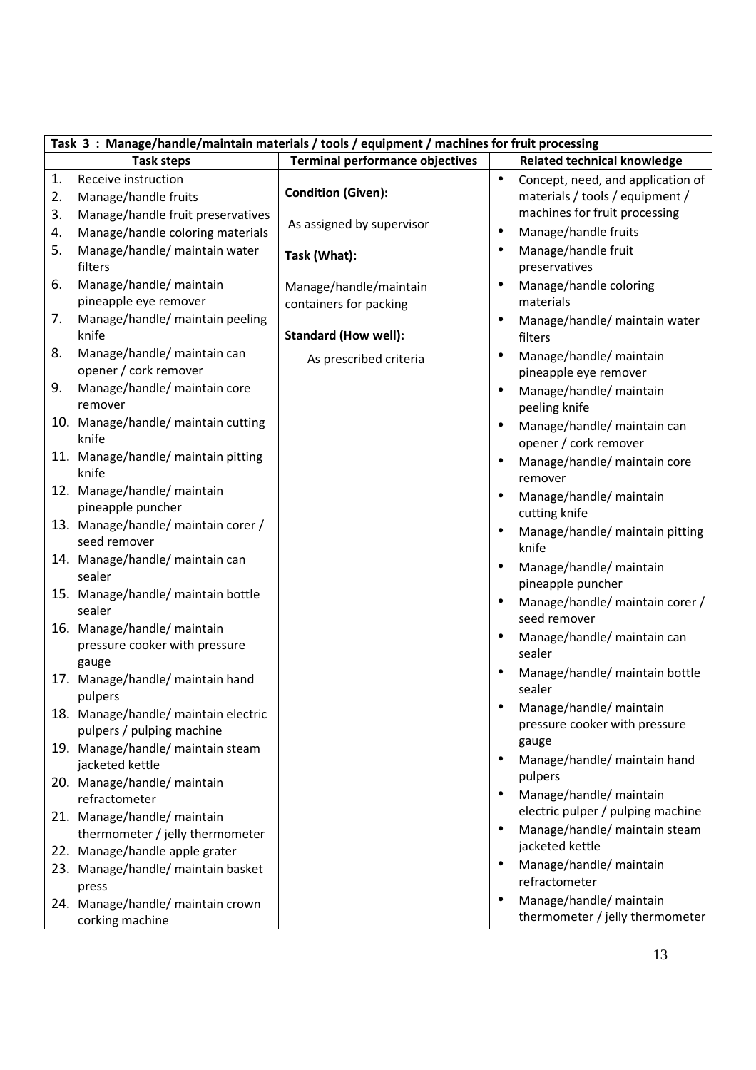| Task 3 : Manage/handle/maintain materials / tools / equipment / machines for fruit processing | | |
|---|---|---|
| **Task steps** | **Terminal performance objectives** | **Related technical knowledge** |
| 1. Receive instruction<br>2. Manage/handle fruits<br>3. Manage/handle fruit preservatives<br>4. Manage/handle coloring materials<br>5. Manage/handle/ maintain water filters<br>6. Manage/handle/ maintain pineapple eye remover<br>7. Manage/handle/ maintain peeling knife<br>8. Manage/handle/ maintain can opener / cork remover<br>9. Manage/handle/ maintain core remover<br>10. Manage/handle/ maintain cutting knife<br>11. Manage/handle/ maintain pitting knife<br>12. Manage/handle/ maintain pineapple puncher<br>13. Manage/handle/ maintain corer / seed remover<br>14. Manage/handle/ maintain can sealer<br>15. Manage/handle/ maintain bottle sealer<br>16. Manage/handle/ maintain pressure cooker with pressure gauge<br>17. Manage/handle/ maintain hand pulpers<br>18. Manage/handle/ maintain electric pulpers / pulping machine<br>19. Manage/handle/ maintain steam jacketed kettle<br>20. Manage/handle/ maintain refractometer<br>21. Manage/handle/ maintain thermometer / jelly thermometer<br>22. Manage/handle apple grater<br>23. Manage/handle/ maintain basket press<br>24. Manage/handle/ maintain crown corking machine | **Condition (Given):**<br>As assigned by supervisor<br>**Task (What):**<br>Manage/handle/maintain containers for packing<br>**Standard (How well):**<br>As prescribed criteria | • Concept, need, and application of materials / tools / equipment / machines for fruit processing<br>• Manage/handle fruits<br>• Manage/handle fruit preservatives<br>• Manage/handle coloring materials<br>• Manage/handle/ maintain water filters<br>• Manage/handle/ maintain pineapple eye remover<br>• Manage/handle/ maintain peeling knife<br>• Manage/handle/ maintain can opener / cork remover<br>• Manage/handle/ maintain core remover<br>• Manage/handle/ maintain cutting knife<br>• Manage/handle/ maintain pitting knife<br>• Manage/handle/ maintain pineapple puncher<br>• Manage/handle/ maintain corer / seed remover<br>• Manage/handle/ maintain can sealer<br>• Manage/handle/ maintain bottle sealer<br>• Manage/handle/ maintain pressure cooker with pressure gauge<br>• Manage/handle/ maintain hand pulpers<br>• Manage/handle/ maintain electric pulper / pulping machine<br>• Manage/handle/ maintain steam jacketed kettle<br>• Manage/handle/ maintain refractometer<br>• Manage/handle/ maintain thermometer / jelly thermometer |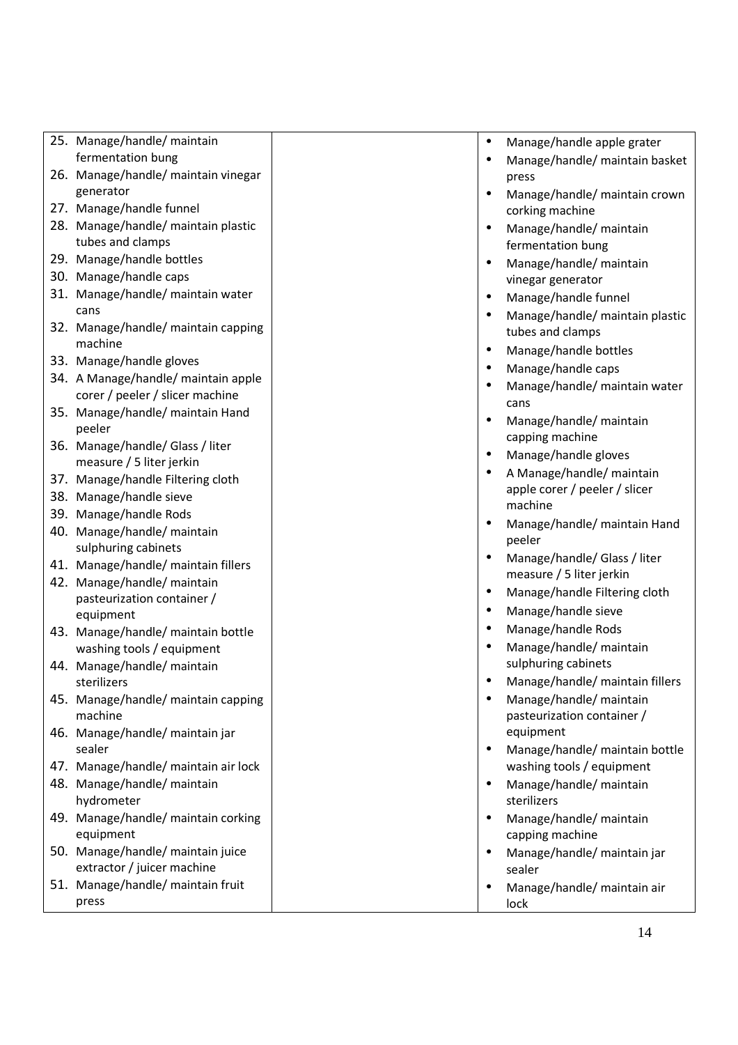| | | |
|---|---|---|
| 25. Manage/handle/ maintain fermentation bung<br>26. Manage/handle/ maintain vinegar generator<br>27. Manage/handle funnel<br>28. Manage/handle/ maintain plastic tubes and clamps<br>29. Manage/handle bottles<br>30. Manage/handle caps<br>31. Manage/handle/ maintain water cans<br>32. Manage/handle/ maintain capping machine<br>33. Manage/handle gloves<br>34. A Manage/handle/ maintain apple corer / peeler / slicer machine<br>35. Manage/handle/ maintain Hand peeler<br>36. Manage/handle/ Glass / liter measure / 5 liter jerkin<br>37. Manage/handle Filtering cloth<br>38. Manage/handle sieve<br>39. Manage/handle Rods<br>40. Manage/handle/ maintain sulphuring cabinets<br>41. Manage/handle/ maintain fillers<br>42. Manage/handle/ maintain pasteurization container / equipment<br>43. Manage/handle/ maintain bottle washing tools / equipment<br>44. Manage/handle/ maintain sterilizers<br>45. Manage/handle/ maintain capping machine<br>46. Manage/handle/ maintain jar sealer<br>47. Manage/handle/ maintain air lock<br>48. Manage/handle/ maintain hydrometer<br>49. Manage/handle/ maintain corking equipment<br>50. Manage/handle/ maintain juice extractor / juicer machine<br>51. Manage/handle/ maintain fruit press | | • Manage/handle apple grater<br>• Manage/handle/ maintain basket press<br>• Manage/handle/ maintain crown corking machine<br>• Manage/handle/ maintain fermentation bung<br>• Manage/handle/ maintain vinegar generator<br>• Manage/handle funnel<br>• Manage/handle/ maintain plastic tubes and clamps<br>• Manage/handle bottles<br>• Manage/handle caps<br>• Manage/handle/ maintain water cans<br>• Manage/handle/ maintain capping machine<br>• Manage/handle gloves<br>• A Manage/handle/ maintain apple corer / peeler / slicer machine<br>• Manage/handle/ maintain Hand peeler<br>• Manage/handle/ Glass / liter measure / 5 liter jerkin<br>• Manage/handle Filtering cloth<br>• Manage/handle sieve<br>• Manage/handle Rods<br>• Manage/handle/ maintain sulphuring cabinets<br>• Manage/handle/ maintain fillers<br>• Manage/handle/ maintain pasteurization container / equipment<br>• Manage/handle/ maintain bottle washing tools / equipment<br>• Manage/handle/ maintain sterilizers<br>• Manage/handle/ maintain capping machine<br>• Manage/handle/ maintain jar sealer<br>• Manage/handle/ maintain air lock |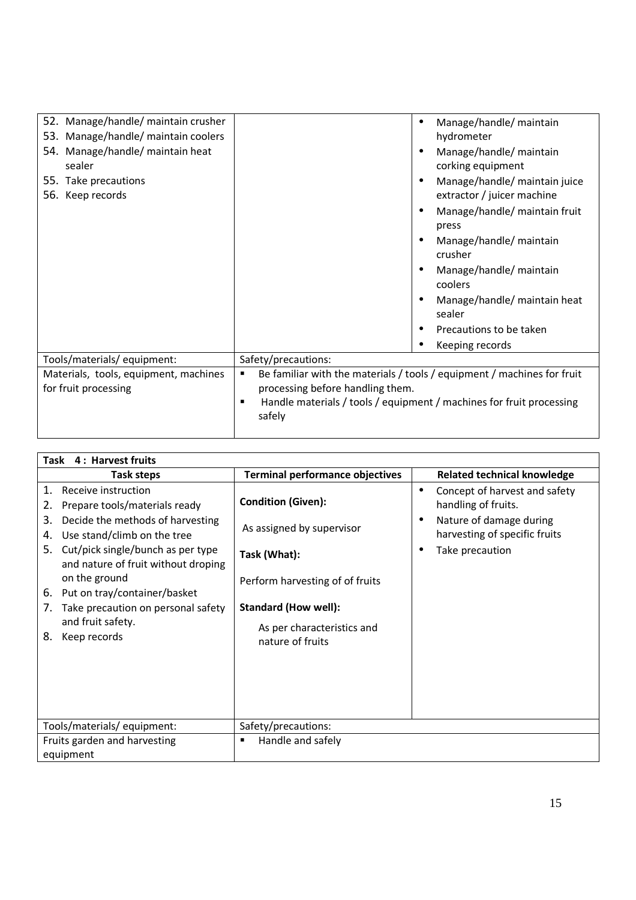| | | |
|---|---|---|
| 52. Manage/handle/ maintain crusher<br>53. Manage/handle/ maintain coolers<br>54. Manage/handle/ maintain heat sealer<br>55. Take precautions<br>56. Keep records | | • Manage/handle/ maintain hydrometer<br>• Manage/handle/ maintain corking equipment<br>• Manage/handle/ maintain juice extractor / juicer machine<br>• Manage/handle/ maintain fruit press<br>• Manage/handle/ maintain crusher<br>• Manage/handle/ maintain coolers<br>• Manage/handle/ maintain heat sealer<br>• Precautions to be taken<br>• Keeping records |
| Tools/materials/ equipment: | Safety/precautions: | |
| Materials, tools, equipment, machines for fruit processing | ▪ Be familiar with the materials / tools / equipment / machines for fruit processing before handling them.<br>▪ Handle materials / tools / equipment / machines for fruit processing safely | |

| **Task 4 : Harvest fruits** | | |
|---|---|---|
| **Task steps** | **Terminal performance objectives** | **Related technical knowledge** |
| 1. Receive instruction<br>2. Prepare tools/materials ready<br>3. Decide the methods of harvesting<br>4. Use stand/climb on the tree<br>5. Cut/pick single/bunch as per type and nature of fruit without droping on the ground<br>6. Put on tray/container/basket<br>7. Take precaution on personal safety and fruit safety.<br>8. Keep records | **Condition (Given):**<br>As assigned by supervisor<br>**Task (What):**<br>Perform harvesting of of fruits<br>**Standard (How well):**<br>As per characteristics and nature of fruits | • Concept of harvest and safety handling of fruits.<br>• Nature of damage during harvesting of specific fruits<br>• Take precaution |
| Tools/materials/ equipment: | Safety/precautions: | |
| Fruits garden and harvesting equipment | ▪ Handle and safely | |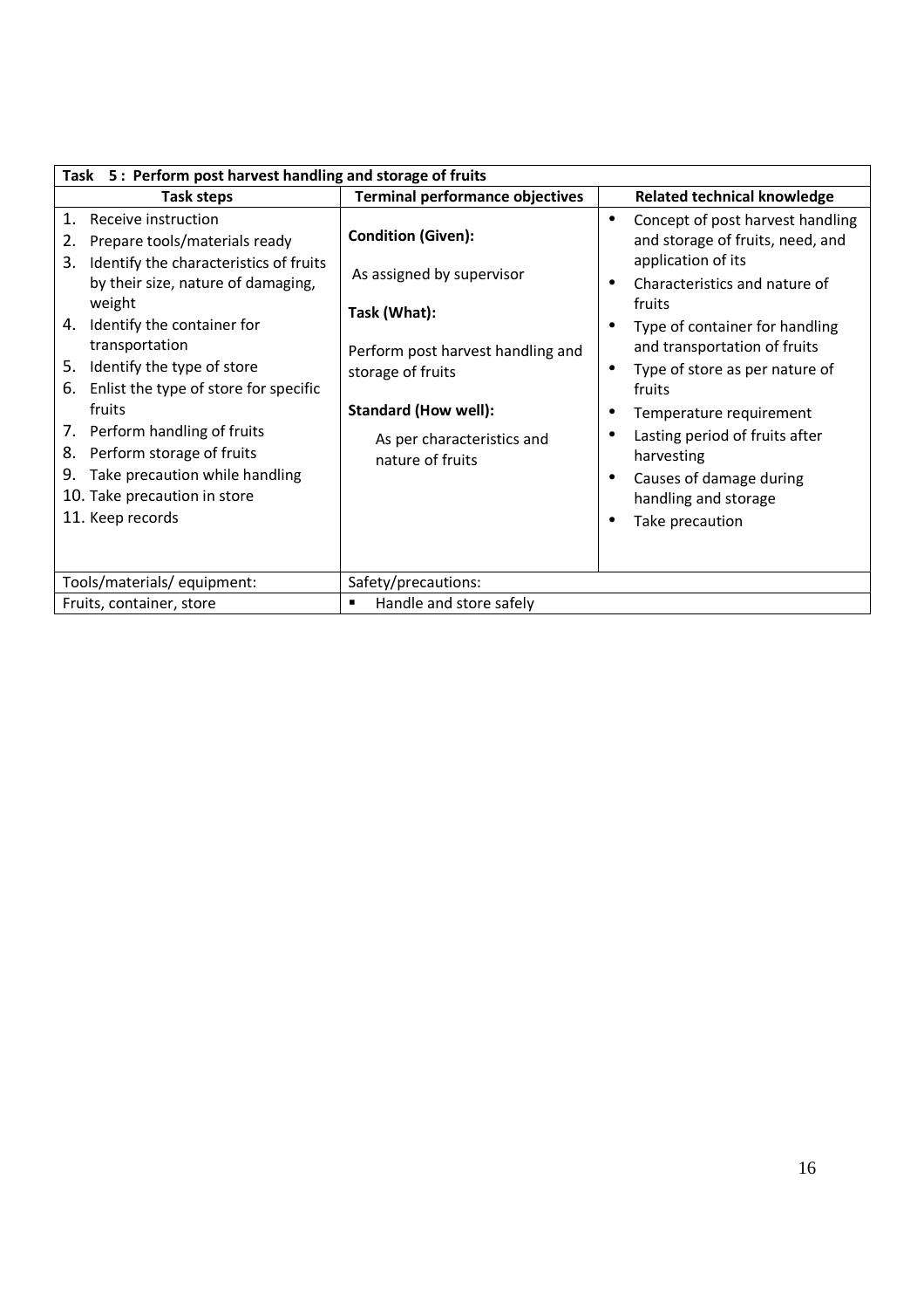| Task 5 : Perform post harvest handling and storage of fruits | | |
|---|---|---|
| **Task steps** | **Terminal performance objectives** | **Related technical knowledge** |
| 1. Receive instruction<br>2. Prepare tools/materials ready<br>3. Identify the characteristics of fruits by their size, nature of damaging, weight<br>4. Identify the container for transportation<br>5. Identify the type of store<br>6. Enlist the type of store for specific fruits<br>7. Perform handling of fruits<br>8. Perform storage of fruits<br>9. Take precaution while handling<br>10. Take precaution in store<br>11. Keep records | **Condition (Given):**<br>As assigned by supervisor<br>**Task (What):**<br>Perform post harvest handling and storage of fruits<br>**Standard (How well):**<br>As per characteristics and nature of fruits | • Concept of post harvest handling and storage of fruits, need, and application of its<br>• Characteristics and nature of fruits<br>• Type of container for handling and transportation of fruits<br>• Type of store as per nature of fruits<br>• Temperature requirement<br>• Lasting period of fruits after harvesting<br>• Causes of damage during handling and storage<br>• Take precaution |
| Tools/materials/ equipment: | Safety/precautions: | |
| Fruits, container, store | ▪ Handle and store safely | |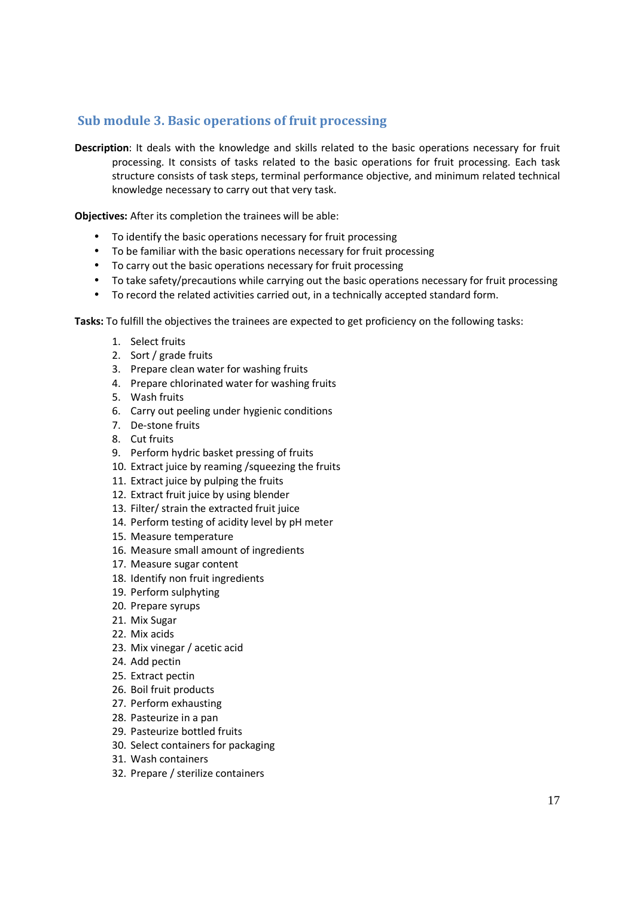## Sub module 3. Basic operations of fruit processing

**Description**: It deals with the knowledge and skills related to the basic operations necessary for fruit processing. It consists of tasks related to the basic operations for fruit processing. Each task structure consists of task steps, terminal performance objective, and minimum related technical knowledge necessary to carry out that very task.

**Objectives:** After its completion the trainees will be able:

- To identify the basic operations necessary for fruit processing
- To be familiar with the basic operations necessary for fruit processing
- To carry out the basic operations necessary for fruit processing
- To take safety/precautions while carrying out the basic operations necessary for fruit processing
- To record the related activities carried out, in a technically accepted standard form.

**Tasks:** To fulfill the objectives the trainees are expected to get proficiency on the following tasks:

1. Select fruits
2. Sort / grade fruits
3. Prepare clean water for washing fruits
4. Prepare chlorinated water for washing fruits
5. Wash fruits
6. Carry out peeling under hygienic conditions
7. De-stone fruits
8. Cut fruits
9. Perform hydric basket pressing of fruits
10. Extract juice by reaming /squeezing the fruits
11. Extract juice by pulping the fruits
12. Extract fruit juice by using blender
13. Filter/ strain the extracted fruit juice
14. Perform testing of acidity level by pH meter
15. Measure temperature
16. Measure small amount of ingredients
17. Measure sugar content
18. Identify non fruit ingredients
19. Perform sulphyting
20. Prepare syrups
21. Mix Sugar
22. Mix acids
23. Mix vinegar / acetic acid
24. Add pectin
25. Extract pectin
26. Boil fruit products
27. Perform exhausting
28. Pasteurize in a pan
29. Pasteurize bottled fruits
30. Select containers for packaging
31. Wash containers
32. Prepare / sterilize containers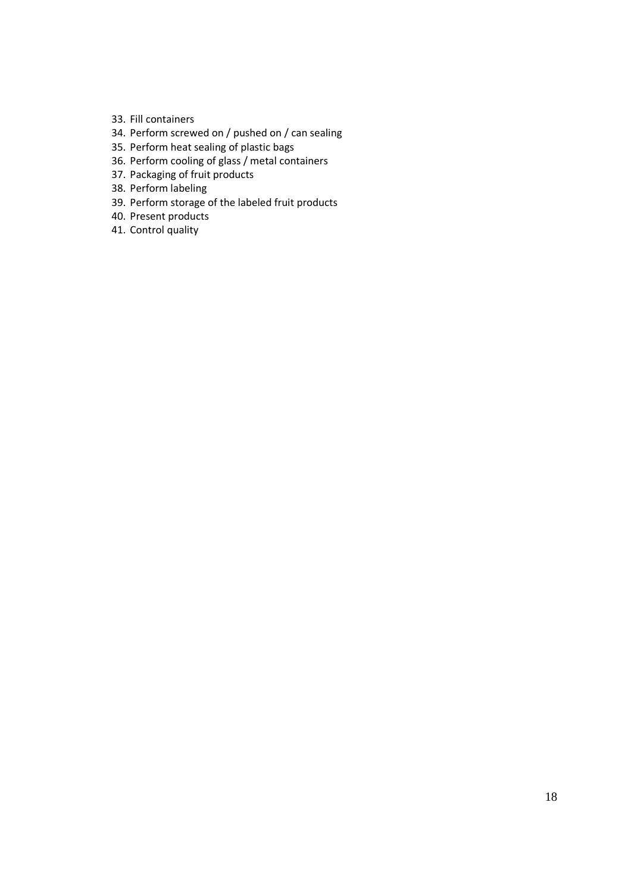33. Fill containers
34. Perform screwed on / pushed on / can sealing
35. Perform heat sealing of plastic bags
36. Perform cooling of glass / metal containers
37. Packaging of fruit products
38. Perform labeling
39. Perform storage of the labeled fruit products
40. Present products
41. Control quality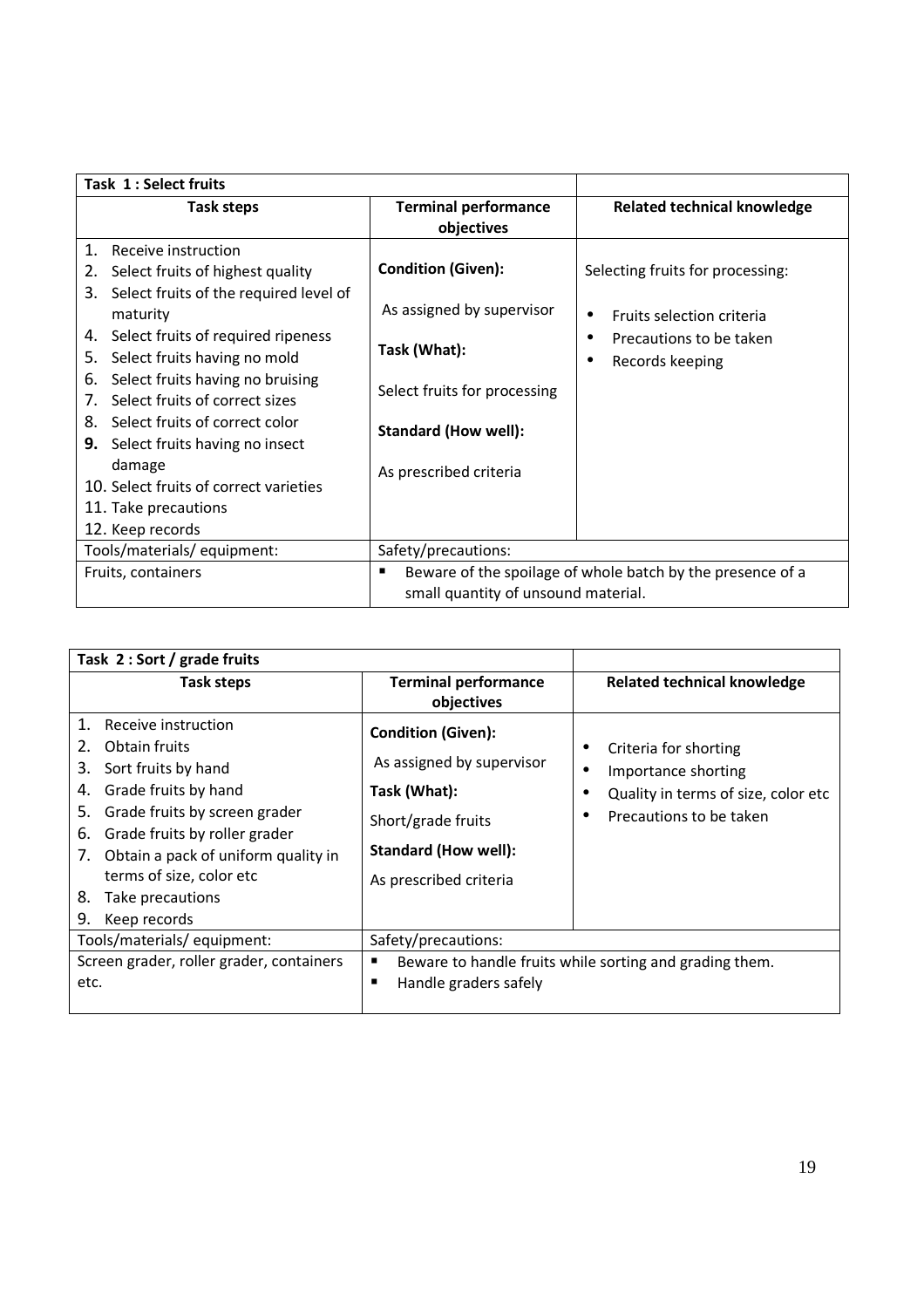| Task 1 : Select fruits | | |
|---|---|---|
| **Task steps** | **Terminal performance objectives** | **Related technical knowledge** |
| 1. Receive instruction<br>2. Select fruits of highest quality<br>3. Select fruits of the required level of maturity<br>4. Select fruits of required ripeness<br>5. Select fruits having no mold<br>6. Select fruits having no bruising<br>7. Select fruits of correct sizes<br>8. Select fruits of correct color<br>**9.** Select fruits having no insect damage<br>10. Select fruits of correct varieties<br>11. Take precautions<br>12. Keep records | **Condition (Given):**<br>As assigned by supervisor<br>**Task (What):**<br>Select fruits for processing<br>**Standard (How well):**<br>As prescribed criteria | Selecting fruits for processing:<br>• Fruits selection criteria<br>• Precautions to be taken<br>• Records keeping |
| Tools/materials/ equipment: | Safety/precautions: | |
| Fruits, containers | ▪ Beware of the spoilage of whole batch by the presence of a small quantity of unsound material. | |

| Task 2 : Sort / grade fruits | | |
|---|---|---|
| **Task steps** | **Terminal performance objectives** | **Related technical knowledge** |
| 1. Receive instruction<br>2. Obtain fruits<br>3. Sort fruits by hand<br>4. Grade fruits by hand<br>5. Grade fruits by screen grader<br>6. Grade fruits by roller grader<br>7. Obtain a pack of uniform quality in terms of size, color etc<br>8. Take precautions<br>9. Keep records | **Condition (Given):**<br>As assigned by supervisor<br>**Task (What):**<br>Short/grade fruits<br>**Standard (How well):**<br>As prescribed criteria | • Criteria for shorting<br>• Importance shorting<br>• Quality in terms of size, color etc<br>• Precautions to be taken |
| Tools/materials/ equipment: | Safety/precautions: | |
| Screen grader, roller grader, containers etc. | ▪ Beware to handle fruits while sorting and grading them.<br>▪ Handle graders safely | |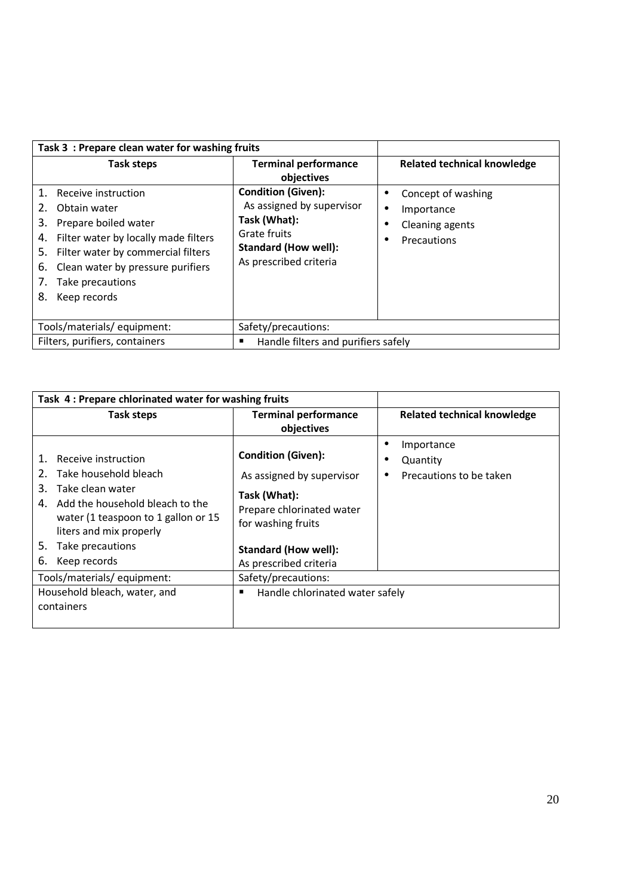| Task 3 : Prepare clean water for washing fruits | | |
|---|---|---|
| **Task steps** | **Terminal performance objectives** | **Related technical knowledge** |
| 1. Receive instruction<br>2. Obtain water<br>3. Prepare boiled water<br>4. Filter water by locally made filters<br>5. Filter water by commercial filters<br>6. Clean water by pressure purifiers<br>7. Take precautions<br>8. Keep records | **Condition (Given):**<br>As assigned by supervisor<br>**Task (What):**<br>Grate fruits<br>**Standard (How well):**<br>As prescribed criteria | • Concept of washing<br>• Importance<br>• Cleaning agents<br>• Precautions |
| Tools/materials/ equipment: | Safety/precautions: | |
| Filters, purifiers, containers | ▪ Handle filters and purifiers safely | |

| Task 4 : Prepare chlorinated water for washing fruits | | |
|---|---|---|
| **Task steps** | **Terminal performance objectives** | **Related technical knowledge** |
| 1. Receive instruction<br>2. Take household bleach<br>3. Take clean water<br>4. Add the household bleach to the water (1 teaspoon to 1 gallon or 15 liters and mix properly<br>5. Take precautions<br>6. Keep records | **Condition (Given):**<br>As assigned by supervisor<br>**Task (What):**<br>Prepare chlorinated water for washing fruits<br>**Standard (How well):**<br>As prescribed criteria | • Importance<br>• Quantity<br>• Precautions to be taken |
| Tools/materials/ equipment: | Safety/precautions: | |
| Household bleach, water, and containers | ▪ Handle chlorinated water safely | |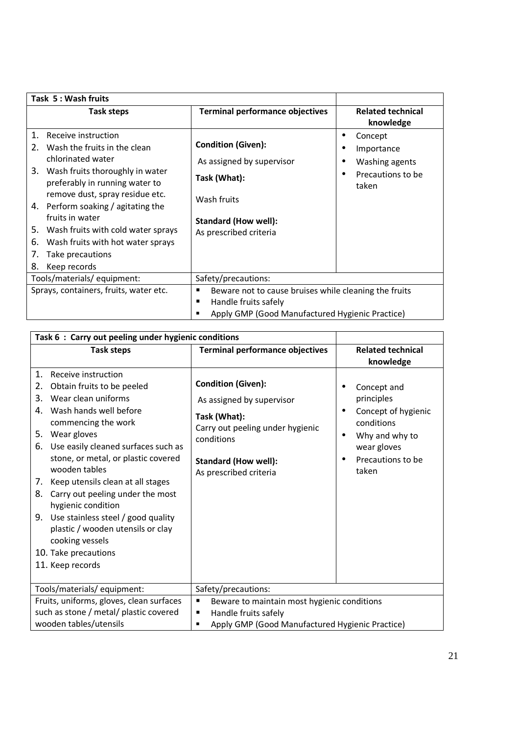| Task 5 : Wash fruits | | |
|---|---|---|
| **Task steps** | **Terminal performance objectives** | **Related technical knowledge** |
| 1. Receive instruction<br>2. Wash the fruits in the clean chlorinated water<br>3. Wash fruits thoroughly in water preferably in running water to remove dust, spray residue etc.<br>4. Perform soaking / agitating the fruits in water<br>5. Wash fruits with cold water sprays<br>6. Wash fruits with hot water sprays<br>7. Take precautions<br>8. Keep records | **Condition (Given):**<br>As assigned by supervisor<br>**Task (What):**<br>Wash fruits<br>**Standard (How well):**<br>As prescribed criteria | • Concept<br>• Importance<br>• Washing agents<br>• Precautions to be taken |
| Tools/materials/ equipment: | Safety/precautions: | |
| Sprays, containers, fruits, water etc. | ▪ Beware not to cause bruises while cleaning the fruits<br>▪ Handle fruits safely<br>▪ Apply GMP (Good Manufactured Hygienic Practice) | |

| Task 6 : Carry out peeling under hygienic conditions | | |
|---|---|---|
| **Task steps** | **Terminal performance objectives** | **Related technical knowledge** |
| 1. Receive instruction<br>2. Obtain fruits to be peeled<br>3. Wear clean uniforms<br>4. Wash hands well before commencing the work<br>5. Wear gloves<br>6. Use easily cleaned surfaces such as stone, or metal, or plastic covered wooden tables<br>7. Keep utensils clean at all stages<br>8. Carry out peeling under the most hygienic condition<br>9. Use stainless steel / good quality plastic / wooden utensils or clay cooking vessels<br>10. Take precautions<br>11. Keep records | **Condition (Given):**<br>As assigned by supervisor<br>**Task (What):**<br>Carry out peeling under hygienic conditions<br>**Standard (How well):**<br>As prescribed criteria | • Concept and principles<br>• Concept of hygienic conditions<br>• Why and why to wear gloves<br>• Precautions to be taken |
| Tools/materials/ equipment: | Safety/precautions: | |
| Fruits, uniforms, gloves, clean surfaces such as stone / metal/ plastic covered wooden tables/utensils | ▪ Beware to maintain most hygienic conditions<br>▪ Handle fruits safely<br>▪ Apply GMP (Good Manufactured Hygienic Practice) | |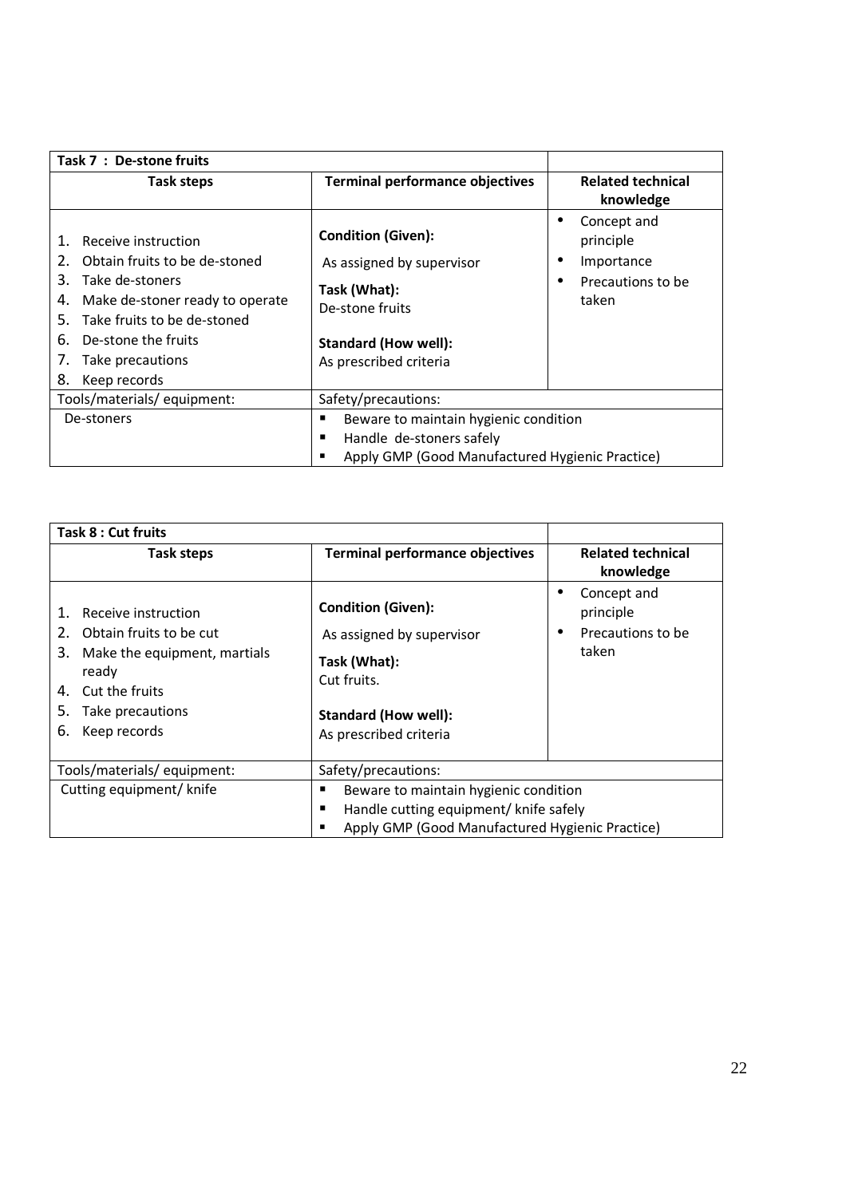| Task 7 : De-stone fruits | | |
|---|---|---|
| **Task steps** | **Terminal performance objectives** | **Related technical knowledge** |
| 1. Receive instruction<br>2. Obtain fruits to be de-stoned<br>3. Take de-stoners<br>4. Make de-stoner ready to operate<br>5. Take fruits to be de-stoned<br>6. De-stone the fruits<br>7. Take precautions<br>8. Keep records | **Condition (Given):**<br>As assigned by supervisor<br>**Task (What):**<br>De-stone fruits<br>**Standard (How well):**<br>As prescribed criteria | • Concept and principle<br>• Importance<br>• Precautions to be taken |
| Tools/materials/ equipment: | Safety/precautions: | |
| De-stoners | ▪ Beware to maintain hygienic condition<br>▪ Handle de-stoners safely<br>▪ Apply GMP (Good Manufactured Hygienic Practice) | |

| Task 8 : Cut fruits | | |
|---|---|---|
| **Task steps** | **Terminal performance objectives** | **Related technical knowledge** |
| 1. Receive instruction<br>2. Obtain fruits to be cut<br>3. Make the equipment, martials ready<br>4. Cut the fruits<br>5. Take precautions<br>6. Keep records | **Condition (Given):**<br>As assigned by supervisor<br>**Task (What):**<br>Cut fruits.<br>**Standard (How well):**<br>As prescribed criteria | • Concept and principle<br>• Precautions to be taken |
| Tools/materials/ equipment: | Safety/precautions: | |
| Cutting equipment/ knife | ▪ Beware to maintain hygienic condition<br>▪ Handle cutting equipment/ knife safely<br>▪ Apply GMP (Good Manufactured Hygienic Practice) | |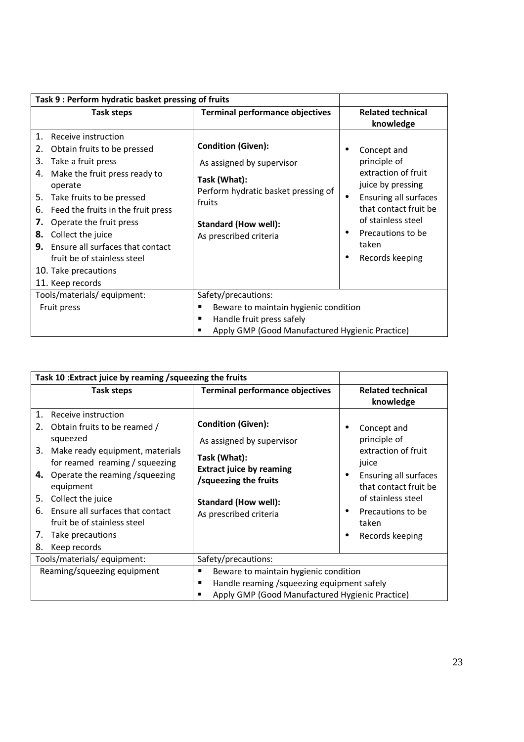| Task 9 : Perform hydratic basket pressing of fruits | | |
|---|---|---|
| **Task steps** | **Terminal performance objectives** | **Related technical knowledge** |
| 1. Receive instruction<br>2. Obtain fruits to be pressed<br>3. Take a fruit press<br>4. Make the fruit press ready to operate<br>5. Take fruits to be pressed<br>6. Feed the fruits in the fruit press<br>**7.** Operate the fruit press<br>**8.** Collect the juice<br>**9.** Ensure all surfaces that contact fruit be of stainless steel<br>10. Take precautions<br>11. Keep records | **Condition (Given):**<br>As assigned by supervisor<br>**Task (What):**<br>Perform hydratic basket pressing of fruits<br>**Standard (How well):**<br>As prescribed criteria | • Concept and principle of extraction of fruit juice by pressing<br>• Ensuring all surfaces that contact fruit be of stainless steel<br>• Precautions to be taken<br>• Records keeping |
| Tools/materials/ equipment: | Safety/precautions: | |
| Fruit press | ▪ Beware to maintain hygienic condition<br>▪ Handle fruit press safely<br>▪ Apply GMP (Good Manufactured Hygienic Practice) | |

| Task 10 :Extract juice by reaming /squeezing the fruits | | |
|---|---|---|
| **Task steps** | **Terminal performance objectives** | **Related technical knowledge** |
| 1. Receive instruction<br>2. Obtain fruits to be reamed / squeezed<br>3. Make ready equipment, materials for reamed reaming / squeezing<br>**4.** Operate the reaming /squeezing equipment<br>5. Collect the juice<br>6. Ensure all surfaces that contact fruit be of stainless steel<br>7. Take precautions<br>8. Keep records | **Condition (Given):**<br>As assigned by supervisor<br>**Task (What):**<br>**Extract juice by reaming /squeezing the fruits**<br>**Standard (How well):**<br>As prescribed criteria | • Concept and principle of extraction of fruit juice<br>• Ensuring all surfaces that contact fruit be of stainless steel<br>• Precautions to be taken<br>• Records keeping |
| Tools/materials/ equipment: | Safety/precautions: | |
| Reaming/squeezing equipment | ▪ Beware to maintain hygienic condition<br>▪ Handle reaming /squeezing equipment safely<br>▪ Apply GMP (Good Manufactured Hygienic Practice) | |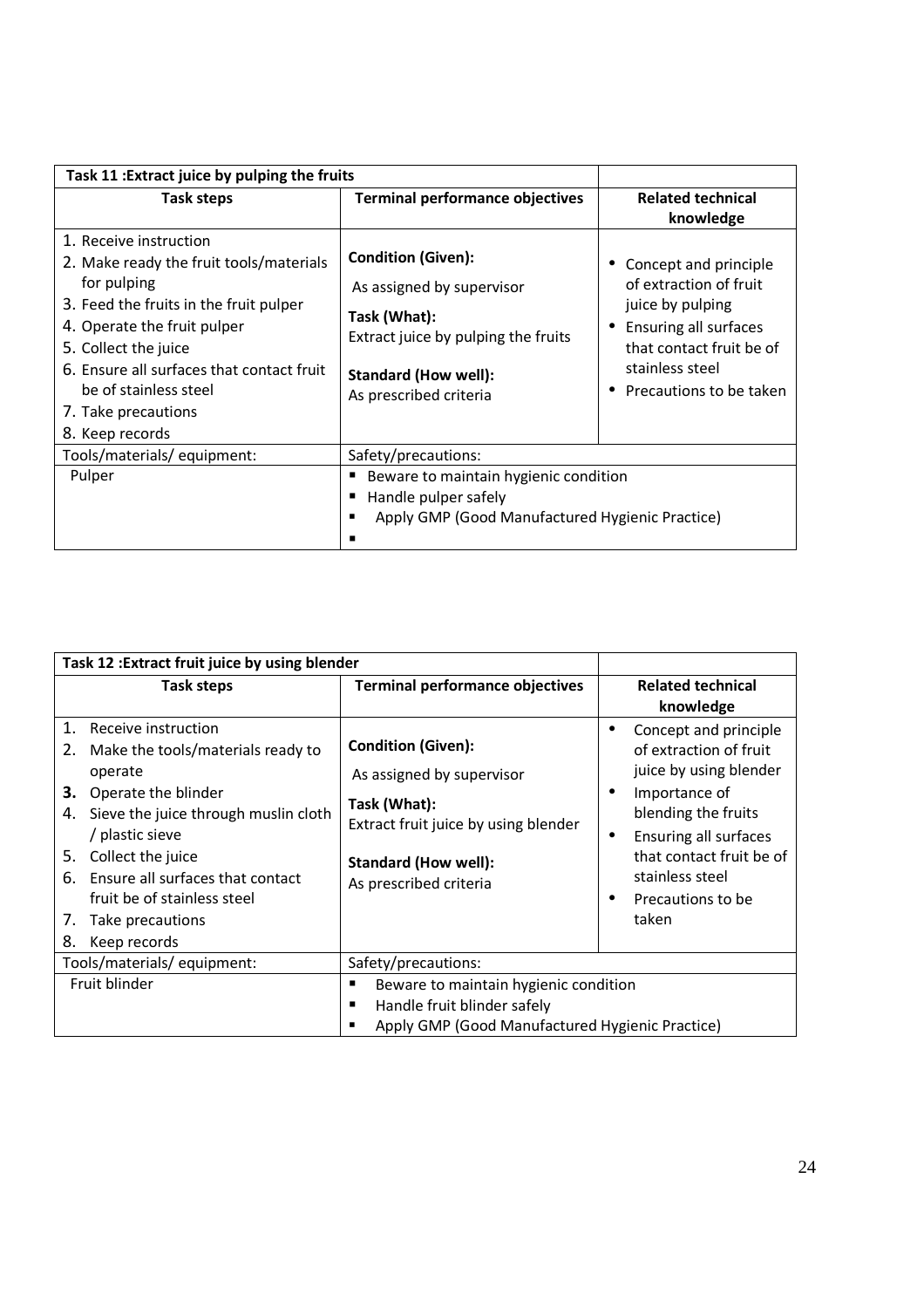| Task 11 :Extract juice by pulping the fruits | | |
|---|---|---|
| **Task steps** | **Terminal performance objectives** | **Related technical knowledge** |
| 1. Receive instruction<br>2. Make ready the fruit tools/materials for pulping<br>3. Feed the fruits in the fruit pulper<br>4. Operate the fruit pulper<br>5. Collect the juice<br>6. Ensure all surfaces that contact fruit be of stainless steel<br>7. Take precautions<br>8. Keep records | **Condition (Given):**<br>As assigned by supervisor<br>**Task (What):**<br>Extract juice by pulping the fruits<br>**Standard (How well):**<br>As prescribed criteria | • Concept and principle of extraction of fruit juice by pulping<br>• Ensuring all surfaces that contact fruit be of stainless steel<br>• Precautions to be taken |
| Tools/materials/ equipment: | Safety/precautions: | |
| Pulper | ▪ Beware to maintain hygienic condition<br>▪ Handle pulper safely<br>▪ Apply GMP (Good Manufactured Hygienic Practice)<br>▪ | |

| Task 12 :Extract fruit juice by using blender | | |
|---|---|---|
| **Task steps** | **Terminal performance objectives** | **Related technical knowledge** |
| 1. Receive instruction<br>2. Make the tools/materials ready to operate<br>**3.** Operate the blinder<br>4. Sieve the juice through muslin cloth / plastic sieve<br>5. Collect the juice<br>6. Ensure all surfaces that contact fruit be of stainless steel<br>7. Take precautions<br>8. Keep records | **Condition (Given):**<br>As assigned by supervisor<br>**Task (What):**<br>Extract fruit juice by using blender<br>**Standard (How well):**<br>As prescribed criteria | • Concept and principle of extraction of fruit juice by using blender<br>• Importance of blending the fruits<br>• Ensuring all surfaces that contact fruit be of stainless steel<br>• Precautions to be taken |
| Tools/materials/ equipment: | Safety/precautions: | |
| Fruit blinder | ▪ Beware to maintain hygienic condition<br>▪ Handle fruit blinder safely<br>▪ Apply GMP (Good Manufactured Hygienic Practice) | |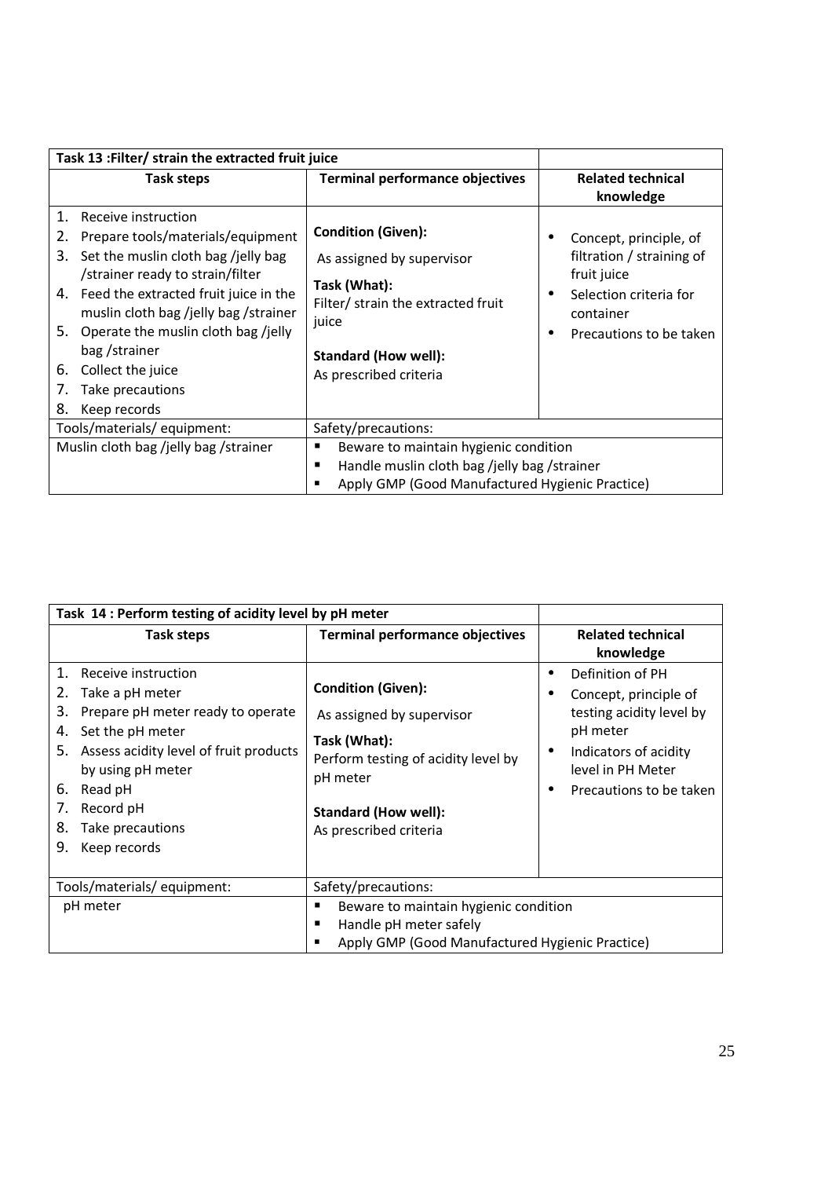| Task 13 :Filter/ strain the extracted fruit juice | | |
|---|---|---|
| **Task steps** | **Terminal performance objectives** | **Related technical knowledge** |
| 1. Receive instruction<br>2. Prepare tools/materials/equipment<br>3. Set the muslin cloth bag /jelly bag /strainer ready to strain/filter<br>4. Feed the extracted fruit juice in the muslin cloth bag /jelly bag /strainer<br>5. Operate the muslin cloth bag /jelly bag /strainer<br>6. Collect the juice<br>7. Take precautions<br>8. Keep records | **Condition (Given):**<br>As assigned by supervisor<br>**Task (What):**<br>Filter/ strain the extracted fruit juice<br>**Standard (How well):**<br>As prescribed criteria | • Concept, principle, of filtration / straining of fruit juice<br>• Selection criteria for container<br>• Precautions to be taken |
| Tools/materials/ equipment: | Safety/precautions: | |
| Muslin cloth bag /jelly bag /strainer | ▪ Beware to maintain hygienic condition<br>▪ Handle muslin cloth bag /jelly bag /strainer<br>▪ Apply GMP (Good Manufactured Hygienic Practice) | |

| Task 14 : Perform testing of acidity level by pH meter | | |
|---|---|---|
| **Task steps** | **Terminal performance objectives** | **Related technical knowledge** |
| 1. Receive instruction<br>2. Take a pH meter<br>3. Prepare pH meter ready to operate<br>4. Set the pH meter<br>5. Assess acidity level of fruit products by using pH meter<br>6. Read pH<br>7. Record pH<br>8. Take precautions<br>9. Keep records | **Condition (Given):**<br>As assigned by supervisor<br>**Task (What):**<br>Perform testing of acidity level by pH meter<br>**Standard (How well):**<br>As prescribed criteria | • Definition of PH<br>• Concept, principle of testing acidity level by pH meter<br>• Indicators of acidity level in PH Meter<br>• Precautions to be taken |
| Tools/materials/ equipment: | Safety/precautions: | |
| pH meter | ▪ Beware to maintain hygienic condition<br>▪ Handle pH meter safely<br>▪ Apply GMP (Good Manufactured Hygienic Practice) | |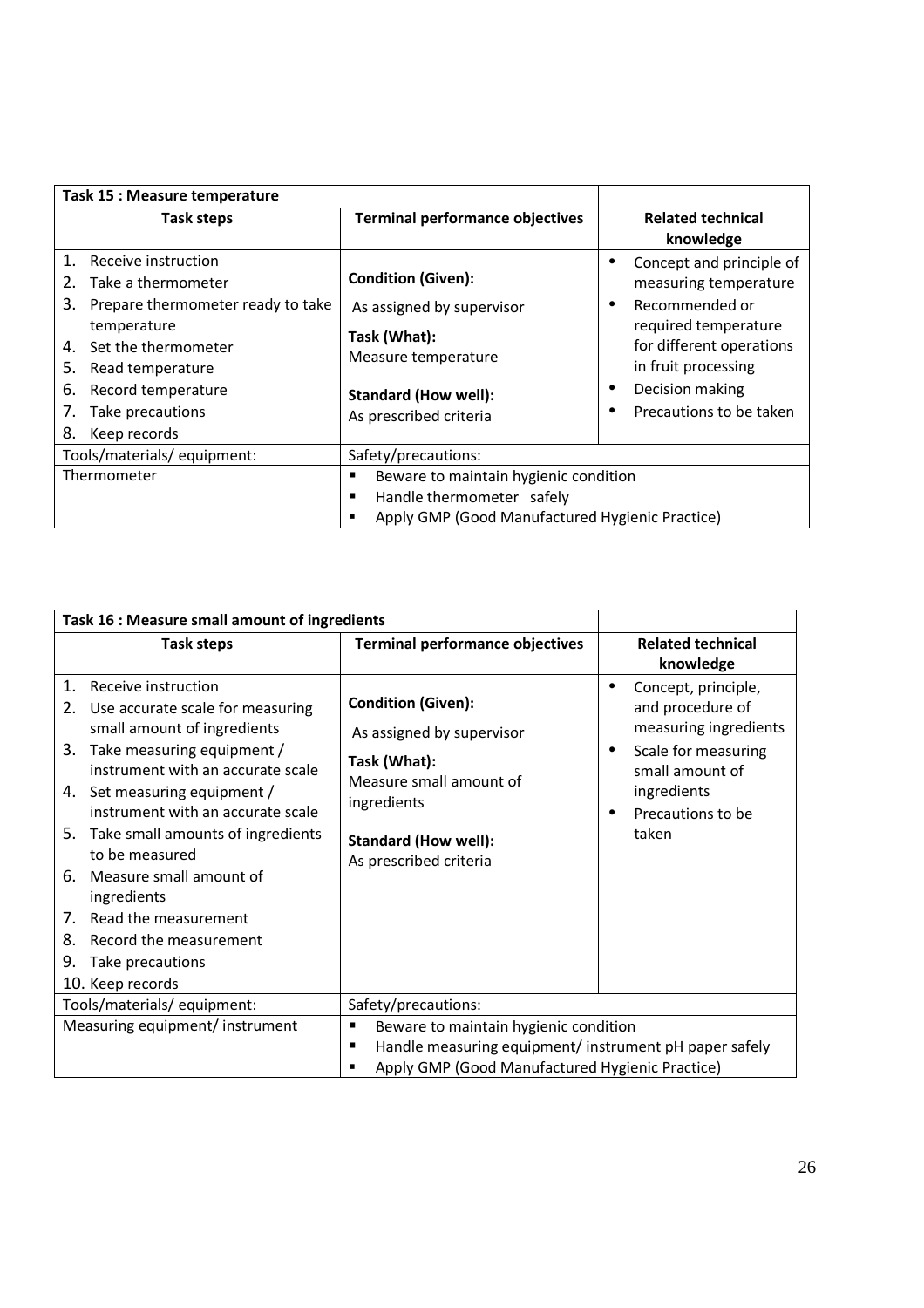| Task 15 : Measure temperature | | |
|---|---|---|
| **Task steps** | **Terminal performance objectives** | **Related technical knowledge** |
| 1. Receive instruction<br>2. Take a thermometer<br>3. Prepare thermometer ready to take temperature<br>4. Set the thermometer<br>5. Read temperature<br>6. Record temperature<br>7. Take precautions<br>8. Keep records | **Condition (Given):**<br>As assigned by supervisor<br>**Task (What):**<br>Measure temperature<br>**Standard (How well):**<br>As prescribed criteria | • Concept and principle of measuring temperature<br>• Recommended or required temperature for different operations in fruit processing<br>• Decision making<br>• Precautions to be taken |
| Tools/materials/ equipment: | Safety/precautions: | |
| Thermometer | ▪ Beware to maintain hygienic condition<br>▪ Handle thermometer safely<br>▪ Apply GMP (Good Manufactured Hygienic Practice) | |

| Task 16 : Measure small amount of ingredients | | |
|---|---|---|
| **Task steps** | **Terminal performance objectives** | **Related technical knowledge** |
| 1. Receive instruction<br>2. Use accurate scale for measuring small amount of ingredients<br>3. Take measuring equipment / instrument with an accurate scale<br>4. Set measuring equipment / instrument with an accurate scale<br>5. Take small amounts of ingredients to be measured<br>6. Measure small amount of ingredients<br>7. Read the measurement<br>8. Record the measurement<br>9. Take precautions<br>10. Keep records | **Condition (Given):**<br>As assigned by supervisor<br>**Task (What):**<br>Measure small amount of ingredients<br>**Standard (How well):**<br>As prescribed criteria | • Concept, principle, and procedure of measuring ingredients<br>• Scale for measuring small amount of ingredients<br>• Precautions to be taken |
| Tools/materials/ equipment: | Safety/precautions: | |
| Measuring equipment/ instrument | ▪ Beware to maintain hygienic condition<br>▪ Handle measuring equipment/ instrument pH paper safely<br>▪ Apply GMP (Good Manufactured Hygienic Practice) | |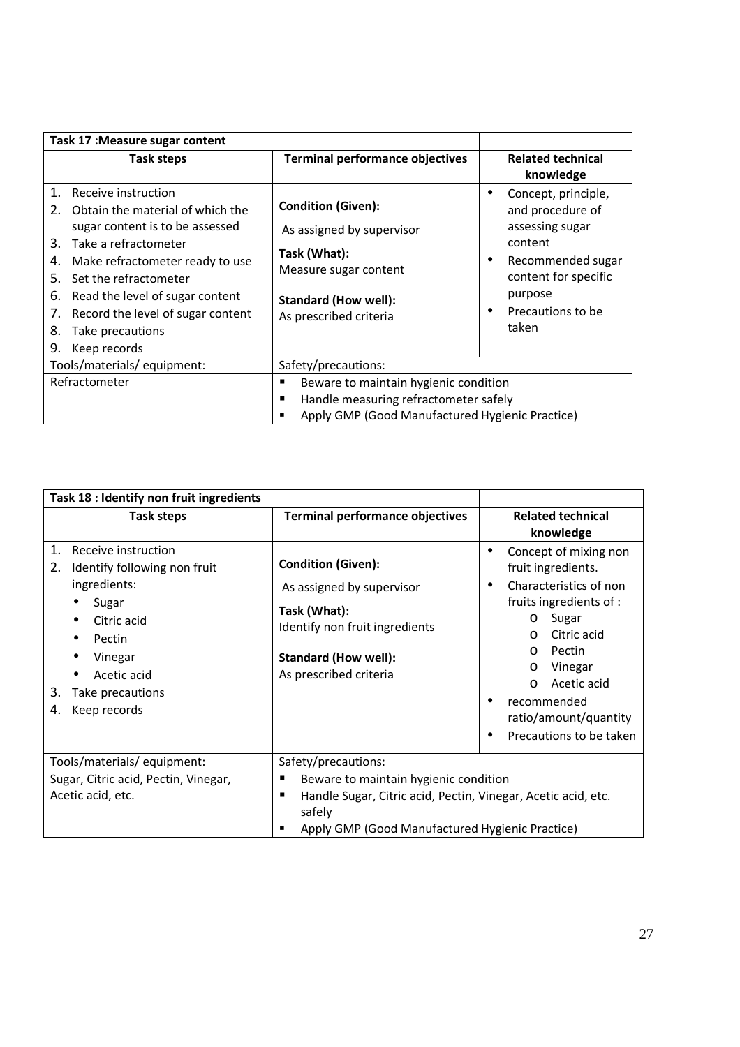| Task 17 :Measure sugar content | | |
|---|---|---|
| **Task steps** | **Terminal performance objectives** | **Related technical knowledge** |
| 1. Receive instruction<br>2. Obtain the material of which the sugar content is to be assessed<br>3. Take a refractometer<br>4. Make refractometer ready to use<br>5. Set the refractometer<br>6. Read the level of sugar content<br>7. Record the level of sugar content<br>8. Take precautions<br>9. Keep records | **Condition (Given):**<br>As assigned by supervisor<br>**Task (What):**<br>Measure sugar content<br>**Standard (How well):**<br>As prescribed criteria | • Concept, principle, and procedure of assessing sugar content<br>• Recommended sugar content for specific purpose<br>• Precautions to be taken |
| Tools/materials/ equipment: | Safety/precautions: | |
| Refractometer | ▪ Beware to maintain hygienic condition<br>▪ Handle measuring refractometer safely<br>▪ Apply GMP (Good Manufactured Hygienic Practice) | |

| Task 18 : Identify non fruit ingredients | | |
|---|---|---|
| **Task steps** | **Terminal performance objectives** | **Related technical knowledge** |
| 1. Receive instruction<br>2. Identify following non fruit ingredients:<br>• Sugar<br>• Citric acid<br>• Pectin<br>• Vinegar<br>• Acetic acid<br>3. Take precautions<br>4. Keep records | **Condition (Given):**<br>As assigned by supervisor<br>**Task (What):**<br>Identify non fruit ingredients<br>**Standard (How well):**<br>As prescribed criteria | • Concept of mixing non fruit ingredients.<br>• Characteristics of non fruits ingredients of :<br>o Sugar<br>o Citric acid<br>o Pectin<br>o Vinegar<br>o Acetic acid<br>• recommended ratio/amount/quantity<br>• Precautions to be taken |
| Tools/materials/ equipment: | Safety/precautions: | |
| Sugar, Citric acid, Pectin, Vinegar, Acetic acid, etc. | ▪ Beware to maintain hygienic condition<br>▪ Handle Sugar, Citric acid, Pectin, Vinegar, Acetic acid, etc. safely<br>▪ Apply GMP (Good Manufactured Hygienic Practice) | |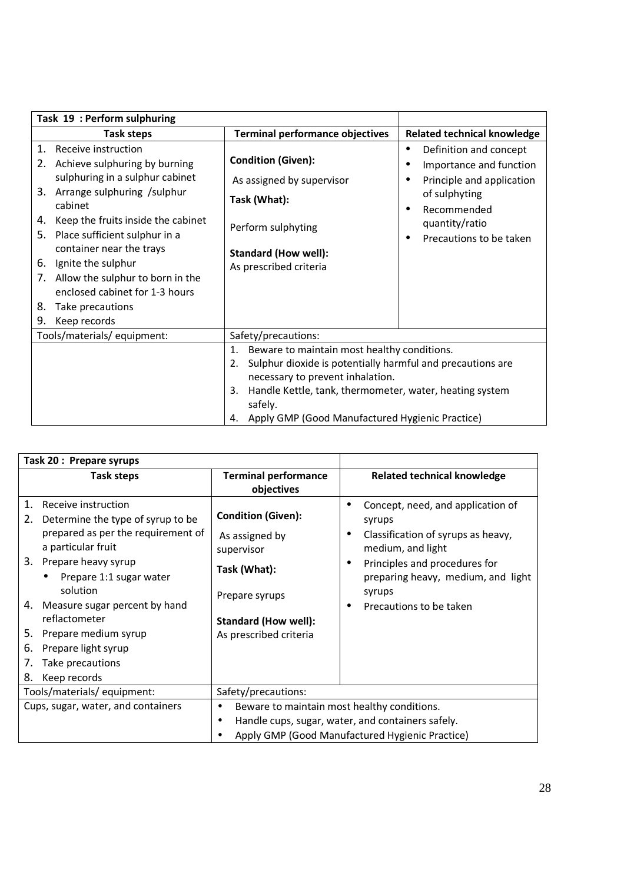| Task 19 : Perform sulphuring | | |
|---|---|---|
| **Task steps** | **Terminal performance objectives** | **Related technical knowledge** |
| 1. Receive instruction<br>2. Achieve sulphuring by burning sulphuring in a sulphur cabinet<br>3. Arrange sulphuring /sulphur cabinet<br>4. Keep the fruits inside the cabinet<br>5. Place sufficient sulphur in a container near the trays<br>6. Ignite the sulphur<br>7. Allow the sulphur to born in the enclosed cabinet for 1-3 hours<br>8. Take precautions<br>9. Keep records | **Condition (Given):**<br>As assigned by supervisor<br>**Task (What):**<br>Perform sulphyting<br>**Standard (How well):**<br>As prescribed criteria | • Definition and concept<br>• Importance and function<br>• Principle and application of sulphyting<br>• Recommended quantity/ratio<br>• Precautions to be taken |
| Tools/materials/ equipment: | Safety/precautions: | |
| | 1. Beware to maintain most healthy conditions.<br>2. Sulphur dioxide is potentially harmful and precautions are necessary to prevent inhalation.<br>3. Handle Kettle, tank, thermometer, water, heating system safely.<br>4. Apply GMP (Good Manufactured Hygienic Practice) | |

| Task 20 : Prepare syrups | | |
|---|---|---|
| **Task steps** | **Terminal performance objectives** | **Related technical knowledge** |
| 1. Receive instruction<br>2. Determine the type of syrup to be prepared as per the requirement of a particular fruit<br>3. Prepare heavy syrup<br>&nbsp;&nbsp;• Prepare 1:1 sugar water solution<br>4. Measure sugar percent by hand reflactometer<br>5. Prepare medium syrup<br>6. Prepare light syrup<br>7. Take precautions<br>8. Keep records | **Condition (Given):**<br>As assigned by supervisor<br>**Task (What):**<br>Prepare syrups<br>**Standard (How well):**<br>As prescribed criteria | • Concept, need, and application of syrups<br>• Classification of syrups as heavy, medium, and light<br>• Principles and procedures for preparing heavy, medium, and light syrups<br>• Precautions to be taken |
| Tools/materials/ equipment: | Safety/precautions: | |
| Cups, sugar, water, and containers | • Beware to maintain most healthy conditions.<br>• Handle cups, sugar, water, and containers safely.<br>• Apply GMP (Good Manufactured Hygienic Practice) | |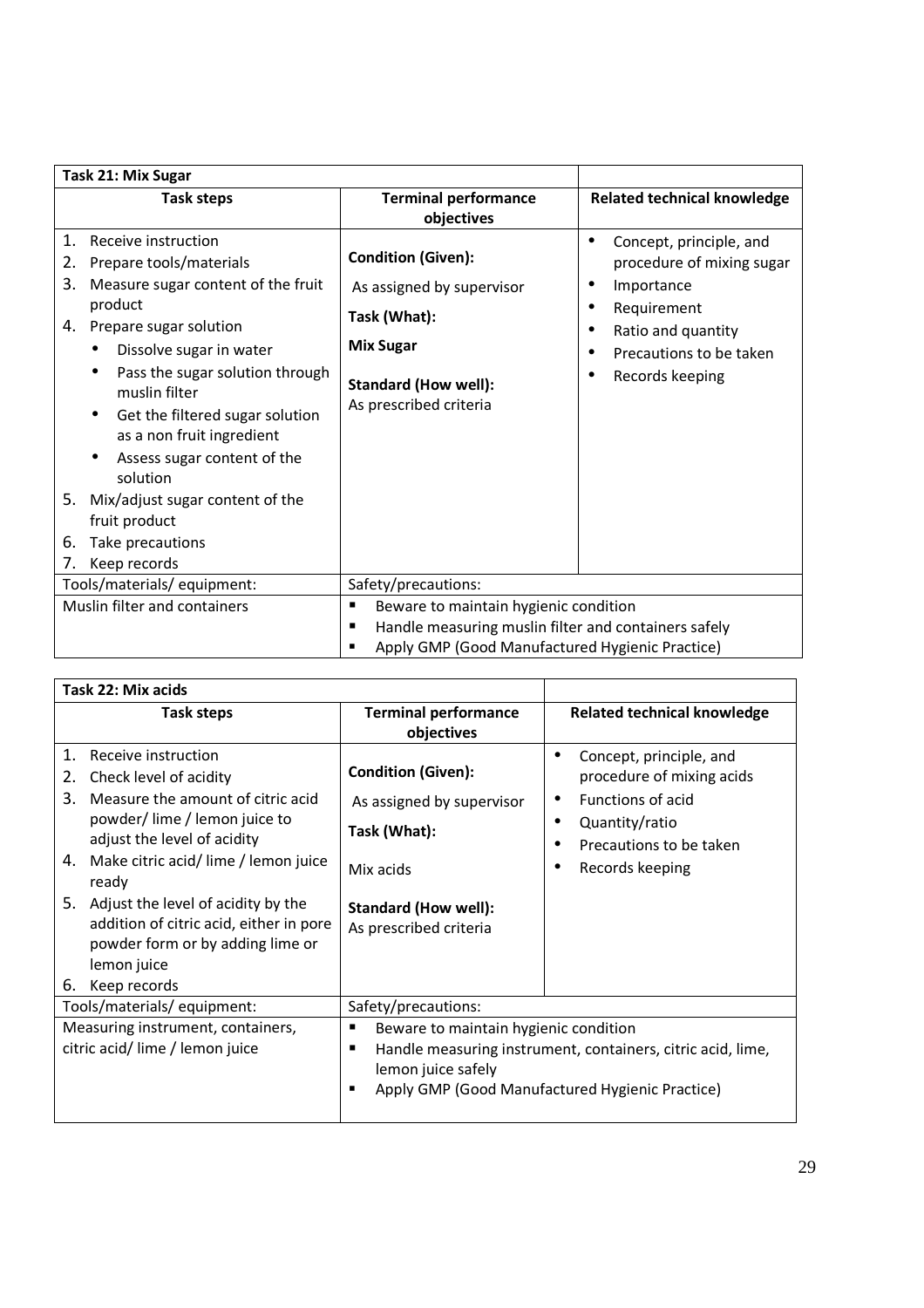| Task 21: Mix Sugar | | |
|---|---|---|
| **Task steps** | **Terminal performance objectives** | **Related technical knowledge** |
| 1. Receive instruction<br>2. Prepare tools/materials<br>3. Measure sugar content of the fruit product<br>4. Prepare sugar solution<br>• Dissolve sugar in water<br>• Pass the sugar solution through muslin filter<br>• Get the filtered sugar solution as a non fruit ingredient<br>• Assess sugar content of the solution<br>5. Mix/adjust sugar content of the fruit product<br>6. Take precautions<br>7. Keep records | **Condition (Given):**<br>As assigned by supervisor<br>**Task (What):**<br>**Mix Sugar**<br>**Standard (How well):**<br>As prescribed criteria | • Concept, principle, and procedure of mixing sugar<br>• Importance<br>• Requirement<br>• Ratio and quantity<br>• Precautions to be taken<br>• Records keeping |
| Tools/materials/ equipment: | Safety/precautions: | |
| Muslin filter and containers | ▪ Beware to maintain hygienic condition<br>▪ Handle measuring muslin filter and containers safely<br>▪ Apply GMP (Good Manufactured Hygienic Practice) | |

| Task 22: Mix acids | | |
|---|---|---|
| **Task steps** | **Terminal performance objectives** | **Related technical knowledge** |
| 1. Receive instruction<br>2. Check level of acidity<br>3. Measure the amount of citric acid powder/ lime / lemon juice to adjust the level of acidity<br>4. Make citric acid/ lime / lemon juice ready<br>5. Adjust the level of acidity by the addition of citric acid, either in pore powder form or by adding lime or lemon juice<br>6. Keep records | **Condition (Given):**<br>As assigned by supervisor<br>**Task (What):**<br>Mix acids<br>**Standard (How well):**<br>As prescribed criteria | • Concept, principle, and procedure of mixing acids<br>• Functions of acid<br>• Quantity/ratio<br>• Precautions to be taken<br>• Records keeping |
| Tools/materials/ equipment: | Safety/precautions: | |
| Measuring instrument, containers, citric acid/ lime / lemon juice | ▪ Beware to maintain hygienic condition<br>▪ Handle measuring instrument, containers, citric acid, lime, lemon juice safely<br>▪ Apply GMP (Good Manufactured Hygienic Practice) | |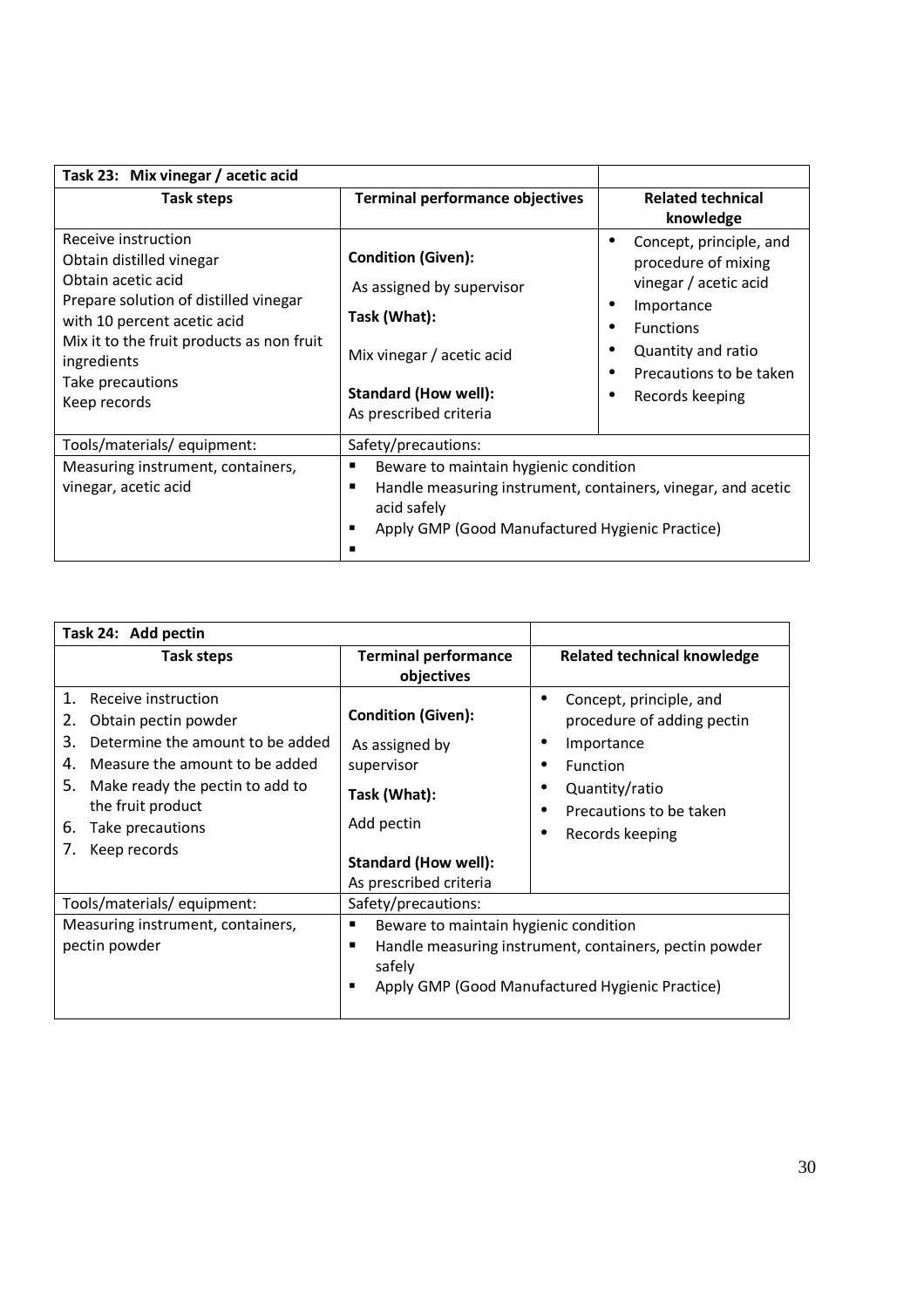| Task 23: Mix vinegar / acetic acid | | |
|---|---|---|
| **Task steps** | **Terminal performance objectives** | **Related technical knowledge** |
| Receive instruction<br>Obtain distilled vinegar<br>Obtain acetic acid<br>Prepare solution of distilled vinegar with 10 percent acetic acid<br>Mix it to the fruit products as non fruit ingredients<br>Take precautions<br>Keep records | **Condition (Given):**<br>As assigned by supervisor<br>**Task (What):**<br>Mix vinegar / acetic acid<br>**Standard (How well):**<br>As prescribed criteria | • Concept, principle, and procedure of mixing vinegar / acetic acid<br>• Importance<br>• Functions<br>• Quantity and ratio<br>• Precautions to be taken<br>• Records keeping |
| Tools/materials/ equipment: | Safety/precautions: | |
| Measuring instrument, containers, vinegar, acetic acid | ▪ Beware to maintain hygienic condition<br>▪ Handle measuring instrument, containers, vinegar, and acetic acid safely<br>▪ Apply GMP (Good Manufactured Hygienic Practice)<br>▪ | |

| Task 24: Add pectin | | |
|---|---|---|
| **Task steps** | **Terminal performance objectives** | **Related technical knowledge** |
| 1. Receive instruction<br>2. Obtain pectin powder<br>3. Determine the amount to be added<br>4. Measure the amount to be added<br>5. Make ready the pectin to add to the fruit product<br>6. Take precautions<br>7. Keep records | **Condition (Given):**<br>As assigned by supervisor<br>**Task (What):**<br>Add pectin<br>**Standard (How well):**<br>As prescribed criteria | • Concept, principle, and procedure of adding pectin<br>• Importance<br>• Function<br>• Quantity/ratio<br>• Precautions to be taken<br>• Records keeping |
| Tools/materials/ equipment: | Safety/precautions: | |
| Measuring instrument, containers, pectin powder | ▪ Beware to maintain hygienic condition<br>▪ Handle measuring instrument, containers, pectin powder safely<br>▪ Apply GMP (Good Manufactured Hygienic Practice) | |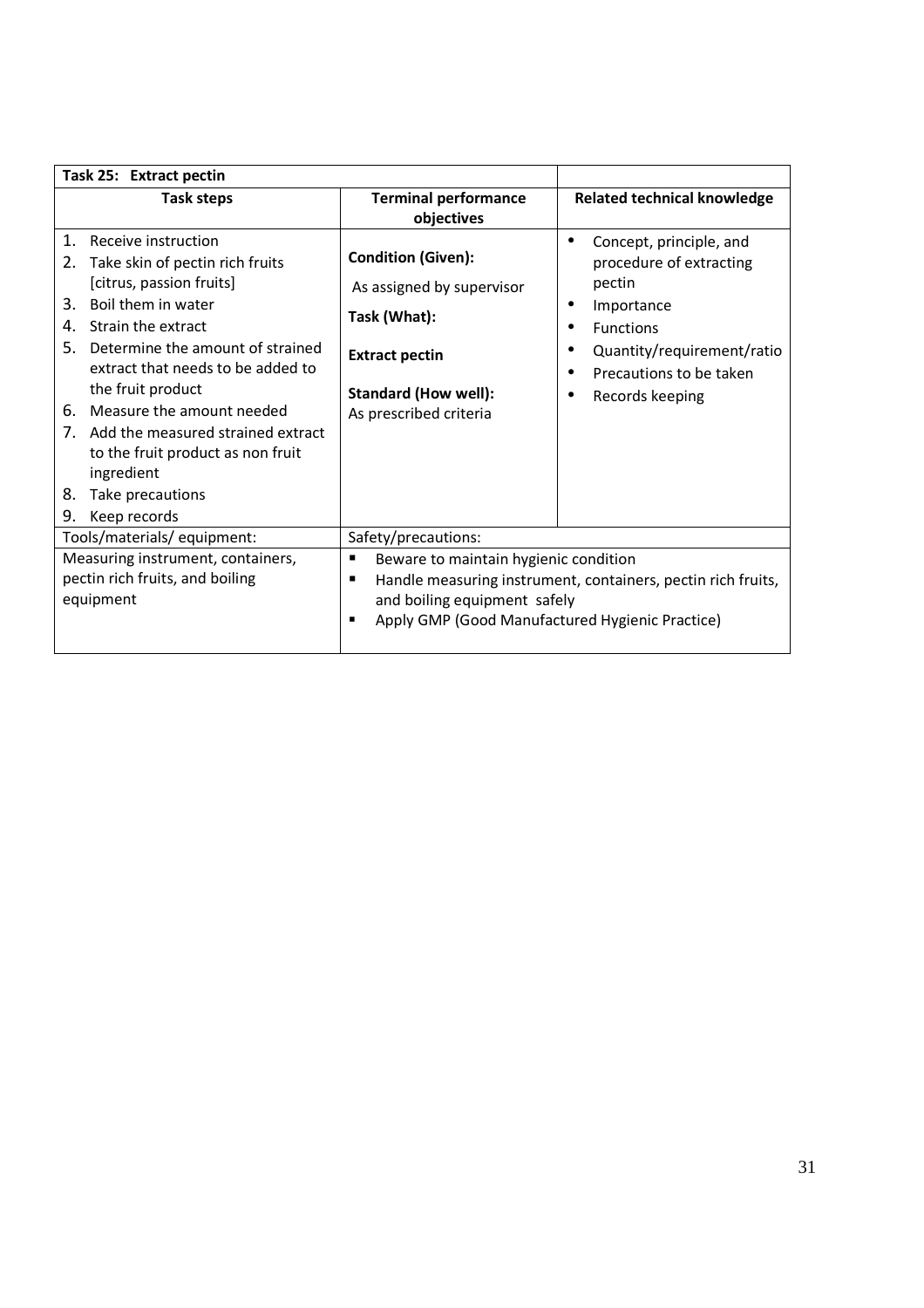| Task 25: Extract pectin | | |
|---|---|---|
| **Task steps** | **Terminal performance objectives** | **Related technical knowledge** |
| 1. Receive instruction<br>2. Take skin of pectin rich fruits [citrus, passion fruits]<br>3. Boil them in water<br>4. Strain the extract<br>5. Determine the amount of strained extract that needs to be added to the fruit product<br>6. Measure the amount needed<br>7. Add the measured strained extract to the fruit product as non fruit ingredient<br>8. Take precautions<br>9. Keep records | **Condition (Given):**<br>As assigned by supervisor<br>**Task (What):**<br>**Extract pectin**<br>**Standard (How well):**<br>As prescribed criteria | • Concept, principle, and procedure of extracting pectin<br>• Importance<br>• Functions<br>• Quantity/requirement/ratio<br>• Precautions to be taken<br>• Records keeping |
| Tools/materials/ equipment: | Safety/precautions: | |
| Measuring instrument, containers, pectin rich fruits, and boiling equipment | ▪ Beware to maintain hygienic condition<br>▪ Handle measuring instrument, containers, pectin rich fruits, and boiling equipment safely<br>▪ Apply GMP (Good Manufactured Hygienic Practice) | |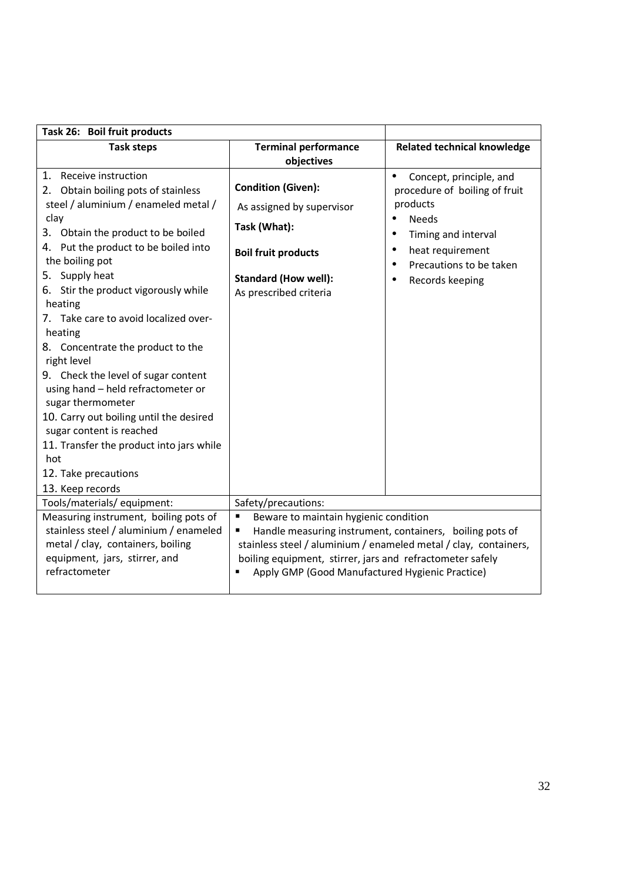| Task 26: Boil fruit products | | |
|---|---|---|
| **Task steps** | **Terminal performance objectives** | **Related technical knowledge** |
| 1. Receive instruction<br>2. Obtain boiling pots of stainless steel / aluminium / enameled metal / clay<br>3. Obtain the product to be boiled<br>4. Put the product to be boiled into the boiling pot<br>5. Supply heat<br>6. Stir the product vigorously while heating<br>7. Take care to avoid localized over-heating<br>8. Concentrate the product to the right level<br>9. Check the level of sugar content using hand – held refractometer or sugar thermometer<br>10. Carry out boiling until the desired sugar content is reached<br>11. Transfer the product into jars while hot<br>12. Take precautions<br>13. Keep records | **Condition (Given):**<br>As assigned by supervisor<br>**Task (What):**<br>**Boil fruit products**<br>**Standard (How well):**<br>As prescribed criteria | • Concept, principle, and procedure of boiling of fruit products<br>• Needs<br>• Timing and interval<br>• heat requirement<br>• Precautions to be taken<br>• Records keeping |
| Tools/materials/ equipment: | Safety/precautions: | |
| Measuring instrument, boiling pots of stainless steel / aluminium / enameled metal / clay, containers, boiling equipment, jars, stirrer, and refractometer | ▪ Beware to maintain hygienic condition<br>▪ Handle measuring instrument, containers, boiling pots of stainless steel / aluminium / enameled metal / clay, containers, boiling equipment, stirrer, jars and refractometer safely<br>▪ Apply GMP (Good Manufactured Hygienic Practice) | |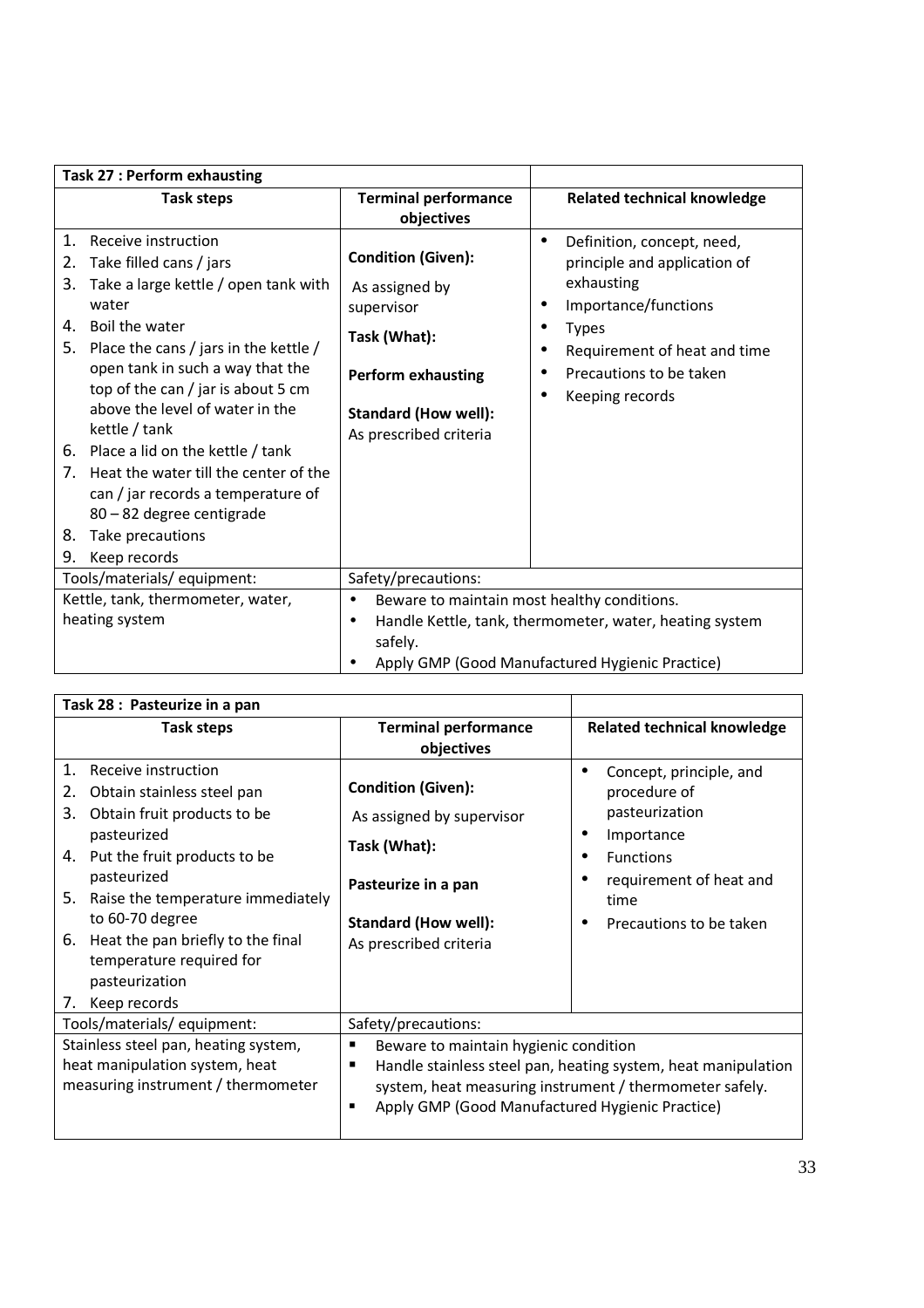| **Task 27 : Perform exhausting** | | |
|---|---|---|
| **Task steps** | **Terminal performance objectives** | **Related technical knowledge** |
| 1. Receive instruction<br>2. Take filled cans / jars<br>3. Take a large kettle / open tank with water<br>4. Boil the water<br>5. Place the cans / jars in the kettle / open tank in such a way that the top of the can / jar is about 5 cm above the level of water in the kettle / tank<br>6. Place a lid on the kettle / tank<br>7. Heat the water till the center of the can / jar records a temperature of 80 – 82 degree centigrade<br>8. Take precautions<br>9. Keep records | **Condition (Given):**<br>As assigned by supervisor<br>**Task (What):**<br>**Perform exhausting**<br>**Standard (How well):**<br>As prescribed criteria | • Definition, concept, need, principle and application of exhausting<br>• Importance/functions<br>• Types<br>• Requirement of heat and time<br>• Precautions to be taken<br>• Keeping records |
| Tools/materials/ equipment: | Safety/precautions: | |
| Kettle, tank, thermometer, water, heating system | • Beware to maintain most healthy conditions.<br>• Handle Kettle, tank, thermometer, water, heating system safely.<br>• Apply GMP (Good Manufactured Hygienic Practice) | |

| **Task 28 : Pasteurize in a pan** | | |
|---|---|---|
| **Task steps** | **Terminal performance objectives** | **Related technical knowledge** |
| 1. Receive instruction<br>2. Obtain stainless steel pan<br>3. Obtain fruit products to be pasteurized<br>4. Put the fruit products to be pasteurized<br>5. Raise the temperature immediately to 60-70 degree<br>6. Heat the pan briefly to the final temperature required for pasteurization<br>7. Keep records | **Condition (Given):**<br>As assigned by supervisor<br>**Task (What):**<br>**Pasteurize in a pan**<br>**Standard (How well):**<br>As prescribed criteria | • Concept, principle, and procedure of pasteurization<br>• Importance<br>• Functions<br>• requirement of heat and time<br>• Precautions to be taken |
| Tools/materials/ equipment: | Safety/precautions: | |
| Stainless steel pan, heating system, heat manipulation system, heat measuring instrument / thermometer | ▪ Beware to maintain hygienic condition<br>▪ Handle stainless steel pan, heating system, heat manipulation system, heat measuring instrument / thermometer safely.<br>▪ Apply GMP (Good Manufactured Hygienic Practice) | |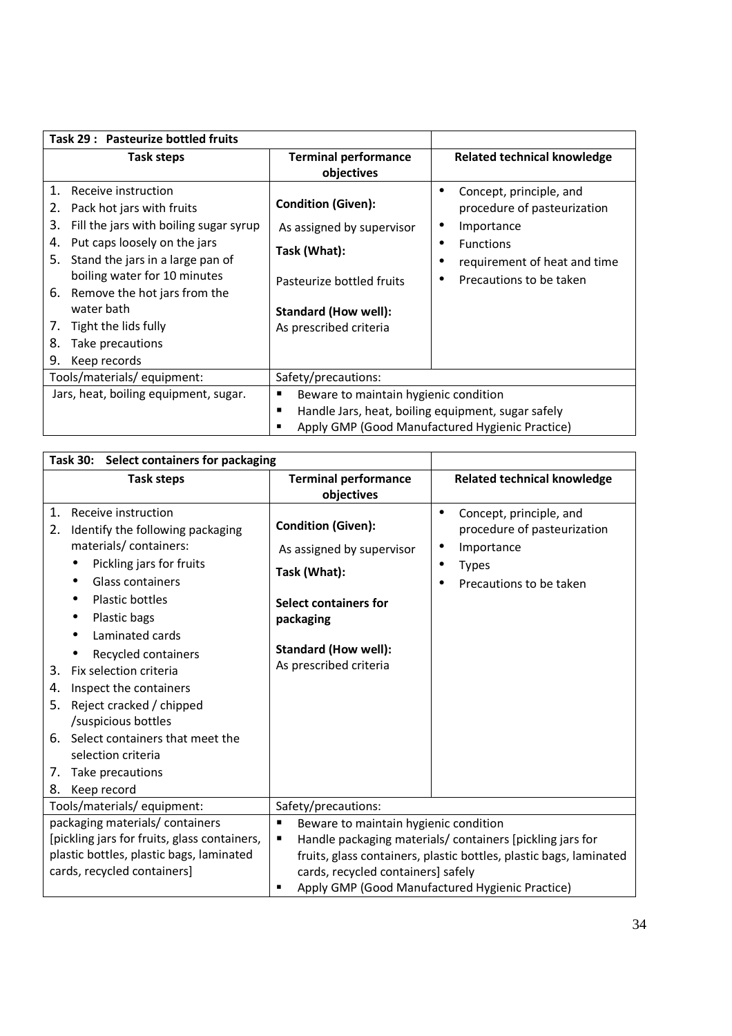| Task 29 : Pasteurize bottled fruits | | |
|---|---|---|
| **Task steps** | **Terminal performance objectives** | **Related technical knowledge** |
| 1. Receive instruction<br>2. Pack hot jars with fruits<br>3. Fill the jars with boiling sugar syrup<br>4. Put caps loosely on the jars<br>5. Stand the jars in a large pan of boiling water for 10 minutes<br>6. Remove the hot jars from the water bath<br>7. Tight the lids fully<br>8. Take precautions<br>9. Keep records | **Condition (Given):**<br>As assigned by supervisor<br>**Task (What):**<br>Pasteurize bottled fruits<br>**Standard (How well):**<br>As prescribed criteria | • Concept, principle, and procedure of pasteurization<br>• Importance<br>• Functions<br>• requirement of heat and time<br>• Precautions to be taken |
| Tools/materials/ equipment: | Safety/precautions: | |
| Jars, heat, boiling equipment, sugar. | ▪ Beware to maintain hygienic condition<br>▪ Handle Jars, heat, boiling equipment, sugar safely<br>▪ Apply GMP (Good Manufactured Hygienic Practice) | |

| Task 30: Select containers for packaging | | |
|---|---|---|
| **Task steps** | **Terminal performance objectives** | **Related technical knowledge** |
| 1. Receive instruction<br>2. Identify the following packaging materials/ containers:<br>• Pickling jars for fruits<br>• Glass containers<br>• Plastic bottles<br>• Plastic bags<br>• Laminated cards<br>• Recycled containers<br>3. Fix selection criteria<br>4. Inspect the containers<br>5. Reject cracked / chipped /suspicious bottles<br>6. Select containers that meet the selection criteria<br>7. Take precautions<br>8. Keep record | **Condition (Given):**<br>As assigned by supervisor<br>**Task (What):**<br>**Select containers for packaging**<br>**Standard (How well):**<br>As prescribed criteria | • Concept, principle, and procedure of pasteurization<br>• Importance<br>• Types<br>• Precautions to be taken |
| Tools/materials/ equipment: | Safety/precautions: | |
| packaging materials/ containers [pickling jars for fruits, glass containers, plastic bottles, plastic bags, laminated cards, recycled containers] | ▪ Beware to maintain hygienic condition<br>▪ Handle packaging materials/ containers [pickling jars for fruits, glass containers, plastic bottles, plastic bags, laminated cards, recycled containers] safely<br>▪ Apply GMP (Good Manufactured Hygienic Practice) | |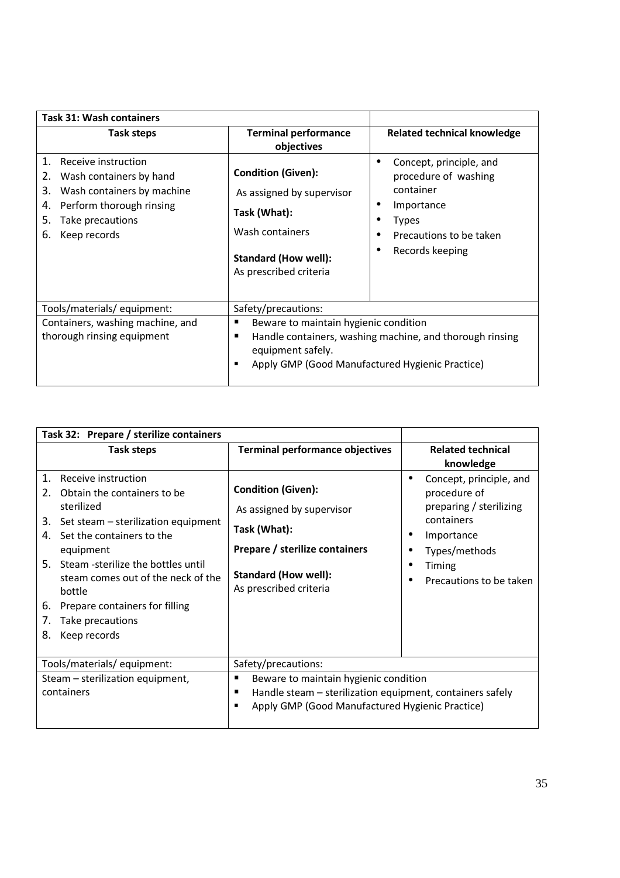| Task 31: Wash containers | | |
|---|---|---|
| **Task steps** | **Terminal performance objectives** | **Related technical knowledge** |
| 1. Receive instruction<br>2. Wash containers by hand<br>3. Wash containers by machine<br>4. Perform thorough rinsing<br>5. Take precautions<br>6. Keep records | **Condition (Given):**<br>As assigned by supervisor<br>**Task (What):**<br>Wash containers<br>**Standard (How well):**<br>As prescribed criteria | • Concept, principle, and procedure of washing container<br>• Importance<br>• Types<br>• Precautions to be taken<br>• Records keeping |
| Tools/materials/ equipment: | Safety/precautions: | |
| Containers, washing machine, and thorough rinsing equipment | ▪ Beware to maintain hygienic condition<br>▪ Handle containers, washing machine, and thorough rinsing equipment safely.<br>▪ Apply GMP (Good Manufactured Hygienic Practice) | |

| Task 32: Prepare / sterilize containers | | |
|---|---|---|
| **Task steps** | **Terminal performance objectives** | **Related technical knowledge** |
| 1. Receive instruction<br>2. Obtain the containers to be sterilized<br>3. Set steam – sterilization equipment<br>4. Set the containers to the equipment<br>5. Steam -sterilize the bottles until steam comes out of the neck of the bottle<br>6. Prepare containers for filling<br>7. Take precautions<br>8. Keep records | **Condition (Given):**<br>As assigned by supervisor<br>**Task (What):**<br>**Prepare / sterilize containers**<br>**Standard (How well):**<br>As prescribed criteria | • Concept, principle, and procedure of preparing / sterilizing containers<br>• Importance<br>• Types/methods<br>• Timing<br>• Precautions to be taken |
| Tools/materials/ equipment: | Safety/precautions: | |
| Steam – sterilization equipment, containers | ▪ Beware to maintain hygienic condition<br>▪ Handle steam – sterilization equipment, containers safely<br>▪ Apply GMP (Good Manufactured Hygienic Practice) | |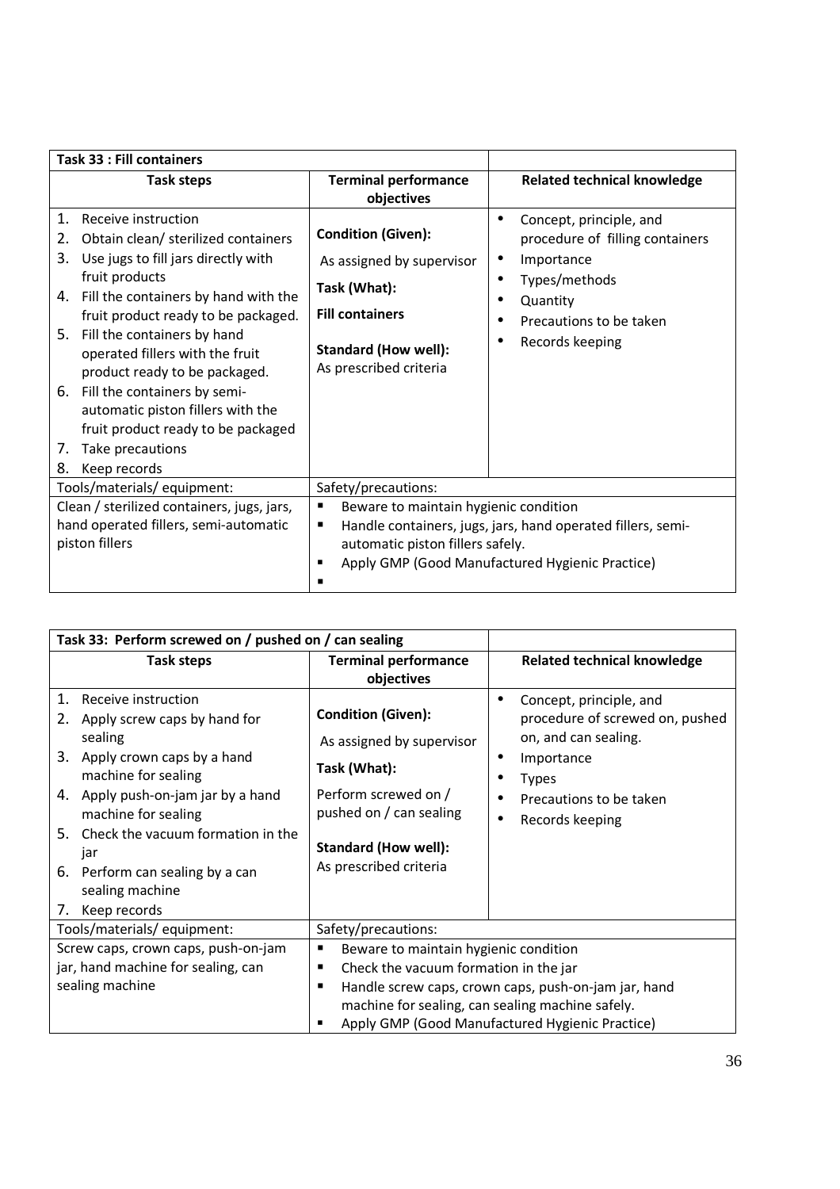| Task 33 : Fill containers | | |
|---|---|---|
| **Task steps** | **Terminal performance objectives** | **Related technical knowledge** |
| 1. Receive instruction<br>2. Obtain clean/ sterilized containers<br>3. Use jugs to fill jars directly with fruit products<br>4. Fill the containers by hand with the fruit product ready to be packaged.<br>5. Fill the containers by hand operated fillers with the fruit product ready to be packaged.<br>6. Fill the containers by semi-automatic piston fillers with the fruit product ready to be packaged<br>7. Take precautions<br>8. Keep records | **Condition (Given):**<br>As assigned by supervisor<br>**Task (What):**<br>**Fill containers**<br>**Standard (How well):**<br>As prescribed criteria | • Concept, principle, and procedure of filling containers<br>• Importance<br>• Types/methods<br>• Quantity<br>• Precautions to be taken<br>• Records keeping |
| Tools/materials/ equipment: | Safety/precautions: | |
| Clean / sterilized containers, jugs, jars, hand operated fillers, semi-automatic piston fillers | ▪ Beware to maintain hygienic condition<br>▪ Handle containers, jugs, jars, hand operated fillers, semi-automatic piston fillers safely.<br>▪ Apply GMP (Good Manufactured Hygienic Practice)<br>▪ | |

| Task 33: Perform screwed on / pushed on / can sealing | | |
|---|---|---|
| **Task steps** | **Terminal performance objectives** | **Related technical knowledge** |
| 1. Receive instruction<br>2. Apply screw caps by hand for sealing<br>3. Apply crown caps by a hand machine for sealing<br>4. Apply push-on-jam jar by a hand machine for sealing<br>5. Check the vacuum formation in the jar<br>6. Perform can sealing by a can sealing machine<br>7. Keep records | **Condition (Given):**<br>As assigned by supervisor<br>**Task (What):**<br>Perform screwed on / pushed on / can sealing<br>**Standard (How well):**<br>As prescribed criteria | • Concept, principle, and procedure of screwed on, pushed on, and can sealing.<br>• Importance<br>• Types<br>• Precautions to be taken<br>• Records keeping |
| Tools/materials/ equipment: | Safety/precautions: | |
| Screw caps, crown caps, push-on-jam jar, hand machine for sealing, can sealing machine | ▪ Beware to maintain hygienic condition<br>▪ Check the vacuum formation in the jar<br>▪ Handle screw caps, crown caps, push-on-jam jar, hand machine for sealing, can sealing machine safely.<br>▪ Apply GMP (Good Manufactured Hygienic Practice) | |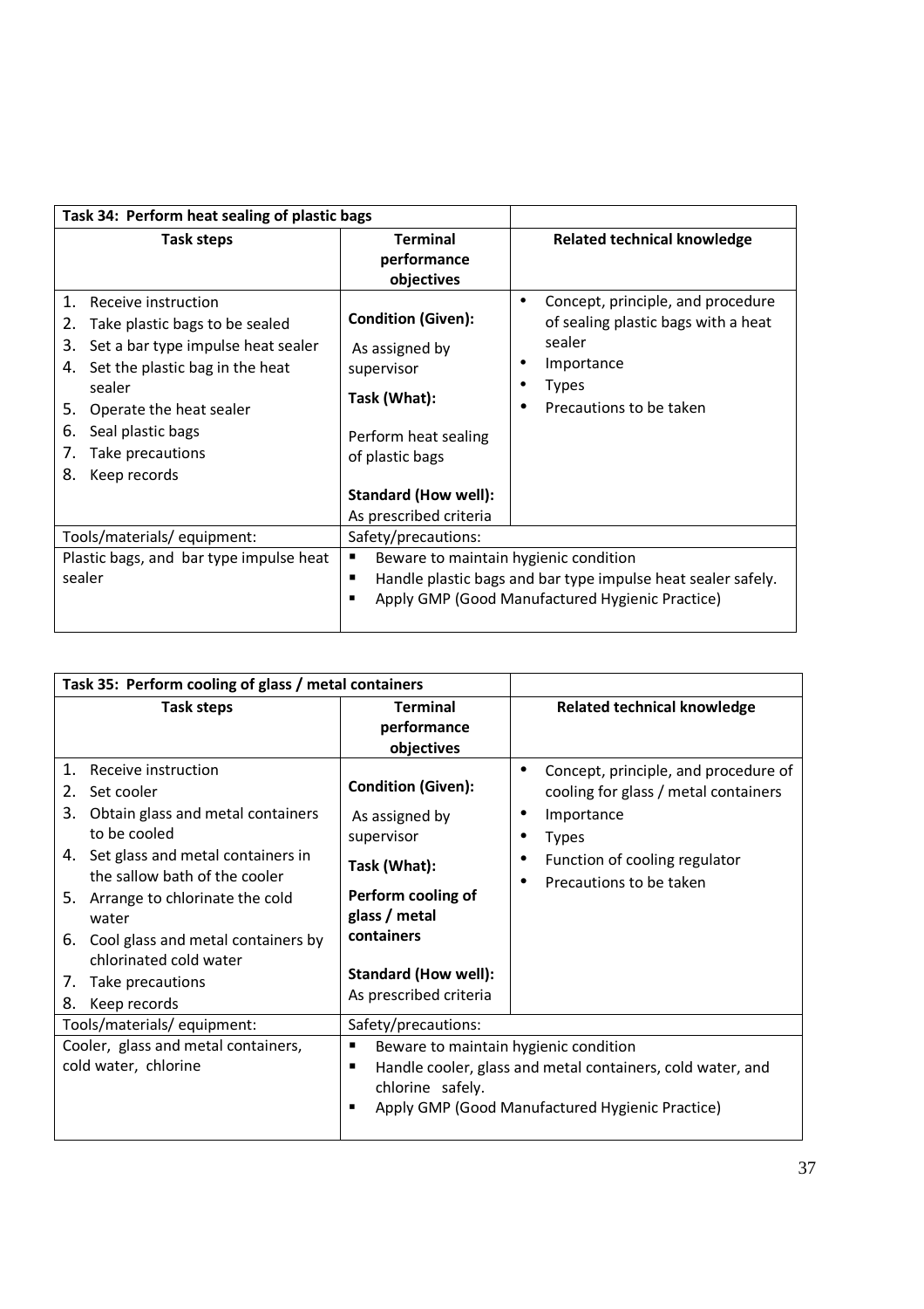| Task 34: Perform heat sealing of plastic bags | | |
|---|---|---|
| **Task steps** | **Terminal performance objectives** | **Related technical knowledge** |
| 1. Receive instruction<br>2. Take plastic bags to be sealed<br>3. Set a bar type impulse heat sealer<br>4. Set the plastic bag in the heat sealer<br>5. Operate the heat sealer<br>6. Seal plastic bags<br>7. Take precautions<br>8. Keep records | **Condition (Given):**<br>As assigned by supervisor<br>**Task (What):**<br>Perform heat sealing of plastic bags<br>**Standard (How well):**<br>As prescribed criteria | • Concept, principle, and procedure of sealing plastic bags with a heat sealer<br>• Importance<br>• Types<br>• Precautions to be taken |
| Tools/materials/ equipment: | Safety/precautions: | |
| Plastic bags, and bar type impulse heat sealer | ▪ Beware to maintain hygienic condition<br>▪ Handle plastic bags and bar type impulse heat sealer safely.<br>▪ Apply GMP (Good Manufactured Hygienic Practice) | |

| Task 35: Perform cooling of glass / metal containers | | |
|---|---|---|
| **Task steps** | **Terminal performance objectives** | **Related technical knowledge** |
| 1. Receive instruction<br>2. Set cooler<br>3. Obtain glass and metal containers to be cooled<br>4. Set glass and metal containers in the sallow bath of the cooler<br>5. Arrange to chlorinate the cold water<br>6. Cool glass and metal containers by chlorinated cold water<br>7. Take precautions<br>8. Keep records | **Condition (Given):**<br>As assigned by supervisor<br>**Task (What):**<br>**Perform cooling of glass / metal containers**<br>**Standard (How well):**<br>As prescribed criteria | • Concept, principle, and procedure of cooling for glass / metal containers<br>• Importance<br>• Types<br>• Function of cooling regulator<br>• Precautions to be taken |
| Tools/materials/ equipment: | Safety/precautions: | |
| Cooler, glass and metal containers, cold water, chlorine | ▪ Beware to maintain hygienic condition<br>▪ Handle cooler, glass and metal containers, cold water, and chlorine safely.<br>▪ Apply GMP (Good Manufactured Hygienic Practice) | |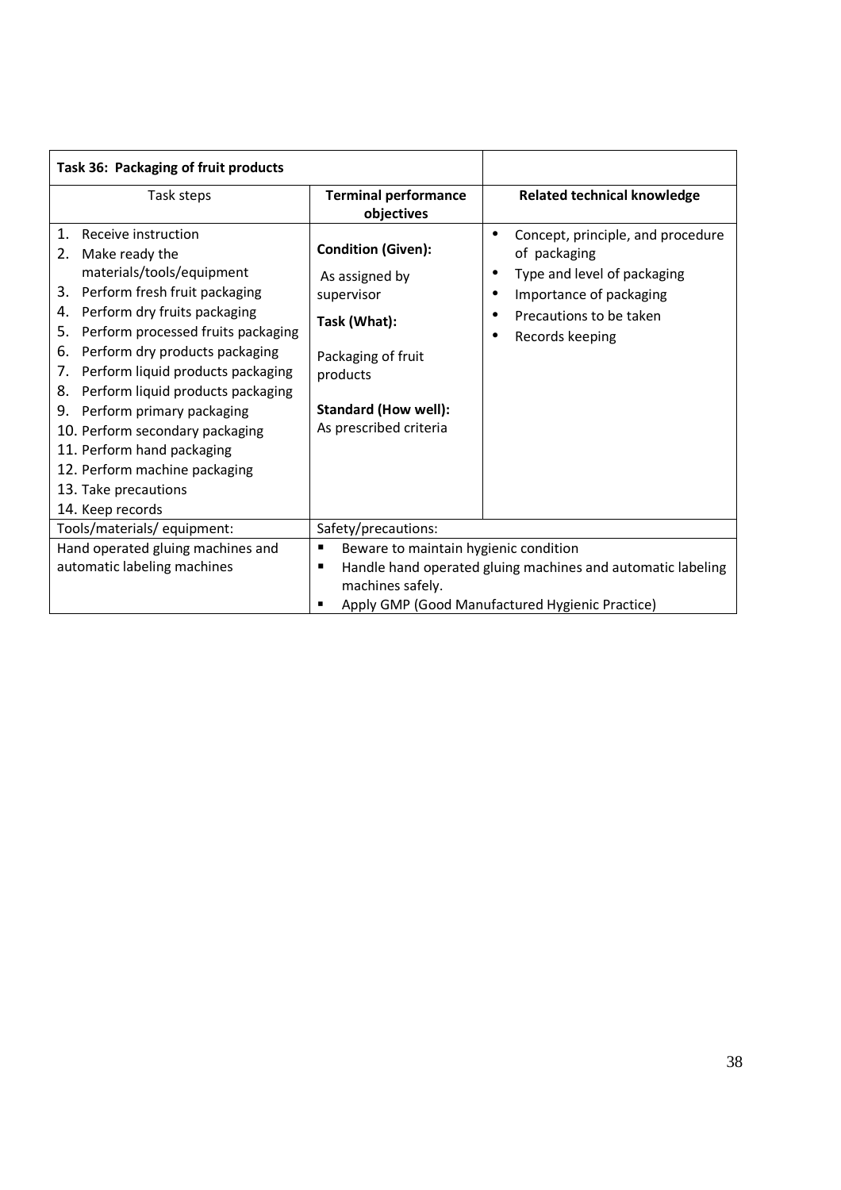| Task 36: Packaging of fruit products | | |
|---|---|---|
| Task steps | **Terminal performance objectives** | **Related technical knowledge** |
| 1. Receive instruction<br>2. Make ready the materials/tools/equipment<br>3. Perform fresh fruit packaging<br>4. Perform dry fruits packaging<br>5. Perform processed fruits packaging<br>6. Perform dry products packaging<br>7. Perform liquid products packaging<br>8. Perform liquid products packaging<br>9. Perform primary packaging<br>10. Perform secondary packaging<br>11. Perform hand packaging<br>12. Perform machine packaging<br>13. Take precautions<br>14. Keep records | **Condition (Given):**<br>As assigned by supervisor<br>**Task (What):**<br>Packaging of fruit products<br>**Standard (How well):**<br>As prescribed criteria | • Concept, principle, and procedure of packaging<br>• Type and level of packaging<br>• Importance of packaging<br>• Precautions to be taken<br>• Records keeping |
| Tools/materials/ equipment: | Safety/precautions: | |
| Hand operated gluing machines and automatic labeling machines | ▪ Beware to maintain hygienic condition<br>▪ Handle hand operated gluing machines and automatic labeling machines safely.<br>▪ Apply GMP (Good Manufactured Hygienic Practice) | |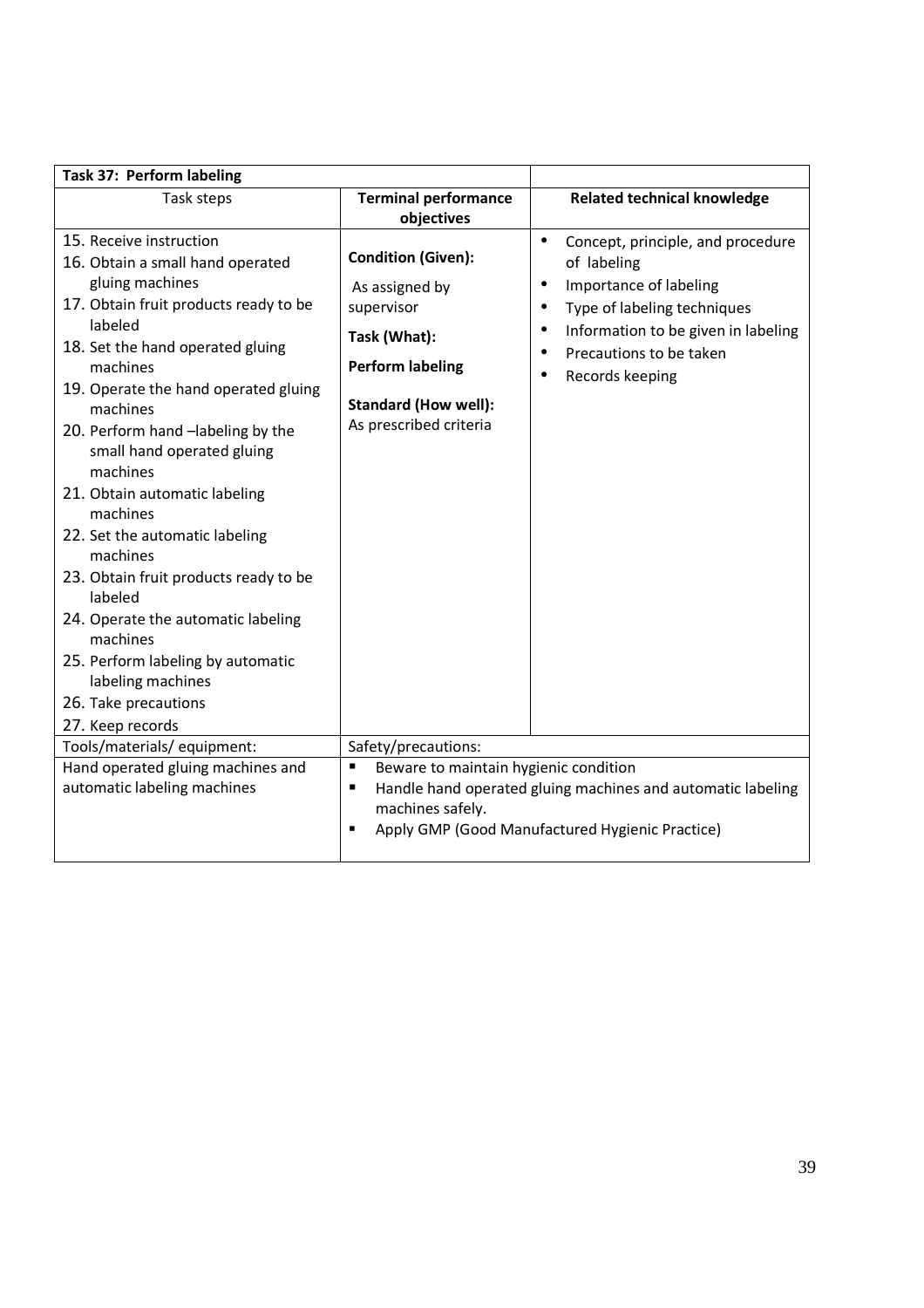| Task 37: Perform labeling | | |
|---|---|---|
| Task steps | **Terminal performance objectives** | **Related technical knowledge** |
| 15. Receive instruction<br>16. Obtain a small hand operated gluing machines<br>17. Obtain fruit products ready to be labeled<br>18. Set the hand operated gluing machines<br>19. Operate the hand operated gluing machines<br>20. Perform hand –labeling by the small hand operated gluing machines<br>21. Obtain automatic labeling machines<br>22. Set the automatic labeling machines<br>23. Obtain fruit products ready to be labeled<br>24. Operate the automatic labeling machines<br>25. Perform labeling by automatic labeling machines<br>26. Take precautions<br>27. Keep records | **Condition (Given):**<br>As assigned by supervisor<br>**Task (What):**<br>**Perform labeling**<br>**Standard (How well):**<br>As prescribed criteria | • Concept, principle, and procedure of labeling<br>• Importance of labeling<br>• Type of labeling techniques<br>• Information to be given in labeling<br>• Precautions to be taken<br>• Records keeping |
| Tools/materials/ equipment: | Safety/precautions: | |
| Hand operated gluing machines and automatic labeling machines | ▪ Beware to maintain hygienic condition<br>▪ Handle hand operated gluing machines and automatic labeling machines safely.<br>▪ Apply GMP (Good Manufactured Hygienic Practice) | |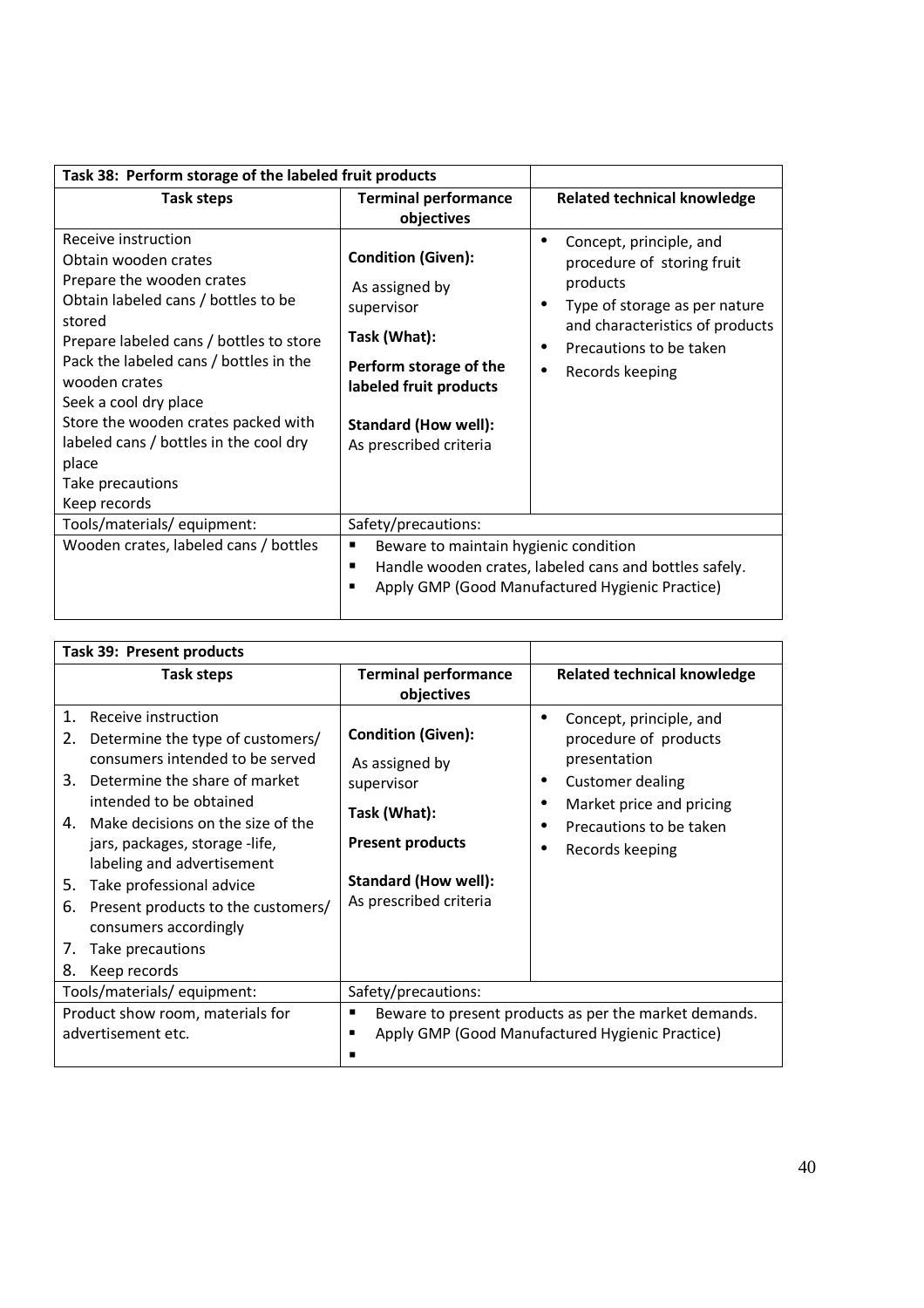| Task 38: Perform storage of the labeled fruit products | | |
|---|---|---|
| **Task steps** | **Terminal performance objectives** | **Related technical knowledge** |
| Receive instruction<br>Obtain wooden crates<br>Prepare the wooden crates<br>Obtain labeled cans / bottles to be stored<br>Prepare labeled cans / bottles to store<br>Pack the labeled cans / bottles in the wooden crates<br>Seek a cool dry place<br>Store the wooden crates packed with labeled cans / bottles in the cool dry place<br>Take precautions<br>Keep records | **Condition (Given):**<br>As assigned by supervisor<br>**Task (What):**<br>**Perform storage of the labeled fruit products**<br>**Standard (How well):**<br>As prescribed criteria | • Concept, principle, and procedure of storing fruit products<br>• Type of storage as per nature and characteristics of products<br>• Precautions to be taken<br>• Records keeping |
| Tools/materials/ equipment: | Safety/precautions: | |
| Wooden crates, labeled cans / bottles | ▪ Beware to maintain hygienic condition<br>▪ Handle wooden crates, labeled cans and bottles safely.<br>▪ Apply GMP (Good Manufactured Hygienic Practice) | |

| Task 39: Present products | | |
|---|---|---|
| **Task steps** | **Terminal performance objectives** | **Related technical knowledge** |
| 1. Receive instruction<br>2. Determine the type of customers/ consumers intended to be served<br>3. Determine the share of market intended to be obtained<br>4. Make decisions on the size of the jars, packages, storage -life, labeling and advertisement<br>5. Take professional advice<br>6. Present products to the customers/ consumers accordingly<br>7. Take precautions<br>8. Keep records | **Condition (Given):**<br>As assigned by supervisor<br>**Task (What):**<br>**Present products**<br>**Standard (How well):**<br>As prescribed criteria | • Concept, principle, and procedure of products presentation<br>• Customer dealing<br>• Market price and pricing<br>• Precautions to be taken<br>• Records keeping |
| Tools/materials/ equipment: | Safety/precautions: | |
| Product show room, materials for advertisement etc. | ▪ Beware to present products as per the market demands.<br>▪ Apply GMP (Good Manufactured Hygienic Practice)<br>▪ | |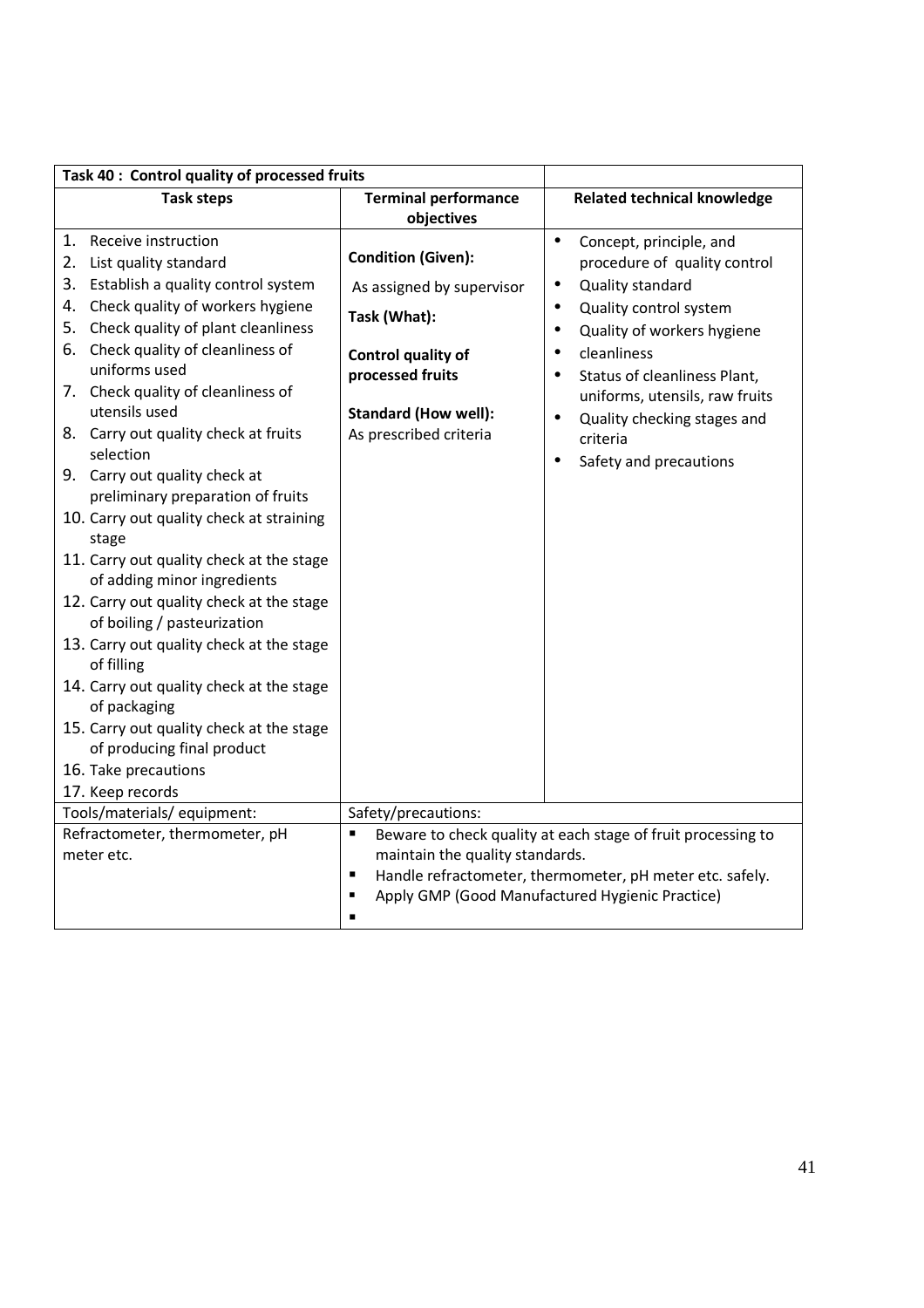| Task 40 : Control quality of processed fruits | | |
|---|---|---|
| **Task steps** | **Terminal performance objectives** | **Related technical knowledge** |
| 1. Receive instruction<br>2. List quality standard<br>3. Establish a quality control system<br>4. Check quality of workers hygiene<br>5. Check quality of plant cleanliness<br>6. Check quality of cleanliness of uniforms used<br>7. Check quality of cleanliness of utensils used<br>8. Carry out quality check at fruits selection<br>9. Carry out quality check at preliminary preparation of fruits<br>10. Carry out quality check at straining stage<br>11. Carry out quality check at the stage of adding minor ingredients<br>12. Carry out quality check at the stage of boiling / pasteurization<br>13. Carry out quality check at the stage of filling<br>14. Carry out quality check at the stage of packaging<br>15. Carry out quality check at the stage of producing final product<br>16. Take precautions<br>17. Keep records | **Condition (Given):**<br>As assigned by supervisor<br>**Task (What):**<br>**Control quality of processed fruits**<br>**Standard (How well):**<br>As prescribed criteria | • Concept, principle, and procedure of quality control<br>• Quality standard<br>• Quality control system<br>• Quality of workers hygiene<br>• cleanliness<br>• Status of cleanliness Plant, uniforms, utensils, raw fruits<br>• Quality checking stages and criteria<br>• Safety and precautions |
| Tools/materials/ equipment: | Safety/precautions: | |
| Refractometer, thermometer, pH meter etc. | ▪ Beware to check quality at each stage of fruit processing to maintain the quality standards.<br>▪ Handle refractometer, thermometer, pH meter etc. safely.<br>▪ Apply GMP (Good Manufactured Hygienic Practice)<br>▪ | |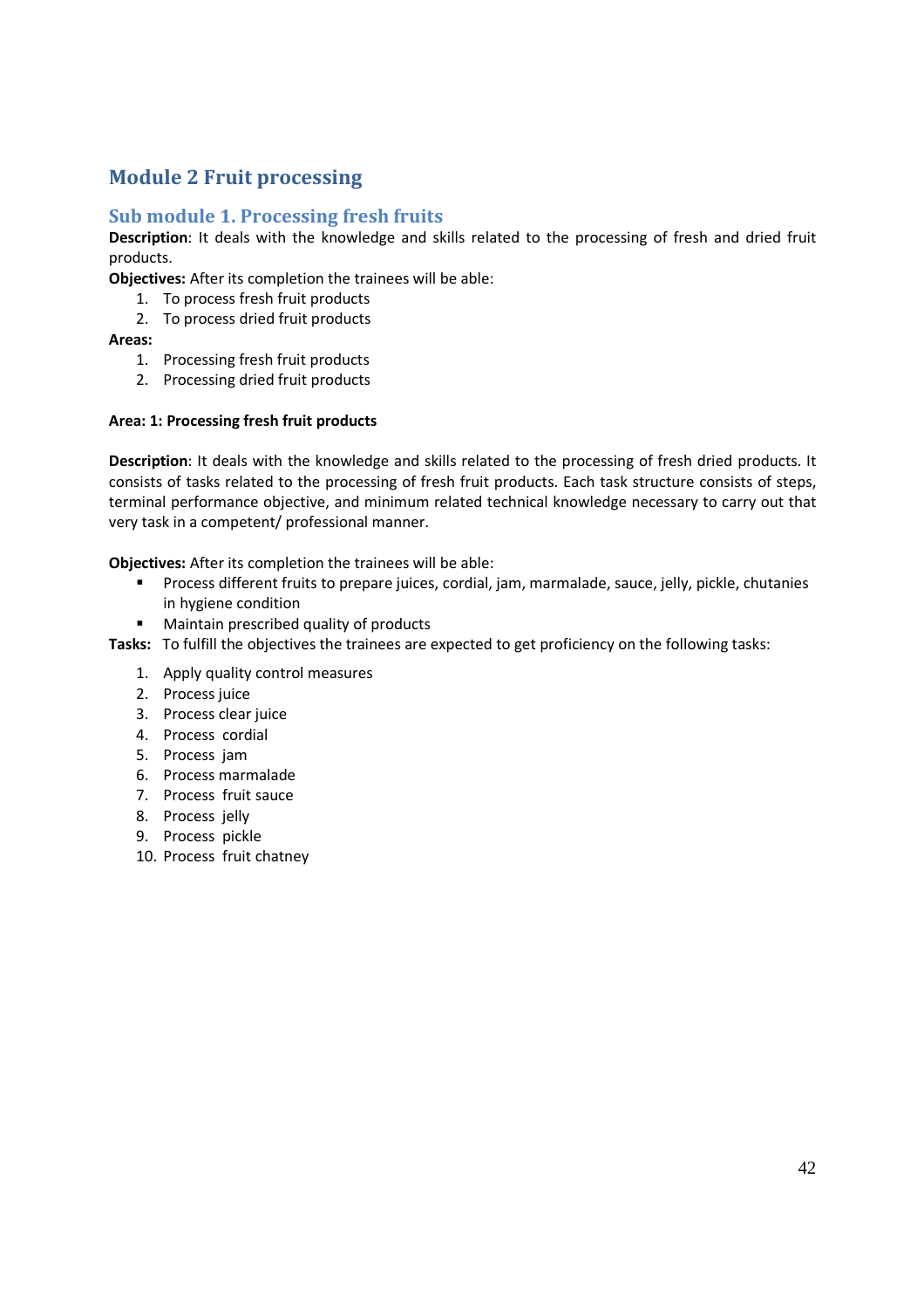# Module 2 Fruit processing

## Sub module 1. Processing fresh fruits

**Description**: It deals with the knowledge and skills related to the processing of fresh and dried fruit products.

**Objectives:** After its completion the trainees will be able:

1. To process fresh fruit products
2. To process dried fruit products

**Areas:**

1. Processing fresh fruit products
2. Processing dried fruit products

**Area: 1: Processing fresh fruit products**

**Description**: It deals with the knowledge and skills related to the processing of fresh dried products. It consists of tasks related to the processing of fresh fruit products. Each task structure consists of steps, terminal performance objective, and minimum related technical knowledge necessary to carry out that very task in a competent/ professional manner.

**Objectives:** After its completion the trainees will be able:

- Process different fruits to prepare juices, cordial, jam, marmalade, sauce, jelly, pickle, chutanies in hygiene condition
- Maintain prescribed quality of products

**Tasks:** To fulfill the objectives the trainees are expected to get proficiency on the following tasks:

1. Apply quality control measures
2. Process juice
3. Process clear juice
4. Process cordial
5. Process jam
6. Process marmalade
7. Process fruit sauce
8. Process jelly
9. Process pickle
10. Process fruit chatney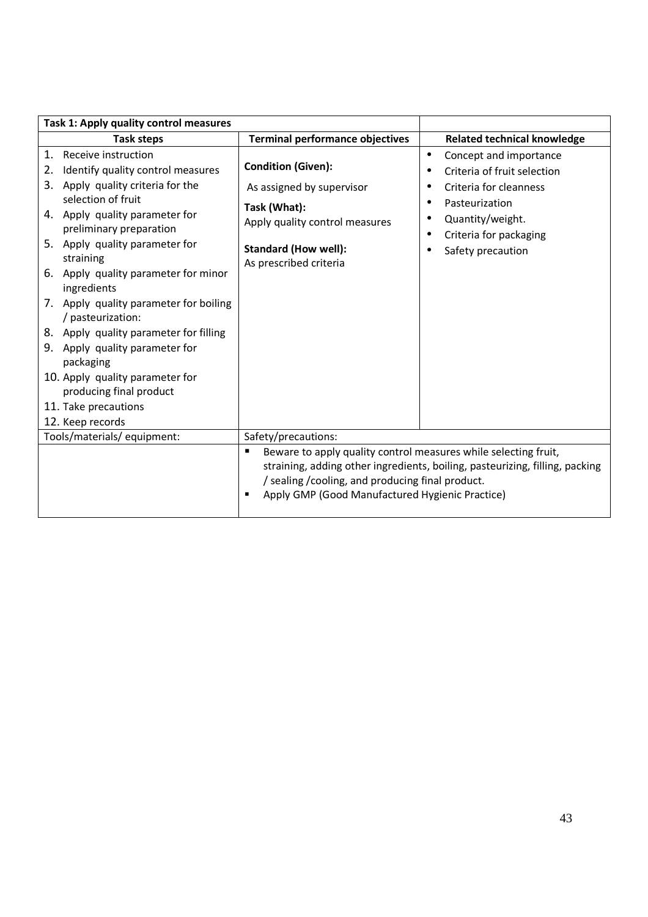| Task 1: Apply quality control measures | | |
|---|---|---|
| **Task steps** | **Terminal performance objectives** | **Related technical knowledge** |
| 1. Receive instruction<br>2. Identify quality control measures<br>3. Apply quality criteria for the selection of fruit<br>4. Apply quality parameter for preliminary preparation<br>5. Apply quality parameter for straining<br>6. Apply quality parameter for minor ingredients<br>7. Apply quality parameter for boiling / pasteurization:<br>8. Apply quality parameter for filling<br>9. Apply quality parameter for packaging<br>10. Apply quality parameter for producing final product<br>11. Take precautions<br>12. Keep records | **Condition (Given):**<br>As assigned by supervisor<br>**Task (What):**<br>Apply quality control measures<br>**Standard (How well):**<br>As prescribed criteria | • Concept and importance<br>• Criteria of fruit selection<br>• Criteria for cleanness<br>• Pasteurization<br>• Quantity/weight.<br>• Criteria for packaging<br>• Safety precaution |
| Tools/materials/ equipment: | Safety/precautions: | |
| | ▪ Beware to apply quality control measures while selecting fruit, straining, adding other ingredients, boiling, pasteurizing, filling, packing / sealing /cooling, and producing final product.<br>▪ Apply GMP (Good Manufactured Hygienic Practice) | |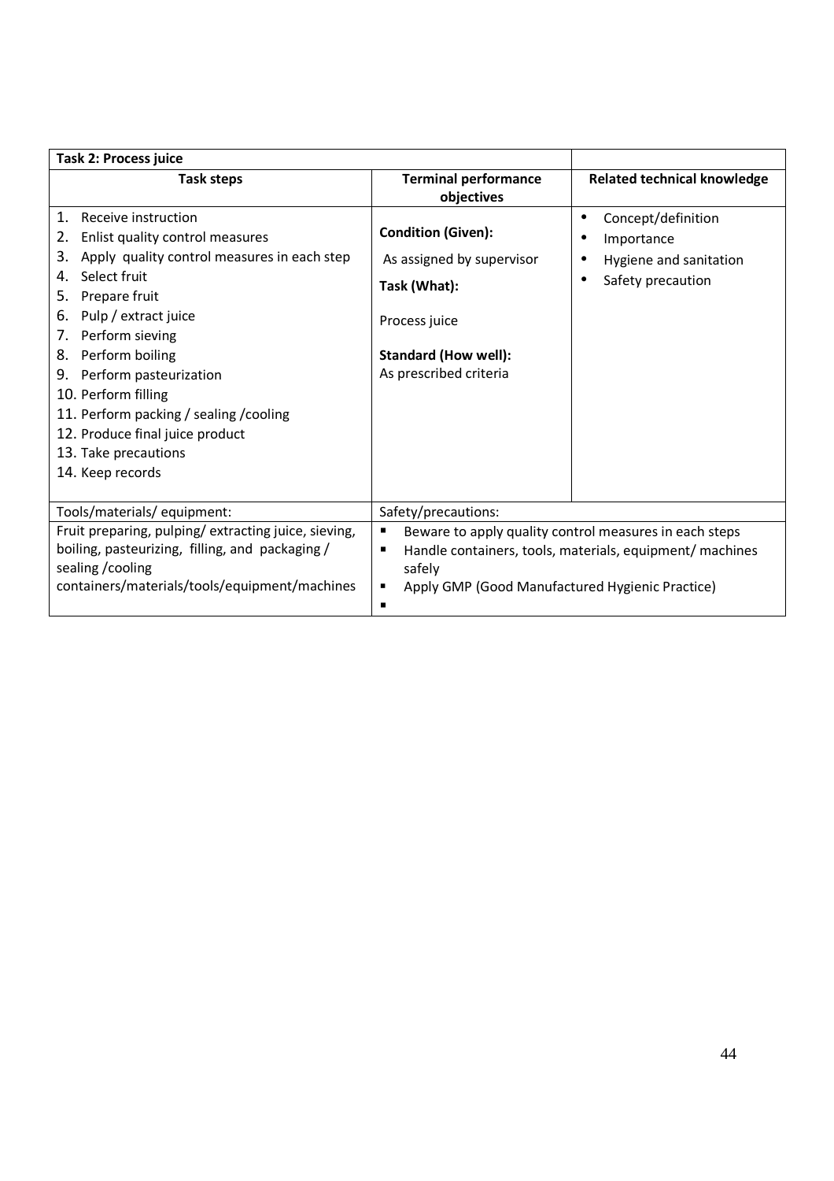| Task 2: Process juice | | |
|---|---|---|
| **Task steps** | **Terminal performance objectives** | **Related technical knowledge** |
| 1. Receive instruction<br>2. Enlist quality control measures<br>3. Apply quality control measures in each step<br>4. Select fruit<br>5. Prepare fruit<br>6. Pulp / extract juice<br>7. Perform sieving<br>8. Perform boiling<br>9. Perform pasteurization<br>10. Perform filling<br>11. Perform packing / sealing /cooling<br>12. Produce final juice product<br>13. Take precautions<br>14. Keep records | **Condition (Given):**<br>As assigned by supervisor<br>**Task (What):**<br>Process juice<br>**Standard (How well):**<br>As prescribed criteria | • Concept/definition<br>• Importance<br>• Hygiene and sanitation<br>• Safety precaution |
| Tools/materials/ equipment: | Safety/precautions: | |
| Fruit preparing, pulping/ extracting juice, sieving, boiling, pasteurizing, filling, and packaging / sealing /cooling containers/materials/tools/equipment/machines | ▪ Beware to apply quality control measures in each steps<br>▪ Handle containers, tools, materials, equipment/ machines safely<br>▪ Apply GMP (Good Manufactured Hygienic Practice)<br>▪ | |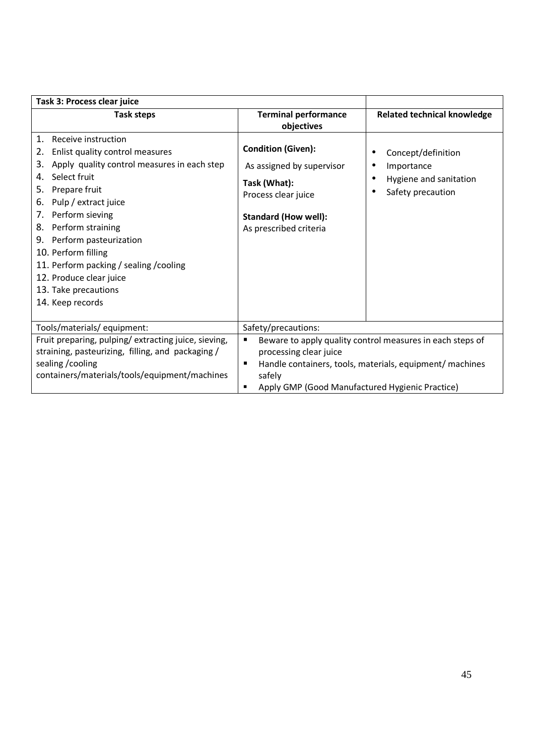| Task 3: Process clear juice | | |
|---|---|---|
| **Task steps** | **Terminal performance objectives** | **Related technical knowledge** |
| 1. Receive instruction<br>2. Enlist quality control measures<br>3. Apply quality control measures in each step<br>4. Select fruit<br>5. Prepare fruit<br>6. Pulp / extract juice<br>7. Perform sieving<br>8. Perform straining<br>9. Perform pasteurization<br>10. Perform filling<br>11. Perform packing / sealing /cooling<br>12. Produce clear juice<br>13. Take precautions<br>14. Keep records | **Condition (Given):**<br>As assigned by supervisor<br>**Task (What):**<br>Process clear juice<br>**Standard (How well):**<br>As prescribed criteria | • Concept/definition<br>• Importance<br>• Hygiene and sanitation<br>• Safety precaution |
| Tools/materials/ equipment: | Safety/precautions: | |
| Fruit preparing, pulping/ extracting juice, sieving, straining, pasteurizing, filling, and packaging / sealing /cooling containers/materials/tools/equipment/machines | ▪ Beware to apply quality control measures in each steps of processing clear juice<br>▪ Handle containers, tools, materials, equipment/ machines safely<br>▪ Apply GMP (Good Manufactured Hygienic Practice) | |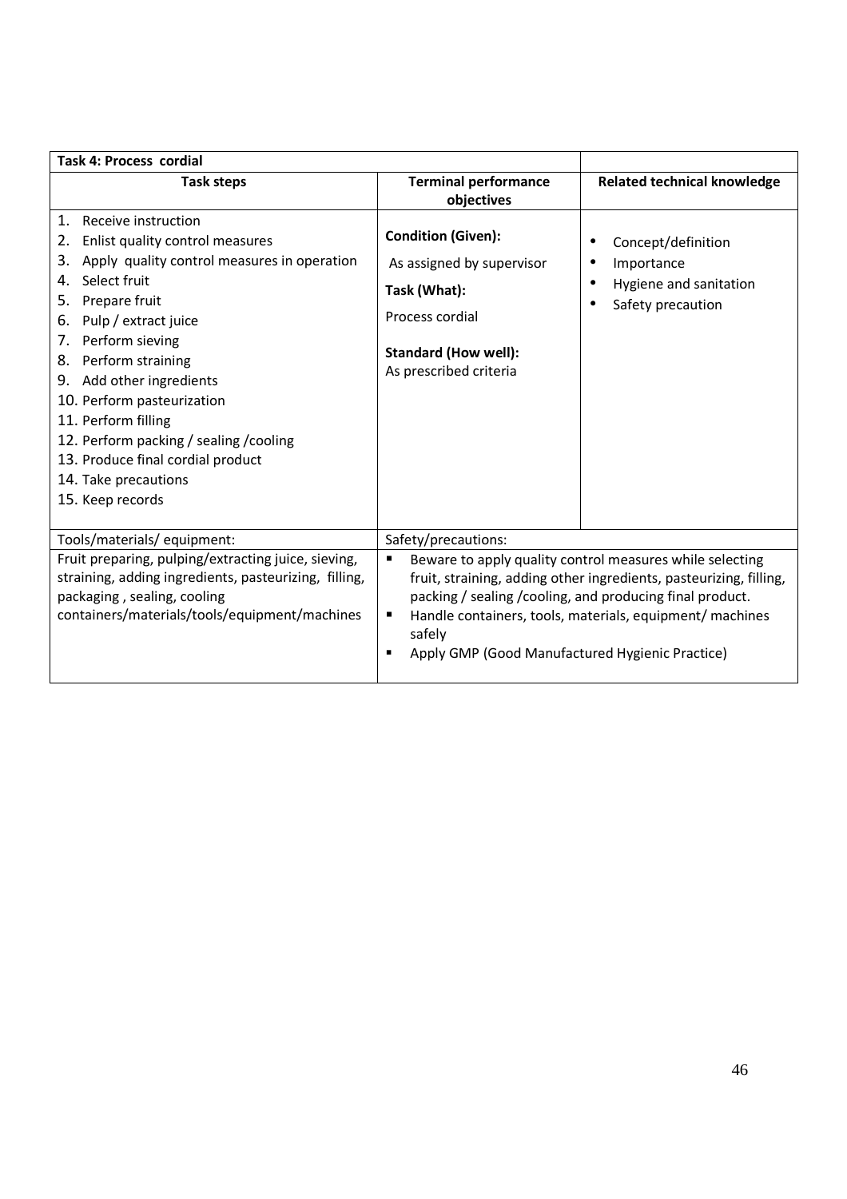| Task 4: Process cordial | | |
|---|---|---|
| **Task steps** | **Terminal performance objectives** | **Related technical knowledge** |
| 1. Receive instruction<br>2. Enlist quality control measures<br>3. Apply quality control measures in operation<br>4. Select fruit<br>5. Prepare fruit<br>6. Pulp / extract juice<br>7. Perform sieving<br>8. Perform straining<br>9. Add other ingredients<br>10. Perform pasteurization<br>11. Perform filling<br>12. Perform packing / sealing /cooling<br>13. Produce final cordial product<br>14. Take precautions<br>15. Keep records | **Condition (Given):**<br>As assigned by supervisor<br>**Task (What):**<br>Process cordial<br>**Standard (How well):**<br>As prescribed criteria | • Concept/definition<br>• Importance<br>• Hygiene and sanitation<br>• Safety precaution |
| Tools/materials/ equipment: | Safety/precautions: | |
| Fruit preparing, pulping/extracting juice, sieving, straining, adding ingredients, pasteurizing, filling, packaging , sealing, cooling containers/materials/tools/equipment/machines | ▪ Beware to apply quality control measures while selecting fruit, straining, adding other ingredients, pasteurizing, filling, packing / sealing /cooling, and producing final product.<br>▪ Handle containers, tools, materials, equipment/ machines safely<br>▪ Apply GMP (Good Manufactured Hygienic Practice) | |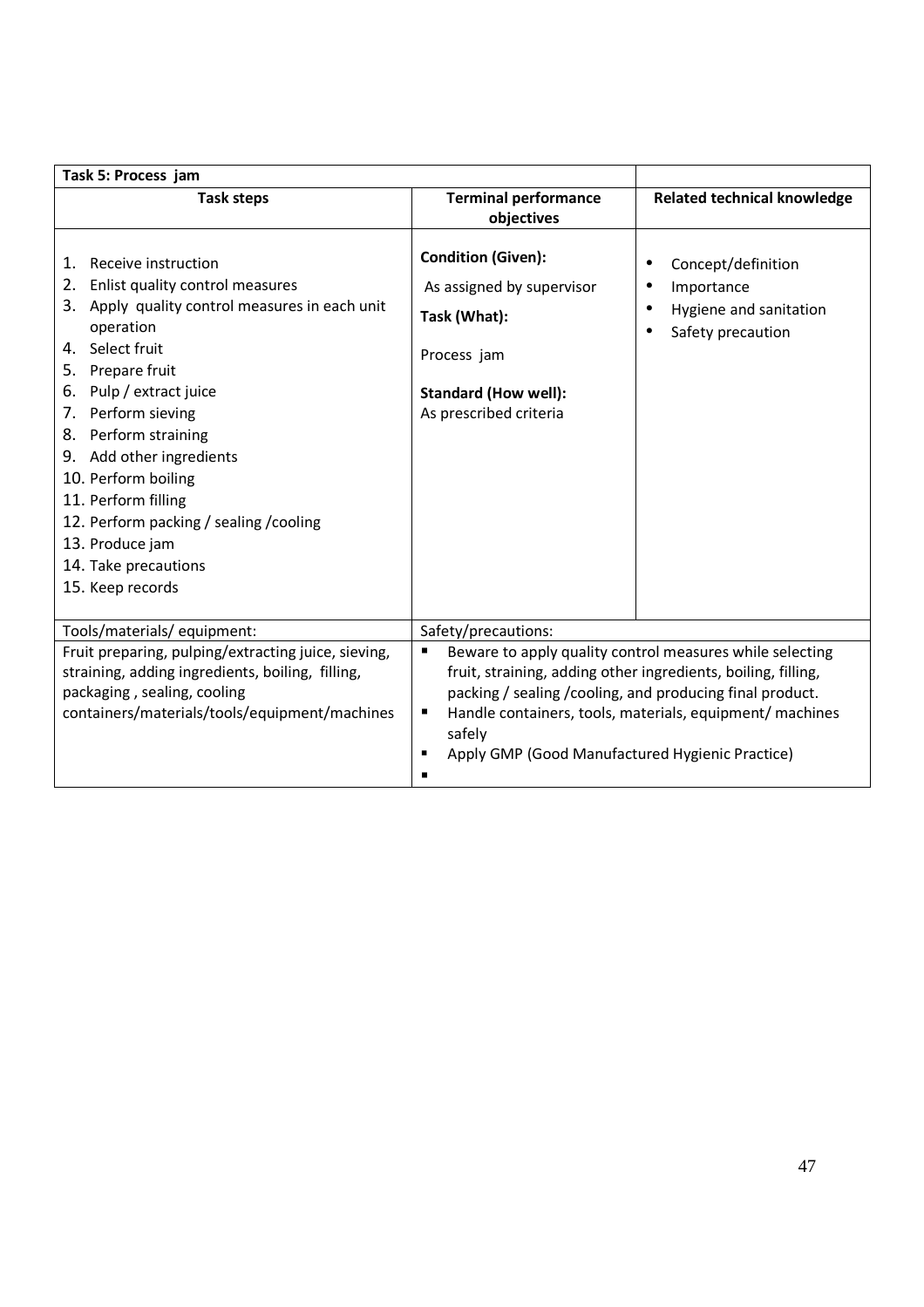| Task 5: Process jam | | |
|---|---|---|
| **Task steps** | **Terminal performance objectives** | **Related technical knowledge** |
| 1. Receive instruction<br>2. Enlist quality control measures<br>3. Apply quality control measures in each unit operation<br>4. Select fruit<br>5. Prepare fruit<br>6. Pulp / extract juice<br>7. Perform sieving<br>8. Perform straining<br>9. Add other ingredients<br>10. Perform boiling<br>11. Perform filling<br>12. Perform packing / sealing /cooling<br>13. Produce jam<br>14. Take precautions<br>15. Keep records | **Condition (Given):**<br>As assigned by supervisor<br>**Task (What):**<br>Process jam<br>**Standard (How well):**<br>As prescribed criteria | • Concept/definition<br>• Importance<br>• Hygiene and sanitation<br>• Safety precaution |
| Tools/materials/ equipment: | Safety/precautions: | |
| Fruit preparing, pulping/extracting juice, sieving, straining, adding ingredients, boiling, filling, packaging , sealing, cooling containers/materials/tools/equipment/machines | ▪ Beware to apply quality control measures while selecting fruit, straining, adding other ingredients, boiling, filling, packing / sealing /cooling, and producing final product.<br>▪ Handle containers, tools, materials, equipment/ machines safely<br>▪ Apply GMP (Good Manufactured Hygienic Practice)<br>▪ | |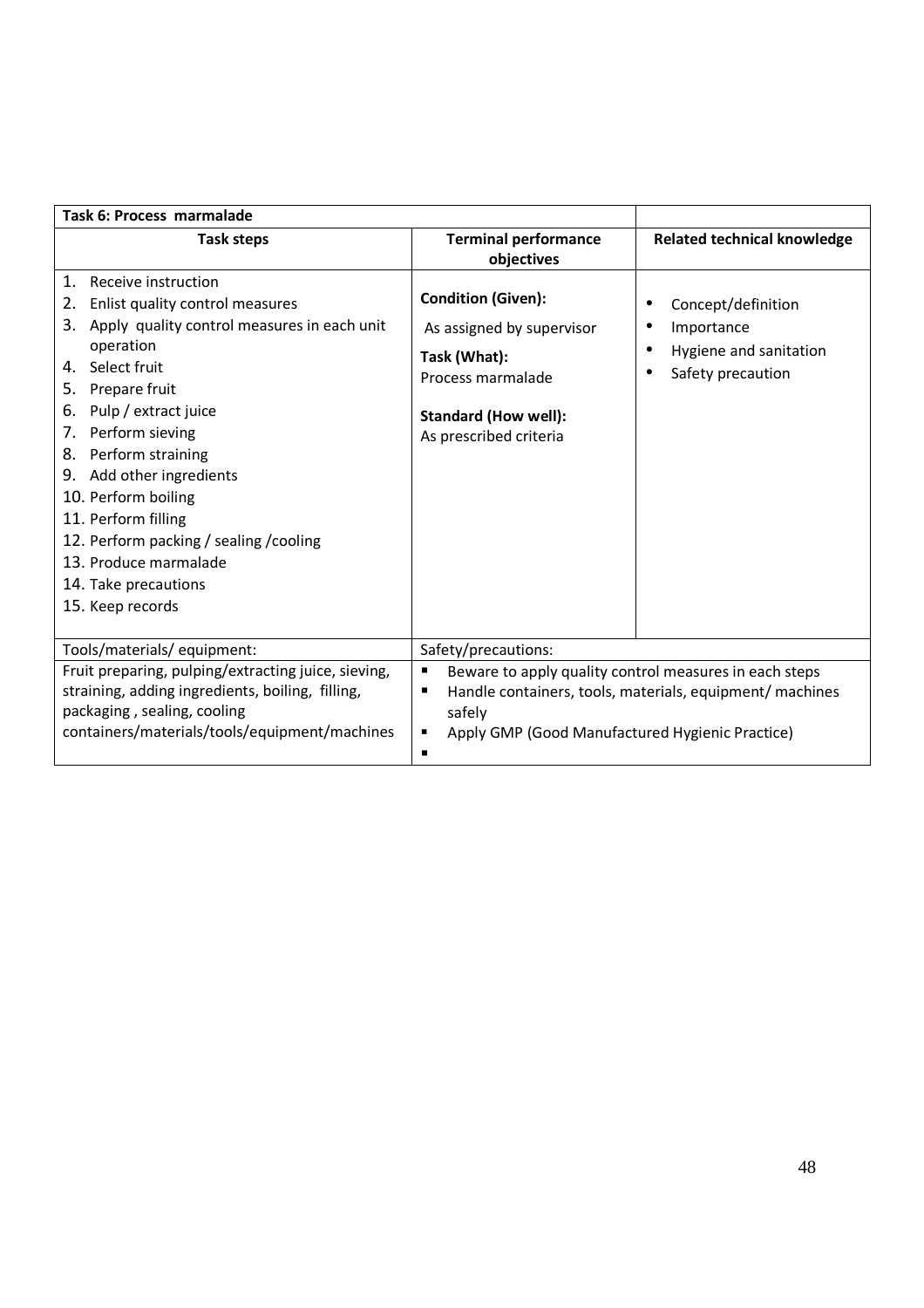| Task 6: Process marmalade | | |
|---|---|---|
| **Task steps** | **Terminal performance objectives** | **Related technical knowledge** |
| 1. Receive instruction<br>2. Enlist quality control measures<br>3. Apply quality control measures in each unit operation<br>4. Select fruit<br>5. Prepare fruit<br>6. Pulp / extract juice<br>7. Perform sieving<br>8. Perform straining<br>9. Add other ingredients<br>10. Perform boiling<br>11. Perform filling<br>12. Perform packing / sealing /cooling<br>13. Produce marmalade<br>14. Take precautions<br>15. Keep records | **Condition (Given):**<br>As assigned by supervisor<br>**Task (What):**<br>Process marmalade<br>**Standard (How well):**<br>As prescribed criteria | • Concept/definition<br>• Importance<br>• Hygiene and sanitation<br>• Safety precaution |
| Tools/materials/ equipment: | Safety/precautions: | |
| Fruit preparing, pulping/extracting juice, sieving, straining, adding ingredients, boiling, filling, packaging , sealing, cooling containers/materials/tools/equipment/machines | ▪ Beware to apply quality control measures in each steps<br>▪ Handle containers, tools, materials, equipment/ machines safely<br>▪ Apply GMP (Good Manufactured Hygienic Practice)<br>▪ | |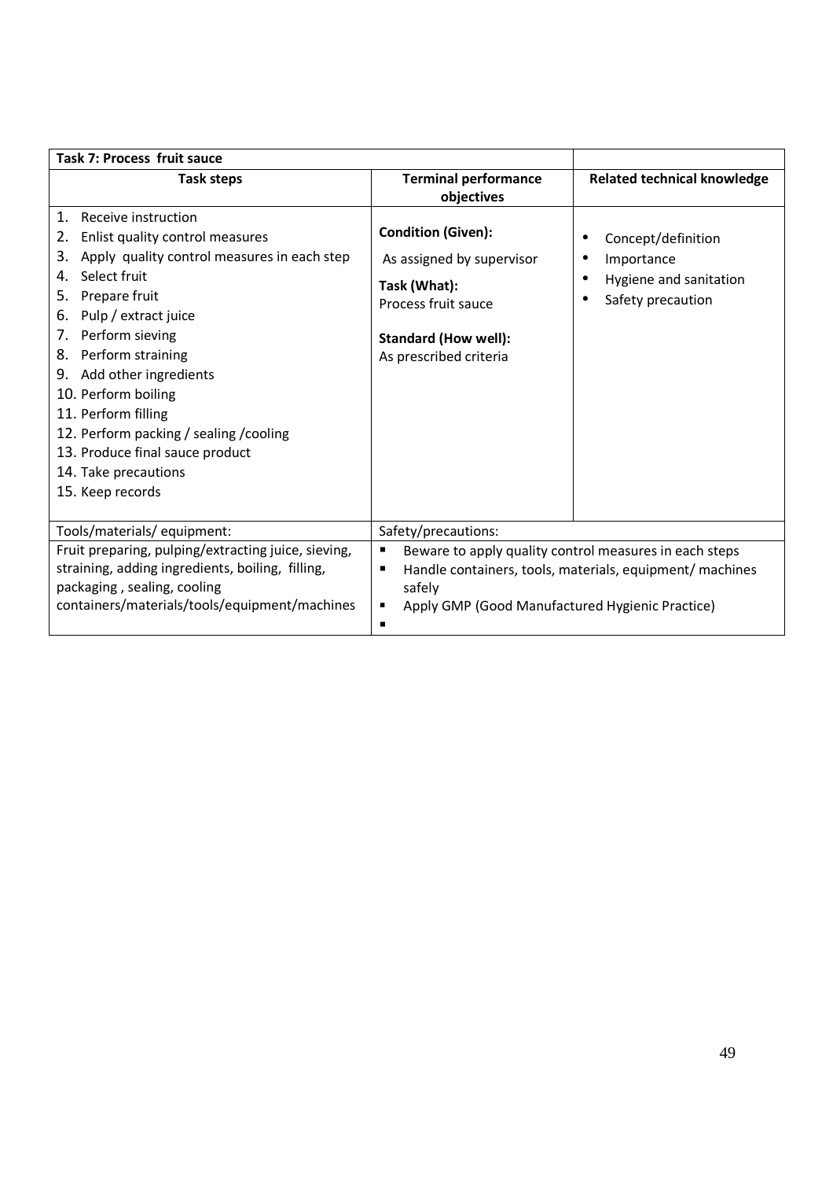| Task 7: Process fruit sauce | | |
|---|---|---|
| **Task steps** | **Terminal performance objectives** | **Related technical knowledge** |
| 1. Receive instruction<br>2. Enlist quality control measures<br>3. Apply quality control measures in each step<br>4. Select fruit<br>5. Prepare fruit<br>6. Pulp / extract juice<br>7. Perform sieving<br>8. Perform straining<br>9. Add other ingredients<br>10. Perform boiling<br>11. Perform filling<br>12. Perform packing / sealing /cooling<br>13. Produce final sauce product<br>14. Take precautions<br>15. Keep records | **Condition (Given):**<br>As assigned by supervisor<br>**Task (What):**<br>Process fruit sauce<br>**Standard (How well):**<br>As prescribed criteria | • Concept/definition<br>• Importance<br>• Hygiene and sanitation<br>• Safety precaution |
| Tools/materials/ equipment: | Safety/precautions: | |
| Fruit preparing, pulping/extracting juice, sieving, straining, adding ingredients, boiling, filling, packaging , sealing, cooling containers/materials/tools/equipment/machines | ▪ Beware to apply quality control measures in each steps<br>▪ Handle containers, tools, materials, equipment/ machines safely<br>▪ Apply GMP (Good Manufactured Hygienic Practice)<br>▪ | |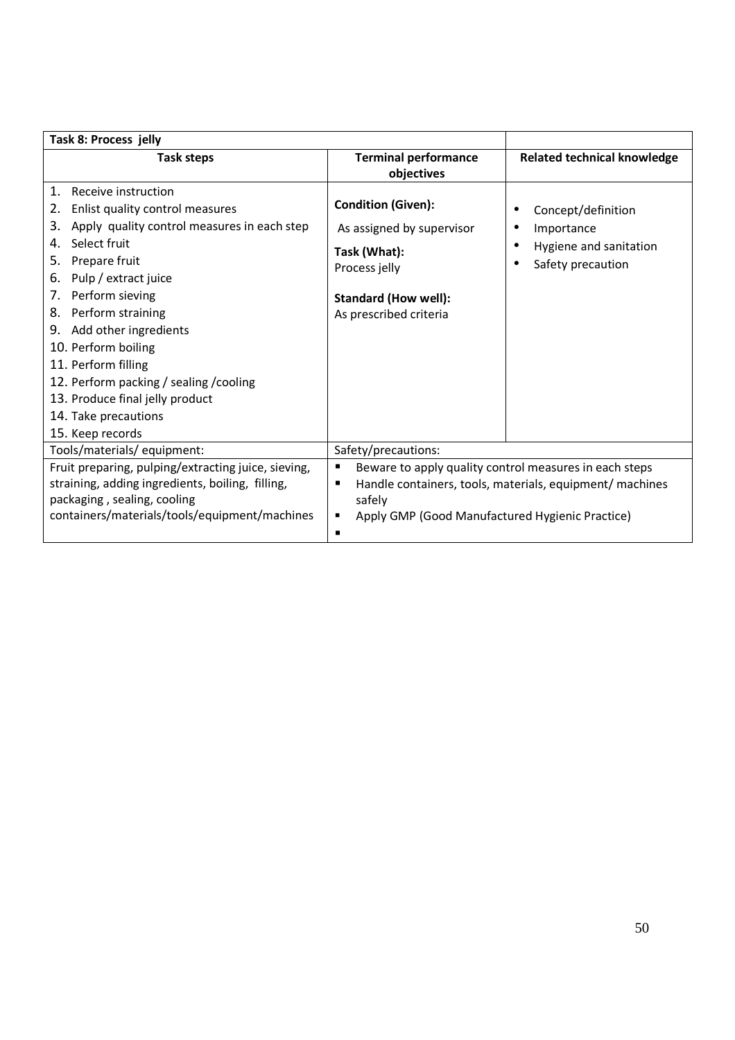| Task 8: Process jelly | | |
|---|---|---|
| **Task steps** | **Terminal performance objectives** | **Related technical knowledge** |
| 1. Receive instruction<br>2. Enlist quality control measures<br>3. Apply quality control measures in each step<br>4. Select fruit<br>5. Prepare fruit<br>6. Pulp / extract juice<br>7. Perform sieving<br>8. Perform straining<br>9. Add other ingredients<br>10. Perform boiling<br>11. Perform filling<br>12. Perform packing / sealing /cooling<br>13. Produce final jelly product<br>14. Take precautions<br>15. Keep records | **Condition (Given):**<br>As assigned by supervisor<br>**Task (What):**<br>Process jelly<br>**Standard (How well):**<br>As prescribed criteria | • Concept/definition<br>• Importance<br>• Hygiene and sanitation<br>• Safety precaution |
| Tools/materials/ equipment: | Safety/precautions: | |
| Fruit preparing, pulping/extracting juice, sieving, straining, adding ingredients, boiling, filling, packaging , sealing, cooling containers/materials/tools/equipment/machines | ▪ Beware to apply quality control measures in each steps<br>▪ Handle containers, tools, materials, equipment/ machines safely<br>▪ Apply GMP (Good Manufactured Hygienic Practice)<br>▪ | |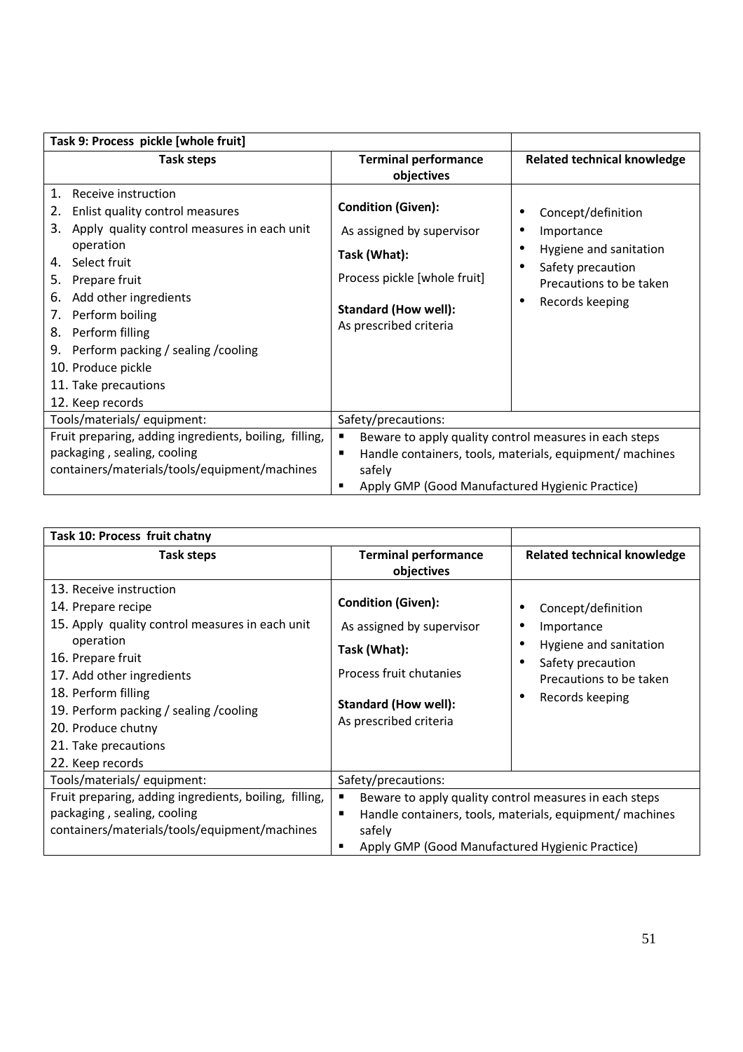| Task 9: Process pickle [whole fruit] | | |
|---|---|---|
| **Task steps** | **Terminal performance objectives** | **Related technical knowledge** |
| 1. Receive instruction<br>2. Enlist quality control measures<br>3. Apply quality control measures in each unit operation<br>4. Select fruit<br>5. Prepare fruit<br>6. Add other ingredients<br>7. Perform boiling<br>8. Perform filling<br>9. Perform packing / sealing /cooling<br>10. Produce pickle<br>11. Take precautions<br>12. Keep records | **Condition (Given):**<br>As assigned by supervisor<br>**Task (What):**<br>Process pickle [whole fruit]<br>**Standard (How well):**<br>As prescribed criteria | • Concept/definition<br>• Importance<br>• Hygiene and sanitation<br>• Safety precaution Precautions to be taken<br>• Records keeping |
| Tools/materials/ equipment: | Safety/precautions: | |
| Fruit preparing, adding ingredients, boiling, filling, packaging , sealing, cooling containers/materials/tools/equipment/machines | ▪ Beware to apply quality control measures in each steps<br>▪ Handle containers, tools, materials, equipment/ machines safely<br>▪ Apply GMP (Good Manufactured Hygienic Practice) | |

| Task 10: Process fruit chatny | | |
|---|---|---|
| **Task steps** | **Terminal performance objectives** | **Related technical knowledge** |
| 13. Receive instruction<br>14. Prepare recipe<br>15. Apply quality control measures in each unit operation<br>16. Prepare fruit<br>17. Add other ingredients<br>18. Perform filling<br>19. Perform packing / sealing /cooling<br>20. Produce chutny<br>21. Take precautions<br>22. Keep records | **Condition (Given):**<br>As assigned by supervisor<br>**Task (What):**<br>Process fruit chutanies<br>**Standard (How well):**<br>As prescribed criteria | • Concept/definition<br>• Importance<br>• Hygiene and sanitation<br>• Safety precaution Precautions to be taken<br>• Records keeping |
| Tools/materials/ equipment: | Safety/precautions: | |
| Fruit preparing, adding ingredients, boiling, filling, packaging , sealing, cooling containers/materials/tools/equipment/machines | ▪ Beware to apply quality control measures in each steps<br>▪ Handle containers, tools, materials, equipment/ machines safely<br>▪ Apply GMP (Good Manufactured Hygienic Practice) | |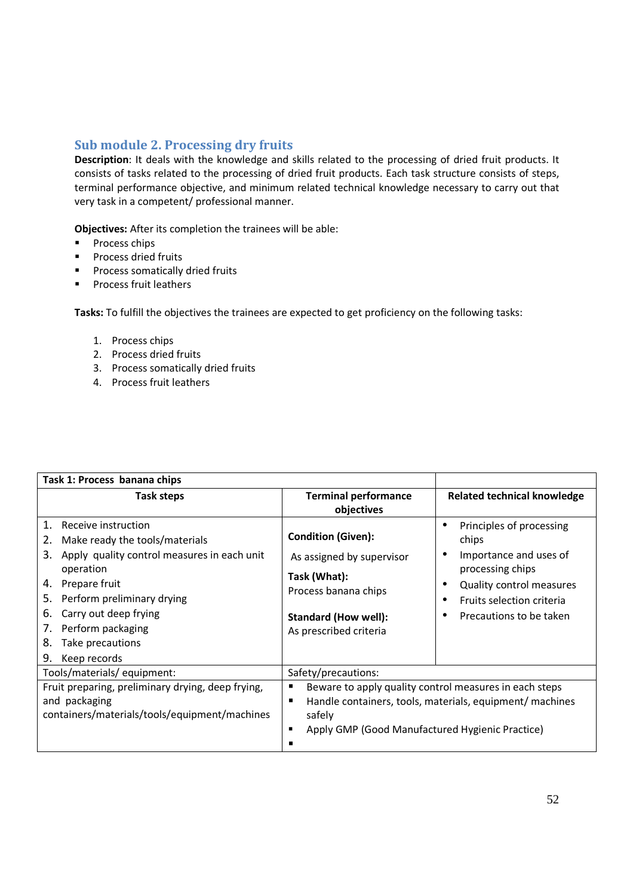## Sub module 2. Processing dry fruits

**Description**: It deals with the knowledge and skills related to the processing of dried fruit products. It consists of tasks related to the processing of dried fruit products. Each task structure consists of steps, terminal performance objective, and minimum related technical knowledge necessary to carry out that very task in a competent/ professional manner.

**Objectives:** After its completion the trainees will be able:

- Process chips
- Process dried fruits
- Process somatically dried fruits
- Process fruit leathers

**Tasks:** To fulfill the objectives the trainees are expected to get proficiency on the following tasks:

1. Process chips
2. Process dried fruits
3. Process somatically dried fruits
4. Process fruit leathers

| **Task 1: Process banana chips** | | |
|---|---|---|
| **Task steps** | **Terminal performance objectives** | **Related technical knowledge** |
| 1. Receive instruction<br>2. Make ready the tools/materials<br>3. Apply quality control measures in each unit operation<br>4. Prepare fruit<br>5. Perform preliminary drying<br>6. Carry out deep frying<br>7. Perform packaging<br>8. Take precautions<br>9. Keep records | **Condition (Given):**<br>As assigned by supervisor<br>**Task (What):**<br>Process banana chips<br>**Standard (How well):**<br>As prescribed criteria | • Principles of processing chips<br>• Importance and uses of processing chips<br>• Quality control measures<br>• Fruits selection criteria<br>• Precautions to be taken |
| Tools/materials/ equipment: | Safety/precautions: | |
| Fruit preparing, preliminary drying, deep frying, and packaging containers/materials/tools/equipment/machines | ▪ Beware to apply quality control measures in each steps<br>▪ Handle containers, tools, materials, equipment/ machines safely<br>▪ Apply GMP (Good Manufactured Hygienic Practice)<br>▪ | |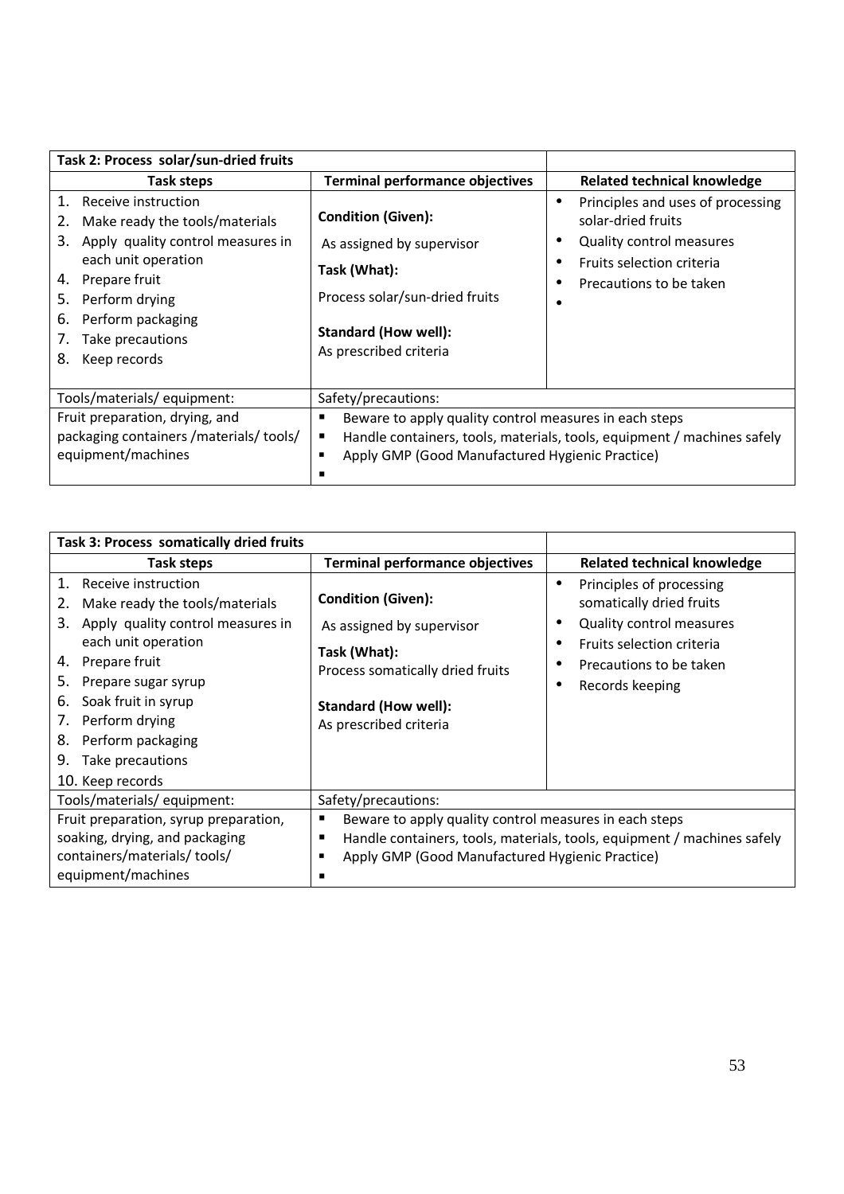| Task 2: Process solar/sun-dried fruits | | |
|---|---|---|
| **Task steps** | **Terminal performance objectives** | **Related technical knowledge** |
| 1. Receive instruction<br>2. Make ready the tools/materials<br>3. Apply quality control measures in each unit operation<br>4. Prepare fruit<br>5. Perform drying<br>6. Perform packaging<br>7. Take precautions<br>8. Keep records | **Condition (Given):**<br>As assigned by supervisor<br>**Task (What):**<br>Process solar/sun-dried fruits<br>**Standard (How well):**<br>As prescribed criteria | • Principles and uses of processing solar-dried fruits<br>• Quality control measures<br>• Fruits selection criteria<br>• Precautions to be taken<br>• |
| Tools/materials/ equipment: | Safety/precautions: | |
| Fruit preparation, drying, and packaging containers /materials/ tools/ equipment/machines | ▪ Beware to apply quality control measures in each steps<br>▪ Handle containers, tools, materials, tools, equipment / machines safely<br>▪ Apply GMP (Good Manufactured Hygienic Practice)<br>▪ | |

| Task 3: Process somatically dried fruits | | |
|---|---|---|
| **Task steps** | **Terminal performance objectives** | **Related technical knowledge** |
| 1. Receive instruction<br>2. Make ready the tools/materials<br>3. Apply quality control measures in each unit operation<br>4. Prepare fruit<br>5. Prepare sugar syrup<br>6. Soak fruit in syrup<br>7. Perform drying<br>8. Perform packaging<br>9. Take precautions<br>10. Keep records | **Condition (Given):**<br>As assigned by supervisor<br>**Task (What):**<br>Process somatically dried fruits<br>**Standard (How well):**<br>As prescribed criteria | • Principles of processing somatically dried fruits<br>• Quality control measures<br>• Fruits selection criteria<br>• Precautions to be taken<br>• Records keeping |
| Tools/materials/ equipment: | Safety/precautions: | |
| Fruit preparation, syrup preparation, soaking, drying, and packaging containers/materials/ tools/ equipment/machines | ▪ Beware to apply quality control measures in each steps<br>▪ Handle containers, tools, materials, tools, equipment / machines safely<br>▪ Apply GMP (Good Manufactured Hygienic Practice)<br>▪ | |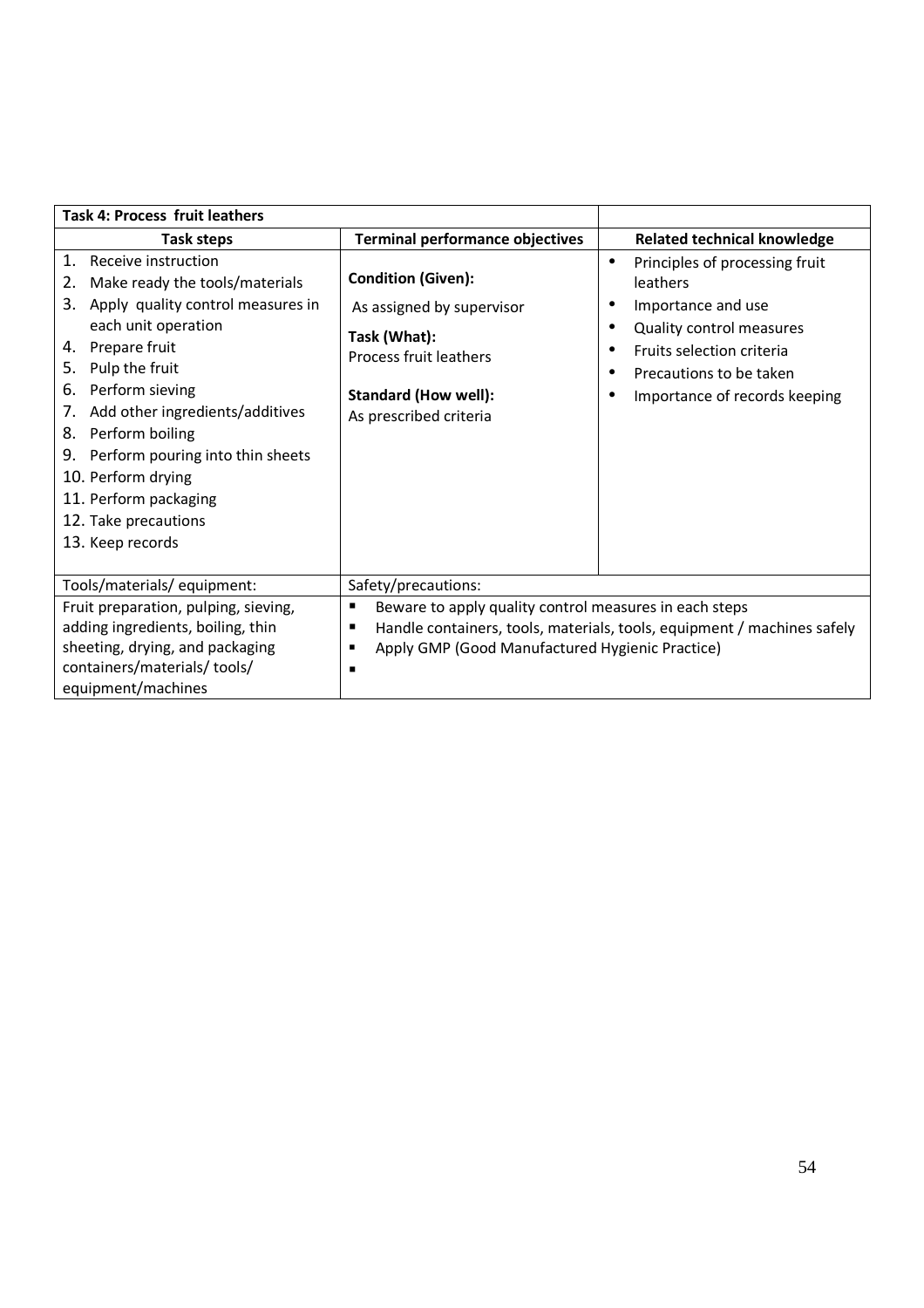| Task 4: Process fruit leathers | | |
|---|---|---|
| **Task steps** | **Terminal performance objectives** | **Related technical knowledge** |
| 1. Receive instruction<br>2. Make ready the tools/materials<br>3. Apply quality control measures in each unit operation<br>4. Prepare fruit<br>5. Pulp the fruit<br>6. Perform sieving<br>7. Add other ingredients/additives<br>8. Perform boiling<br>9. Perform pouring into thin sheets<br>10. Perform drying<br>11. Perform packaging<br>12. Take precautions<br>13. Keep records | **Condition (Given):**<br>As assigned by supervisor<br>**Task (What):**<br>Process fruit leathers<br>**Standard (How well):**<br>As prescribed criteria | • Principles of processing fruit leathers<br>• Importance and use<br>• Quality control measures<br>• Fruits selection criteria<br>• Precautions to be taken<br>• Importance of records keeping |
| Tools/materials/ equipment: | Safety/precautions: | |
| Fruit preparation, pulping, sieving, adding ingredients, boiling, thin sheeting, drying, and packaging containers/materials/ tools/ equipment/machines | ▪ Beware to apply quality control measures in each steps<br>▪ Handle containers, tools, materials, tools, equipment / machines safely<br>▪ Apply GMP (Good Manufactured Hygienic Practice)<br>▪ | |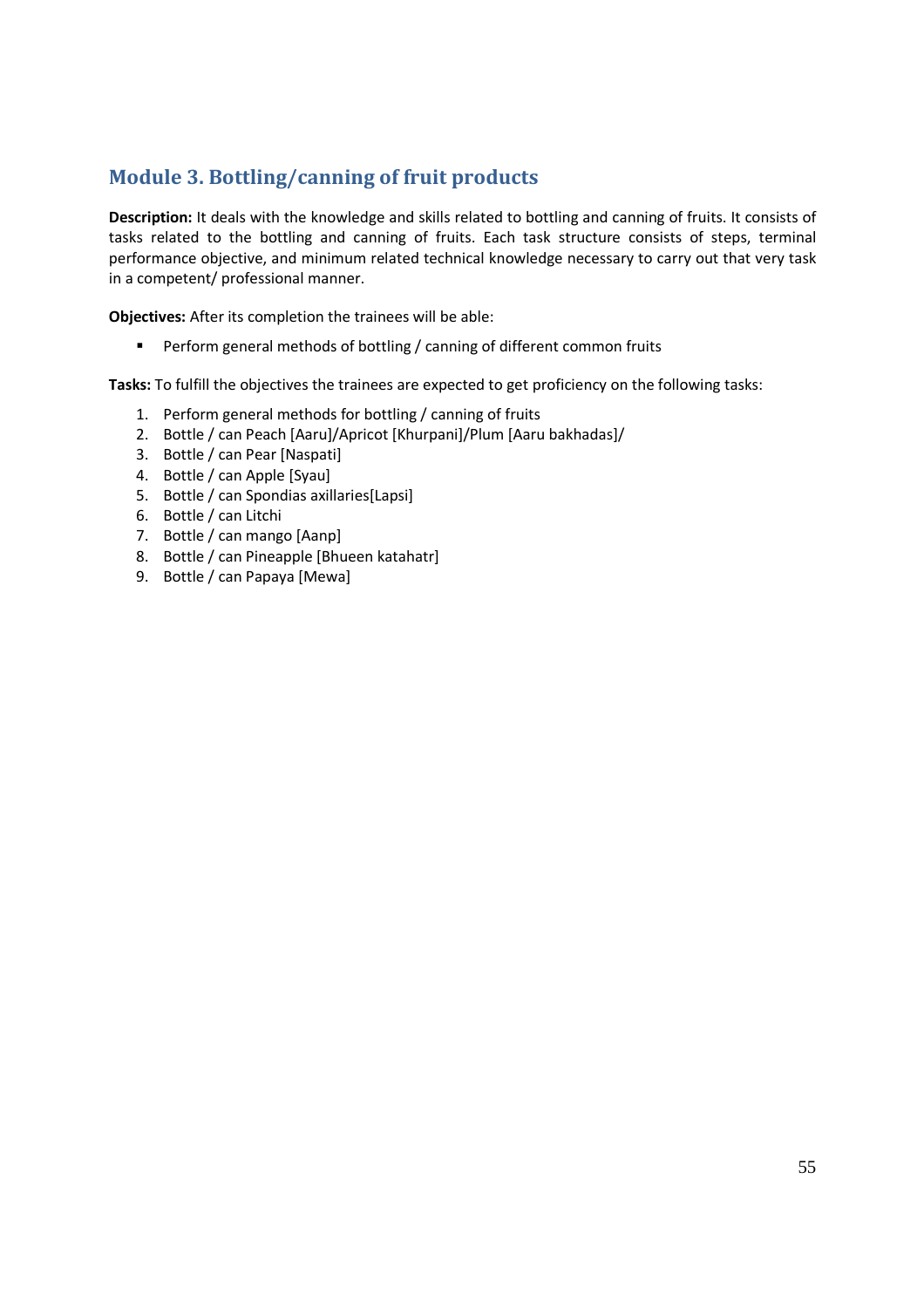## Module 3. Bottling/canning of fruit products

**Description:** It deals with the knowledge and skills related to bottling and canning of fruits. It consists of tasks related to the bottling and canning of fruits. Each task structure consists of steps, terminal performance objective, and minimum related technical knowledge necessary to carry out that very task in a competent/ professional manner.

**Objectives:** After its completion the trainees will be able:

- Perform general methods of bottling / canning of different common fruits

**Tasks:** To fulfill the objectives the trainees are expected to get proficiency on the following tasks:

1. Perform general methods for bottling / canning of fruits
2. Bottle / can Peach [Aaru]/Apricot [Khurpani]/Plum [Aaru bakhadas]/
3. Bottle / can Pear [Naspati]
4. Bottle / can Apple [Syau]
5. Bottle / can Spondias axillaries[Lapsi]
6. Bottle / can Litchi
7. Bottle / can mango [Aanp]
8. Bottle / can Pineapple [Bhueen katahatr]
9. Bottle / can Papaya [Mewa]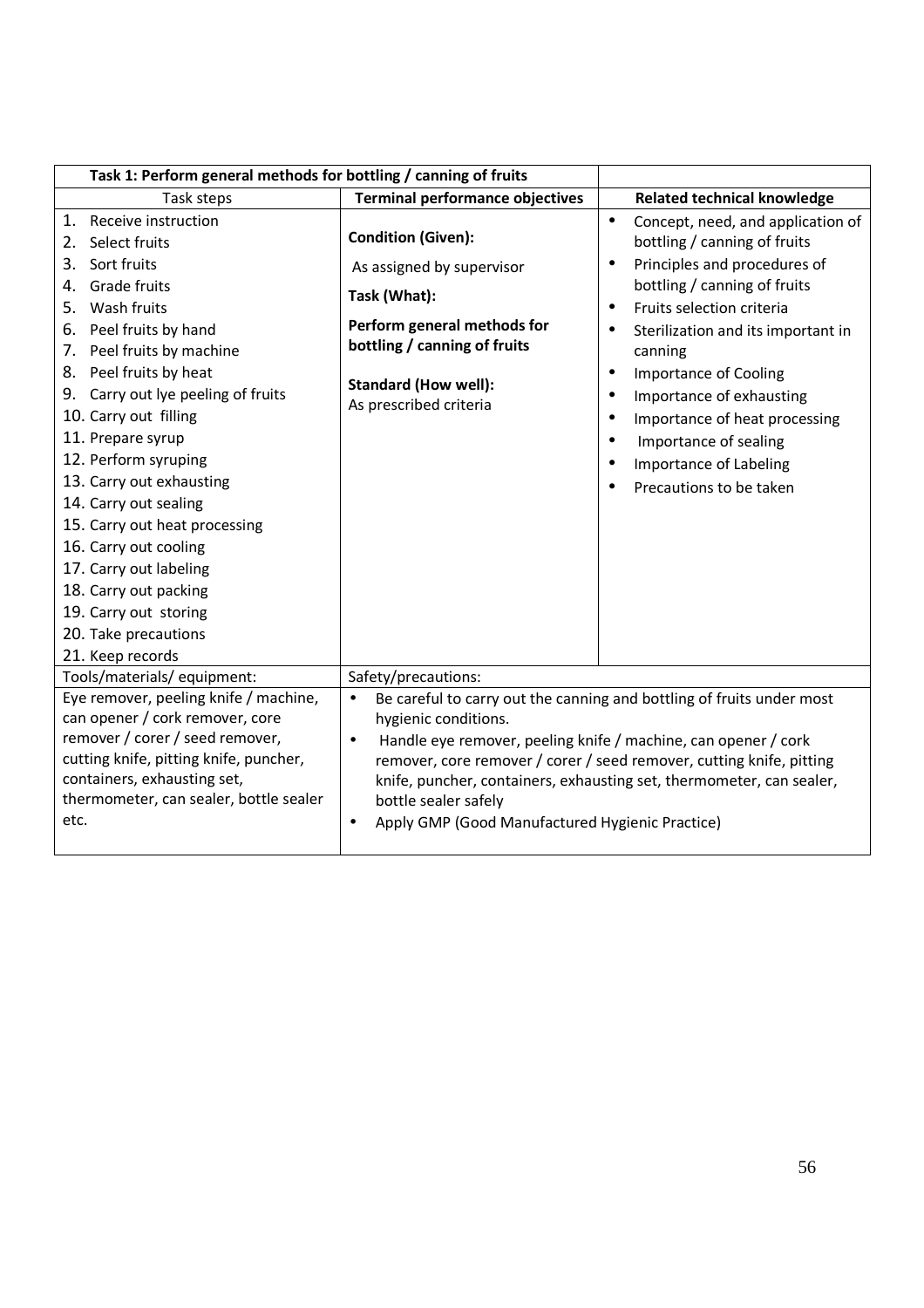| **Task 1: Perform general methods for bottling / canning of fruits** | | |
|---|---|---|
| Task steps | **Terminal performance objectives** | **Related technical knowledge** |
| 1. Receive instruction<br>2. Select fruits<br>3. Sort fruits<br>4. Grade fruits<br>5. Wash fruits<br>6. Peel fruits by hand<br>7. Peel fruits by machine<br>8. Peel fruits by heat<br>9. Carry out lye peeling of fruits<br>10. Carry out filling<br>11. Prepare syrup<br>12. Perform syruping<br>13. Carry out exhausting<br>14. Carry out sealing<br>15. Carry out heat processing<br>16. Carry out cooling<br>17. Carry out labeling<br>18. Carry out packing<br>19. Carry out storing<br>20. Take precautions<br>21. Keep records | **Condition (Given):**<br>As assigned by supervisor<br>**Task (What):**<br>**Perform general methods for bottling / canning of fruits**<br>**Standard (How well):**<br>As prescribed criteria | • Concept, need, and application of bottling / canning of fruits<br>• Principles and procedures of bottling / canning of fruits<br>• Fruits selection criteria<br>• Sterilization and its important in canning<br>• Importance of Cooling<br>• Importance of exhausting<br>• Importance of heat processing<br>• Importance of sealing<br>• Importance of Labeling<br>• Precautions to be taken |
| Tools/materials/ equipment: | Safety/precautions: | |
| Eye remover, peeling knife / machine, can opener / cork remover, core remover / corer / seed remover, cutting knife, pitting knife, puncher, containers, exhausting set, thermometer, can sealer, bottle sealer etc. | • Be careful to carry out the canning and bottling of fruits under most hygienic conditions.<br>• Handle eye remover, peeling knife / machine, can opener / cork remover, core remover / corer / seed remover, cutting knife, pitting knife, puncher, containers, exhausting set, thermometer, can sealer, bottle sealer safely<br>• Apply GMP (Good Manufactured Hygienic Practice) | |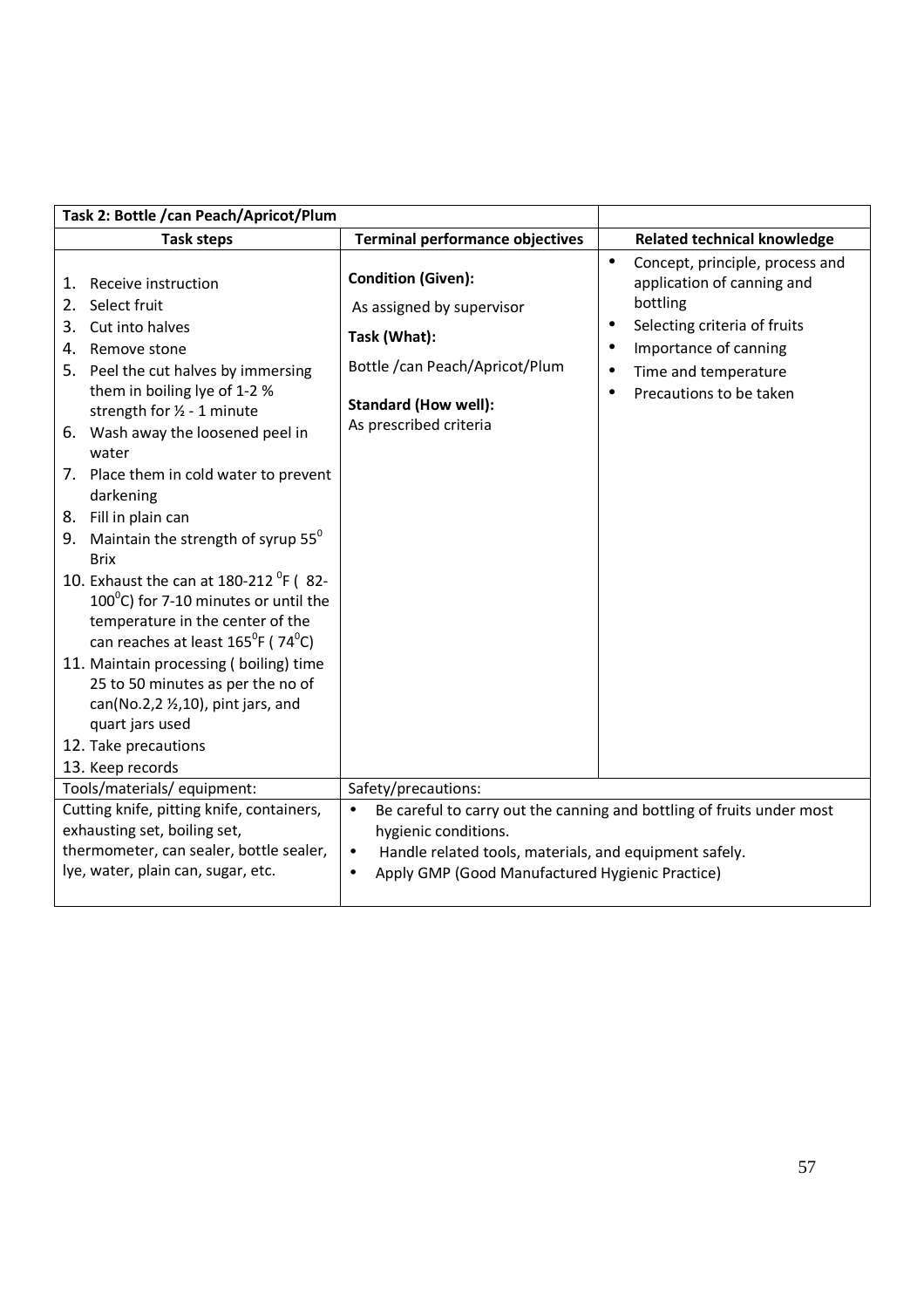| Task 2: Bottle /can Peach/Apricot/Plum | | |
|---|---|---|
| **Task steps** | **Terminal performance objectives** | **Related technical knowledge** |
| 1. Receive instruction<br>2. Select fruit<br>3. Cut into halves<br>4. Remove stone<br>5. Peel the cut halves by immersing them in boiling lye of 1-2 % strength for ½ - 1 minute<br>6. Wash away the loosened peel in water<br>7. Place them in cold water to prevent darkening<br>8. Fill in plain can<br>9. Maintain the strength of syrup $55^0$ Brix<br>10. Exhaust the can at 180-212 $^0$F ( 82-$100^0$C) for 7-10 minutes or until the temperature in the center of the can reaches at least $165^0$F ( $74^0$C)<br>11. Maintain processing ( boiling) time 25 to 50 minutes as per the no of can(No.2,2 ½,10), pint jars, and quart jars used<br>12. Take precautions<br>13. Keep records | **Condition (Given):**<br>As assigned by supervisor<br>**Task (What):**<br>Bottle /can Peach/Apricot/Plum<br>**Standard (How well):**<br>As prescribed criteria | • Concept, principle, process and application of canning and bottling<br>• Selecting criteria of fruits<br>• Importance of canning<br>• Time and temperature<br>• Precautions to be taken |
| Tools/materials/ equipment: | Safety/precautions: | |
| Cutting knife, pitting knife, containers, exhausting set, boiling set, thermometer, can sealer, bottle sealer, lye, water, plain can, sugar, etc. | • Be careful to carry out the canning and bottling of fruits under most hygienic conditions.<br>• Handle related tools, materials, and equipment safely.<br>• Apply GMP (Good Manufactured Hygienic Practice) | |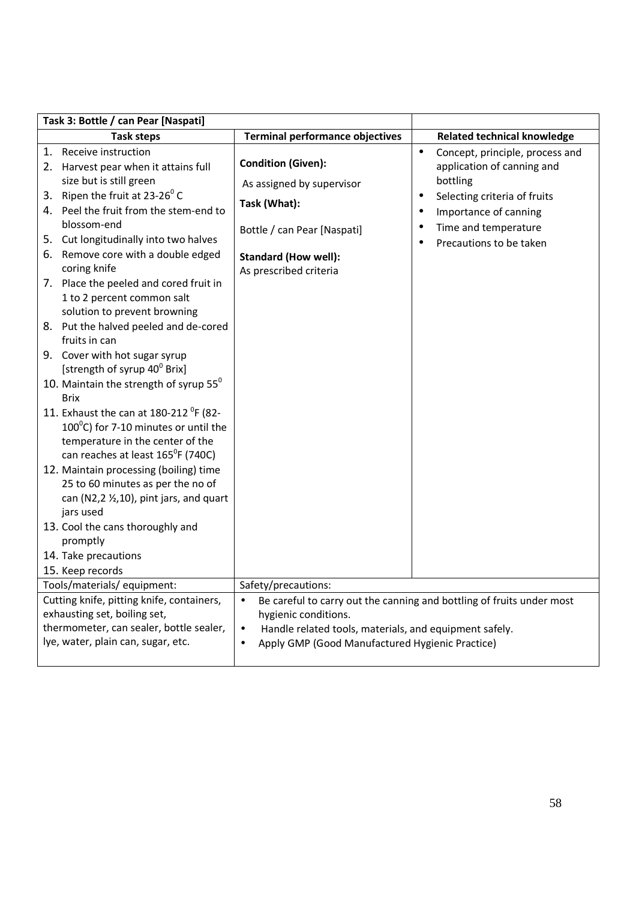| Task 3: Bottle / can Pear [Naspati] | | |
|---|---|---|
| **Task steps** | **Terminal performance objectives** | **Related technical knowledge** |
| 1. Receive instruction<br>2. Harvest pear when it attains full size but is still green<br>3. Ripen the fruit at 23-26$^0$ C<br>4. Peel the fruit from the stem-end to blossom-end<br>5. Cut longitudinally into two halves<br>6. Remove core with a double edged coring knife<br>7. Place the peeled and cored fruit in 1 to 2 percent common salt solution to prevent browning<br>8. Put the halved peeled and de-cored fruits in can<br>9. Cover with hot sugar syrup [strength of syrup 40$^0$ Brix]<br>10. Maintain the strength of syrup 55$^0$ Brix<br>11. Exhaust the can at 180-212 $^0$F (82-100$^0$C) for 7-10 minutes or until the temperature in the center of the can reaches at least 165$^0$F (740C)<br>12. Maintain processing (boiling) time 25 to 60 minutes as per the no of can (N2,2 ½,10), pint jars, and quart jars used<br>13. Cool the cans thoroughly and promptly<br>14. Take precautions<br>15. Keep records | **Condition (Given):**<br>As assigned by supervisor<br>**Task (What):**<br>Bottle / can Pear [Naspati]<br>**Standard (How well):**<br>As prescribed criteria | • Concept, principle, process and application of canning and bottling<br>• Selecting criteria of fruits<br>• Importance of canning<br>• Time and temperature<br>• Precautions to be taken |
| Tools/materials/ equipment: | Safety/precautions: | |
| Cutting knife, pitting knife, containers, exhausting set, boiling set, thermometer, can sealer, bottle sealer, lye, water, plain can, sugar, etc. | • Be careful to carry out the canning and bottling of fruits under most hygienic conditions.<br>• Handle related tools, materials, and equipment safely.<br>• Apply GMP (Good Manufactured Hygienic Practice) | |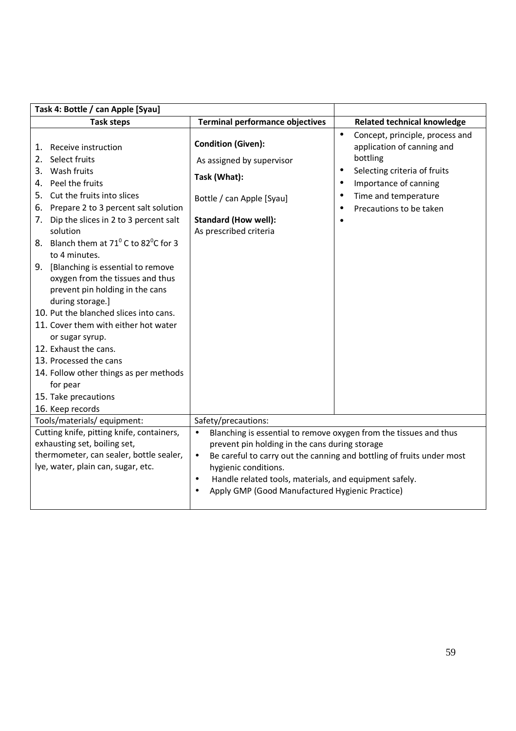| Task 4: Bottle / can Apple [Syau] | | |
|---|---|---|
| **Task steps** | **Terminal performance objectives** | **Related technical knowledge** |
| 1. Receive instruction<br>2. Select fruits<br>3. Wash fruits<br>4. Peel the fruits<br>5. Cut the fruits into slices<br>6. Prepare 2 to 3 percent salt solution<br>7. Dip the slices in 2 to 3 percent salt solution<br>8. Blanch them at $71^0$ C to $82^0$C for 3 to 4 minutes.<br>9. [Blanching is essential to remove oxygen from the tissues and thus prevent pin holding in the cans during storage.]<br>10. Put the blanched slices into cans.<br>11. Cover them with either hot water or sugar syrup.<br>12. Exhaust the cans.<br>13. Processed the cans<br>14. Follow other things as per methods for pear<br>15. Take precautions<br>16. Keep records | **Condition (Given):**<br>As assigned by supervisor<br>**Task (What):**<br>Bottle / can Apple [Syau]<br>**Standard (How well):**<br>As prescribed criteria | • Concept, principle, process and application of canning and bottling<br>• Selecting criteria of fruits<br>• Importance of canning<br>• Time and temperature<br>• Precautions to be taken<br>• |
| Tools/materials/ equipment: | Safety/precautions: | |
| Cutting knife, pitting knife, containers, exhausting set, boiling set, thermometer, can sealer, bottle sealer, lye, water, plain can, sugar, etc. | • Blanching is essential to remove oxygen from the tissues and thus prevent pin holding in the cans during storage<br>• Be careful to carry out the canning and bottling of fruits under most hygienic conditions.<br>• Handle related tools, materials, and equipment safely.<br>• Apply GMP (Good Manufactured Hygienic Practice) | |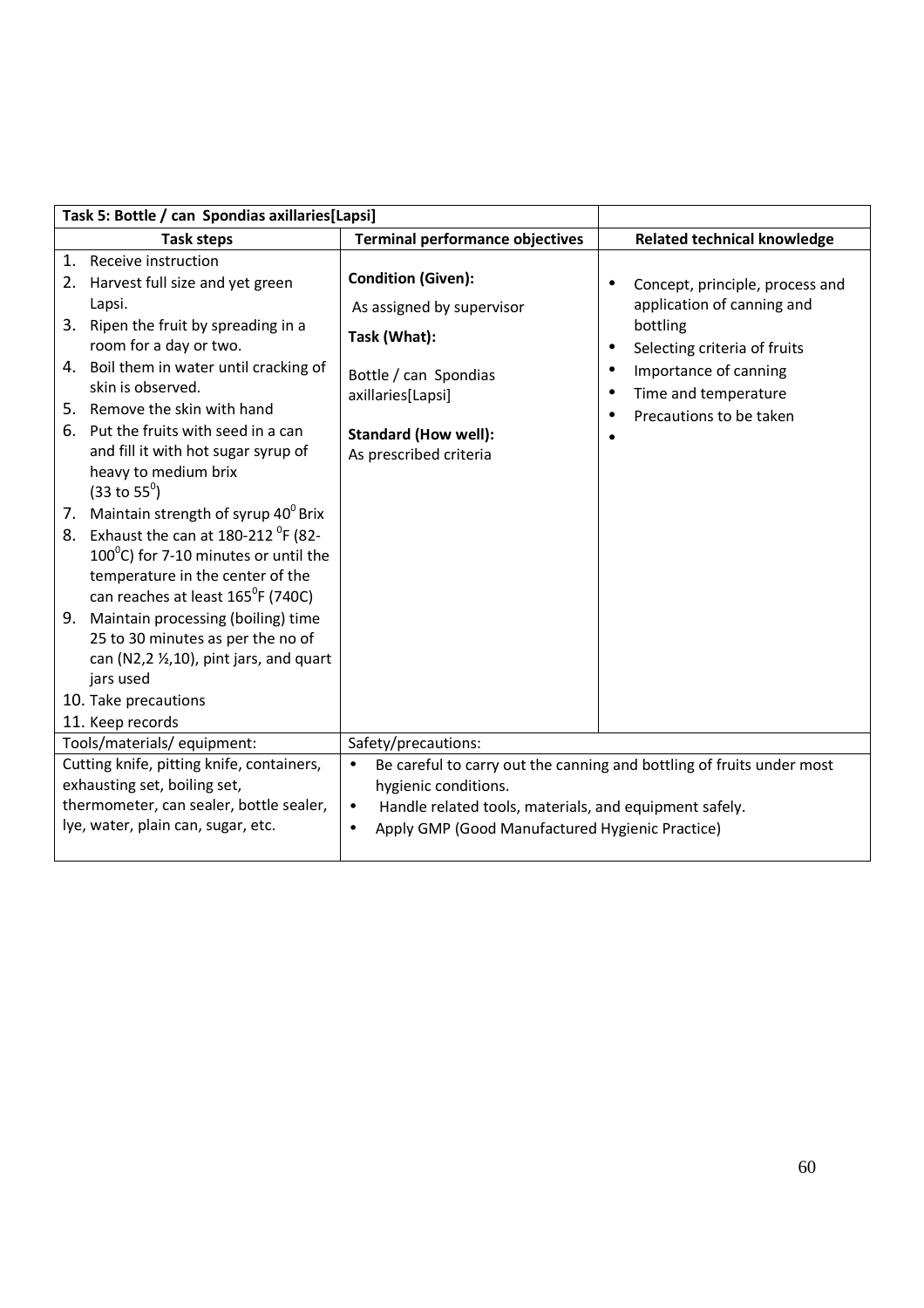| Task 5: Bottle / can Spondias axillaries[Lapsi] | | |
|---|---|---|
| **Task steps** | **Terminal performance objectives** | **Related technical knowledge** |
| 1. Receive instruction<br>2. Harvest full size and yet green Lapsi.<br>3. Ripen the fruit by spreading in a room for a day or two.<br>4. Boil them in water until cracking of skin is observed.<br>5. Remove the skin with hand<br>6. Put the fruits with seed in a can and fill it with hot sugar syrup of heavy to medium brix (33 to 55$^0$)<br>7. Maintain strength of syrup 40$^0$ Brix<br>8. Exhaust the can at 180-212 $^0$F (82-100$^0$C) for 7-10 minutes or until the temperature in the center of the can reaches at least 165$^0$F (740C)<br>9. Maintain processing (boiling) time 25 to 30 minutes as per the no of can (N2,2 ½,10), pint jars, and quart jars used<br>10. Take precautions<br>11. Keep records | **Condition (Given):**<br>As assigned by supervisor<br>**Task (What):**<br>Bottle / can Spondias axillaries[Lapsi]<br>**Standard (How well):**<br>As prescribed criteria | • Concept, principle, process and application of canning and bottling<br>• Selecting criteria of fruits<br>• Importance of canning<br>• Time and temperature<br>• Precautions to be taken<br>• |
| Tools/materials/ equipment: | Safety/precautions: | |
| Cutting knife, pitting knife, containers, exhausting set, boiling set, thermometer, can sealer, bottle sealer, lye, water, plain can, sugar, etc. | • Be careful to carry out the canning and bottling of fruits under most hygienic conditions.<br>• Handle related tools, materials, and equipment safely.<br>• Apply GMP (Good Manufactured Hygienic Practice) | |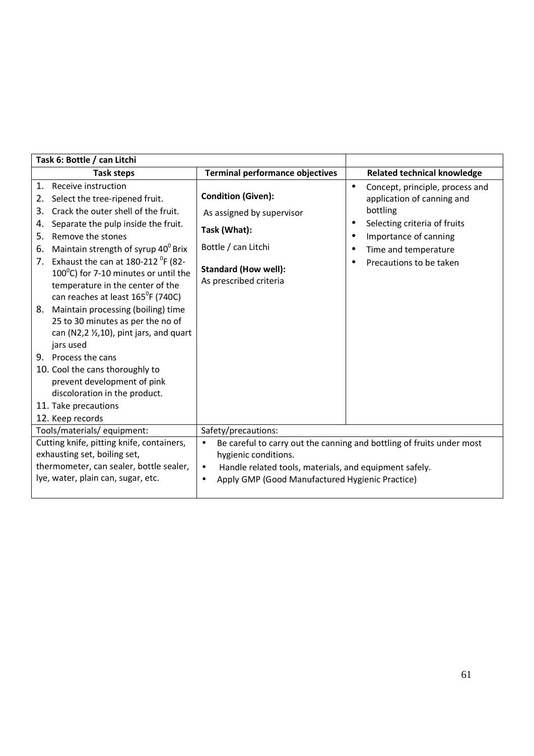| Task 6: Bottle / can Litchi | | |
|---|---|---|
| **Task steps** | **Terminal performance objectives** | **Related technical knowledge** |
| 1. Receive instruction<br>2. Select the tree-ripened fruit.<br>3. Crack the outer shell of the fruit.<br>4. Separate the pulp inside the fruit.<br>5. Remove the stones<br>6. Maintain strength of syrup $40^0$ Brix<br>7. Exhaust the can at 180-212 $^0$F (82-100$^0$C) for 7-10 minutes or until the temperature in the center of the can reaches at least 165$^0$F (740C)<br>8. Maintain processing (boiling) time 25 to 30 minutes as per the no of can (N2,2 ½,10), pint jars, and quart jars used<br>9. Process the cans<br>10. Cool the cans thoroughly to prevent development of pink discoloration in the product.<br>11. Take precautions<br>12. Keep records | **Condition (Given):**<br>As assigned by supervisor<br>**Task (What):**<br>Bottle / can Litchi<br>**Standard (How well):**<br>As prescribed criteria | • Concept, principle, process and application of canning and bottling<br>• Selecting criteria of fruits<br>• Importance of canning<br>• Time and temperature<br>• Precautions to be taken |
| Tools/materials/ equipment: | Safety/precautions: | |
| Cutting knife, pitting knife, containers, exhausting set, boiling set, thermometer, can sealer, bottle sealer, lye, water, plain can, sugar, etc. | • Be careful to carry out the canning and bottling of fruits under most hygienic conditions.<br>• Handle related tools, materials, and equipment safely.<br>• Apply GMP (Good Manufactured Hygienic Practice) | |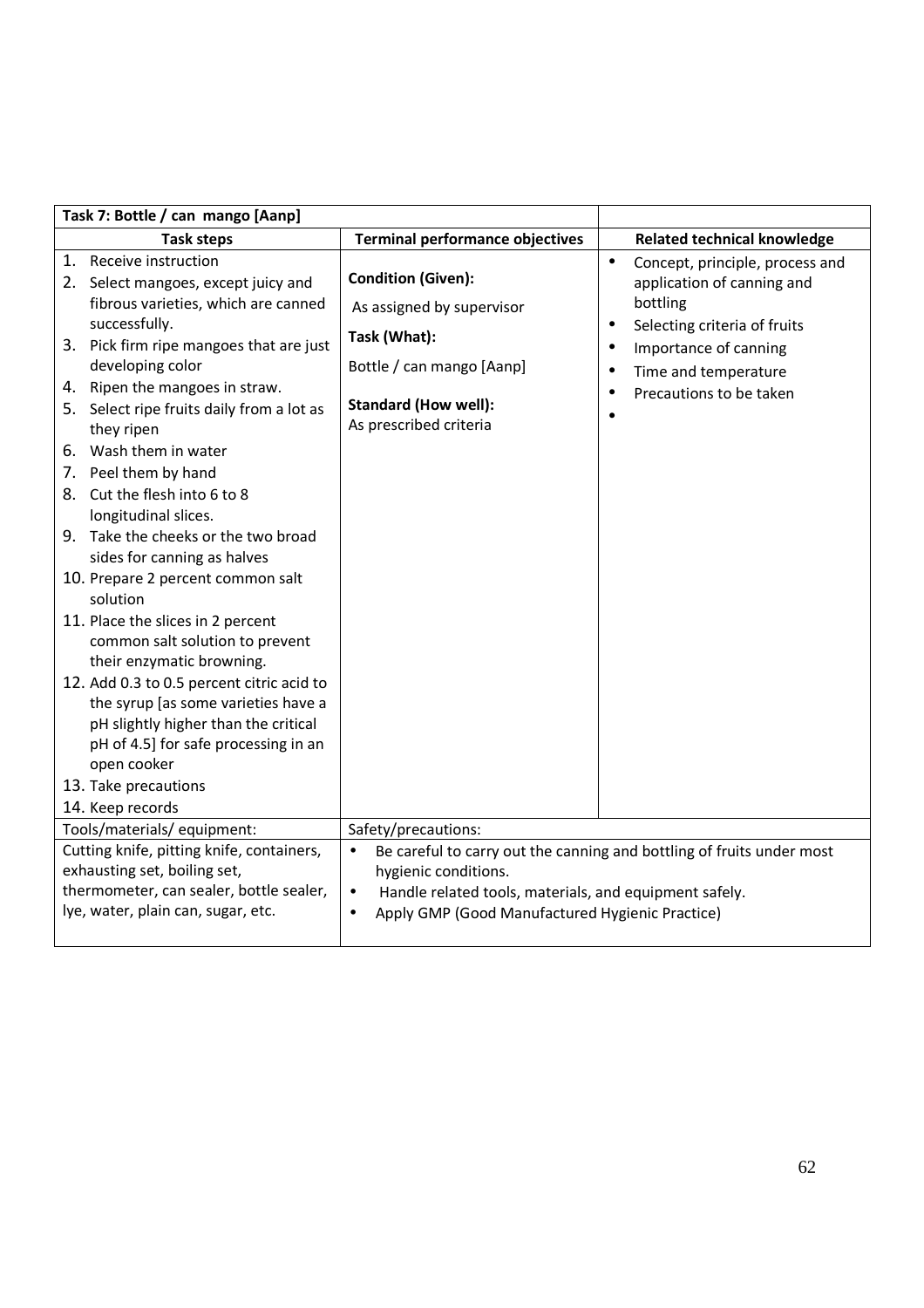| Task 7: Bottle / can mango [Aanp] | | |
|---|---|---|
| **Task steps** | **Terminal performance objectives** | **Related technical knowledge** |
| 1. Receive instruction<br>2. Select mangoes, except juicy and fibrous varieties, which are canned successfully.<br>3. Pick firm ripe mangoes that are just developing color<br>4. Ripen the mangoes in straw.<br>5. Select ripe fruits daily from a lot as they ripen<br>6. Wash them in water<br>7. Peel them by hand<br>8. Cut the flesh into 6 to 8 longitudinal slices.<br>9. Take the cheeks or the two broad sides for canning as halves<br>10. Prepare 2 percent common salt solution<br>11. Place the slices in 2 percent common salt solution to prevent their enzymatic browning.<br>12. Add 0.3 to 0.5 percent citric acid to the syrup [as some varieties have a pH slightly higher than the critical pH of 4.5] for safe processing in an open cooker<br>13. Take precautions<br>14. Keep records | **Condition (Given):**<br>As assigned by supervisor<br>**Task (What):**<br>Bottle / can mango [Aanp]<br>**Standard (How well):**<br>As prescribed criteria | • Concept, principle, process and application of canning and bottling<br>• Selecting criteria of fruits<br>• Importance of canning<br>• Time and temperature<br>• Precautions to be taken<br>• |
| Tools/materials/ equipment: | Safety/precautions: | |
| Cutting knife, pitting knife, containers, exhausting set, boiling set, thermometer, can sealer, bottle sealer, lye, water, plain can, sugar, etc. | • Be careful to carry out the canning and bottling of fruits under most hygienic conditions.<br>• Handle related tools, materials, and equipment safely.<br>• Apply GMP (Good Manufactured Hygienic Practice) | |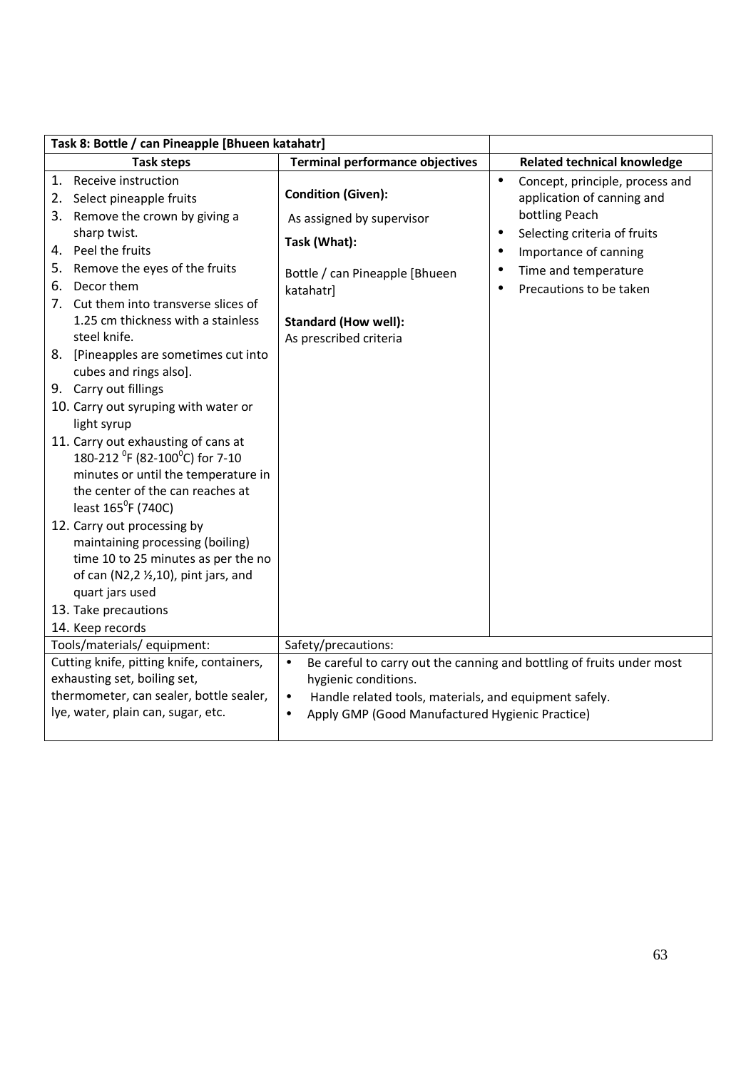| Task 8: Bottle / can Pineapple [Bhueen katahatr] | | |
|---|---|---|
| **Task steps** | **Terminal performance objectives** | **Related technical knowledge** |
| 1. Receive instruction<br>2. Select pineapple fruits<br>3. Remove the crown by giving a sharp twist.<br>4. Peel the fruits<br>5. Remove the eyes of the fruits<br>6. Decor them<br>7. Cut them into transverse slices of 1.25 cm thickness with a stainless steel knife.<br>8. [Pineapples are sometimes cut into cubes and rings also].<br>9. Carry out fillings<br>10. Carry out syruping with water or light syrup<br>11. Carry out exhausting of cans at 180-212 $^{0}$F (82-100$^{0}$C) for 7-10 minutes or until the temperature in the center of the can reaches at least 165$^{0}$F (740C)<br>12. Carry out processing by maintaining processing (boiling) time 10 to 25 minutes as per the no of can (N2,2 ½,10), pint jars, and quart jars used<br>13. Take precautions<br>14. Keep records | **Condition (Given):**<br>As assigned by supervisor<br>**Task (What):**<br>Bottle / can Pineapple [Bhueen katahatr]<br>**Standard (How well):**<br>As prescribed criteria | • Concept, principle, process and application of canning and bottling Peach<br>• Selecting criteria of fruits<br>• Importance of canning<br>• Time and temperature<br>• Precautions to be taken |
| Tools/materials/ equipment: | Safety/precautions: | |
| Cutting knife, pitting knife, containers, exhausting set, boiling set, thermometer, can sealer, bottle sealer, lye, water, plain can, sugar, etc. | • Be careful to carry out the canning and bottling of fruits under most hygienic conditions.<br>• Handle related tools, materials, and equipment safely.<br>• Apply GMP (Good Manufactured Hygienic Practice) | |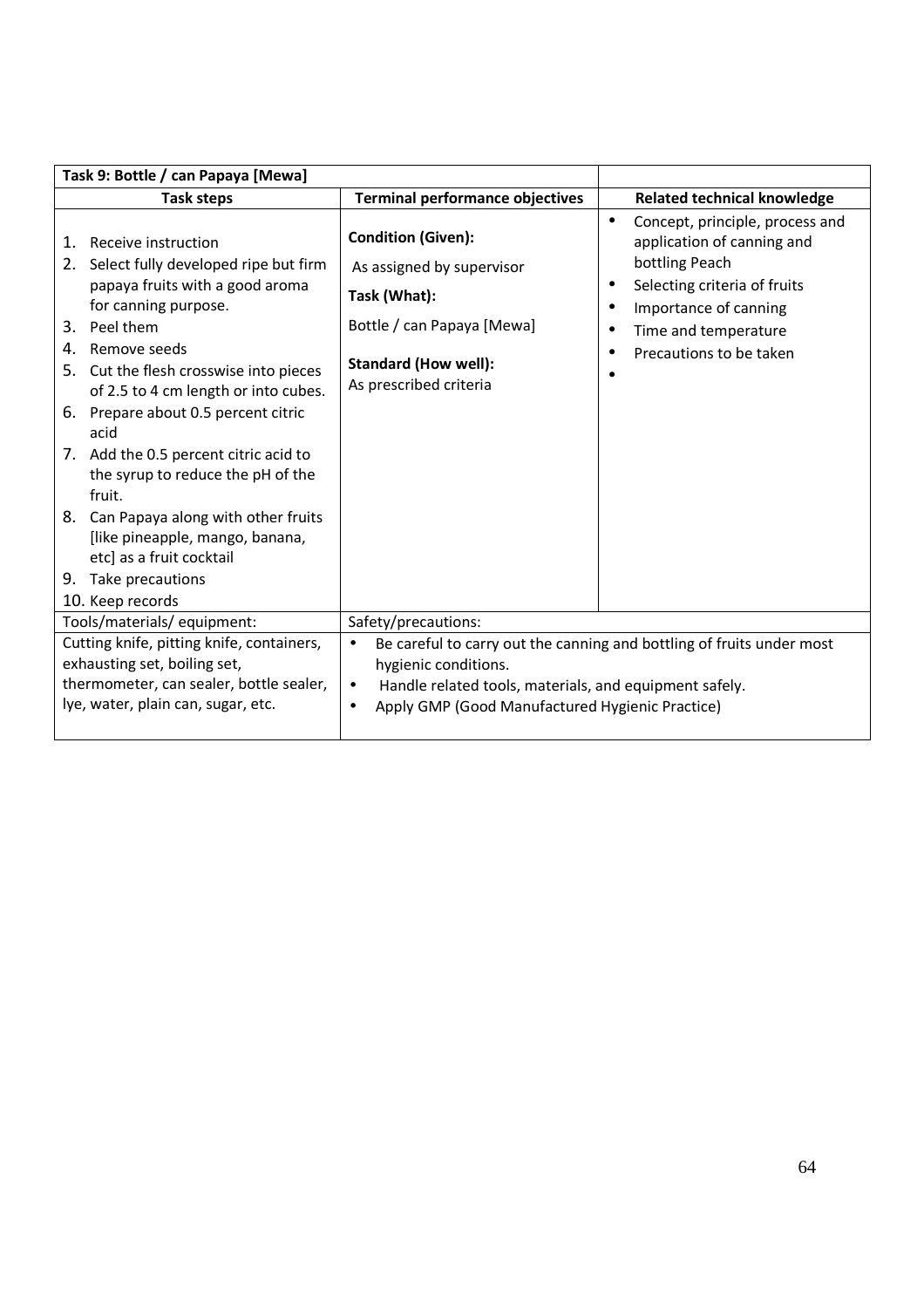| Task 9: Bottle / can Papaya [Mewa] | | |
|---|---|---|
| **Task steps** | **Terminal performance objectives** | **Related technical knowledge** |
| 1. Receive instruction<br>2. Select fully developed ripe but firm papaya fruits with a good aroma for canning purpose.<br>3. Peel them<br>4. Remove seeds<br>5. Cut the flesh crosswise into pieces of 2.5 to 4 cm length or into cubes.<br>6. Prepare about 0.5 percent citric acid<br>7. Add the 0.5 percent citric acid to the syrup to reduce the pH of the fruit.<br>8. Can Papaya along with other fruits [like pineapple, mango, banana, etc] as a fruit cocktail<br>9. Take precautions<br>10. Keep records | **Condition (Given):**<br>As assigned by supervisor<br>**Task (What):**<br>Bottle / can Papaya [Mewa]<br>**Standard (How well):**<br>As prescribed criteria | • Concept, principle, process and application of canning and bottling Peach<br>• Selecting criteria of fruits<br>• Importance of canning<br>• Time and temperature<br>• Precautions to be taken<br>• |
| Tools/materials/ equipment: | Safety/precautions: | |
| Cutting knife, pitting knife, containers, exhausting set, boiling set, thermometer, can sealer, bottle sealer, lye, water, plain can, sugar, etc. | • Be careful to carry out the canning and bottling of fruits under most hygienic conditions.<br>• Handle related tools, materials, and equipment safely.<br>• Apply GMP (Good Manufactured Hygienic Practice) | |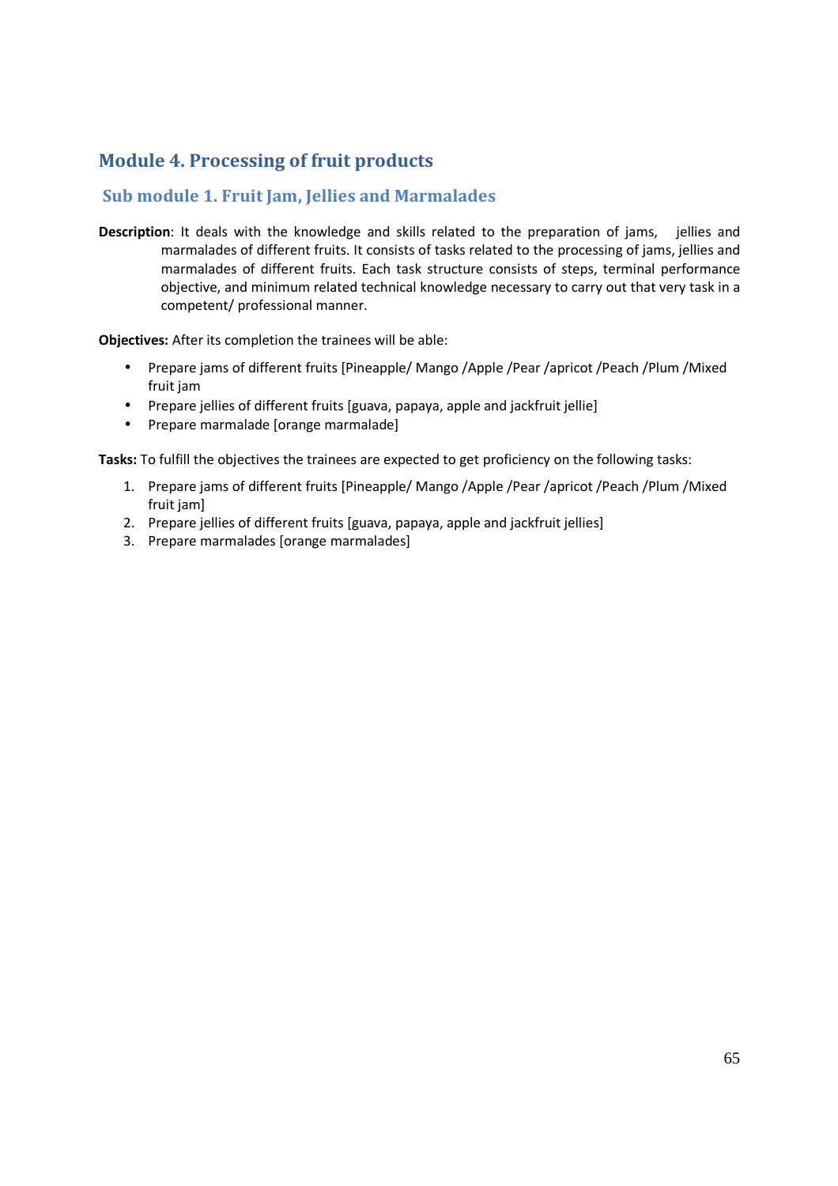# Module 4. Processing of fruit products

## Sub module 1. Fruit Jam, Jellies and Marmalades

**Description**: It deals with the knowledge and skills related to the preparation of jams, jellies and marmalades of different fruits. It consists of tasks related to the processing of jams, jellies and marmalades of different fruits. Each task structure consists of steps, terminal performance objective, and minimum related technical knowledge necessary to carry out that very task in a competent/ professional manner.

**Objectives:** After its completion the trainees will be able:

- Prepare jams of different fruits [Pineapple/ Mango /Apple /Pear /apricot /Peach /Plum /Mixed fruit jam
- Prepare jellies of different fruits [guava, papaya, apple and jackfruit jellie]
- Prepare marmalade [orange marmalade]

**Tasks:** To fulfill the objectives the trainees are expected to get proficiency on the following tasks:

1. Prepare jams of different fruits [Pineapple/ Mango /Apple /Pear /apricot /Peach /Plum /Mixed fruit jam]
2. Prepare jellies of different fruits [guava, papaya, apple and jackfruit jellies]
3. Prepare marmalades [orange marmalades]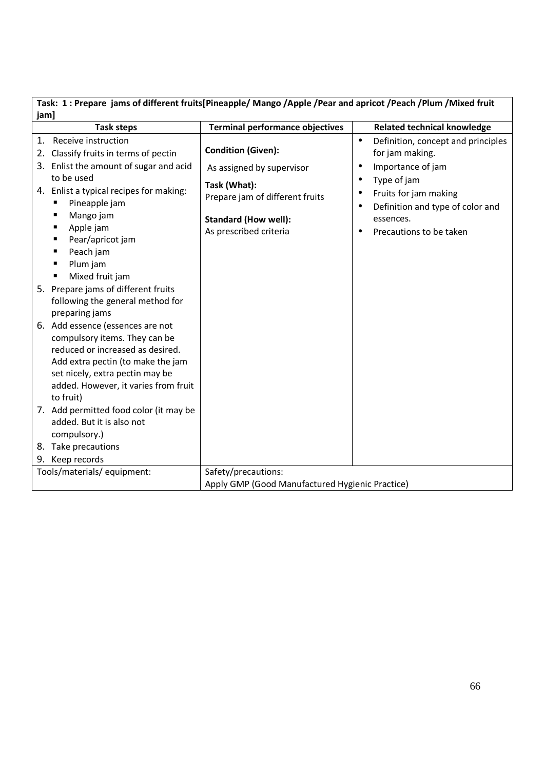| Task: 1 : Prepare jams of different fruits[Pineapple/ Mango /Apple /Pear and apricot /Peach /Plum /Mixed fruit jam] | | |
|---|---|---|
| **Task steps** | **Terminal performance objectives** | **Related technical knowledge** |
| 1. Receive instruction<br>2. Classify fruits in terms of pectin<br>3. Enlist the amount of sugar and acid to be used<br>4. Enlist a typical recipes for making:<br>▪ Pineapple jam<br>▪ Mango jam<br>▪ Apple jam<br>▪ Pear/apricot jam<br>▪ Peach jam<br>▪ Plum jam<br>▪ Mixed fruit jam<br>5. Prepare jams of different fruits following the general method for preparing jams<br>6. Add essence (essences are not compulsory items. They can be reduced or increased as desired. Add extra pectin (to make the jam set nicely, extra pectin may be added. However, it varies from fruit to fruit)<br>7. Add permitted food color (it may be added. But it is also not compulsory.)<br>8. Take precautions<br>9. Keep records | **Condition (Given):**<br>As assigned by supervisor<br>**Task (What):**<br>Prepare jam of different fruits<br>**Standard (How well):**<br>As prescribed criteria | • Definition, concept and principles for jam making.<br>• Importance of jam<br>• Type of jam<br>• Fruits for jam making<br>• Definition and type of color and essences.<br>• Precautions to be taken |
| Tools/materials/ equipment: | Safety/precautions:<br>Apply GMP (Good Manufactured Hygienic Practice) | |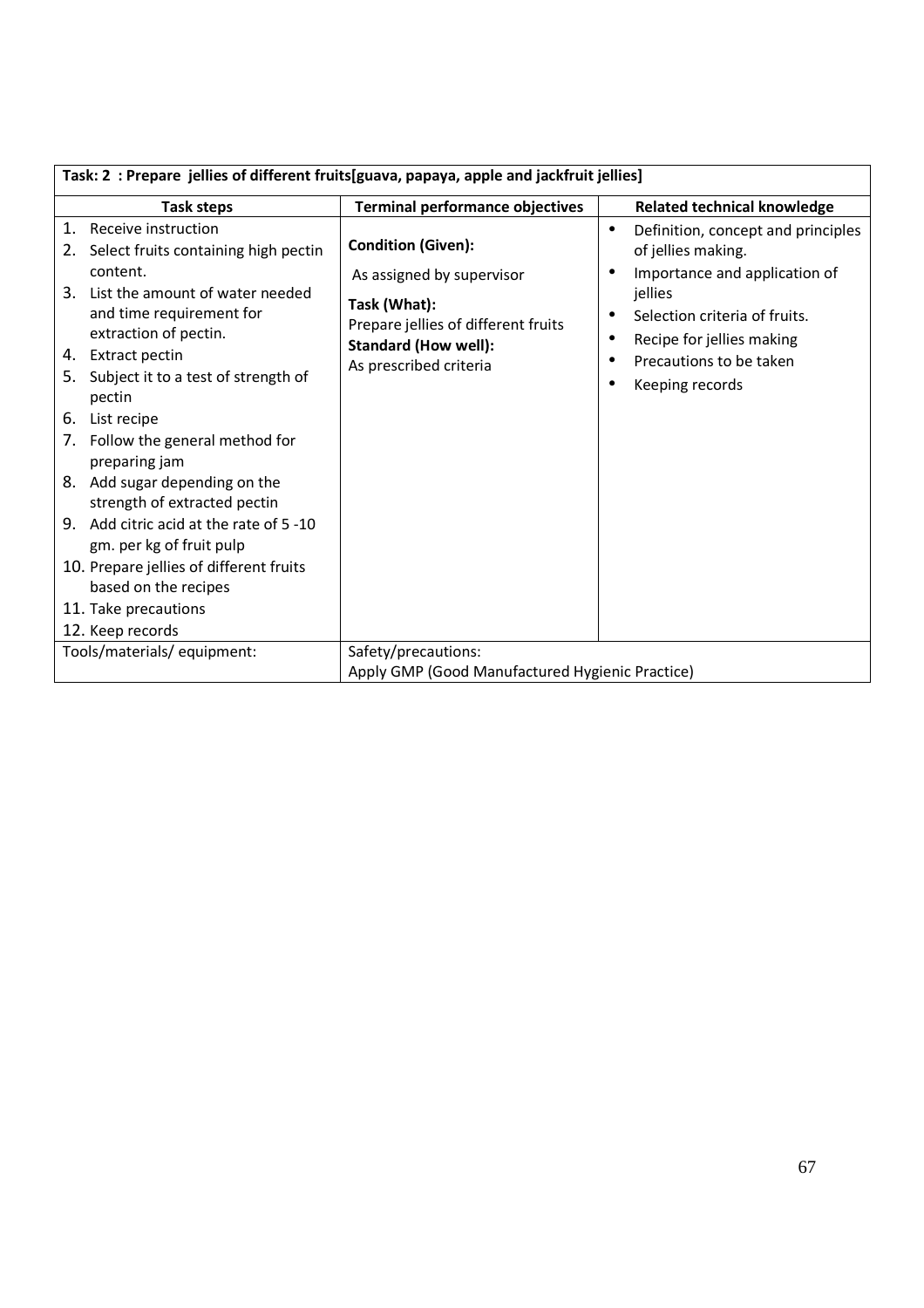| Task: 2 : Prepare jellies of different fruits[guava, papaya, apple and jackfruit jellies] | | |
|---|---|---|
| **Task steps** | **Terminal performance objectives** | **Related technical knowledge** |
| 1. Receive instruction<br>2. Select fruits containing high pectin content.<br>3. List the amount of water needed and time requirement for extraction of pectin.<br>4. Extract pectin<br>5. Subject it to a test of strength of pectin<br>6. List recipe<br>7. Follow the general method for preparing jam<br>8. Add sugar depending on the strength of extracted pectin<br>9. Add citric acid at the rate of 5 -10 gm. per kg of fruit pulp<br>10. Prepare jellies of different fruits based on the recipes<br>11. Take precautions<br>12. Keep records | **Condition (Given):**<br>As assigned by supervisor<br>**Task (What):**<br>Prepare jellies of different fruits<br>**Standard (How well):**<br>As prescribed criteria | • Definition, concept and principles of jellies making.<br>• Importance and application of jellies<br>• Selection criteria of fruits.<br>• Recipe for jellies making<br>• Precautions to be taken<br>• Keeping records |
| Tools/materials/ equipment: | Safety/precautions:<br>Apply GMP (Good Manufactured Hygienic Practice) | |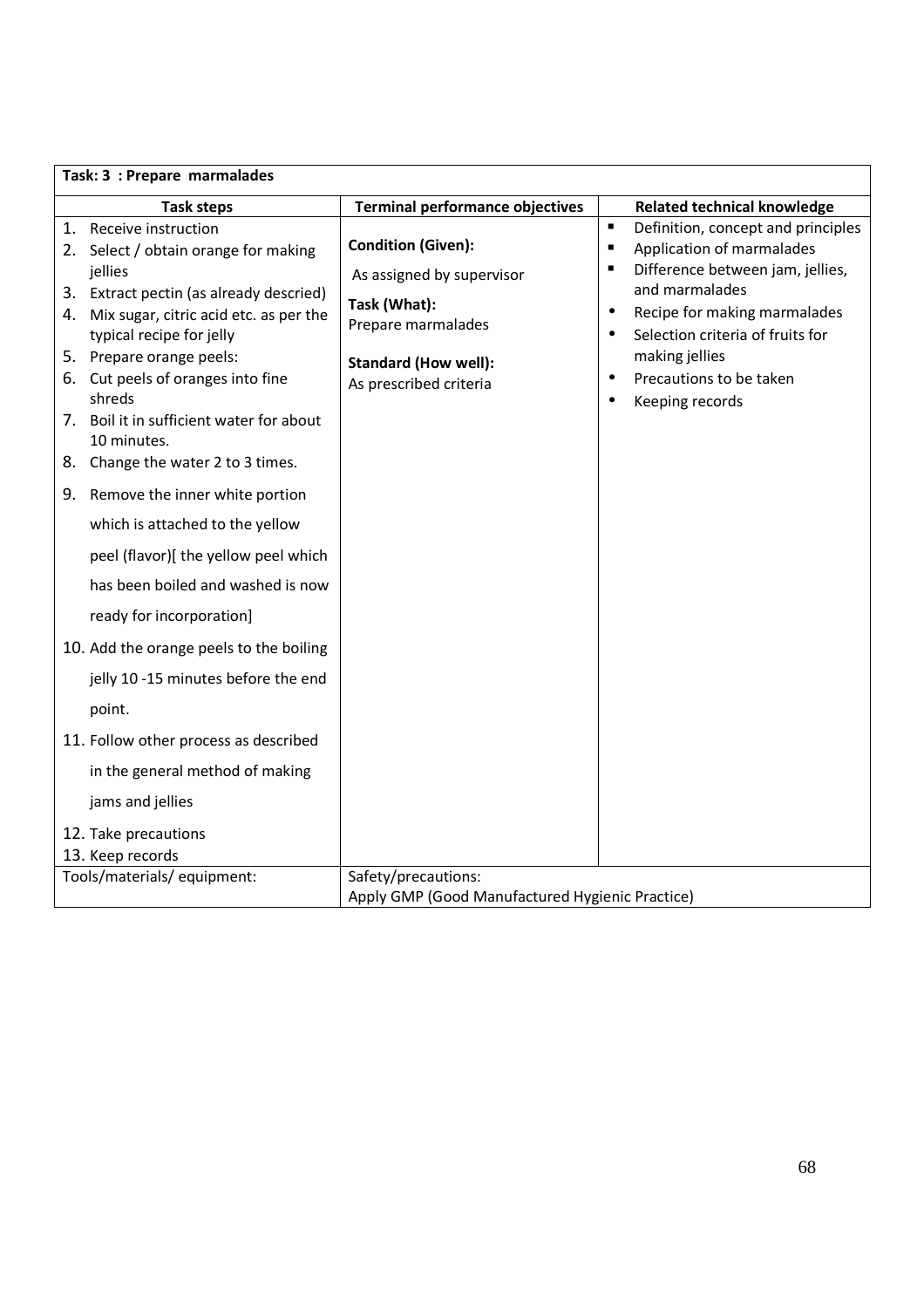| Task: 3 : Prepare marmalades | | |
|---|---|---|
| **Task steps** | **Terminal performance objectives** | **Related technical knowledge** |
| 1. Receive instruction<br>2. Select / obtain orange for making jellies<br>3. Extract pectin (as already descried)<br>4. Mix sugar, citric acid etc. as per the typical recipe for jelly<br>5. Prepare orange peels:<br>6. Cut peels of oranges into fine shreds<br>7. Boil it in sufficient water for about 10 minutes.<br>8. Change the water 2 to 3 times.<br>9. Remove the inner white portion which is attached to the yellow peel (flavor)[ the yellow peel which has been boiled and washed is now ready for incorporation]<br>10. Add the orange peels to the boiling jelly 10 -15 minutes before the end point.<br>11. Follow other process as described in the general method of making jams and jellies<br>12. Take precautions<br>13. Keep records | **Condition (Given):**<br>As assigned by supervisor<br>**Task (What):**<br>Prepare marmalades<br>**Standard (How well):**<br>As prescribed criteria | ▪ Definition, concept and principles<br>▪ Application of marmalades<br>▪ Difference between jam, jellies, and marmalades<br>• Recipe for making marmalades<br>• Selection criteria of fruits for making jellies<br>• Precautions to be taken<br>• Keeping records |
| Tools/materials/ equipment: | Safety/precautions:<br>Apply GMP (Good Manufactured Hygienic Practice) | |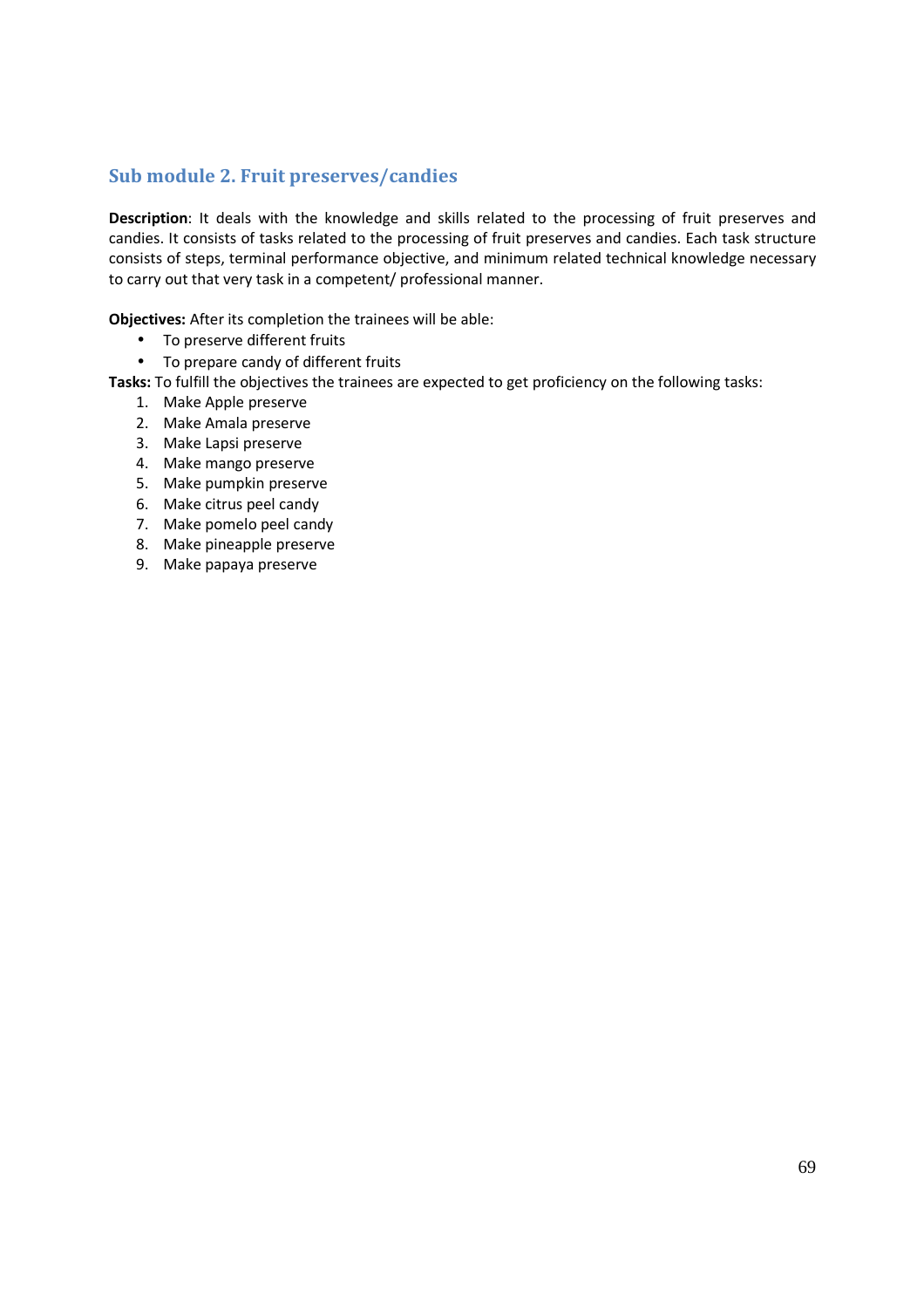## Sub module 2. Fruit preserves/candies

**Description**: It deals with the knowledge and skills related to the processing of fruit preserves and candies. It consists of tasks related to the processing of fruit preserves and candies. Each task structure consists of steps, terminal performance objective, and minimum related technical knowledge necessary to carry out that very task in a competent/ professional manner.

**Objectives:** After its completion the trainees will be able:

- To preserve different fruits
- To prepare candy of different fruits

**Tasks:** To fulfill the objectives the trainees are expected to get proficiency on the following tasks:

1. Make Apple preserve
2. Make Amala preserve
3. Make Lapsi preserve
4. Make mango preserve
5. Make pumpkin preserve
6. Make citrus peel candy
7. Make pomelo peel candy
8. Make pineapple preserve
9. Make papaya preserve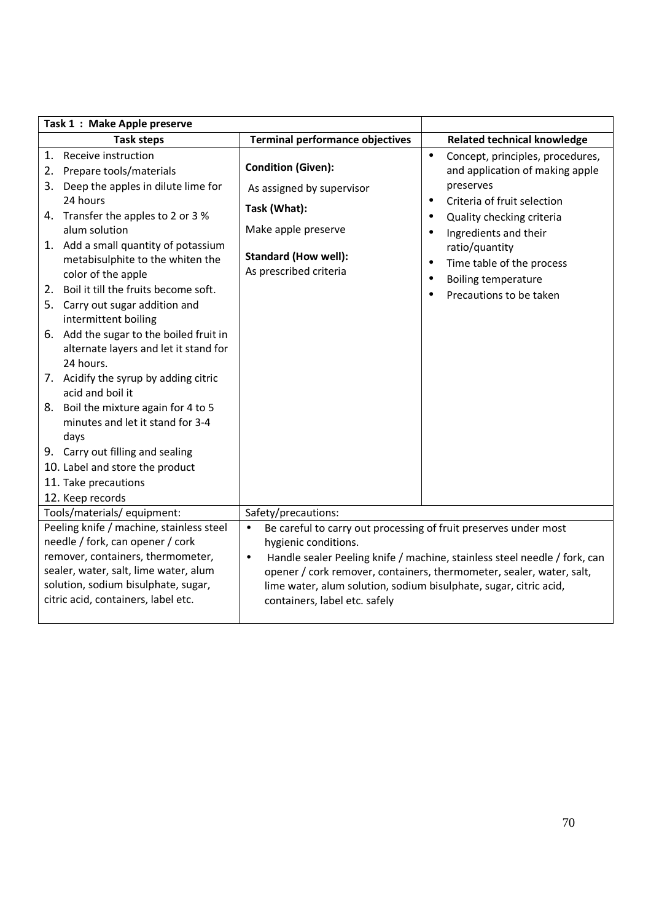| Task 1 : Make Apple preserve | | |
|---|---|---|
| **Task steps** | **Terminal performance objectives** | **Related technical knowledge** |
| 1. Receive instruction<br>2. Prepare tools/materials<br>3. Deep the apples in dilute lime for 24 hours<br>4. Transfer the apples to 2 or 3 % alum solution<br>1. Add a small quantity of potassium metabisulphite to the whiten the color of the apple<br>2. Boil it till the fruits become soft.<br>5. Carry out sugar addition and intermittent boiling<br>6. Add the sugar to the boiled fruit in alternate layers and let it stand for 24 hours.<br>7. Acidify the syrup by adding citric acid and boil it<br>8. Boil the mixture again for 4 to 5 minutes and let it stand for 3-4 days<br>9. Carry out filling and sealing<br>10. Label and store the product<br>11. Take precautions<br>12. Keep records | **Condition (Given):**<br>As assigned by supervisor<br>**Task (What):**<br>Make apple preserve<br>**Standard (How well):**<br>As prescribed criteria | • Concept, principles, procedures, and application of making apple preserves<br>• Criteria of fruit selection<br>• Quality checking criteria<br>• Ingredients and their ratio/quantity<br>• Time table of the process<br>• Boiling temperature<br>• Precautions to be taken |
| Tools/materials/ equipment: | Safety/precautions: | |
| Peeling knife / machine, stainless steel needle / fork, can opener / cork remover, containers, thermometer, sealer, water, salt, lime water, alum solution, sodium bisulphate, sugar, citric acid, containers, label etc. | • Be careful to carry out processing of fruit preserves under most hygienic conditions.<br>• Handle sealer Peeling knife / machine, stainless steel needle / fork, can opener / cork remover, containers, thermometer, sealer, water, salt, lime water, alum solution, sodium bisulphate, sugar, citric acid, containers, label etc. safely | |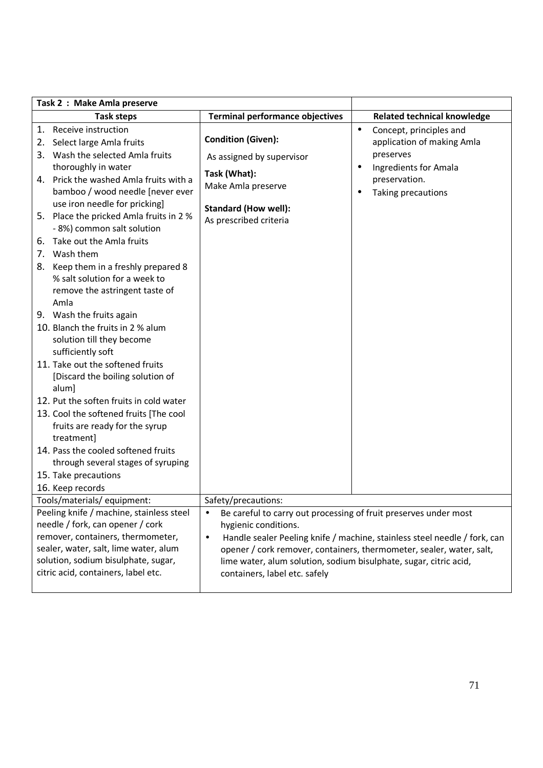| Task 2 : Make Amla preserve | | |
|---|---|---|
| **Task steps** | **Terminal performance objectives** | **Related technical knowledge** |
| 1. Receive instruction<br>2. Select large Amla fruits<br>3. Wash the selected Amla fruits thoroughly in water<br>4. Prick the washed Amla fruits with a bamboo / wood needle [never ever use iron needle for pricking]<br>5. Place the pricked Amla fruits in 2 % - 8%) common salt solution<br>6. Take out the Amla fruits<br>7. Wash them<br>8. Keep them in a freshly prepared 8 % salt solution for a week to remove the astringent taste of Amla<br>9. Wash the fruits again<br>10. Blanch the fruits in 2 % alum solution till they become sufficiently soft<br>11. Take out the softened fruits [Discard the boiling solution of alum]<br>12. Put the soften fruits in cold water<br>13. Cool the softened fruits [The cool fruits are ready for the syrup treatment]<br>14. Pass the cooled softened fruits through several stages of syruping<br>15. Take precautions<br>16. Keep records | **Condition (Given):**<br>As assigned by supervisor<br>**Task (What):**<br>Make Amla preserve<br>**Standard (How well):**<br>As prescribed criteria | • Concept, principles and application of making Amla preserves<br>• Ingredients for Amala preservation.<br>• Taking precautions |
| Tools/materials/ equipment: | Safety/precautions: | |
| Peeling knife / machine, stainless steel needle / fork, can opener / cork remover, containers, thermometer, sealer, water, salt, lime water, alum solution, sodium bisulphate, sugar, citric acid, containers, label etc. | • Be careful to carry out processing of fruit preserves under most hygienic conditions.<br>• Handle sealer Peeling knife / machine, stainless steel needle / fork, can opener / cork remover, containers, thermometer, sealer, water, salt, lime water, alum solution, sodium bisulphate, sugar, citric acid, containers, label etc. safely | |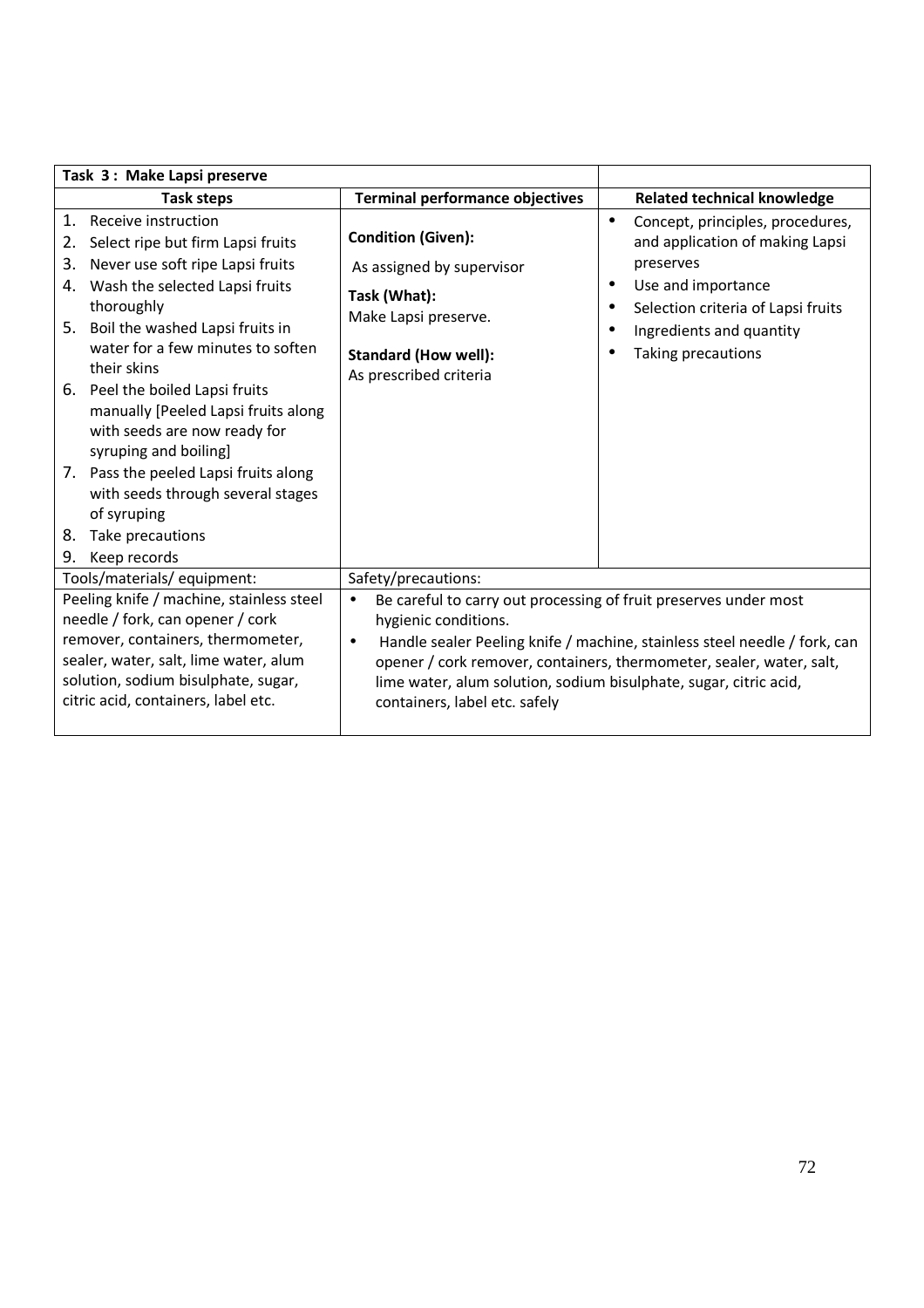| Task 3 : Make Lapsi preserve | | |
|---|---|---|
| **Task steps** | **Terminal performance objectives** | **Related technical knowledge** |
| 1. Receive instruction<br>2. Select ripe but firm Lapsi fruits<br>3. Never use soft ripe Lapsi fruits<br>4. Wash the selected Lapsi fruits thoroughly<br>5. Boil the washed Lapsi fruits in water for a few minutes to soften their skins<br>6. Peel the boiled Lapsi fruits manually [Peeled Lapsi fruits along with seeds are now ready for syruping and boiling]<br>7. Pass the peeled Lapsi fruits along with seeds through several stages of syruping<br>8. Take precautions<br>9. Keep records | **Condition (Given):**<br>As assigned by supervisor<br>**Task (What):**<br>Make Lapsi preserve.<br>**Standard (How well):**<br>As prescribed criteria | • Concept, principles, procedures, and application of making Lapsi preserves<br>• Use and importance<br>• Selection criteria of Lapsi fruits<br>• Ingredients and quantity<br>• Taking precautions |
| Tools/materials/ equipment: | Safety/precautions: | |
| Peeling knife / machine, stainless steel needle / fork, can opener / cork remover, containers, thermometer, sealer, water, salt, lime water, alum solution, sodium bisulphate, sugar, citric acid, containers, label etc. | • Be careful to carry out processing of fruit preserves under most hygienic conditions.<br>• Handle sealer Peeling knife / machine, stainless steel needle / fork, can opener / cork remover, containers, thermometer, sealer, water, salt, lime water, alum solution, sodium bisulphate, sugar, citric acid, containers, label etc. safely | |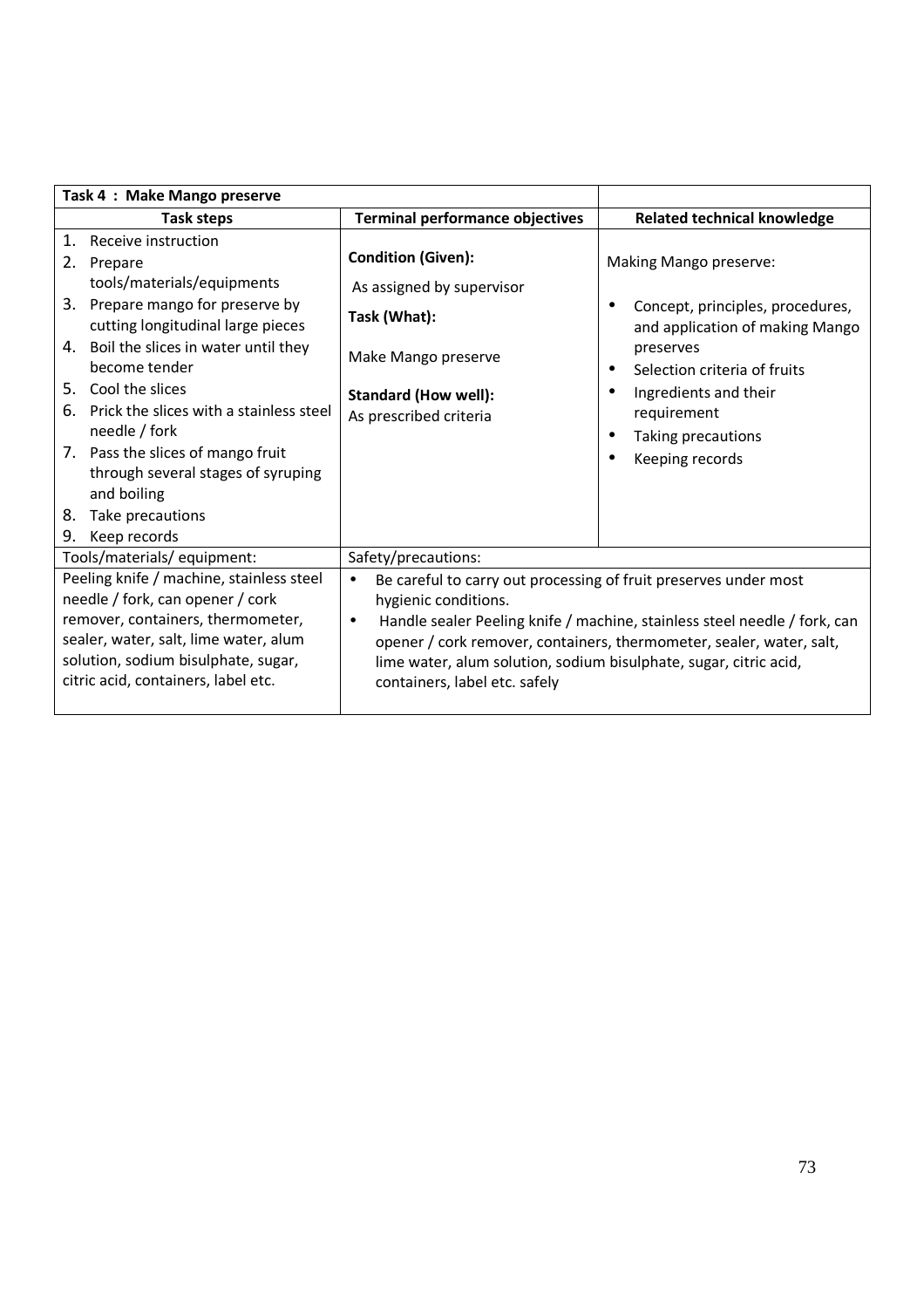| Task 4 : Make Mango preserve | | |
|---|---|---|
| **Task steps** | **Terminal performance objectives** | **Related technical knowledge** |
| 1. Receive instruction<br>2. Prepare tools/materials/equipments<br>3. Prepare mango for preserve by cutting longitudinal large pieces<br>4. Boil the slices in water until they become tender<br>5. Cool the slices<br>6. Prick the slices with a stainless steel needle / fork<br>7. Pass the slices of mango fruit through several stages of syruping and boiling<br>8. Take precautions<br>9. Keep records | **Condition (Given):**<br>As assigned by supervisor<br>**Task (What):**<br>Make Mango preserve<br>**Standard (How well):**<br>As prescribed criteria | Making Mango preserve:<br>• Concept, principles, procedures, and application of making Mango preserves<br>• Selection criteria of fruits<br>• Ingredients and their requirement<br>• Taking precautions<br>• Keeping records |
| Tools/materials/ equipment: | Safety/precautions: | |
| Peeling knife / machine, stainless steel needle / fork, can opener / cork remover, containers, thermometer, sealer, water, salt, lime water, alum solution, sodium bisulphate, sugar, citric acid, containers, label etc. | • Be careful to carry out processing of fruit preserves under most hygienic conditions.<br>• Handle sealer Peeling knife / machine, stainless steel needle / fork, can opener / cork remover, containers, thermometer, sealer, water, salt, lime water, alum solution, sodium bisulphate, sugar, citric acid, containers, label etc. safely | |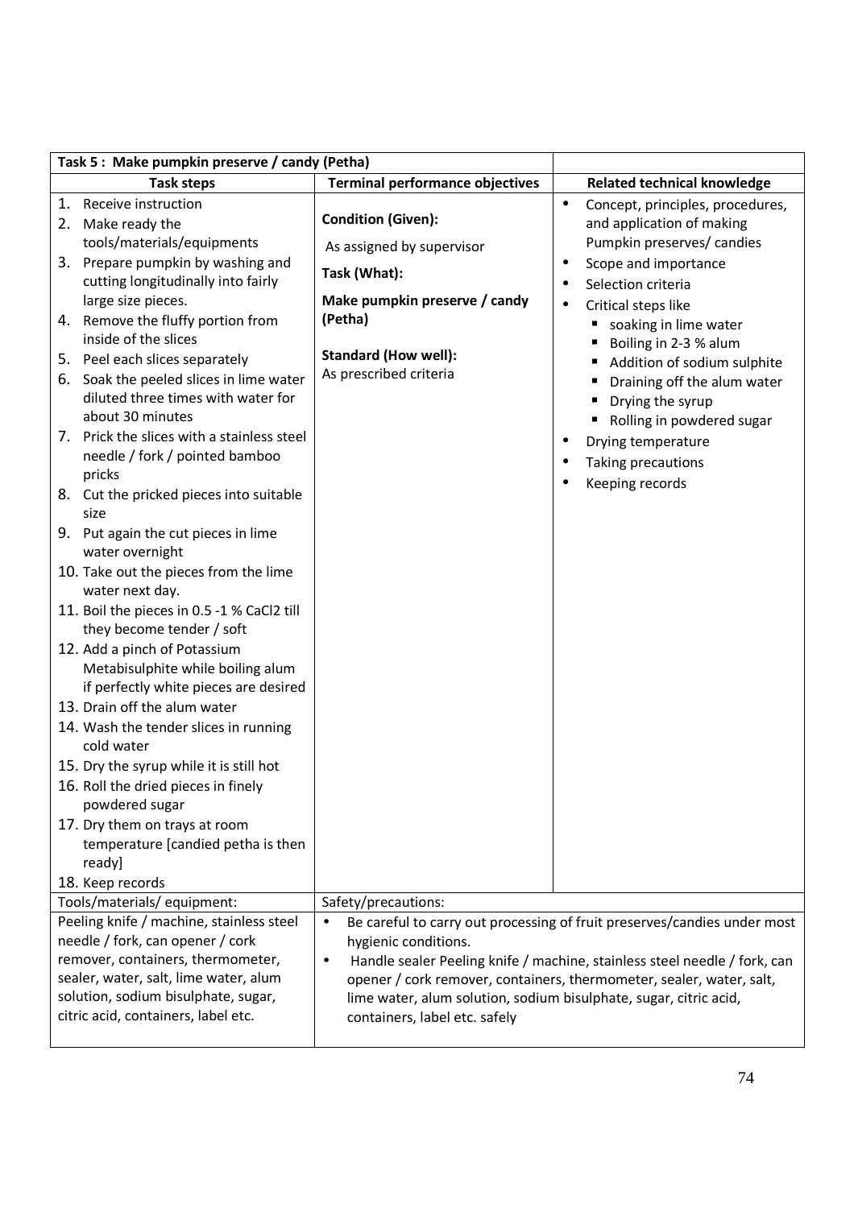| Task 5 : Make pumpkin preserve / candy (Petha) | | |
|---|---|---|
| **Task steps** | **Terminal performance objectives** | **Related technical knowledge** |
| 1. Receive instruction<br>2. Make ready the tools/materials/equipments<br>3. Prepare pumpkin by washing and cutting longitudinally into fairly large size pieces.<br>4. Remove the fluffy portion from inside of the slices<br>5. Peel each slices separately<br>6. Soak the peeled slices in lime water diluted three times with water for about 30 minutes<br>7. Prick the slices with a stainless steel needle / fork / pointed bamboo pricks<br>8. Cut the pricked pieces into suitable size<br>9. Put again the cut pieces in lime water overnight<br>10. Take out the pieces from the lime water next day.<br>11. Boil the pieces in 0.5 -1 % $CaCl_2$ till they become tender / soft<br>12. Add a pinch of Potassium Metabisulphite while boiling alum if perfectly white pieces are desired<br>13. Drain off the alum water<br>14. Wash the tender slices in running cold water<br>15. Dry the syrup while it is still hot<br>16. Roll the dried pieces in finely powdered sugar<br>17. Dry them on trays at room temperature [candied petha is then ready]<br>18. Keep records | **Condition (Given):**<br>As assigned by supervisor<br>**Task (What):**<br>**Make pumpkin preserve / candy (Petha)**<br>**Standard (How well):**<br>As prescribed criteria | • Concept, principles, procedures, and application of making Pumpkin preserves/ candies<br>• Scope and importance<br>• Selection criteria<br>• Critical steps like<br>&nbsp;&nbsp;▪ soaking in lime water<br>&nbsp;&nbsp;▪ Boiling in 2-3 % alum<br>&nbsp;&nbsp;▪ Addition of sodium sulphite<br>&nbsp;&nbsp;▪ Draining off the alum water<br>&nbsp;&nbsp;▪ Drying the syrup<br>&nbsp;&nbsp;▪ Rolling in powdered sugar<br>• Drying temperature<br>• Taking precautions<br>• Keeping records |
| Tools/materials/ equipment: | Safety/precautions: | |
| Peeling knife / machine, stainless steel needle / fork, can opener / cork remover, containers, thermometer, sealer, water, salt, lime water, alum solution, sodium bisulphate, sugar, citric acid, containers, label etc. | • Be careful to carry out processing of fruit preserves/candies under most hygienic conditions.<br>• Handle sealer Peeling knife / machine, stainless steel needle / fork, can opener / cork remover, containers, thermometer, sealer, water, salt, lime water, alum solution, sodium bisulphate, sugar, citric acid, containers, label etc. safely | |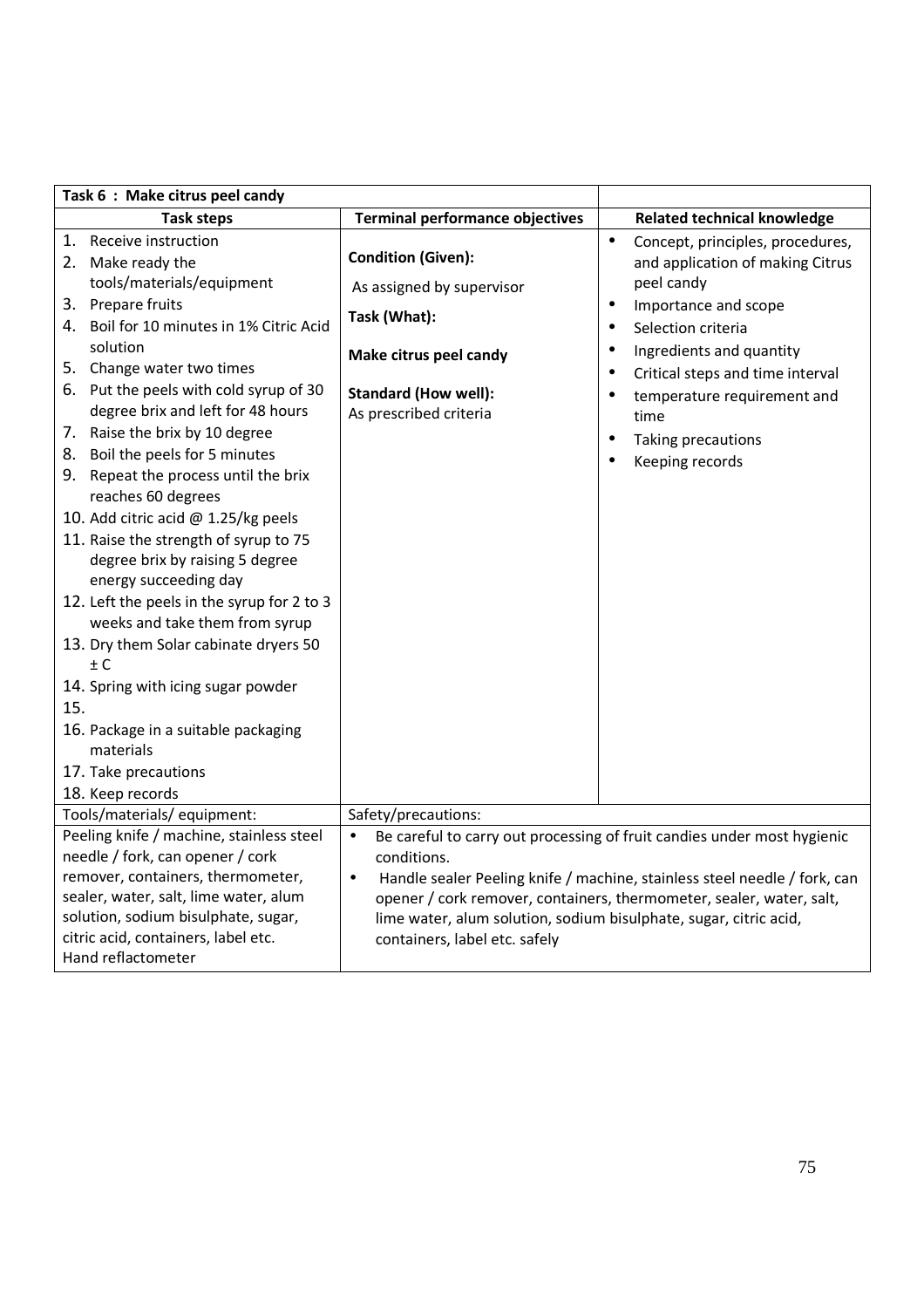| Task 6 : Make citrus peel candy | | |
|---|---|---|
| **Task steps** | **Terminal performance objectives** | **Related technical knowledge** |
| 1. Receive instruction<br>2. Make ready the tools/materials/equipment<br>3. Prepare fruits<br>4. Boil for 10 minutes in 1% Citric Acid solution<br>5. Change water two times<br>6. Put the peels with cold syrup of 30 degree brix and left for 48 hours<br>7. Raise the brix by 10 degree<br>8. Boil the peels for 5 minutes<br>9. Repeat the process until the brix reaches 60 degrees<br>10. Add citric acid @ 1.25/kg peels<br>11. Raise the strength of syrup to 75 degree brix by raising 5 degree energy succeeding day<br>12. Left the peels in the syrup for 2 to 3 weeks and take them from syrup<br>13. Dry them Solar cabinate dryers 50 ± C<br>14. Spring with icing sugar powder<br>15.<br>16. Package in a suitable packaging materials<br>17. Take precautions<br>18. Keep records | **Condition (Given):**<br>As assigned by supervisor<br>**Task (What):**<br>**Make citrus peel candy**<br>**Standard (How well):**<br>As prescribed criteria | • Concept, principles, procedures, and application of making Citrus peel candy<br>• Importance and scope<br>• Selection criteria<br>• Ingredients and quantity<br>• Critical steps and time interval<br>• temperature requirement and time<br>• Taking precautions<br>• Keeping records |
| Tools/materials/ equipment: | Safety/precautions: | |
| Peeling knife / machine, stainless steel needle / fork, can opener / cork remover, containers, thermometer, sealer, water, salt, lime water, alum solution, sodium bisulphate, sugar, citric acid, containers, label etc.<br>Hand reflactometer | • Be careful to carry out processing of fruit candies under most hygienic conditions.<br>• Handle sealer Peeling knife / machine, stainless steel needle / fork, can opener / cork remover, containers, thermometer, sealer, water, salt, lime water, alum solution, sodium bisulphate, sugar, citric acid, containers, label etc. safely | |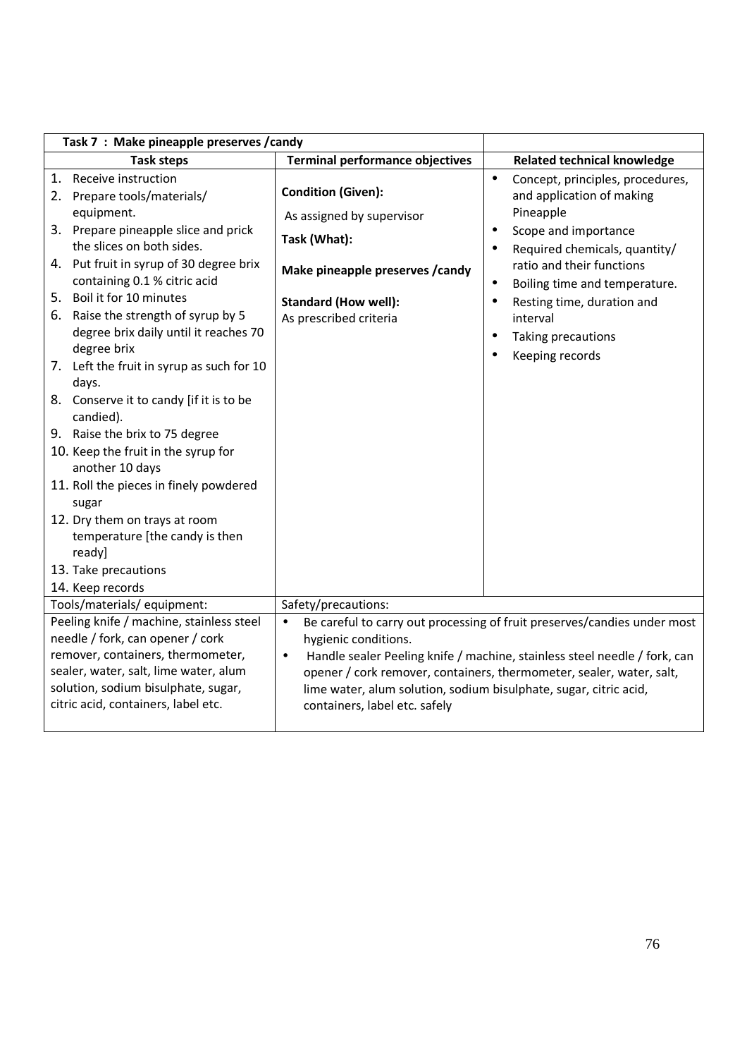| Task 7 : Make pineapple preserves /candy | | |
|---|---|---|
| **Task steps** | **Terminal performance objectives** | **Related technical knowledge** |
| 1. Receive instruction<br>2. Prepare tools/materials/ equipment.<br>3. Prepare pineapple slice and prick the slices on both sides.<br>4. Put fruit in syrup of 30 degree brix containing 0.1 % citric acid<br>5. Boil it for 10 minutes<br>6. Raise the strength of syrup by 5 degree brix daily until it reaches 70 degree brix<br>7. Left the fruit in syrup as such for 10 days.<br>8. Conserve it to candy [if it is to be candied).<br>9. Raise the brix to 75 degree<br>10. Keep the fruit in the syrup for another 10 days<br>11. Roll the pieces in finely powdered sugar<br>12. Dry them on trays at room temperature [the candy is then ready]<br>13. Take precautions<br>14. Keep records | **Condition (Given):**<br>As assigned by supervisor<br>**Task (What):**<br>**Make pineapple preserves /candy**<br>**Standard (How well):**<br>As prescribed criteria | • Concept, principles, procedures, and application of making Pineapple<br>• Scope and importance<br>• Required chemicals, quantity/ ratio and their functions<br>• Boiling time and temperature.<br>• Resting time, duration and interval<br>• Taking precautions<br>• Keeping records |
| Tools/materials/ equipment: | Safety/precautions: | |
| Peeling knife / machine, stainless steel needle / fork, can opener / cork remover, containers, thermometer, sealer, water, salt, lime water, alum solution, sodium bisulphate, sugar, citric acid, containers, label etc. | • Be careful to carry out processing of fruit preserves/candies under most hygienic conditions.<br>• Handle sealer Peeling knife / machine, stainless steel needle / fork, can opener / cork remover, containers, thermometer, sealer, water, salt, lime water, alum solution, sodium bisulphate, sugar, citric acid, containers, label etc. safely | |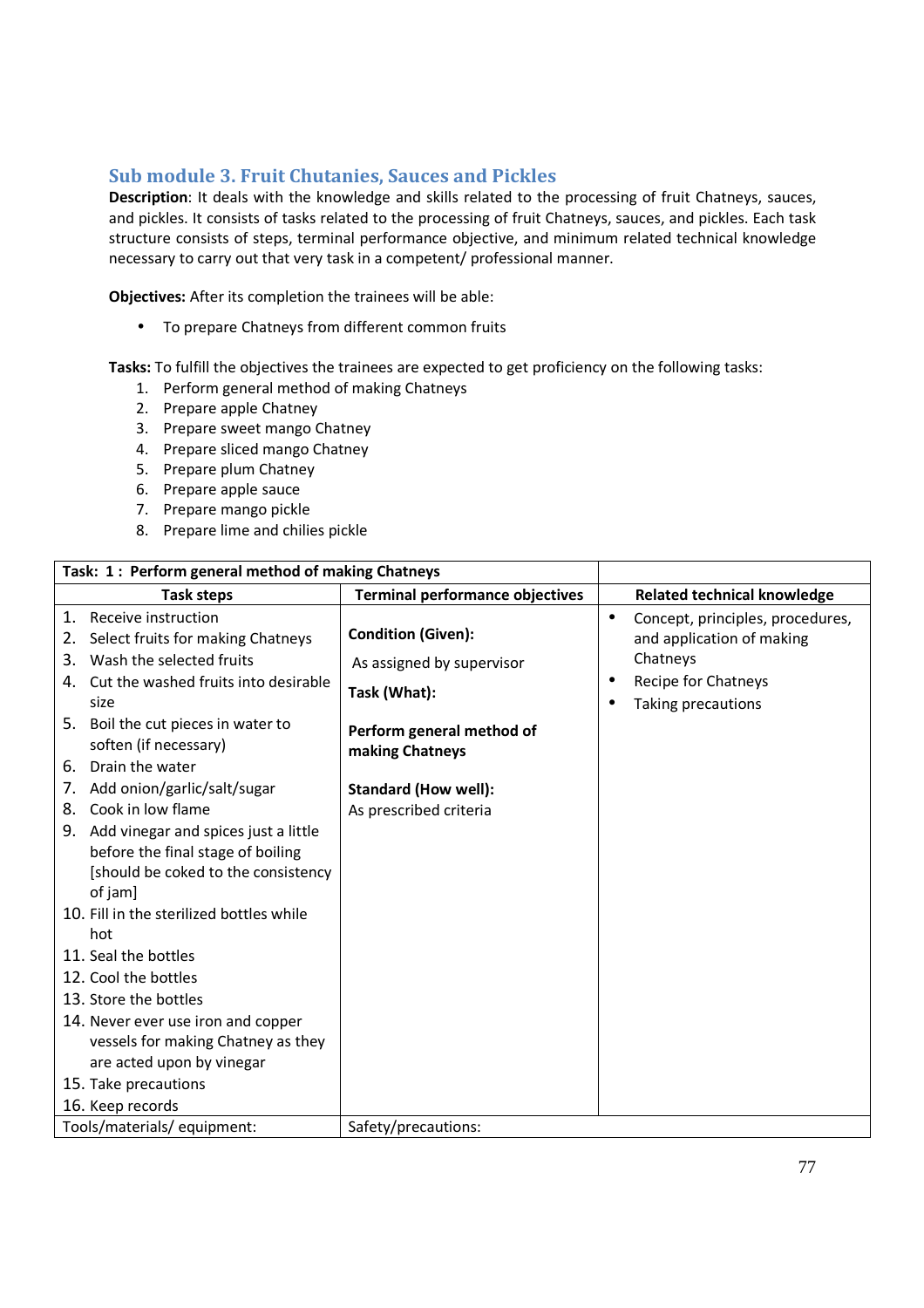## Sub module 3. Fruit Chutanies, Sauces and Pickles

**Description**: It deals with the knowledge and skills related to the processing of fruit Chatneys, sauces, and pickles. It consists of tasks related to the processing of fruit Chatneys, sauces, and pickles. Each task structure consists of steps, terminal performance objective, and minimum related technical knowledge necessary to carry out that very task in a competent/ professional manner.

**Objectives:** After its completion the trainees will be able:

- To prepare Chatneys from different common fruits

**Tasks:** To fulfill the objectives the trainees are expected to get proficiency on the following tasks:

1. Perform general method of making Chatneys
2. Prepare apple Chatney
3. Prepare sweet mango Chatney
4. Prepare sliced mango Chatney
5. Prepare plum Chatney
6. Prepare apple sauce
7. Prepare mango pickle
8. Prepare lime and chilies pickle

| **Task: 1 : Perform general method of making Chatneys** | | |
|---|---|---|
| **Task steps** | **Terminal performance objectives** | **Related technical knowledge** |
| 1. Receive instruction<br>2. Select fruits for making Chatneys<br>3. Wash the selected fruits<br>4. Cut the washed fruits into desirable size<br>5. Boil the cut pieces in water to soften (if necessary)<br>6. Drain the water<br>7. Add onion/garlic/salt/sugar<br>8. Cook in low flame<br>9. Add vinegar and spices just a little before the final stage of boiling [should be coked to the consistency of jam]<br>10. Fill in the sterilized bottles while hot<br>11. Seal the bottles<br>12. Cool the bottles<br>13. Store the bottles<br>14. Never ever use iron and copper vessels for making Chatney as they are acted upon by vinegar<br>15. Take precautions<br>16. Keep records | **Condition (Given):**<br>As assigned by supervisor<br>**Task (What):**<br>**Perform general method of making Chatneys**<br>**Standard (How well):**<br>As prescribed criteria | • Concept, principles, procedures, and application of making Chatneys<br>• Recipe for Chatneys<br>• Taking precautions |
| Tools/materials/ equipment: | Safety/precautions: | |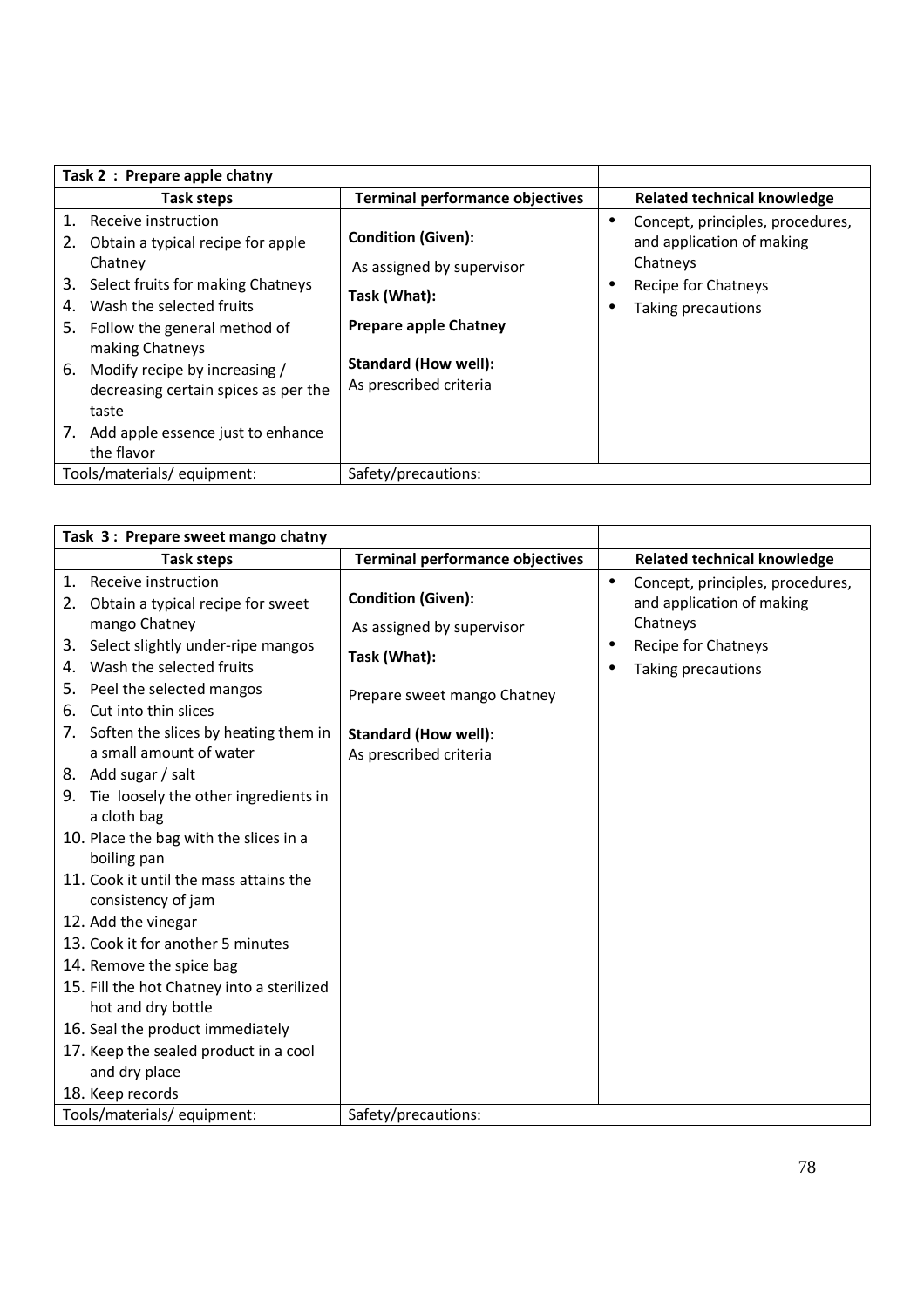| Task 2 : Prepare apple chatny | | |
|---|---|---|
| **Task steps** | **Terminal performance objectives** | **Related technical knowledge** |
| 1. Receive instruction<br>2. Obtain a typical recipe for apple Chatney<br>3. Select fruits for making Chatneys<br>4. Wash the selected fruits<br>5. Follow the general method of making Chatneys<br>6. Modify recipe by increasing / decreasing certain spices as per the taste<br>7. Add apple essence just to enhance the flavor | **Condition (Given):**<br>As assigned by supervisor<br>**Task (What):**<br>**Prepare apple Chatney**<br>**Standard (How well):**<br>As prescribed criteria | • Concept, principles, procedures, and application of making Chatneys<br>• Recipe for Chatneys<br>• Taking precautions |
| Tools/materials/ equipment: | Safety/precautions: | |

| Task 3 : Prepare sweet mango chatny | | |
|---|---|---|
| **Task steps** | **Terminal performance objectives** | **Related technical knowledge** |
| 1. Receive instruction<br>2. Obtain a typical recipe for sweet mango Chatney<br>3. Select slightly under-ripe mangos<br>4. Wash the selected fruits<br>5. Peel the selected mangos<br>6. Cut into thin slices<br>7. Soften the slices by heating them in a small amount of water<br>8. Add sugar / salt<br>9. Tie loosely the other ingredients in a cloth bag<br>10. Place the bag with the slices in a boiling pan<br>11. Cook it until the mass attains the consistency of jam<br>12. Add the vinegar<br>13. Cook it for another 5 minutes<br>14. Remove the spice bag<br>15. Fill the hot Chatney into a sterilized hot and dry bottle<br>16. Seal the product immediately<br>17. Keep the sealed product in a cool and dry place<br>18. Keep records | **Condition (Given):**<br>As assigned by supervisor<br>**Task (What):**<br>Prepare sweet mango Chatney<br>**Standard (How well):**<br>As prescribed criteria | • Concept, principles, procedures, and application of making Chatneys<br>• Recipe for Chatneys<br>• Taking precautions |
| Tools/materials/ equipment: | Safety/precautions: | |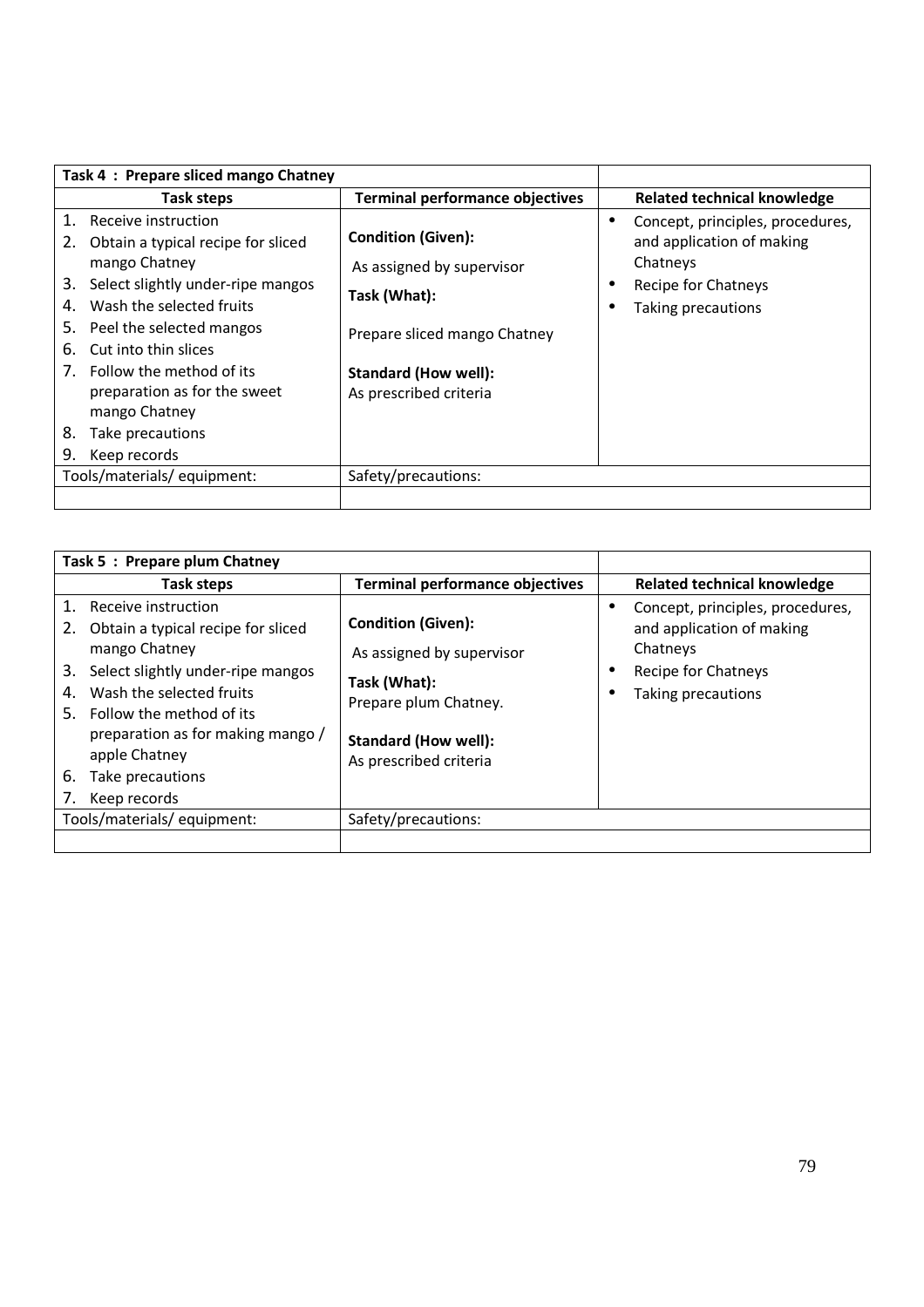| Task 4 : Prepare sliced mango Chatney | | |
|---|---|---|
| **Task steps** | **Terminal performance objectives** | **Related technical knowledge** |
| 1. Receive instruction<br>2. Obtain a typical recipe for sliced mango Chatney<br>3. Select slightly under-ripe mangos<br>4. Wash the selected fruits<br>5. Peel the selected mangos<br>6. Cut into thin slices<br>7. Follow the method of its preparation as for the sweet mango Chatney<br>8. Take precautions<br>9. Keep records | **Condition (Given):**<br>As assigned by supervisor<br>**Task (What):**<br>Prepare sliced mango Chatney<br>**Standard (How well):**<br>As prescribed criteria | • Concept, principles, procedures, and application of making Chatneys<br>• Recipe for Chatneys<br>• Taking precautions |
| Tools/materials/ equipment: | Safety/precautions: | |
| | | |

| Task 5 : Prepare plum Chatney | | |
|---|---|---|
| **Task steps** | **Terminal performance objectives** | **Related technical knowledge** |
| 1. Receive instruction<br>2. Obtain a typical recipe for sliced mango Chatney<br>3. Select slightly under-ripe mangos<br>4. Wash the selected fruits<br>5. Follow the method of its preparation as for making mango / apple Chatney<br>6. Take precautions<br>7. Keep records | **Condition (Given):**<br>As assigned by supervisor<br>**Task (What):**<br>Prepare plum Chatney.<br>**Standard (How well):**<br>As prescribed criteria | • Concept, principles, procedures, and application of making Chatneys<br>• Recipe for Chatneys<br>• Taking precautions |
| Tools/materials/ equipment: | Safety/precautions: | |
| | | |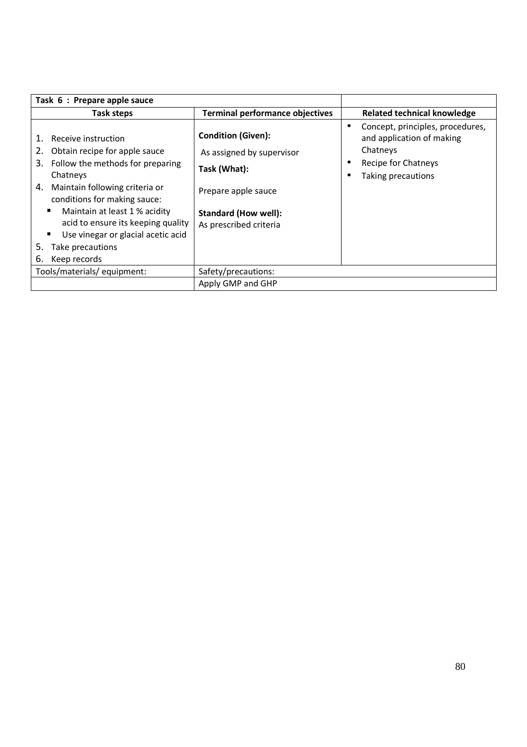| Task 6 : Prepare apple sauce | | |
|---|---|---|
| **Task steps** | **Terminal performance objectives** | **Related technical knowledge** |
| 1. Receive instruction<br>2. Obtain recipe for apple sauce<br>3. Follow the methods for preparing Chatneys<br>4. Maintain following criteria or conditions for making sauce:<br>▪ Maintain at least 1 % acidity acid to ensure its keeping quality<br>▪ Use vinegar or glacial acetic acid<br>5. Take precautions<br>6. Keep records | **Condition (Given):**<br>As assigned by supervisor<br>**Task (What):**<br>Prepare apple sauce<br>**Standard (How well):**<br>As prescribed criteria | • Concept, principles, procedures, and application of making Chatneys<br>• Recipe for Chatneys<br>• Taking precautions |
| Tools/materials/ equipment: | Safety/precautions: | |
| | Apply GMP and GHP | |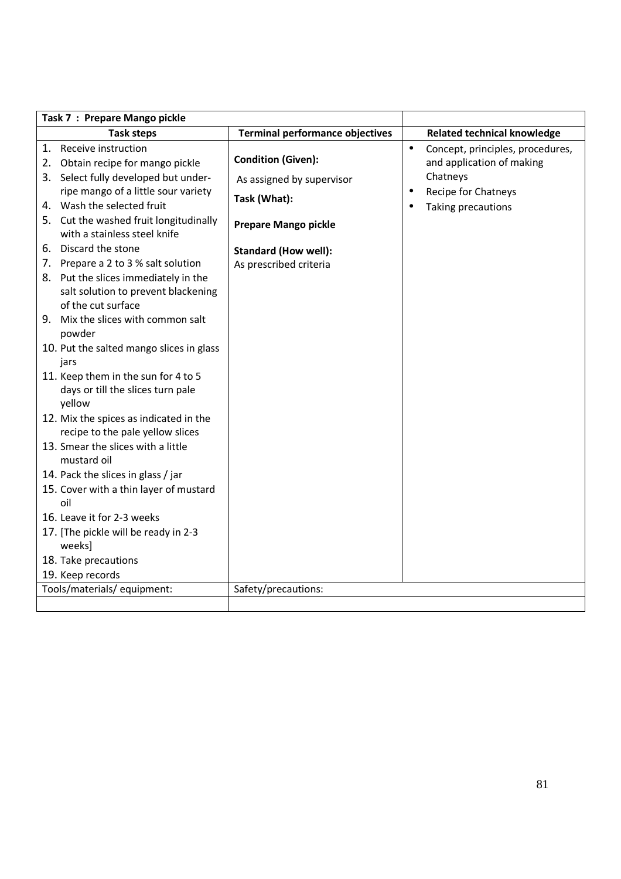| Task 7 : Prepare Mango pickle | | |
|---|---|---|
| **Task steps** | **Terminal performance objectives** | **Related technical knowledge** |
| 1. Receive instruction<br>2. Obtain recipe for mango pickle<br>3. Select fully developed but under-ripe mango of a little sour variety<br>4. Wash the selected fruit<br>5. Cut the washed fruit longitudinally with a stainless steel knife<br>6. Discard the stone<br>7. Prepare a 2 to 3 % salt solution<br>8. Put the slices immediately in the salt solution to prevent blackening of the cut surface<br>9. Mix the slices with common salt powder<br>10. Put the salted mango slices in glass jars<br>11. Keep them in the sun for 4 to 5 days or till the slices turn pale yellow<br>12. Mix the spices as indicated in the recipe to the pale yellow slices<br>13. Smear the slices with a little mustard oil<br>14. Pack the slices in glass / jar<br>15. Cover with a thin layer of mustard oil<br>16. Leave it for 2-3 weeks<br>17. [The pickle will be ready in 2-3 weeks]<br>18. Take precautions<br>19. Keep records | **Condition (Given):**<br>As assigned by supervisor<br>**Task (What):**<br>**Prepare Mango pickle**<br>**Standard (How well):**<br>As prescribed criteria | • Concept, principles, procedures, and application of making Chatneys<br>• Recipe for Chatneys<br>• Taking precautions |
| Tools/materials/ equipment: | Safety/precautions: | |
| | | |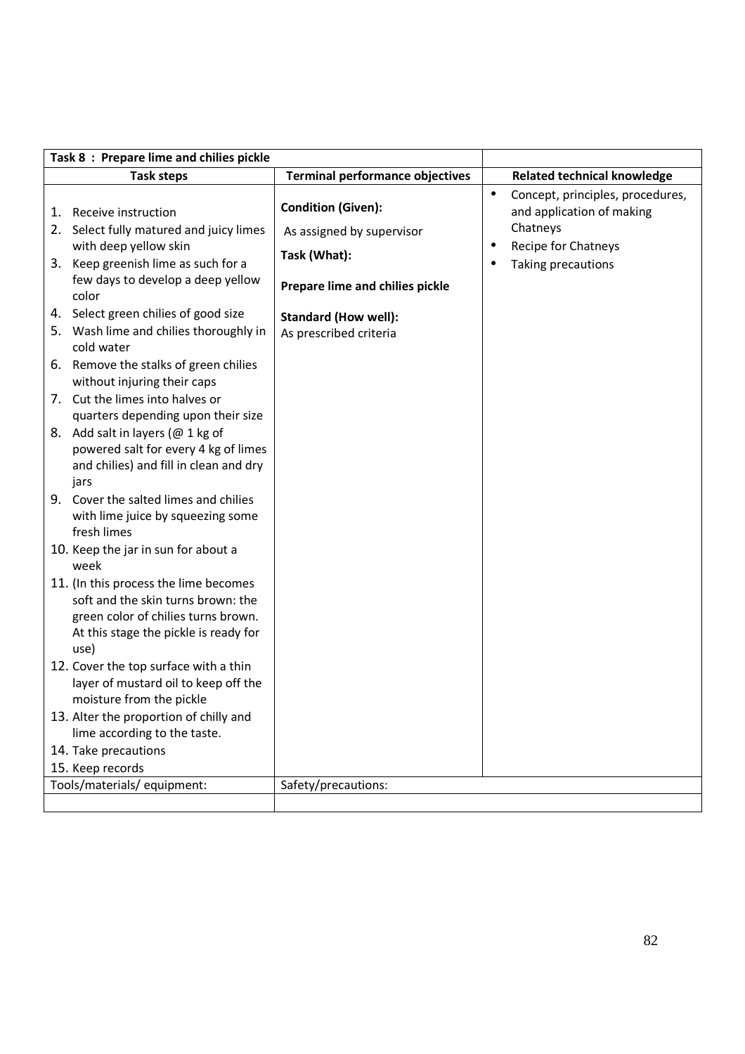| Task 8 : Prepare lime and chilies pickle | | |
|---|---|---|
| **Task steps** | **Terminal performance objectives** | **Related technical knowledge** |
| 1. Receive instruction<br>2. Select fully matured and juicy limes with deep yellow skin<br>3. Keep greenish lime as such for a few days to develop a deep yellow color<br>4. Select green chilies of good size<br>5. Wash lime and chilies thoroughly in cold water<br>6. Remove the stalks of green chilies without injuring their caps<br>7. Cut the limes into halves or quarters depending upon their size<br>8. Add salt in layers (@ 1 kg of powered salt for every 4 kg of limes and chilies) and fill in clean and dry jars<br>9. Cover the salted limes and chilies with lime juice by squeezing some fresh limes<br>10. Keep the jar in sun for about a week<br>11. (In this process the lime becomes soft and the skin turns brown: the green color of chilies turns brown. At this stage the pickle is ready for use)<br>12. Cover the top surface with a thin layer of mustard oil to keep off the moisture from the pickle<br>13. Alter the proportion of chilly and lime according to the taste.<br>14. Take precautions<br>15. Keep records | **Condition (Given):**<br>As assigned by supervisor<br>**Task (What):**<br>**Prepare lime and chilies pickle**<br>**Standard (How well):**<br>As prescribed criteria | • Concept, principles, procedures, and application of making Chatneys<br>• Recipe for Chatneys<br>• Taking precautions |
| Tools/materials/ equipment: | Safety/precautions: | |
| | | |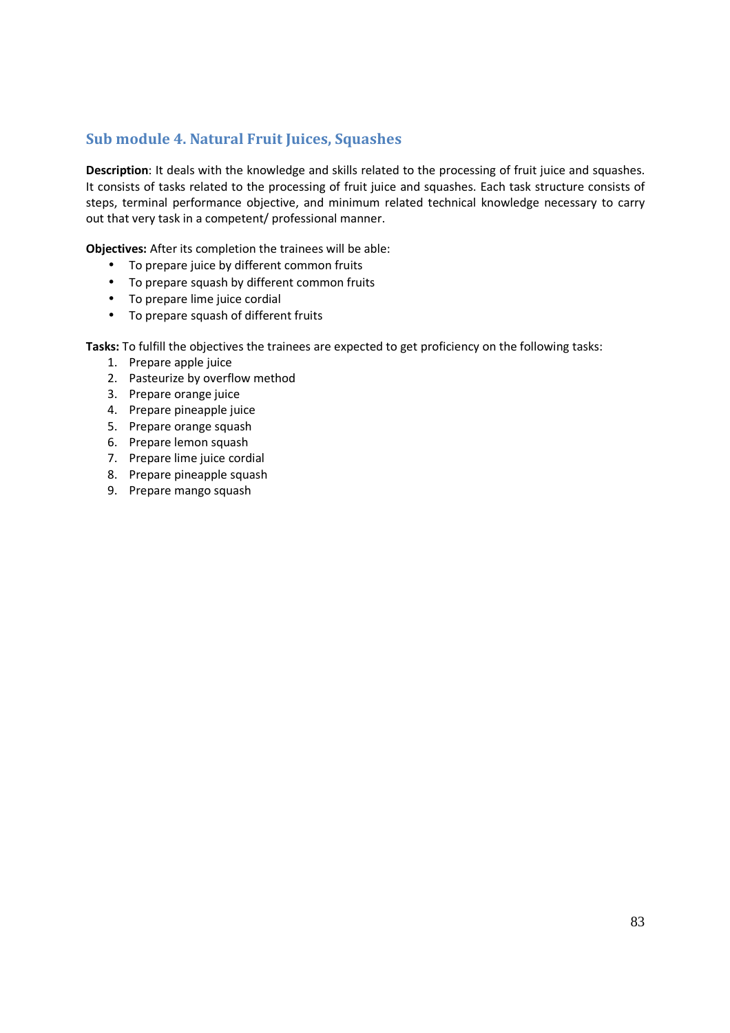## Sub module 4. Natural Fruit Juices, Squashes

**Description**: It deals with the knowledge and skills related to the processing of fruit juice and squashes. It consists of tasks related to the processing of fruit juice and squashes. Each task structure consists of steps, terminal performance objective, and minimum related technical knowledge necessary to carry out that very task in a competent/ professional manner.

**Objectives:** After its completion the trainees will be able:

- To prepare juice by different common fruits
- To prepare squash by different common fruits
- To prepare lime juice cordial
- To prepare squash of different fruits

**Tasks:** To fulfill the objectives the trainees are expected to get proficiency on the following tasks:

1. Prepare apple juice
2. Pasteurize by overflow method
3. Prepare orange juice
4. Prepare pineapple juice
5. Prepare orange squash
6. Prepare lemon squash
7. Prepare lime juice cordial
8. Prepare pineapple squash
9. Prepare mango squash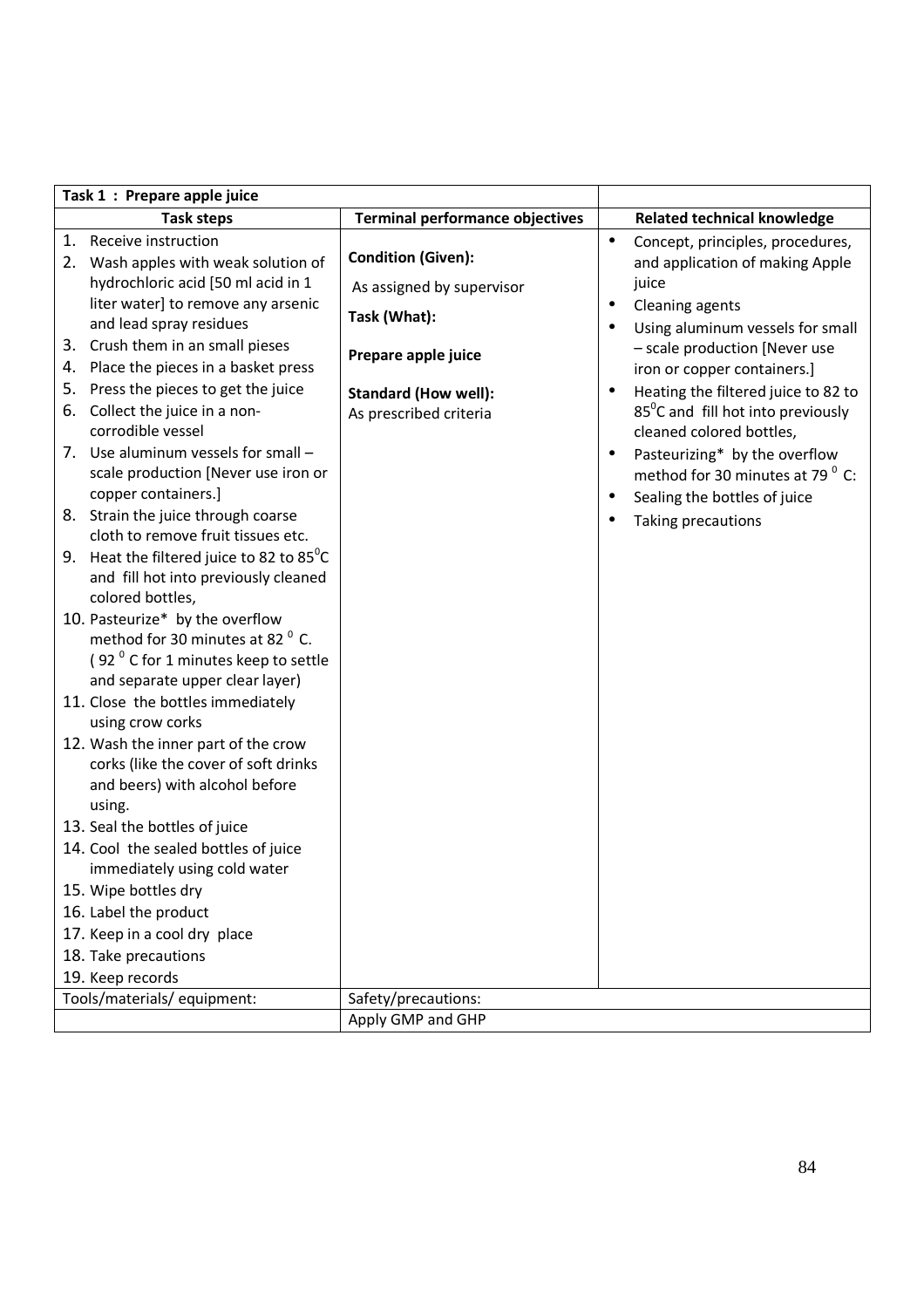| Task 1 : Prepare apple juice | | |
|---|---|---|
| **Task steps** | **Terminal performance objectives** | **Related technical knowledge** |
| 1. Receive instruction<br>2. Wash apples with weak solution of hydrochloric acid [50 ml acid in 1 liter water] to remove any arsenic and lead spray residues<br>3. Crush them in an small pieses<br>4. Place the pieces in a basket press<br>5. Press the pieces to get the juice<br>6. Collect the juice in a non-corrodible vessel<br>7. Use aluminum vessels for small – scale production [Never use iron or copper containers.]<br>8. Strain the juice through coarse cloth to remove fruit tissues etc.<br>9. Heat the filtered juice to 82 to 85$^0$C and fill hot into previously cleaned colored bottles,<br>10. Pasteurize* by the overflow method for 30 minutes at 82 $^0$ C. ( 92 $^0$ C for 1 minutes keep to settle and separate upper clear layer)<br>11. Close the bottles immediately using crow corks<br>12. Wash the inner part of the crow corks (like the cover of soft drinks and beers) with alcohol before using.<br>13. Seal the bottles of juice<br>14. Cool the sealed bottles of juice immediately using cold water<br>15. Wipe bottles dry<br>16. Label the product<br>17. Keep in a cool dry place<br>18. Take precautions<br>19. Keep records | **Condition (Given):**<br>As assigned by supervisor<br>**Task (What):**<br>**Prepare apple juice**<br>**Standard (How well):**<br>As prescribed criteria | • Concept, principles, procedures, and application of making Apple juice<br>• Cleaning agents<br>• Using aluminum vessels for small – scale production [Never use iron or copper containers.]<br>• Heating the filtered juice to 82 to 85$^0$C and fill hot into previously cleaned colored bottles,<br>• Pasteurizing* by the overflow method for 30 minutes at 79 $^0$ C:<br>• Sealing the bottles of juice<br>• Taking precautions |
| Tools/materials/ equipment: | Safety/precautions: | |
| | Apply GMP and GHP | |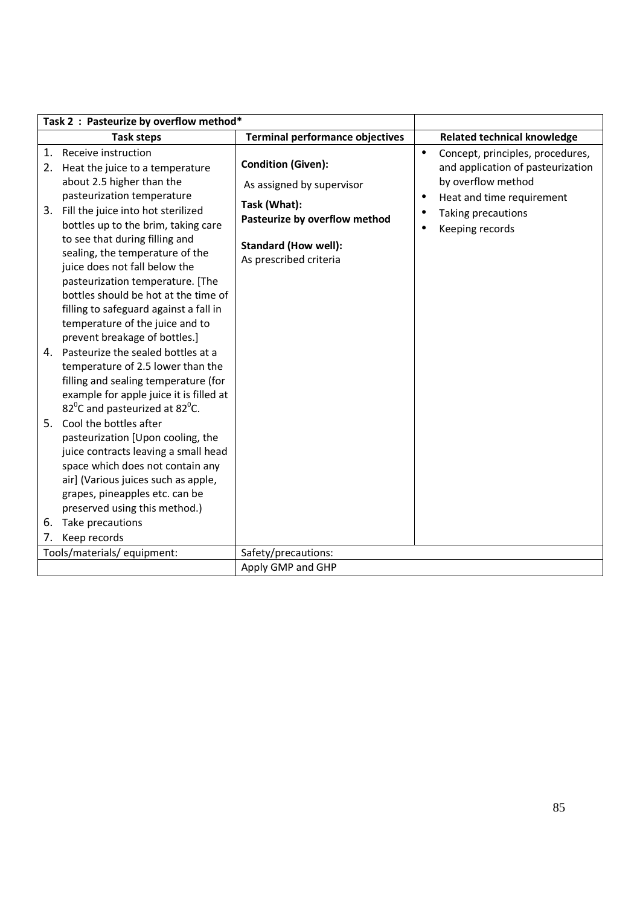| **Task 2 : Pasteurize by overflow method*** | | |
|---|---|---|
| **Task steps** | **Terminal performance objectives** | **Related technical knowledge** |
| 1. Receive instruction<br>2. Heat the juice to a temperature about 2.5 higher than the pasteurization temperature<br>3. Fill the juice into hot sterilized bottles up to the brim, taking care to see that during filling and sealing, the temperature of the juice does not fall below the pasteurization temperature. [The bottles should be hot at the time of filling to safeguard against a fall in temperature of the juice and to prevent breakage of bottles.]<br>4. Pasteurize the sealed bottles at a temperature of 2.5 lower than the filling and sealing temperature (for example for apple juice it is filled at $82^0$C and pasteurized at $82^0$C.<br>5. Cool the bottles after pasteurization [Upon cooling, the juice contracts leaving a small head space which does not contain any air] (Various juices such as apple, grapes, pineapples etc. can be preserved using this method.)<br>6. Take precautions<br>7. Keep records | **Condition (Given):**<br>As assigned by supervisor<br>**Task (What):**<br>**Pasteurize by overflow method**<br>**Standard (How well):**<br>As prescribed criteria | • Concept, principles, procedures, and application of pasteurization by overflow method<br>• Heat and time requirement<br>• Taking precautions<br>• Keeping records |
| Tools/materials/ equipment: | Safety/precautions: | |
| | Apply GMP and GHP | |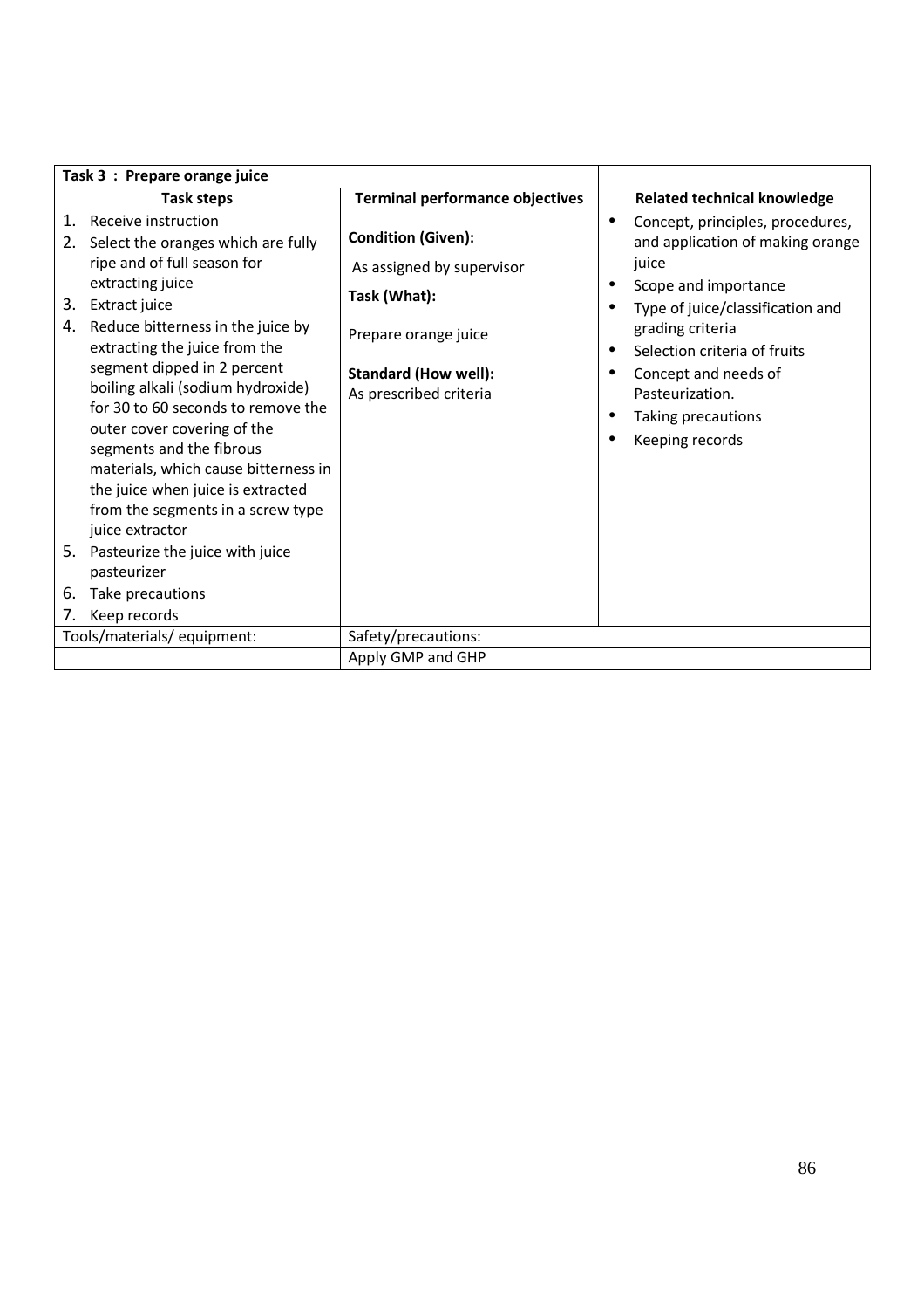| Task 3 : Prepare orange juice | | |
|---|---|---|
| **Task steps** | **Terminal performance objectives** | **Related technical knowledge** |
| 1. Receive instruction<br>2. Select the oranges which are fully ripe and of full season for extracting juice<br>3. Extract juice<br>4. Reduce bitterness in the juice by extracting the juice from the segment dipped in 2 percent boiling alkali (sodium hydroxide) for 30 to 60 seconds to remove the outer cover covering of the segments and the fibrous materials, which cause bitterness in the juice when juice is extracted from the segments in a screw type juice extractor<br>5. Pasteurize the juice with juice pasteurizer<br>6. Take precautions<br>7. Keep records | **Condition (Given):**<br>As assigned by supervisor<br>**Task (What):**<br>Prepare orange juice<br>**Standard (How well):**<br>As prescribed criteria | • Concept, principles, procedures, and application of making orange juice<br>• Scope and importance<br>• Type of juice/classification and grading criteria<br>• Selection criteria of fruits<br>• Concept and needs of Pasteurization.<br>• Taking precautions<br>• Keeping records |
| Tools/materials/ equipment: | Safety/precautions: | |
| | Apply GMP and GHP | |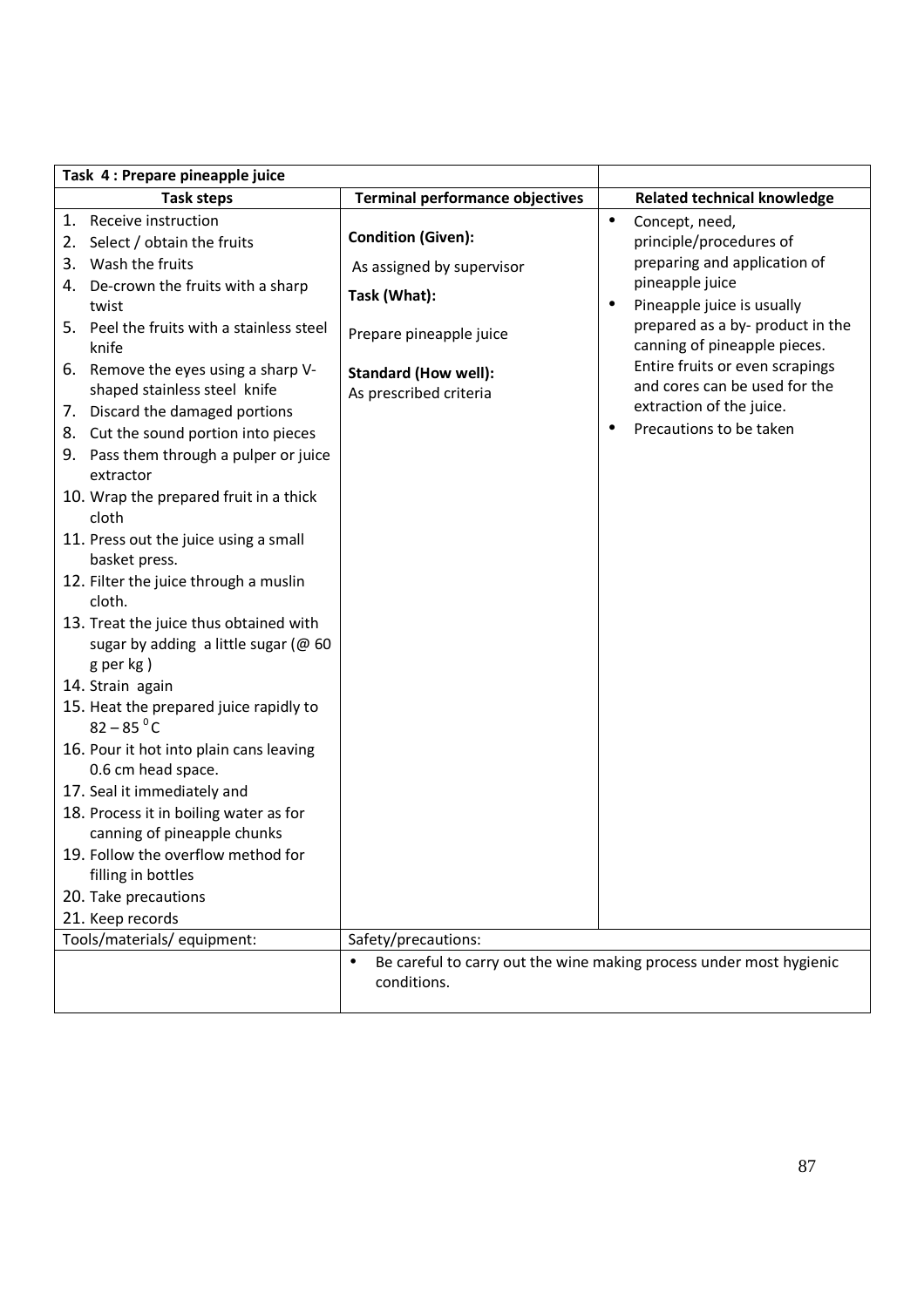| Task 4 : Prepare pineapple juice | | |
|---|---|---|
| **Task steps** | **Terminal performance objectives** | **Related technical knowledge** |
| 1. Receive instruction<br>2. Select / obtain the fruits<br>3. Wash the fruits<br>4. De-crown the fruits with a sharp twist<br>5. Peel the fruits with a stainless steel knife<br>6. Remove the eyes using a sharp V-shaped stainless steel knife<br>7. Discard the damaged portions<br>8. Cut the sound portion into pieces<br>9. Pass them through a pulper or juice extractor<br>10. Wrap the prepared fruit in a thick cloth<br>11. Press out the juice using a small basket press.<br>12. Filter the juice through a muslin cloth.<br>13. Treat the juice thus obtained with sugar by adding a little sugar (@ 60 g per kg )<br>14. Strain again<br>15. Heat the prepared juice rapidly to $82 – 85\,^0$C<br>16. Pour it hot into plain cans leaving 0.6 cm head space.<br>17. Seal it immediately and<br>18. Process it in boiling water as for canning of pineapple chunks<br>19. Follow the overflow method for filling in bottles<br>20. Take precautions<br>21. Keep records | **Condition (Given):**<br>As assigned by supervisor<br>**Task (What):**<br>Prepare pineapple juice<br>**Standard (How well):**<br>As prescribed criteria | • Concept, need, principle/procedures of preparing and application of pineapple juice<br>• Pineapple juice is usually prepared as a by- product in the canning of pineapple pieces. Entire fruits or even scrapings and cores can be used for the extraction of the juice.<br>• Precautions to be taken |
| Tools/materials/ equipment: | Safety/precautions: | |
| | • Be careful to carry out the wine making process under most hygienic conditions. | |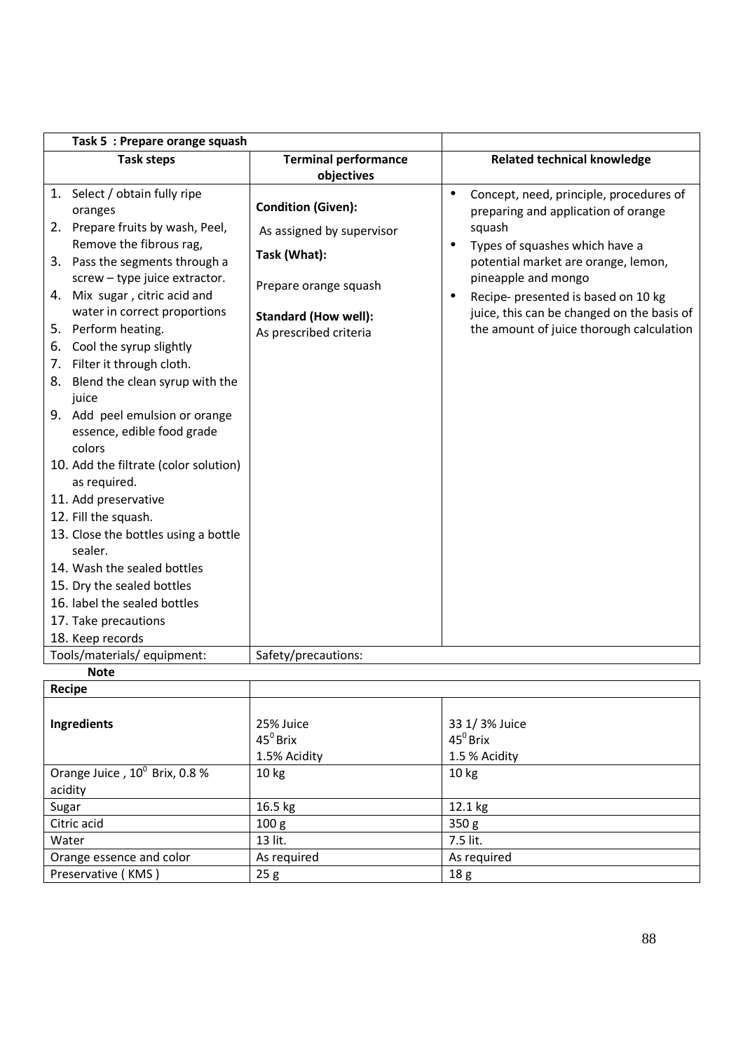| **Task 5 : Prepare orange squash** | | |
|---|---|---|
| **Task steps** | **Terminal performance objectives** | **Related technical knowledge** |
| 1. Select / obtain fully ripe oranges<br>2. Prepare fruits by wash, Peel, Remove the fibrous rag,<br>3. Pass the segments through a screw – type juice extractor.<br>4. Mix sugar , citric acid and water in correct proportions<br>5. Perform heating.<br>6. Cool the syrup slightly<br>7. Filter it through cloth.<br>8. Blend the clean syrup with the juice<br>9. Add peel emulsion or orange essence, edible food grade colors<br>10. Add the filtrate (color solution) as required.<br>11. Add preservative<br>12. Fill the squash.<br>13. Close the bottles using a bottle sealer.<br>14. Wash the sealed bottles<br>15. Dry the sealed bottles<br>16. label the sealed bottles<br>17. Take precautions<br>18. Keep records | **Condition (Given):**<br>As assigned by supervisor<br>**Task (What):**<br>Prepare orange squash<br>**Standard (How well):**<br>As prescribed criteria | • Concept, need, principle, procedures of preparing and application of orange squash<br>• Types of squashes which have a potential market are orange, lemon, pineapple and mongo<br>• Recipe- presented is based on 10 kg juice, this can be changed on the basis of the amount of juice thorough calculation |
| Tools/materials/ equipment: | Safety/precautions: | |

**Note**

| **Recipe** | | |
|---|---|---|
| **Ingredients** | 25% Juice<br>$45^0$ Brix<br>1.5% Acidity | 33 1/ 3% Juice<br>$45^0$ Brix<br>1.5 % Acidity |
| Orange Juice , $10^0$ Brix, 0.8 % acidity | 10 kg | 10 kg |
| Sugar | 16.5 kg | 12.1 kg |
| Citric acid | 100 g | 350 g |
| Water | 13 lit. | 7.5 lit. |
| Orange essence and color | As required | As required |
| Preservative ( KMS ) | 25 g | 18 g |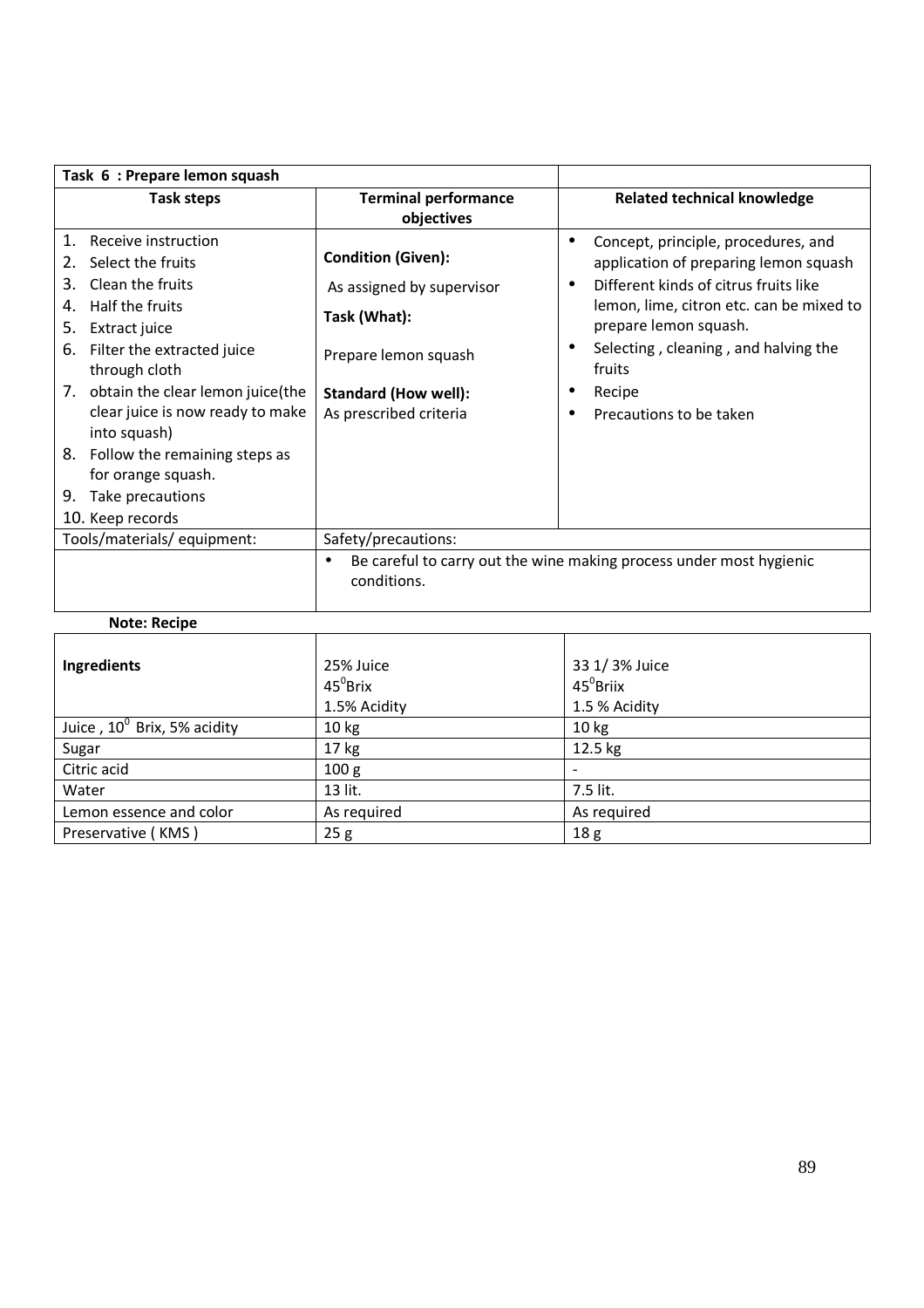| Task 6 : Prepare lemon squash | | |
|---|---|---|
| **Task steps** | **Terminal performance objectives** | **Related technical knowledge** |
| 1. Receive instruction<br>2. Select the fruits<br>3. Clean the fruits<br>4. Half the fruits<br>5. Extract juice<br>6. Filter the extracted juice through cloth<br>7. obtain the clear lemon juice(the clear juice is now ready to make into squash)<br>8. Follow the remaining steps as for orange squash.<br>9. Take precautions<br>10. Keep records | **Condition (Given):**<br>As assigned by supervisor<br>**Task (What):**<br>Prepare lemon squash<br>**Standard (How well):**<br>As prescribed criteria | • Concept, principle, procedures, and application of preparing lemon squash<br>• Different kinds of citrus fruits like lemon, lime, citron etc. can be mixed to prepare lemon squash.<br>• Selecting , cleaning , and halving the fruits<br>• Recipe<br>• Precautions to be taken |
| Tools/materials/ equipment: | Safety/precautions: | |
| | • Be careful to carry out the wine making process under most hygienic conditions. | |

**Note: Recipe**

| Ingredients | 25% Juice<br>$45^0$Brix<br>1.5% Acidity | 33 1/ 3% Juice<br>$45^0$Briix<br>1.5 % Acidity |
|---|---|---|
| Juice , $10^0$ Brix, 5% acidity | 10 kg | 10 kg |
| Sugar | 17 kg | 12.5 kg |
| Citric acid | 100 g | - |
| Water | 13 lit. | 7.5 lit. |
| Lemon essence and color | As required | As required |
| Preservative ( KMS ) | 25 g | 18 g |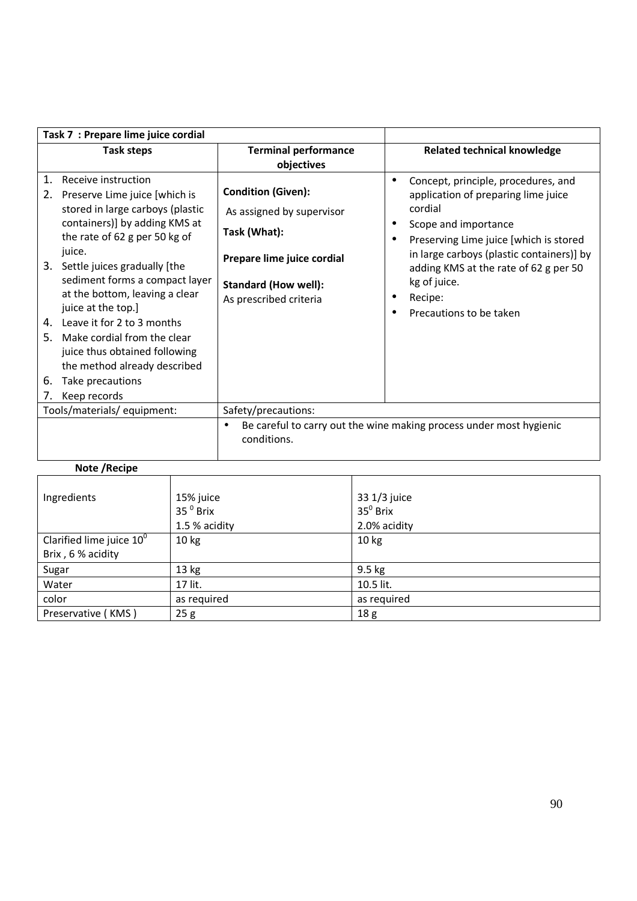| Task 7 : Prepare lime juice cordial | | |
|---|---|---|
| **Task steps** | **Terminal performance objectives** | **Related technical knowledge** |
| 1. Receive instruction<br>2. Preserve Lime juice [which is stored in large carboys (plastic containers)] by adding KMS at the rate of 62 g per 50 kg of juice.<br>3. Settle juices gradually [the sediment forms a compact layer at the bottom, leaving a clear juice at the top.]<br>4. Leave it for 2 to 3 months<br>5. Make cordial from the clear juice thus obtained following the method already described<br>6. Take precautions<br>7. Keep records | **Condition (Given):**<br>As assigned by supervisor<br>**Task (What):**<br>**Prepare lime juice cordial**<br>**Standard (How well):**<br>As prescribed criteria | • Concept, principle, procedures, and application of preparing lime juice cordial<br>• Scope and importance<br>• Preserving Lime juice [which is stored in large carboys (plastic containers)] by adding KMS at the rate of 62 g per 50 kg of juice.<br>• Recipe:<br>• Precautions to be taken |
| Tools/materials/ equipment: | Safety/precautions: | |
| | • Be careful to carry out the wine making process under most hygienic conditions. | |

**Note /Recipe**

| Ingredients | 15% juice<br>35 $^0$ Brix<br>1.5 % acidity | 33 1/3 juice<br>35$^0$ Brix<br>2.0% acidity |
|---|---|---|
| Clarified lime juice 10$^0$ Brix , 6 % acidity | 10 kg | 10 kg |
| Sugar | 13 kg | 9.5 kg |
| Water | 17 lit. | 10.5 lit. |
| color | as required | as required |
| Preservative ( KMS ) | 25 g | 18 g |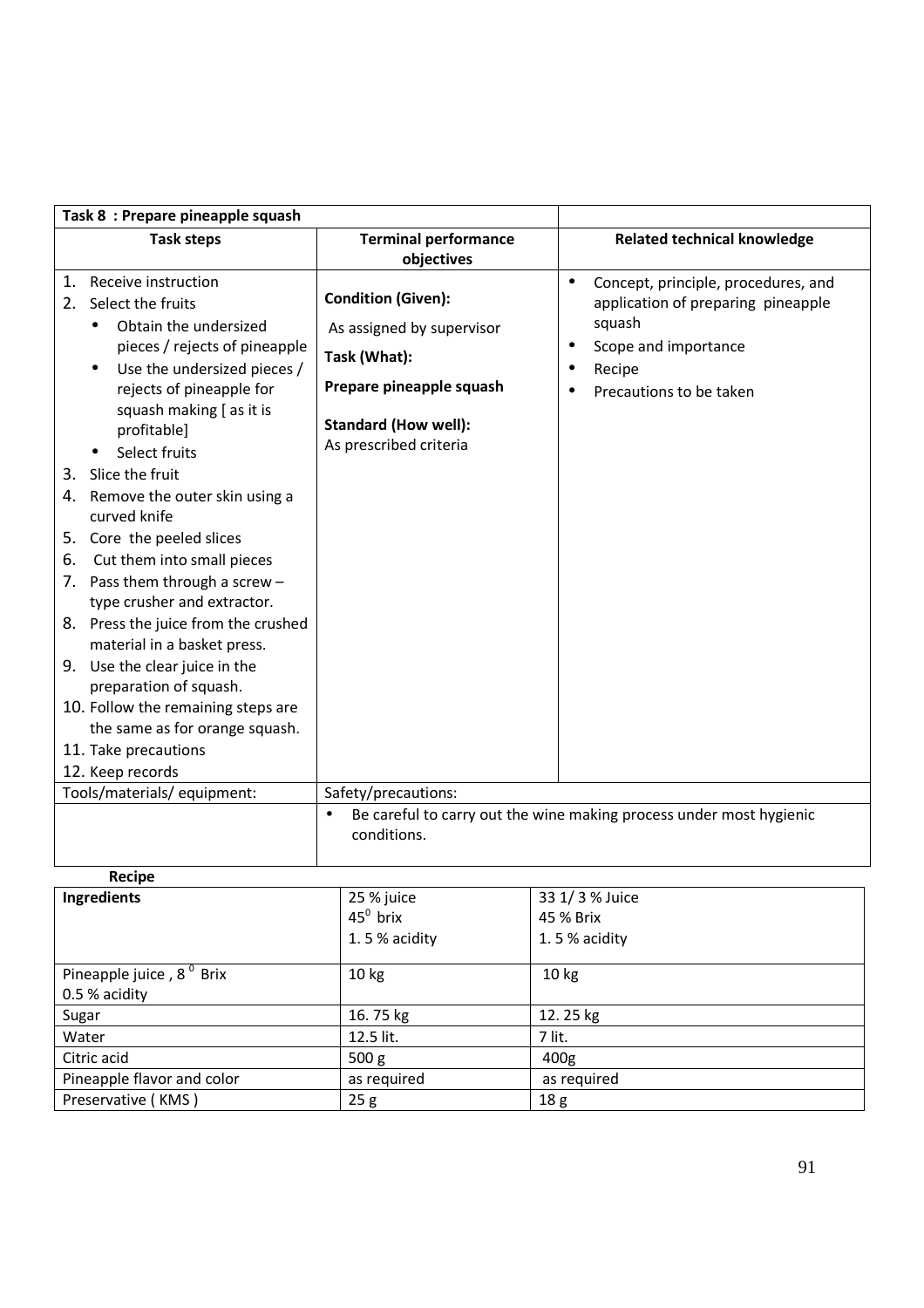| Task 8 : Prepare pineapple squash | | |
|---|---|---|
| **Task steps** | **Terminal performance objectives** | **Related technical knowledge** |
| 1. Receive instruction<br>2. Select the fruits<br>• Obtain the undersized pieces / rejects of pineapple<br>• Use the undersized pieces / rejects of pineapple for squash making [ as it is profitable]<br>• Select fruits<br>3. Slice the fruit<br>4. Remove the outer skin using a curved knife<br>5. Core the peeled slices<br>6. Cut them into small pieces<br>7. Pass them through a screw – type crusher and extractor.<br>8. Press the juice from the crushed material in a basket press.<br>9. Use the clear juice in the preparation of squash.<br>10. Follow the remaining steps are the same as for orange squash.<br>11. Take precautions<br>12. Keep records | **Condition (Given):**<br>As assigned by supervisor<br>**Task (What):**<br>**Prepare pineapple squash**<br>**Standard (How well):**<br>As prescribed criteria | • Concept, principle, procedures, and application of preparing pineapple squash<br>• Scope and importance<br>• Recipe<br>• Precautions to be taken |
| Tools/materials/ equipment: | Safety/precautions: | |
| | • Be careful to carry out the wine making process under most hygienic conditions. | |

**Recipe**

| Ingredients | 25 % juice<br>$45^0$ brix<br>1. 5 % acidity | 33 1/ 3 % Juice<br>45 % Brix<br>1. 5 % acidity |
|---|---|---|
| Pineapple juice , $8^0$ Brix<br>0.5 % acidity | 10 kg | 10 kg |
| Sugar | 16. 75 kg | 12. 25 kg |
| Water | 12.5 lit. | 7 lit. |
| Citric acid | 500 g | 400g |
| Pineapple flavor and color | as required | as required |
| Preservative ( KMS ) | 25 g | 18 g |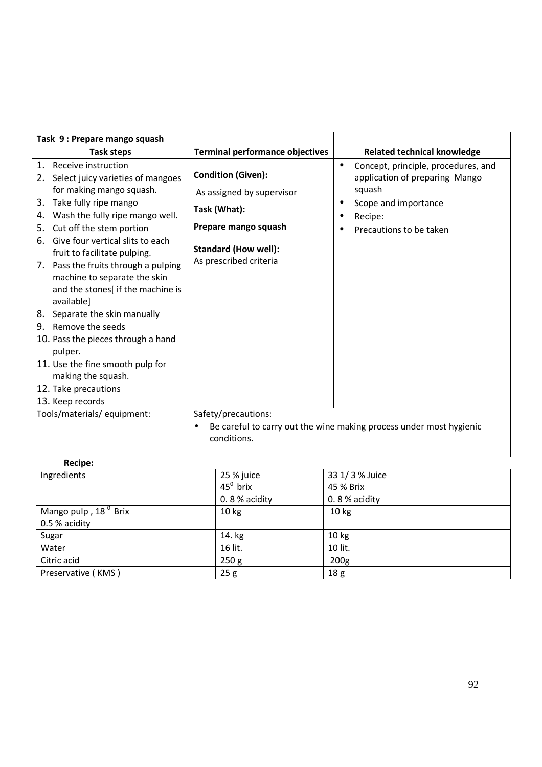| Task 9 : Prepare mango squash | | |
|---|---|---|
| **Task steps** | **Terminal performance objectives** | **Related technical knowledge** |
| 1. Receive instruction<br>2. Select juicy varieties of mangoes for making mango squash.<br>3. Take fully ripe mango<br>4. Wash the fully ripe mango well.<br>5. Cut off the stem portion<br>6. Give four vertical slits to each fruit to facilitate pulping.<br>7. Pass the fruits through a pulping machine to separate the skin and the stones[ if the machine is available]<br>8. Separate the skin manually<br>9. Remove the seeds<br>10. Pass the pieces through a hand pulper.<br>11. Use the fine smooth pulp for making the squash.<br>12. Take precautions<br>13. Keep records | **Condition (Given):**<br>As assigned by supervisor<br>**Task (What):**<br>**Prepare mango squash**<br>**Standard (How well):**<br>As prescribed criteria | • Concept, principle, procedures, and application of preparing Mango squash<br>• Scope and importance<br>• Recipe:<br>• Precautions to be taken |
| Tools/materials/ equipment: | Safety/precautions: | |
| | • Be careful to carry out the wine making process under most hygienic conditions. | |

**Recipe:**

| Ingredients | 25 % juice<br>$45^0$ brix<br>0. 8 % acidity | 33 1/ 3 % Juice<br>45 % Brix<br>0. 8 % acidity |
|---|---|---|
| Mango pulp , $18^0$ Brix<br>0.5 % acidity | 10 kg | 10 kg |
| Sugar | 14. kg | 10 kg |
| Water | 16 lit. | 10 lit. |
| Citric acid | 250 g | 200g |
| Preservative ( KMS ) | 25 g | 18 g |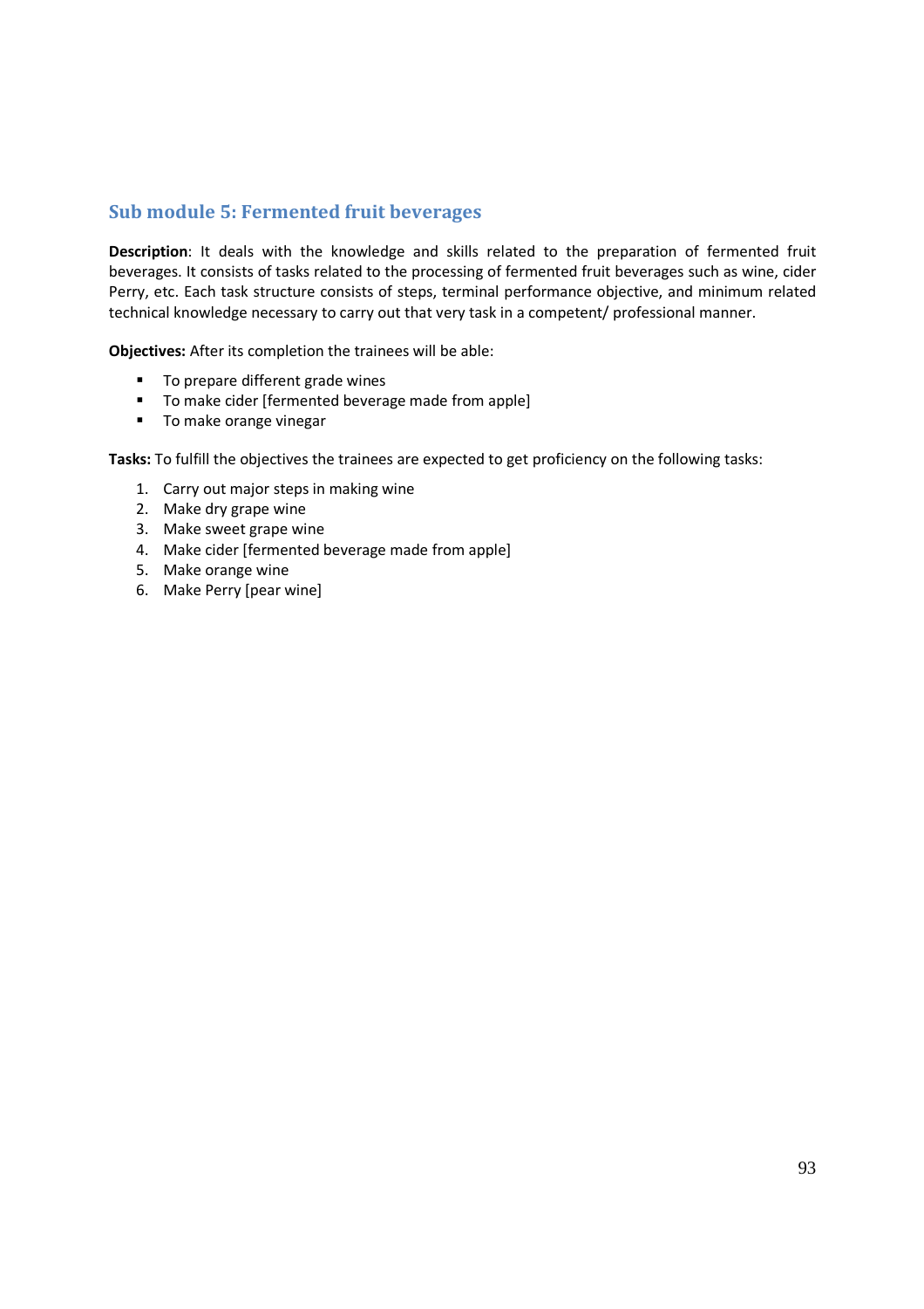## Sub module 5: Fermented fruit beverages

**Description**: It deals with the knowledge and skills related to the preparation of fermented fruit beverages. It consists of tasks related to the processing of fermented fruit beverages such as wine, cider Perry, etc. Each task structure consists of steps, terminal performance objective, and minimum related technical knowledge necessary to carry out that very task in a competent/ professional manner.

**Objectives:** After its completion the trainees will be able:

- To prepare different grade wines
- To make cider [fermented beverage made from apple]
- To make orange vinegar

**Tasks:** To fulfill the objectives the trainees are expected to get proficiency on the following tasks:

1. Carry out major steps in making wine
2. Make dry grape wine
3. Make sweet grape wine
4. Make cider [fermented beverage made from apple]
5. Make orange wine
6. Make Perry [pear wine]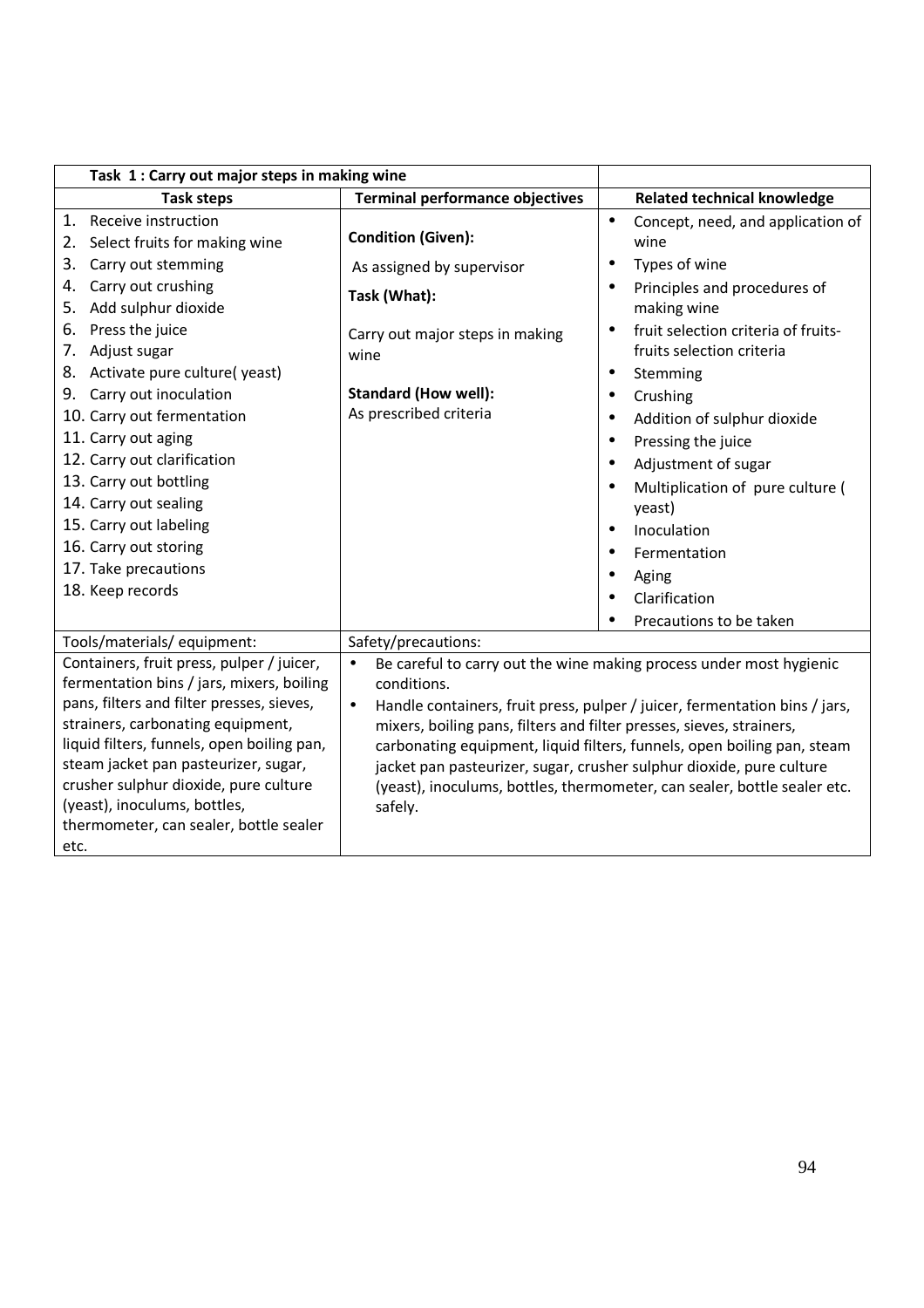| Task 1 : Carry out major steps in making wine | | |
|---|---|---|
| **Task steps** | **Terminal performance objectives** | **Related technical knowledge** |
| 1. Receive instruction<br>2. Select fruits for making wine<br>3. Carry out stemming<br>4. Carry out crushing<br>5. Add sulphur dioxide<br>6. Press the juice<br>7. Adjust sugar<br>8. Activate pure culture( yeast)<br>9. Carry out inoculation<br>10. Carry out fermentation<br>11. Carry out aging<br>12. Carry out clarification<br>13. Carry out bottling<br>14. Carry out sealing<br>15. Carry out labeling<br>16. Carry out storing<br>17. Take precautions<br>18. Keep records | **Condition (Given):**<br>As assigned by supervisor<br>**Task (What):**<br>Carry out major steps in making wine<br>**Standard (How well):**<br>As prescribed criteria | • Concept, need, and application of wine<br>• Types of wine<br>• Principles and procedures of making wine<br>• fruit selection criteria of fruits-fruits selection criteria<br>• Stemming<br>• Crushing<br>• Addition of sulphur dioxide<br>• Pressing the juice<br>• Adjustment of sugar<br>• Multiplication of pure culture ( yeast)<br>• Inoculation<br>• Fermentation<br>• Aging<br>• Clarification<br>• Precautions to be taken |
| Tools/materials/ equipment: | Safety/precautions: | |
| Containers, fruit press, pulper / juicer, fermentation bins / jars, mixers, boiling pans, filters and filter presses, sieves, strainers, carbonating equipment, liquid filters, funnels, open boiling pan, steam jacket pan pasteurizer, sugar, crusher sulphur dioxide, pure culture (yeast), inoculums, bottles, thermometer, can sealer, bottle sealer etc. | • Be careful to carry out the wine making process under most hygienic conditions.<br>• Handle containers, fruit press, pulper / juicer, fermentation bins / jars, mixers, boiling pans, filters and filter presses, sieves, strainers, carbonating equipment, liquid filters, funnels, open boiling pan, steam jacket pan pasteurizer, sugar, crusher sulphur dioxide, pure culture (yeast), inoculums, bottles, thermometer, can sealer, bottle sealer etc. safely. | |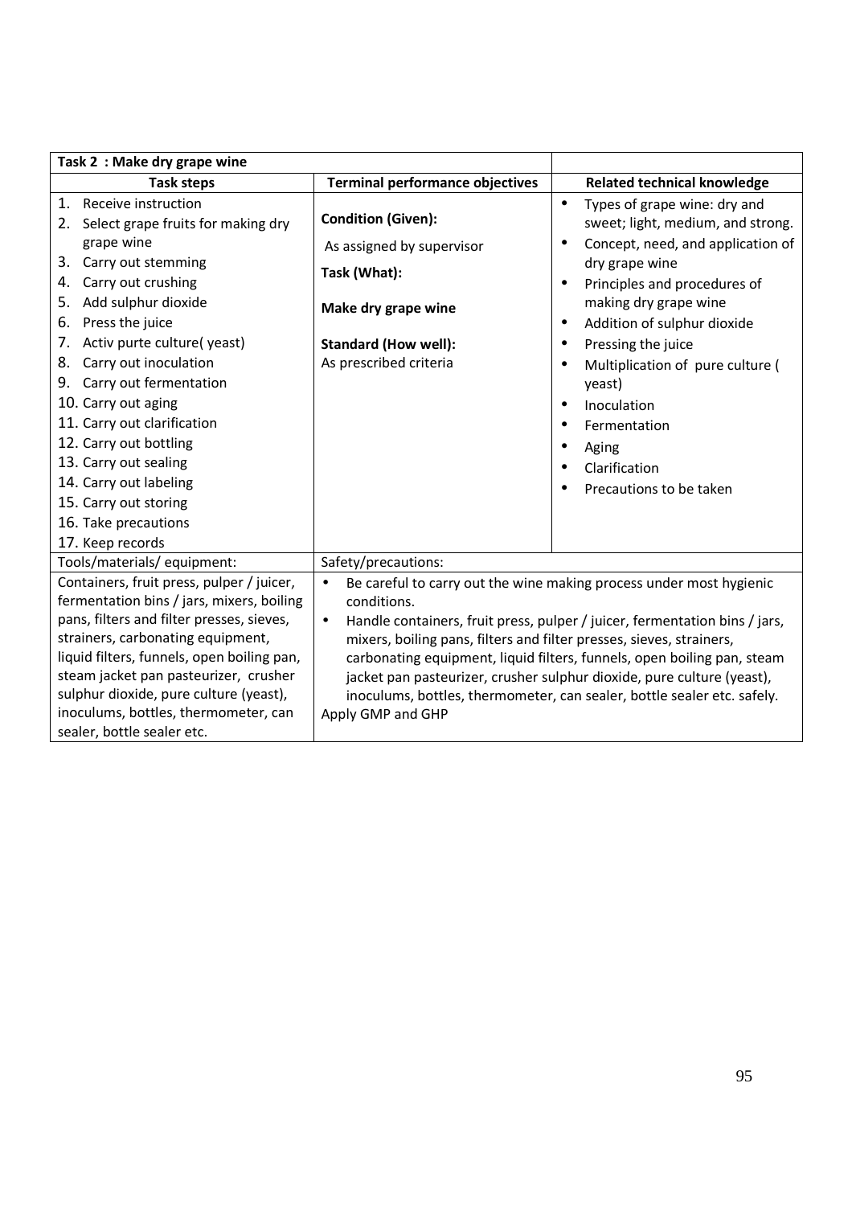| Task 2 : Make dry grape wine | | |
|---|---|---|
| **Task steps** | **Terminal performance objectives** | **Related technical knowledge** |
| 1. Receive instruction<br>2. Select grape fruits for making dry grape wine<br>3. Carry out stemming<br>4. Carry out crushing<br>5. Add sulphur dioxide<br>6. Press the juice<br>7. Activ purte culture( yeast)<br>8. Carry out inoculation<br>9. Carry out fermentation<br>10. Carry out aging<br>11. Carry out clarification<br>12. Carry out bottling<br>13. Carry out sealing<br>14. Carry out labeling<br>15. Carry out storing<br>16. Take precautions<br>17. Keep records | **Condition (Given):**<br>As assigned by supervisor<br>**Task (What):**<br>**Make dry grape wine**<br>**Standard (How well):**<br>As prescribed criteria | • Types of grape wine: dry and sweet; light, medium, and strong.<br>• Concept, need, and application of dry grape wine<br>• Principles and procedures of making dry grape wine<br>• Addition of sulphur dioxide<br>• Pressing the juice<br>• Multiplication of pure culture ( yeast)<br>• Inoculation<br>• Fermentation<br>• Aging<br>• Clarification<br>• Precautions to be taken |
| Tools/materials/ equipment: | Safety/precautions: | |
| Containers, fruit press, pulper / juicer, fermentation bins / jars, mixers, boiling pans, filters and filter presses, sieves, strainers, carbonating equipment, liquid filters, funnels, open boiling pan, steam jacket pan pasteurizer, crusher sulphur dioxide, pure culture (yeast), inoculums, bottles, thermometer, can sealer, bottle sealer etc. | • Be careful to carry out the wine making process under most hygienic conditions.<br>• Handle containers, fruit press, pulper / juicer, fermentation bins / jars, mixers, boiling pans, filters and filter presses, sieves, strainers, carbonating equipment, liquid filters, funnels, open boiling pan, steam jacket pan pasteurizer, crusher sulphur dioxide, pure culture (yeast), inoculums, bottles, thermometer, can sealer, bottle sealer etc. safely.<br>Apply GMP and GHP | |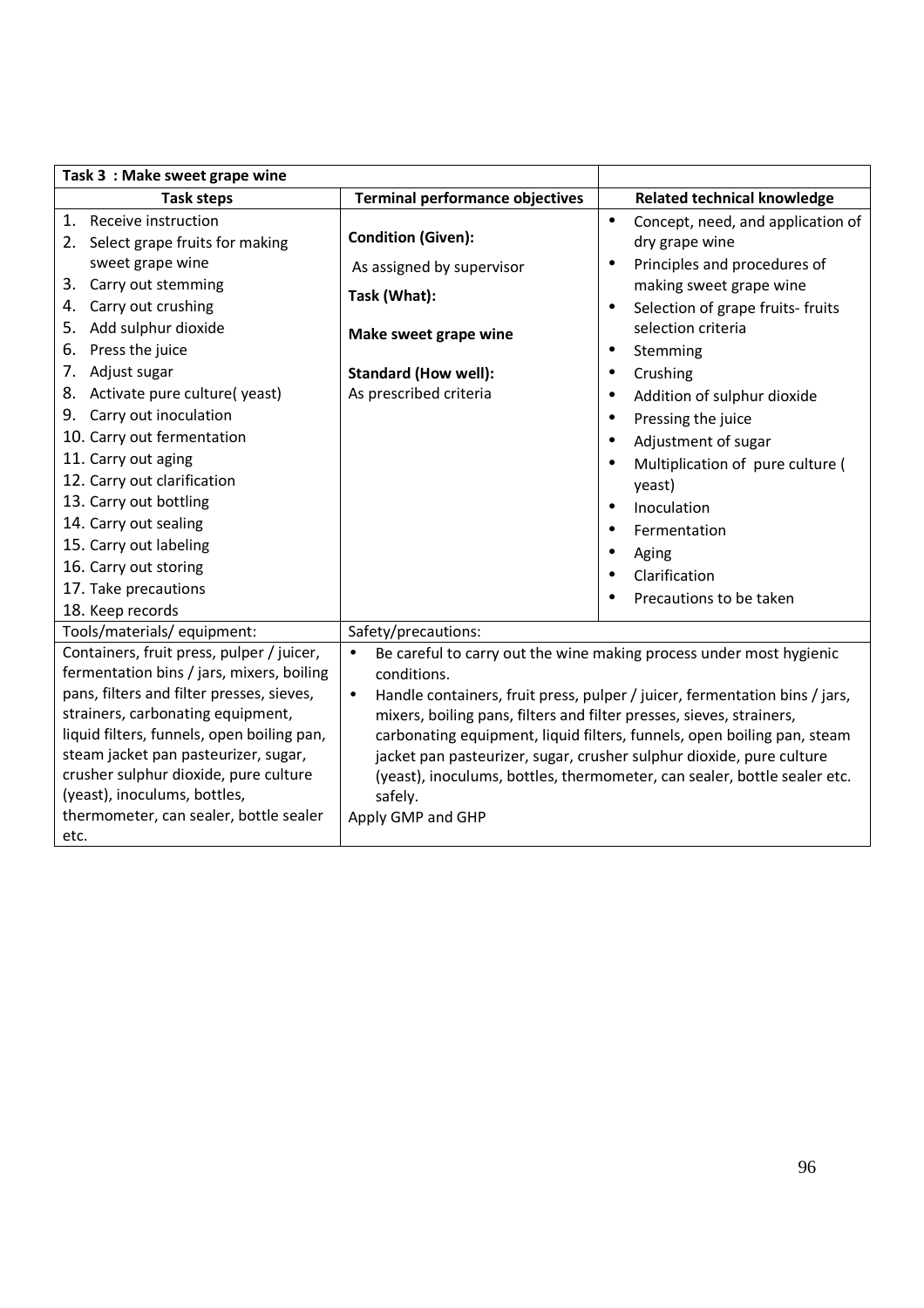| Task 3 : Make sweet grape wine | | |
|---|---|---|
| **Task steps** | **Terminal performance objectives** | **Related technical knowledge** |
| 1. Receive instruction<br>2. Select grape fruits for making sweet grape wine<br>3. Carry out stemming<br>4. Carry out crushing<br>5. Add sulphur dioxide<br>6. Press the juice<br>7. Adjust sugar<br>8. Activate pure culture( yeast)<br>9. Carry out inoculation<br>10. Carry out fermentation<br>11. Carry out aging<br>12. Carry out clarification<br>13. Carry out bottling<br>14. Carry out sealing<br>15. Carry out labeling<br>16. Carry out storing<br>17. Take precautions<br>18. Keep records | **Condition (Given):**<br>As assigned by supervisor<br>**Task (What):**<br>**Make sweet grape wine**<br>**Standard (How well):**<br>As prescribed criteria | • Concept, need, and application of dry grape wine<br>• Principles and procedures of making sweet grape wine<br>• Selection of grape fruits- fruits selection criteria<br>• Stemming<br>• Crushing<br>• Addition of sulphur dioxide<br>• Pressing the juice<br>• Adjustment of sugar<br>• Multiplication of pure culture ( yeast)<br>• Inoculation<br>• Fermentation<br>• Aging<br>• Clarification<br>• Precautions to be taken |
| Tools/materials/ equipment: | Safety/precautions: | |
| Containers, fruit press, pulper / juicer, fermentation bins / jars, mixers, boiling pans, filters and filter presses, sieves, strainers, carbonating equipment, liquid filters, funnels, open boiling pan, steam jacket pan pasteurizer, sugar, crusher sulphur dioxide, pure culture (yeast), inoculums, bottles, thermometer, can sealer, bottle sealer etc. | • Be careful to carry out the wine making process under most hygienic conditions.<br>• Handle containers, fruit press, pulper / juicer, fermentation bins / jars, mixers, boiling pans, filters and filter presses, sieves, strainers, carbonating equipment, liquid filters, funnels, open boiling pan, steam jacket pan pasteurizer, sugar, crusher sulphur dioxide, pure culture (yeast), inoculums, bottles, thermometer, can sealer, bottle sealer etc. safely.<br>Apply GMP and GHP | |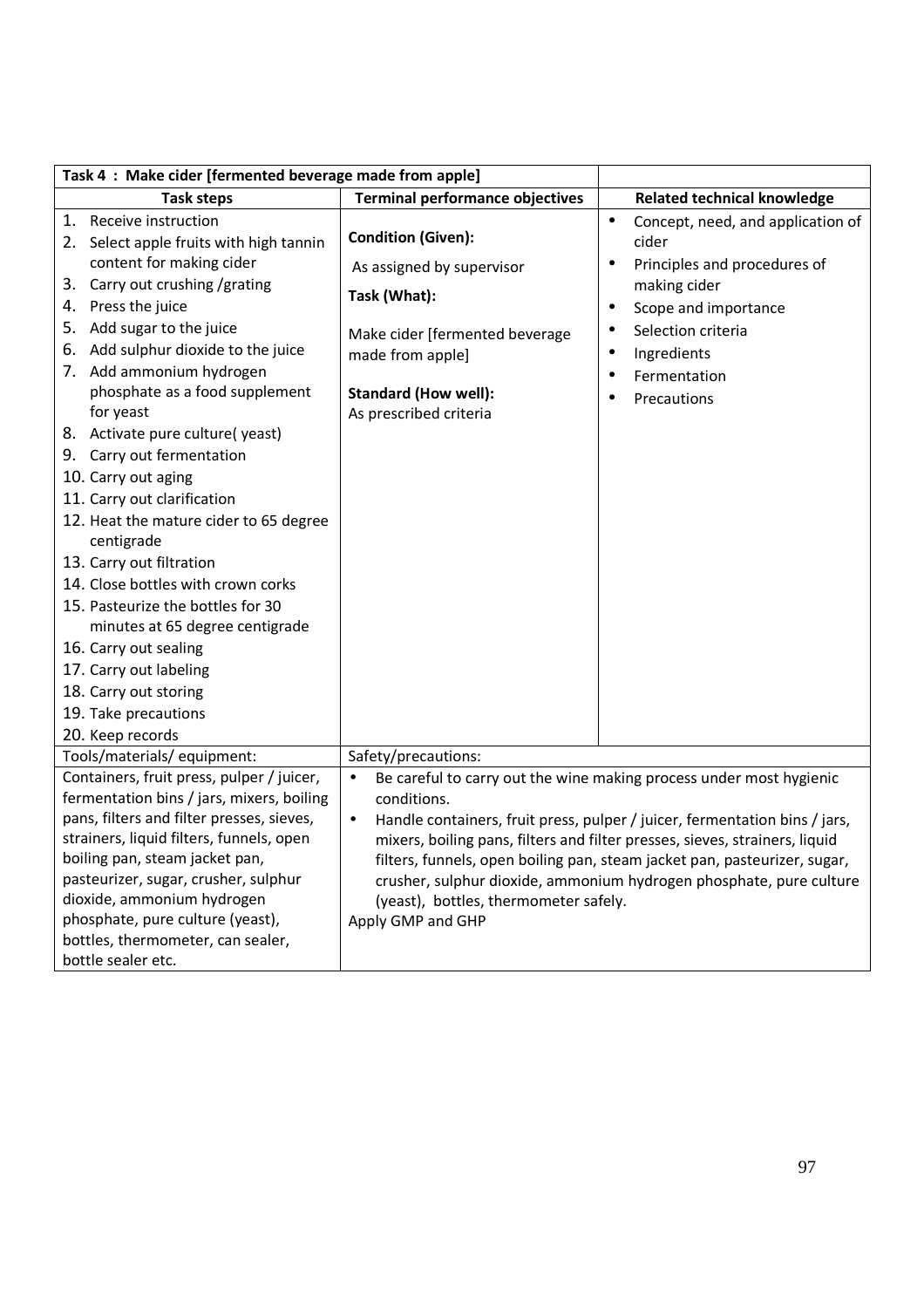| Task 4 : Make cider [fermented beverage made from apple] | | |
|---|---|---|
| **Task steps** | **Terminal performance objectives** | **Related technical knowledge** |
| 1. Receive instruction<br>2. Select apple fruits with high tannin content for making cider<br>3. Carry out crushing /grating<br>4. Press the juice<br>5. Add sugar to the juice<br>6. Add sulphur dioxide to the juice<br>7. Add ammonium hydrogen phosphate as a food supplement for yeast<br>8. Activate pure culture( yeast)<br>9. Carry out fermentation<br>10. Carry out aging<br>11. Carry out clarification<br>12. Heat the mature cider to 65 degree centigrade<br>13. Carry out filtration<br>14. Close bottles with crown corks<br>15. Pasteurize the bottles for 30 minutes at 65 degree centigrade<br>16. Carry out sealing<br>17. Carry out labeling<br>18. Carry out storing<br>19. Take precautions<br>20. Keep records | **Condition (Given):**<br>As assigned by supervisor<br>**Task (What):**<br>Make cider [fermented beverage made from apple]<br>**Standard (How well):**<br>As prescribed criteria | • Concept, need, and application of cider<br>• Principles and procedures of making cider<br>• Scope and importance<br>• Selection criteria<br>• Ingredients<br>• Fermentation<br>• Precautions |
| Tools/materials/ equipment: | Safety/precautions: | |
| Containers, fruit press, pulper / juicer, fermentation bins / jars, mixers, boiling pans, filters and filter presses, sieves, strainers, liquid filters, funnels, open boiling pan, steam jacket pan, pasteurizer, sugar, crusher, sulphur dioxide, ammonium hydrogen phosphate, pure culture (yeast), bottles, thermometer, can sealer, bottle sealer etc. | • Be careful to carry out the wine making process under most hygienic conditions.<br>• Handle containers, fruit press, pulper / juicer, fermentation bins / jars, mixers, boiling pans, filters and filter presses, sieves, strainers, liquid filters, funnels, open boiling pan, steam jacket pan, pasteurizer, sugar, crusher, sulphur dioxide, ammonium hydrogen phosphate, pure culture (yeast), bottles, thermometer safely.<br>Apply GMP and GHP | |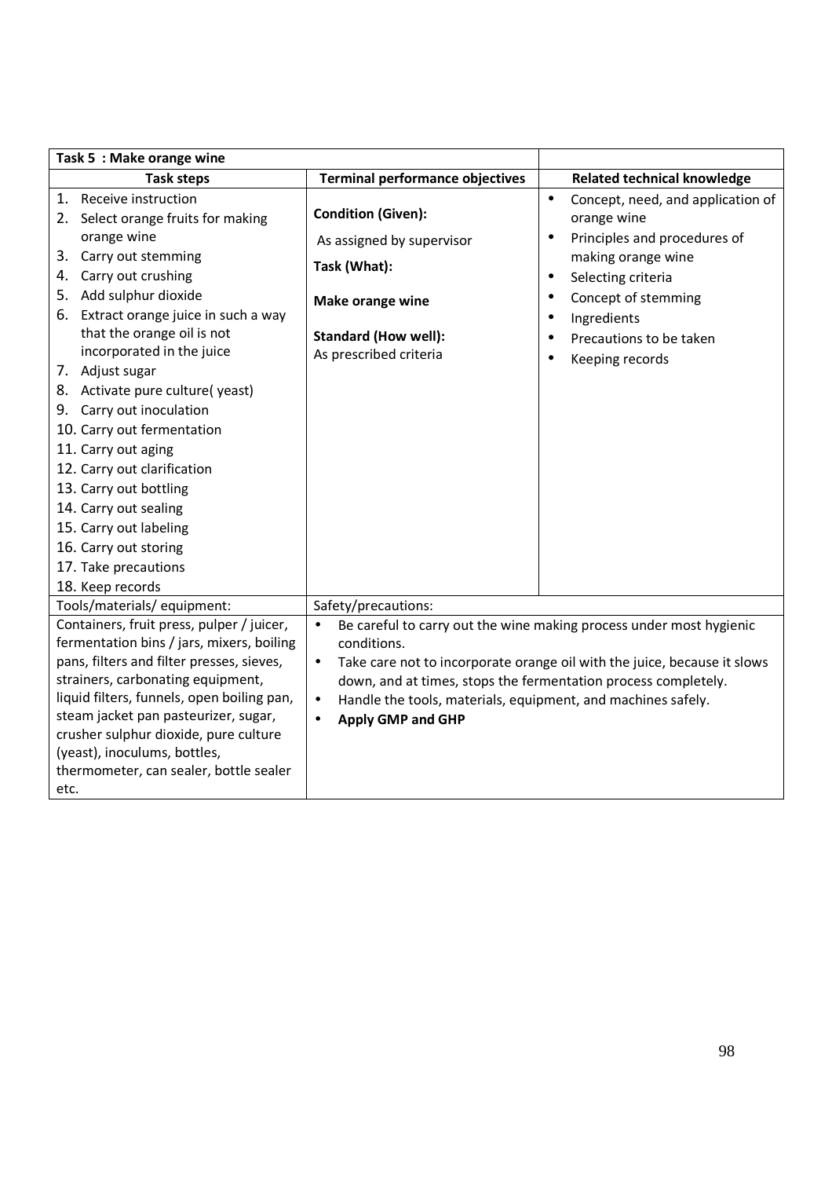| Task 5 : Make orange wine | | |
|---|---|---|
| **Task steps** | **Terminal performance objectives** | **Related technical knowledge** |
| 1. Receive instruction<br>2. Select orange fruits for making orange wine<br>3. Carry out stemming<br>4. Carry out crushing<br>5. Add sulphur dioxide<br>6. Extract orange juice in such a way that the orange oil is not incorporated in the juice<br>7. Adjust sugar<br>8. Activate pure culture( yeast)<br>9. Carry out inoculation<br>10. Carry out fermentation<br>11. Carry out aging<br>12. Carry out clarification<br>13. Carry out bottling<br>14. Carry out sealing<br>15. Carry out labeling<br>16. Carry out storing<br>17. Take precautions<br>18. Keep records | **Condition (Given):**<br>As assigned by supervisor<br>**Task (What):**<br>**Make orange wine**<br>**Standard (How well):**<br>As prescribed criteria | • Concept, need, and application of orange wine<br>• Principles and procedures of making orange wine<br>• Selecting criteria<br>• Concept of stemming<br>• Ingredients<br>• Precautions to be taken<br>• Keeping records |
| Tools/materials/ equipment: | Safety/precautions: | |
| Containers, fruit press, pulper / juicer, fermentation bins / jars, mixers, boiling pans, filters and filter presses, sieves, strainers, carbonating equipment, liquid filters, funnels, open boiling pan, steam jacket pan pasteurizer, sugar, crusher sulphur dioxide, pure culture (yeast), inoculums, bottles, thermometer, can sealer, bottle sealer etc. | • Be careful to carry out the wine making process under most hygienic conditions.<br>• Take care not to incorporate orange oil with the juice, because it slows down, and at times, stops the fermentation process completely.<br>• Handle the tools, materials, equipment, and machines safely.<br>• **Apply GMP and GHP** | |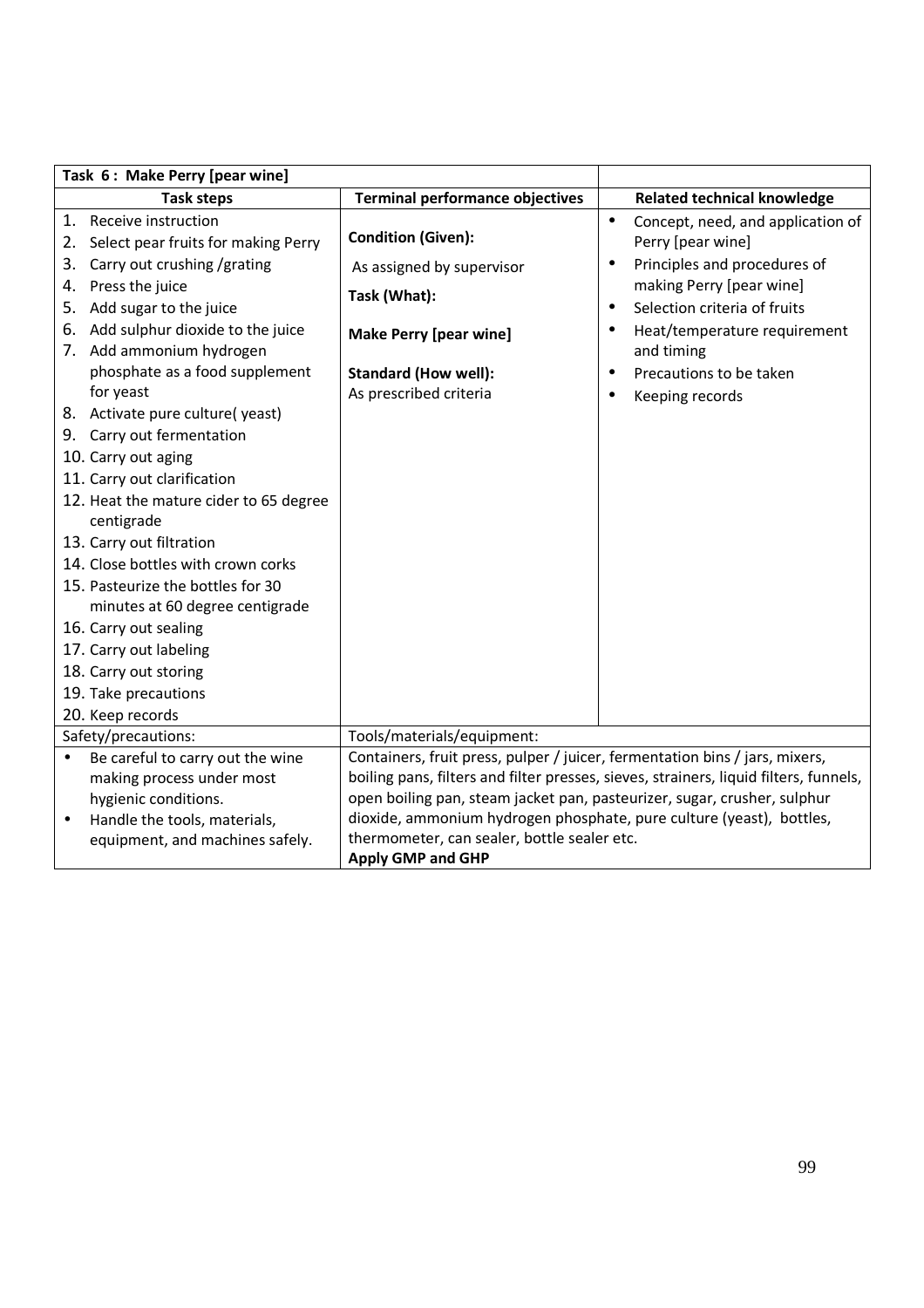| Task 6 : Make Perry [pear wine] | | |
|---|---|---|
| **Task steps** | **Terminal performance objectives** | **Related technical knowledge** |
| 1. Receive instruction<br>2. Select pear fruits for making Perry<br>3. Carry out crushing /grating<br>4. Press the juice<br>5. Add sugar to the juice<br>6. Add sulphur dioxide to the juice<br>7. Add ammonium hydrogen phosphate as a food supplement for yeast<br>8. Activate pure culture( yeast)<br>9. Carry out fermentation<br>10. Carry out aging<br>11. Carry out clarification<br>12. Heat the mature cider to 65 degree centigrade<br>13. Carry out filtration<br>14. Close bottles with crown corks<br>15. Pasteurize the bottles for 30 minutes at 60 degree centigrade<br>16. Carry out sealing<br>17. Carry out labeling<br>18. Carry out storing<br>19. Take precautions<br>20. Keep records | **Condition (Given):**<br>As assigned by supervisor<br>**Task (What):**<br>**Make Perry [pear wine]**<br>**Standard (How well):**<br>As prescribed criteria | • Concept, need, and application of Perry [pear wine]<br>• Principles and procedures of making Perry [pear wine]<br>• Selection criteria of fruits<br>• Heat/temperature requirement and timing<br>• Precautions to be taken<br>• Keeping records |
| Safety/precautions: | Tools/materials/equipment: | |
| • Be careful to carry out the wine making process under most hygienic conditions.<br>• Handle the tools, materials, equipment, and machines safely. | Containers, fruit press, pulper / juicer, fermentation bins / jars, mixers, boiling pans, filters and filter presses, sieves, strainers, liquid filters, funnels, open boiling pan, steam jacket pan, pasteurizer, sugar, crusher, sulphur dioxide, ammonium hydrogen phosphate, pure culture (yeast), bottles, thermometer, can sealer, bottle sealer etc.<br>**Apply GMP and GHP** | |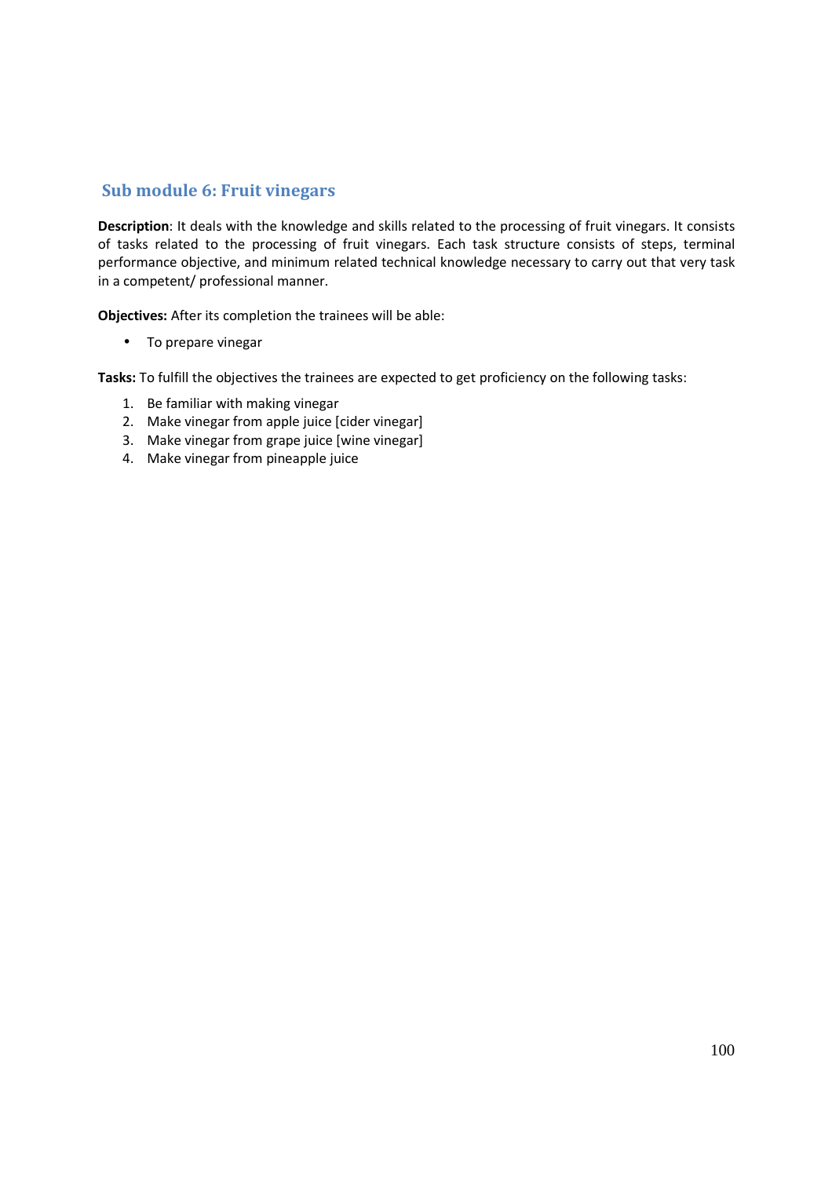## Sub module 6: Fruit vinegars

**Description**: It deals with the knowledge and skills related to the processing of fruit vinegars. It consists of tasks related to the processing of fruit vinegars. Each task structure consists of steps, terminal performance objective, and minimum related technical knowledge necessary to carry out that very task in a competent/ professional manner.

**Objectives:** After its completion the trainees will be able:

- To prepare vinegar

**Tasks:** To fulfill the objectives the trainees are expected to get proficiency on the following tasks:

1. Be familiar with making vinegar
2. Make vinegar from apple juice [cider vinegar]
3. Make vinegar from grape juice [wine vinegar]
4. Make vinegar from pineapple juice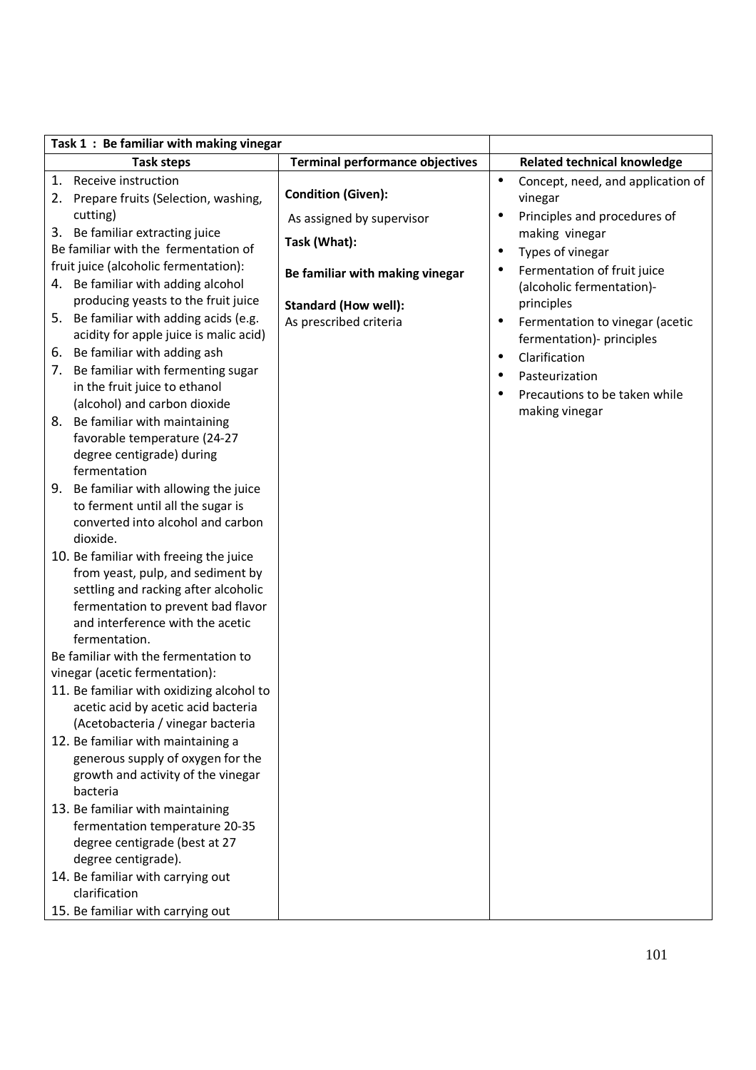| Task 1 : Be familiar with making vinegar | | |
|---|---|---|
| **Task steps** | **Terminal performance objectives** | **Related technical knowledge** |
| 1. Receive instruction<br>2. Prepare fruits (Selection, washing, cutting)<br>3. Be familiar extracting juice<br>Be familiar with the fermentation of fruit juice (alcoholic fermentation):<br>4. Be familiar with adding alcohol producing yeasts to the fruit juice<br>5. Be familiar with adding acids (e.g. acidity for apple juice is malic acid)<br>6. Be familiar with adding ash<br>7. Be familiar with fermenting sugar in the fruit juice to ethanol (alcohol) and carbon dioxide<br>8. Be familiar with maintaining favorable temperature (24-27 degree centigrade) during fermentation<br>9. Be familiar with allowing the juice to ferment until all the sugar is converted into alcohol and carbon dioxide.<br>10. Be familiar with freeing the juice from yeast, pulp, and sediment by settling and racking after alcoholic fermentation to prevent bad flavor and interference with the acetic fermentation.<br>Be familiar with the fermentation to vinegar (acetic fermentation):<br>11. Be familiar with oxidizing alcohol to acetic acid by acetic acid bacteria (Acetobacteria / vinegar bacteria<br>12. Be familiar with maintaining a generous supply of oxygen for the growth and activity of the vinegar bacteria<br>13. Be familiar with maintaining fermentation temperature 20-35 degree centigrade (best at 27 degree centigrade).<br>14. Be familiar with carrying out clarification<br>15. Be familiar with carrying out | **Condition (Given):**<br>As assigned by supervisor<br>**Task (What):**<br>**Be familiar with making vinegar**<br>**Standard (How well):**<br>As prescribed criteria | • Concept, need, and application of vinegar<br>• Principles and procedures of making vinegar<br>• Types of vinegar<br>• Fermentation of fruit juice (alcoholic fermentation)- principles<br>• Fermentation to vinegar (acetic fermentation)- principles<br>• Clarification<br>• Pasteurization<br>• Precautions to be taken while making vinegar |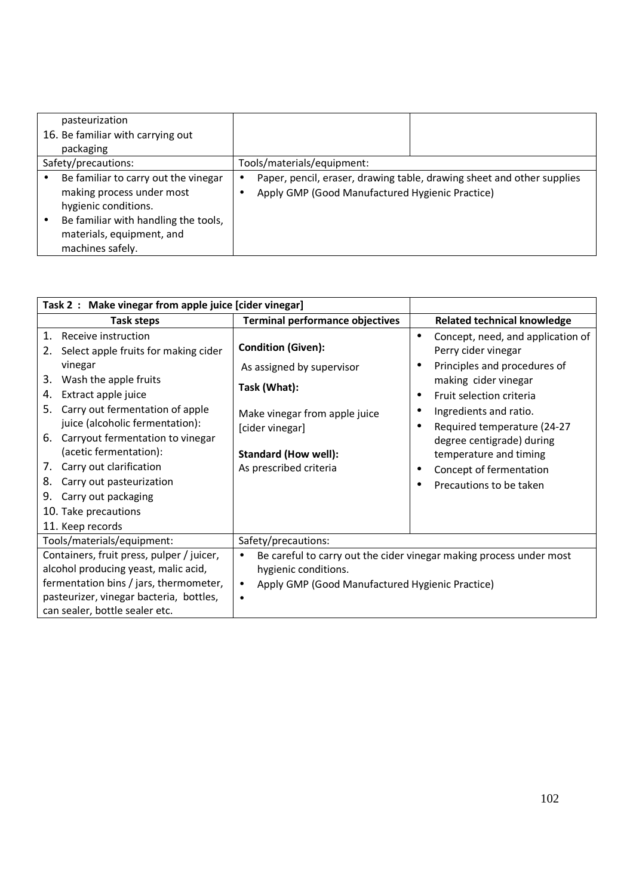| | | |
|---|---|---|
| pasteurization<br>16. Be familiar with carrying out packaging | | |
| Safety/precautions: | Tools/materials/equipment: | |
| • Be familiar to carry out the vinegar making process under most hygienic conditions.<br>• Be familiar with handling the tools, materials, equipment, and machines safely. | • Paper, pencil, eraser, drawing table, drawing sheet and other supplies<br>• Apply GMP (Good Manufactured Hygienic Practice) | |

| **Task 2 : Make vinegar from apple juice [cider vinegar]** | | |
|---|---|---|
| **Task steps** | **Terminal performance objectives** | **Related technical knowledge** |
| 1. Receive instruction<br>2. Select apple fruits for making cider vinegar<br>3. Wash the apple fruits<br>4. Extract apple juice<br>5. Carry out fermentation of apple juice (alcoholic fermentation):<br>6. Carryout fermentation to vinegar (acetic fermentation):<br>7. Carry out clarification<br>8. Carry out pasteurization<br>9. Carry out packaging<br>10. Take precautions<br>11. Keep records | **Condition (Given):**<br>As assigned by supervisor<br>**Task (What):**<br>Make vinegar from apple juice [cider vinegar]<br>**Standard (How well):**<br>As prescribed criteria | • Concept, need, and application of Perry cider vinegar<br>• Principles and procedures of making cider vinegar<br>• Fruit selection criteria<br>• Ingredients and ratio.<br>• Required temperature (24-27 degree centigrade) during temperature and timing<br>• Concept of fermentation<br>• Precautions to be taken |
| Tools/materials/equipment: | Safety/precautions: | |
| Containers, fruit press, pulper / juicer, alcohol producing yeast, malic acid, fermentation bins / jars, thermometer, pasteurizer, vinegar bacteria, bottles, can sealer, bottle sealer etc. | • Be careful to carry out the cider vinegar making process under most hygienic conditions.<br>• Apply GMP (Good Manufactured Hygienic Practice)<br>• | |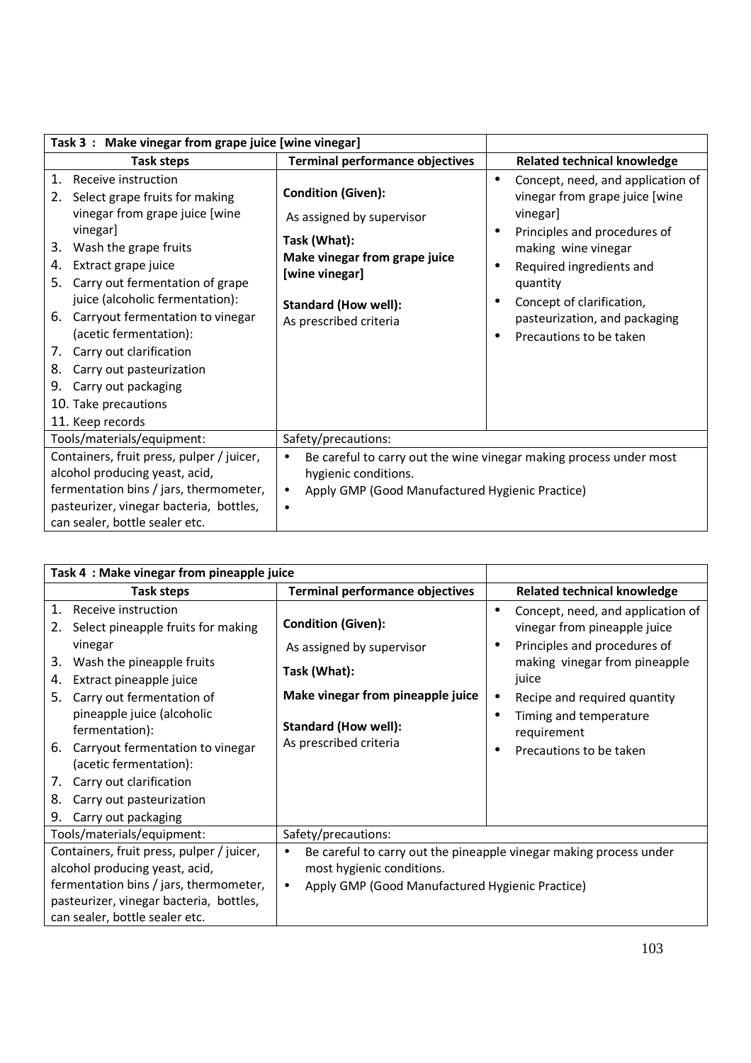| Task 3 : Make vinegar from grape juice [wine vinegar] | | |
|---|---|---|
| **Task steps** | **Terminal performance objectives** | **Related technical knowledge** |
| 1. Receive instruction<br>2. Select grape fruits for making vinegar from grape juice [wine vinegar]<br>3. Wash the grape fruits<br>4. Extract grape juice<br>5. Carry out fermentation of grape juice (alcoholic fermentation):<br>6. Carryout fermentation to vinegar (acetic fermentation):<br>7. Carry out clarification<br>8. Carry out pasteurization<br>9. Carry out packaging<br>10. Take precautions<br>11. Keep records | **Condition (Given):**<br>As assigned by supervisor<br>**Task (What):**<br>**Make vinegar from grape juice [wine vinegar]**<br>**Standard (How well):**<br>As prescribed criteria | • Concept, need, and application of vinegar from grape juice [wine vinegar]<br>• Principles and procedures of making wine vinegar<br>• Required ingredients and quantity<br>• Concept of clarification, pasteurization, and packaging<br>• Precautions to be taken |
| Tools/materials/equipment: | Safety/precautions: | |
| Containers, fruit press, pulper / juicer, alcohol producing yeast, acid, fermentation bins / jars, thermometer, pasteurizer, vinegar bacteria, bottles, can sealer, bottle sealer etc. | • Be careful to carry out the wine vinegar making process under most hygienic conditions.<br>• Apply GMP (Good Manufactured Hygienic Practice)<br>• | |

| Task 4 : Make vinegar from pineapple juice | | |
|---|---|---|
| **Task steps** | **Terminal performance objectives** | **Related technical knowledge** |
| 1. Receive instruction<br>2. Select pineapple fruits for making vinegar<br>3. Wash the pineapple fruits<br>4. Extract pineapple juice<br>5. Carry out fermentation of pineapple juice (alcoholic fermentation):<br>6. Carryout fermentation to vinegar (acetic fermentation):<br>7. Carry out clarification<br>8. Carry out pasteurization<br>9. Carry out packaging | **Condition (Given):**<br>As assigned by supervisor<br>**Task (What):**<br>**Make vinegar from pineapple juice**<br>**Standard (How well):**<br>As prescribed criteria | • Concept, need, and application of vinegar from pineapple juice<br>• Principles and procedures of making vinegar from pineapple juice<br>• Recipe and required quantity<br>• Timing and temperature requirement<br>• Precautions to be taken |
| Tools/materials/equipment: | Safety/precautions: | |
| Containers, fruit press, pulper / juicer, alcohol producing yeast, acid, fermentation bins / jars, thermometer, pasteurizer, vinegar bacteria, bottles, can sealer, bottle sealer etc. | • Be careful to carry out the pineapple vinegar making process under most hygienic conditions.<br>• Apply GMP (Good Manufactured Hygienic Practice) | |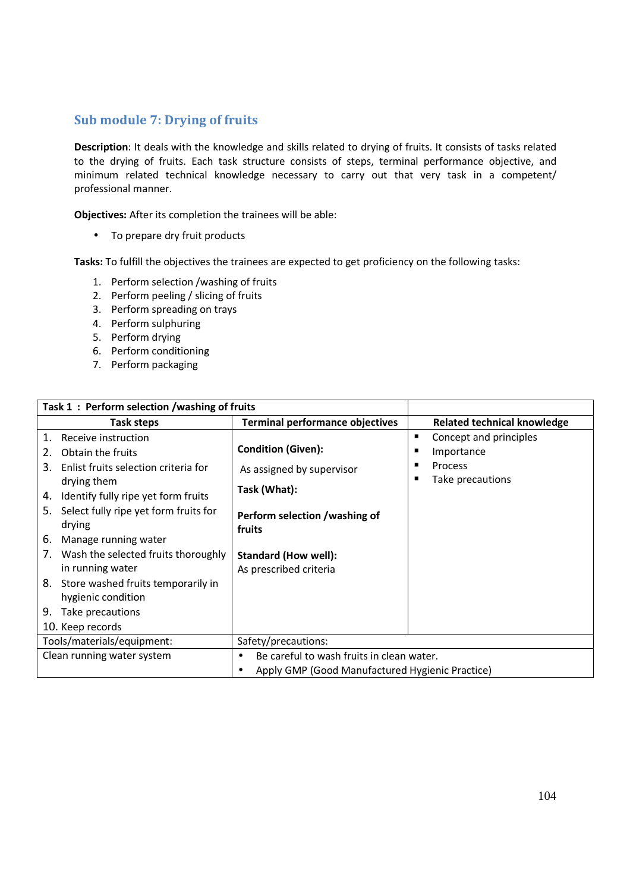## Sub module 7: Drying of fruits

**Description**: It deals with the knowledge and skills related to drying of fruits. It consists of tasks related to the drying of fruits. Each task structure consists of steps, terminal performance objective, and minimum related technical knowledge necessary to carry out that very task in a competent/ professional manner.

**Objectives:** After its completion the trainees will be able:

- To prepare dry fruit products

**Tasks:** To fulfill the objectives the trainees are expected to get proficiency on the following tasks:

1. Perform selection /washing of fruits
2. Perform peeling / slicing of fruits
3. Perform spreading on trays
4. Perform sulphuring
5. Perform drying
6. Perform conditioning
7. Perform packaging

| **Task 1 : Perform selection /washing of fruits** | | |
|---|---|---|
| **Task steps** | **Terminal performance objectives** | **Related technical knowledge** |
| 1. Receive instruction<br>2. Obtain the fruits<br>3. Enlist fruits selection criteria for drying them<br>4. Identify fully ripe yet form fruits<br>5. Select fully ripe yet form fruits for drying<br>6. Manage running water<br>7. Wash the selected fruits thoroughly in running water<br>8. Store washed fruits temporarily in hygienic condition<br>9. Take precautions<br>10. Keep records | **Condition (Given):**<br>As assigned by supervisor<br>**Task (What):**<br>**Perform selection /washing of fruits**<br>**Standard (How well):**<br>As prescribed criteria | ▪ Concept and principles<br>▪ Importance<br>▪ Process<br>▪ Take precautions |
| Tools/materials/equipment: | Safety/precautions: | |
| Clean running water system | • Be careful to wash fruits in clean water.<br>• Apply GMP (Good Manufactured Hygienic Practice) | |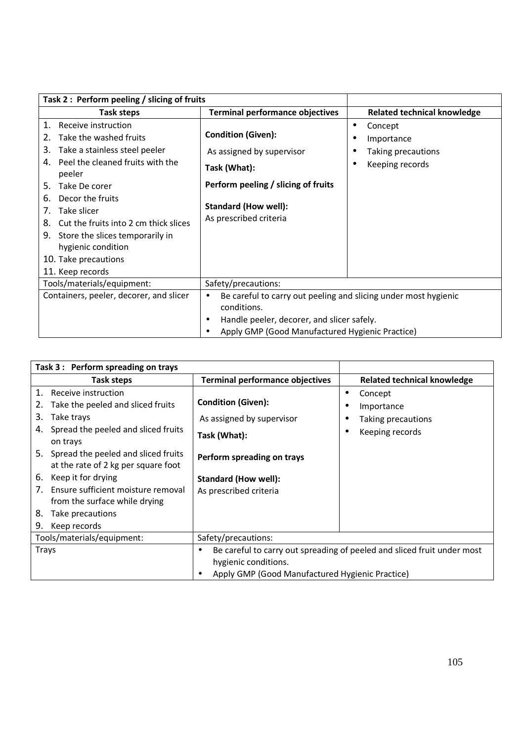| Task 2 : Perform peeling / slicing of fruits | | |
|---|---|---|
| **Task steps** | **Terminal performance objectives** | **Related technical knowledge** |
| 1. Receive instruction<br>2. Take the washed fruits<br>3. Take a stainless steel peeler<br>4. Peel the cleaned fruits with the peeler<br>5. Take De corer<br>6. Decor the fruits<br>7. Take slicer<br>8. Cut the fruits into 2 cm thick slices<br>9. Store the slices temporarily in hygienic condition<br>10. Take precautions<br>11. Keep records | **Condition (Given):**<br>As assigned by supervisor<br>**Task (What):**<br>**Perform peeling / slicing of fruits**<br>**Standard (How well):**<br>As prescribed criteria | • Concept<br>• Importance<br>• Taking precautions<br>• Keeping records |
| Tools/materials/equipment: | Safety/precautions: | |
| Containers, peeler, decorer, and slicer | • Be careful to carry out peeling and slicing under most hygienic conditions.<br>• Handle peeler, decorer, and slicer safely.<br>• Apply GMP (Good Manufactured Hygienic Practice) | |

| Task 3 : Perform spreading on trays | | |
|---|---|---|
| **Task steps** | **Terminal performance objectives** | **Related technical knowledge** |
| 1. Receive instruction<br>2. Take the peeled and sliced fruits<br>3. Take trays<br>4. Spread the peeled and sliced fruits on trays<br>5. Spread the peeled and sliced fruits at the rate of 2 kg per square foot<br>6. Keep it for drying<br>7. Ensure sufficient moisture removal from the surface while drying<br>8. Take precautions<br>9. Keep records | **Condition (Given):**<br>As assigned by supervisor<br>**Task (What):**<br>**Perform spreading on trays**<br>**Standard (How well):**<br>As prescribed criteria | • Concept<br>• Importance<br>• Taking precautions<br>• Keeping records |
| Tools/materials/equipment: | Safety/precautions: | |
| Trays | • Be careful to carry out spreading of peeled and sliced fruit under most hygienic conditions.<br>• Apply GMP (Good Manufactured Hygienic Practice) | |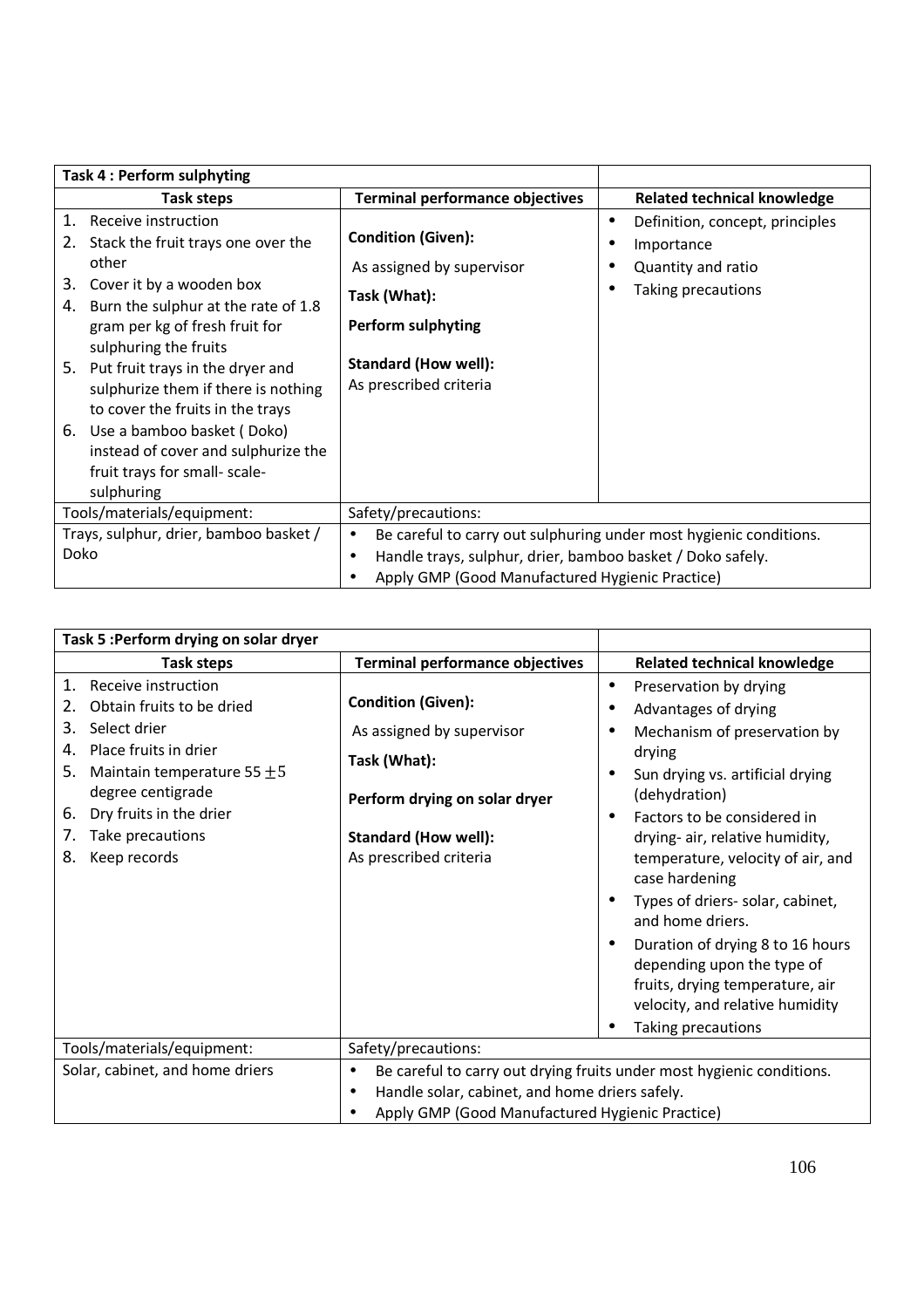| Task 4 : Perform sulphyting | | |
|---|---|---|
| **Task steps** | **Terminal performance objectives** | **Related technical knowledge** |
| 1. Receive instruction<br>2. Stack the fruit trays one over the other<br>3. Cover it by a wooden box<br>4. Burn the sulphur at the rate of 1.8 gram per kg of fresh fruit for sulphuring the fruits<br>5. Put fruit trays in the dryer and sulphurize them if there is nothing to cover the fruits in the trays<br>6. Use a bamboo basket ( Doko) instead of cover and sulphurize the fruit trays for small- scale- sulphuring | **Condition (Given):**<br>As assigned by supervisor<br>**Task (What):**<br>**Perform sulphyting**<br>**Standard (How well):**<br>As prescribed criteria | • Definition, concept, principles<br>• Importance<br>• Quantity and ratio<br>• Taking precautions |
| Tools/materials/equipment: | Safety/precautions: | |
| Trays, sulphur, drier, bamboo basket / Doko | • Be careful to carry out sulphuring under most hygienic conditions.<br>• Handle trays, sulphur, drier, bamboo basket / Doko safely.<br>• Apply GMP (Good Manufactured Hygienic Practice) | |

| Task 5 :Perform drying on solar dryer | | |
|---|---|---|
| **Task steps** | **Terminal performance objectives** | **Related technical knowledge** |
| 1. Receive instruction<br>2. Obtain fruits to be dried<br>3. Select drier<br>4. Place fruits in drier<br>5. Maintain temperature 55 $\pm$5 degree centigrade<br>6. Dry fruits in the drier<br>7. Take precautions<br>8. Keep records | **Condition (Given):**<br>As assigned by supervisor<br>**Task (What):**<br>**Perform drying on solar dryer**<br>**Standard (How well):**<br>As prescribed criteria | • Preservation by drying<br>• Advantages of drying<br>• Mechanism of preservation by drying<br>• Sun drying vs. artificial drying (dehydration)<br>• Factors to be considered in drying- air, relative humidity, temperature, velocity of air, and case hardening<br>• Types of driers- solar, cabinet, and home driers.<br>• Duration of drying 8 to 16 hours depending upon the type of fruits, drying temperature, air velocity, and relative humidity<br>• Taking precautions |
| Tools/materials/equipment: | Safety/precautions: | |
| Solar, cabinet, and home driers | • Be careful to carry out drying fruits under most hygienic conditions.<br>• Handle solar, cabinet, and home driers safely.<br>• Apply GMP (Good Manufactured Hygienic Practice) | |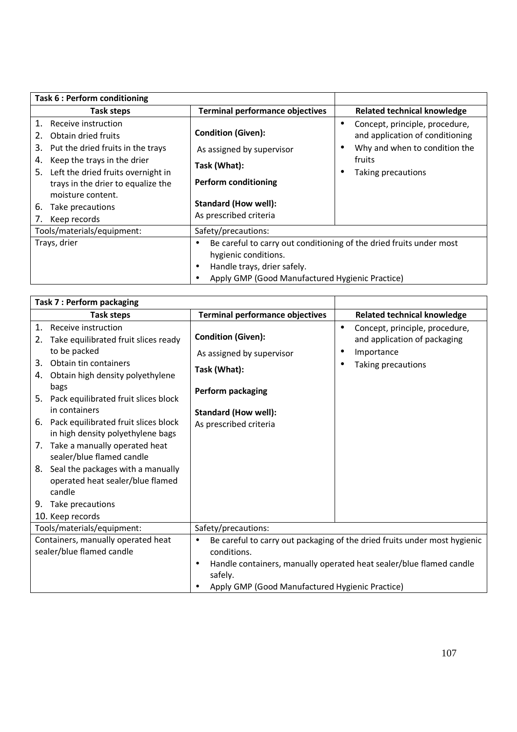| Task 6 : Perform conditioning | | |
|---|---|---|
| **Task steps** | **Terminal performance objectives** | **Related technical knowledge** |
| 1. Receive instruction<br>2. Obtain dried fruits<br>3. Put the dried fruits in the trays<br>4. Keep the trays in the drier<br>5. Left the dried fruits overnight in trays in the drier to equalize the moisture content.<br>6. Take precautions<br>7. Keep records | **Condition (Given):**<br>As assigned by supervisor<br>**Task (What):**<br>**Perform conditioning**<br>**Standard (How well):**<br>As prescribed criteria | • Concept, principle, procedure, and application of conditioning<br>• Why and when to condition the fruits<br>• Taking precautions |
| Tools/materials/equipment: | Safety/precautions: | |
| Trays, drier | • Be careful to carry out conditioning of the dried fruits under most hygienic conditions.<br>• Handle trays, drier safely.<br>• Apply GMP (Good Manufactured Hygienic Practice) | |

| Task 7 : Perform packaging | | |
|---|---|---|
| **Task steps** | **Terminal performance objectives** | **Related technical knowledge** |
| 1. Receive instruction<br>2. Take equilibrated fruit slices ready to be packed<br>3. Obtain tin containers<br>4. Obtain high density polyethylene bags<br>5. Pack equilibrated fruit slices block in containers<br>6. Pack equilibrated fruit slices block in high density polyethylene bags<br>7. Take a manually operated heat sealer/blue flamed candle<br>8. Seal the packages with a manually operated heat sealer/blue flamed candle<br>9. Take precautions<br>10. Keep records | **Condition (Given):**<br>As assigned by supervisor<br>**Task (What):**<br>**Perform packaging**<br>**Standard (How well):**<br>As prescribed criteria | • Concept, principle, procedure, and application of packaging<br>• Importance<br>• Taking precautions |
| Tools/materials/equipment: | Safety/precautions: | |
| Containers, manually operated heat sealer/blue flamed candle | • Be careful to carry out packaging of the dried fruits under most hygienic conditions.<br>• Handle containers, manually operated heat sealer/blue flamed candle safely.<br>• Apply GMP (Good Manufactured Hygienic Practice) | |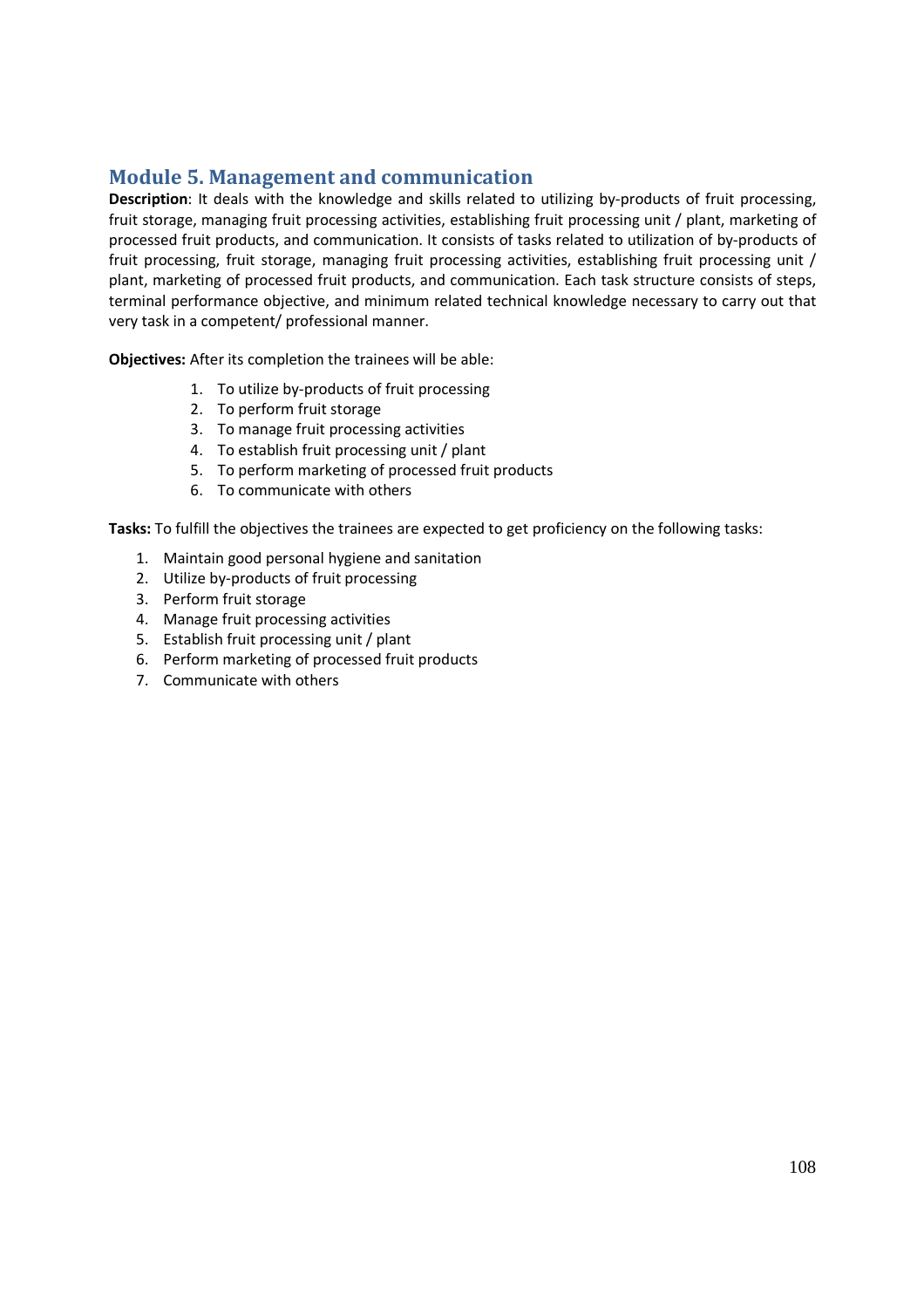## Module 5. Management and communication

**Description**: It deals with the knowledge and skills related to utilizing by-products of fruit processing, fruit storage, managing fruit processing activities, establishing fruit processing unit / plant, marketing of processed fruit products, and communication. It consists of tasks related to utilization of by-products of fruit processing, fruit storage, managing fruit processing activities, establishing fruit processing unit / plant, marketing of processed fruit products, and communication. Each task structure consists of steps, terminal performance objective, and minimum related technical knowledge necessary to carry out that very task in a competent/ professional manner.

**Objectives:** After its completion the trainees will be able:

1. To utilize by-products of fruit processing
2. To perform fruit storage
3. To manage fruit processing activities
4. To establish fruit processing unit / plant
5. To perform marketing of processed fruit products
6. To communicate with others

**Tasks:** To fulfill the objectives the trainees are expected to get proficiency on the following tasks:

1. Maintain good personal hygiene and sanitation
2. Utilize by-products of fruit processing
3. Perform fruit storage
4. Manage fruit processing activities
5. Establish fruit processing unit / plant
6. Perform marketing of processed fruit products
7. Communicate with others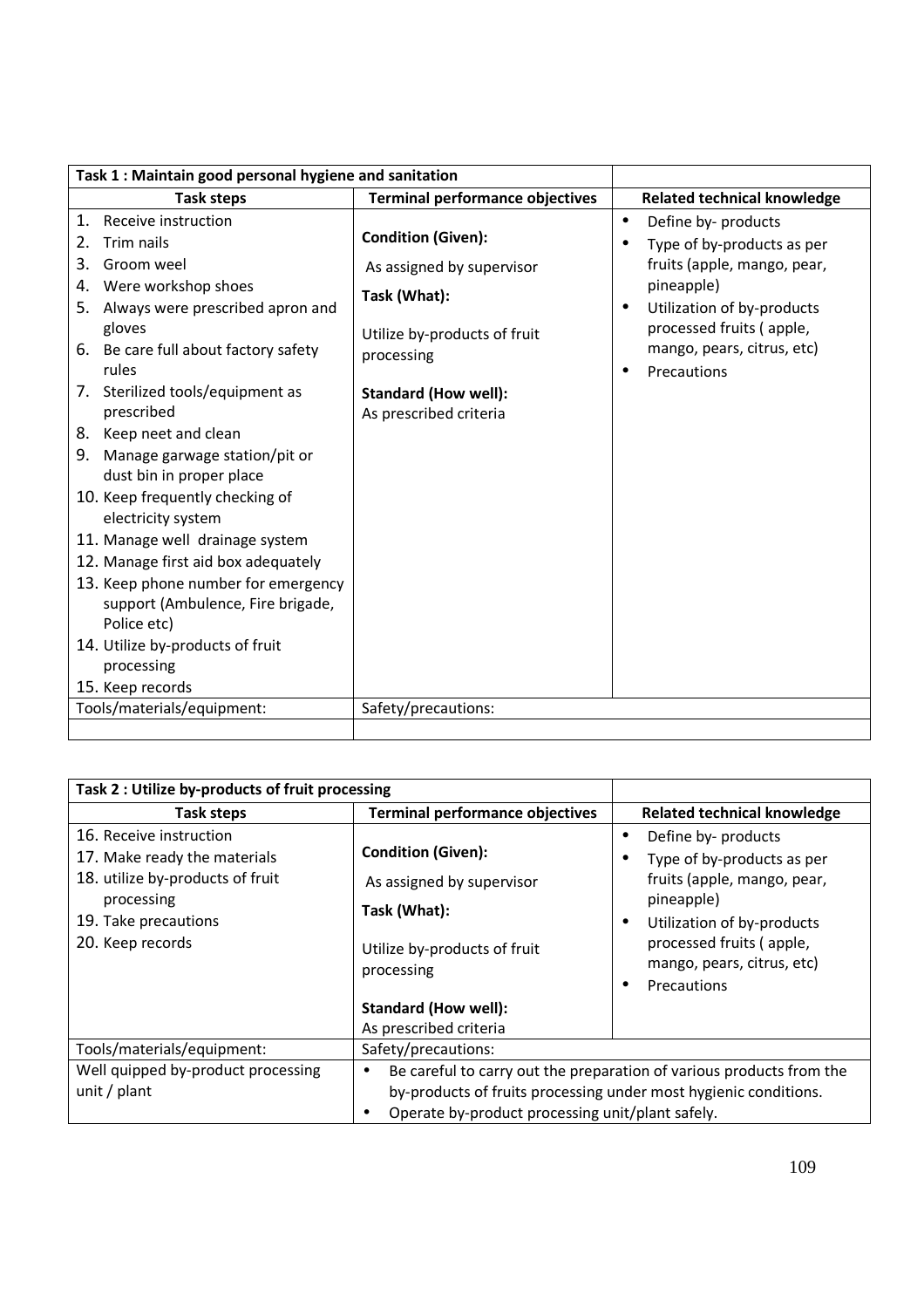| Task 1 : Maintain good personal hygiene and sanitation | | |
|---|---|---|
| **Task steps** | **Terminal performance objectives** | **Related technical knowledge** |
| 1. Receive instruction<br>2. Trim nails<br>3. Groom weel<br>4. Were workshop shoes<br>5. Always were prescribed apron and gloves<br>6. Be care full about factory safety rules<br>7. Sterilized tools/equipment as prescribed<br>8. Keep neet and clean<br>9. Manage garwage station/pit or dust bin in proper place<br>10. Keep frequently checking of electricity system<br>11. Manage well drainage system<br>12. Manage first aid box adequately<br>13. Keep phone number for emergency support (Ambulence, Fire brigade, Police etc)<br>14. Utilize by-products of fruit processing<br>15. Keep records | **Condition (Given):**<br>As assigned by supervisor<br>**Task (What):**<br>Utilize by-products of fruit processing<br>**Standard (How well):**<br>As prescribed criteria | • Define by- products<br>• Type of by-products as per fruits (apple, mango, pear, pineapple)<br>• Utilization of by-products processed fruits ( apple, mango, pears, citrus, etc)<br>• Precautions |
| Tools/materials/equipment: | Safety/precautions: | |
| | | |

| Task 2 : Utilize by-products of fruit processing | | |
|---|---|---|
| **Task steps** | **Terminal performance objectives** | **Related technical knowledge** |
| 16. Receive instruction<br>17. Make ready the materials<br>18. utilize by-products of fruit processing<br>19. Take precautions<br>20. Keep records | **Condition (Given):**<br>As assigned by supervisor<br>**Task (What):**<br>Utilize by-products of fruit processing<br>**Standard (How well):**<br>As prescribed criteria | • Define by- products<br>• Type of by-products as per fruits (apple, mango, pear, pineapple)<br>• Utilization of by-products processed fruits ( apple, mango, pears, citrus, etc)<br>• Precautions |
| Tools/materials/equipment: | Safety/precautions: | |
| Well quipped by-product processing unit / plant | • Be careful to carry out the preparation of various products from the by-products of fruits processing under most hygienic conditions.<br>• Operate by-product processing unit/plant safely. | |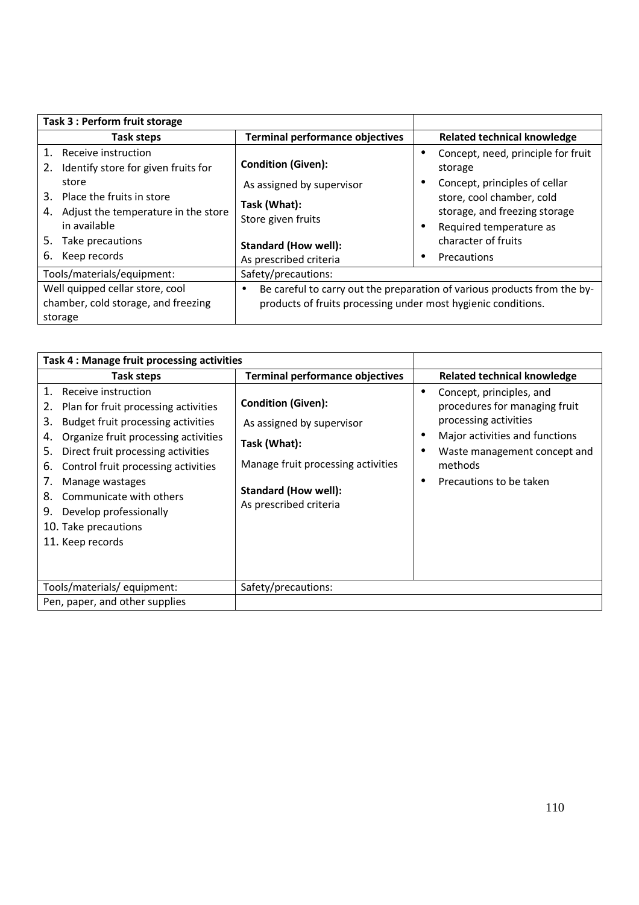| Task 3 : Perform fruit storage | | |
|---|---|---|
| **Task steps** | **Terminal performance objectives** | **Related technical knowledge** |
| 1. Receive instruction<br>2. Identify store for given fruits for store<br>3. Place the fruits in store<br>4. Adjust the temperature in the store in available<br>5. Take precautions<br>6. Keep records | **Condition (Given):**<br>As assigned by supervisor<br>**Task (What):**<br>Store given fruits<br>**Standard (How well):**<br>As prescribed criteria | • Concept, need, principle for fruit storage<br>• Concept, principles of cellar store, cool chamber, cold storage, and freezing storage<br>• Required temperature as character of fruits<br>• Precautions |
| Tools/materials/equipment: | Safety/precautions: | |
| Well quipped cellar store, cool chamber, cold storage, and freezing storage | • Be careful to carry out the preparation of various products from the by-products of fruits processing under most hygienic conditions. | |

| Task 4 : Manage fruit processing activities | | |
|---|---|---|
| **Task steps** | **Terminal performance objectives** | **Related technical knowledge** |
| 1. Receive instruction<br>2. Plan for fruit processing activities<br>3. Budget fruit processing activities<br>4. Organize fruit processing activities<br>5. Direct fruit processing activities<br>6. Control fruit processing activities<br>7. Manage wastages<br>8. Communicate with others<br>9. Develop professionally<br>10. Take precautions<br>11. Keep records | **Condition (Given):**<br>As assigned by supervisor<br>**Task (What):**<br>Manage fruit processing activities<br>**Standard (How well):**<br>As prescribed criteria | • Concept, principles, and procedures for managing fruit processing activities<br>• Major activities and functions<br>• Waste management concept and methods<br>• Precautions to be taken |
| Tools/materials/ equipment: | Safety/precautions: | |
| Pen, paper, and other supplies | | |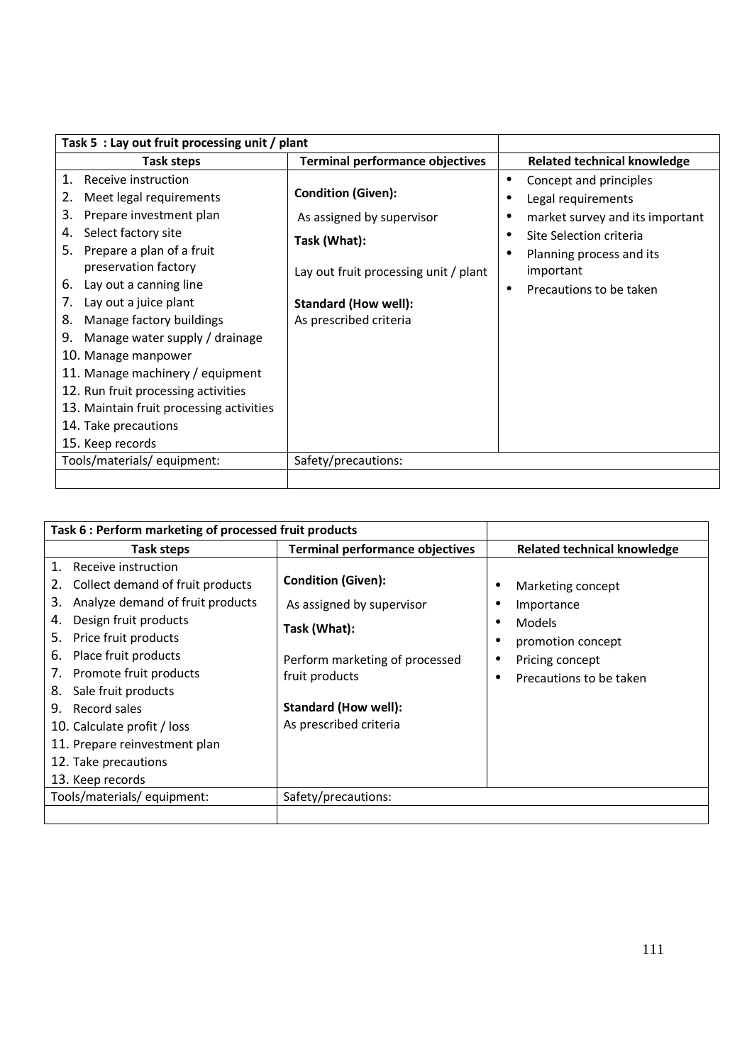| Task 5 : Lay out fruit processing unit / plant | | |
|---|---|---|
| **Task steps** | **Terminal performance objectives** | **Related technical knowledge** |
| 1. Receive instruction<br>2. Meet legal requirements<br>3. Prepare investment plan<br>4. Select factory site<br>5. Prepare a plan of a fruit preservation factory<br>6. Lay out a canning line<br>7. Lay out a juice plant<br>8. Manage factory buildings<br>9. Manage water supply / drainage<br>10. Manage manpower<br>11. Manage machinery / equipment<br>12. Run fruit processing activities<br>13. Maintain fruit processing activities<br>14. Take precautions<br>15. Keep records | **Condition (Given):**<br>As assigned by supervisor<br>**Task (What):**<br>Lay out fruit processing unit / plant<br>**Standard (How well):**<br>As prescribed criteria | • Concept and principles<br>• Legal requirements<br>• market survey and its important<br>• Site Selection criteria<br>• Planning process and its important<br>• Precautions to be taken |
| Tools/materials/ equipment: | Safety/precautions: | |
| | | |

| Task 6 : Perform marketing of processed fruit products | | |
|---|---|---|
| **Task steps** | **Terminal performance objectives** | **Related technical knowledge** |
| 1. Receive instruction<br>2. Collect demand of fruit products<br>3. Analyze demand of fruit products<br>4. Design fruit products<br>5. Price fruit products<br>6. Place fruit products<br>7. Promote fruit products<br>8. Sale fruit products<br>9. Record sales<br>10. Calculate profit / loss<br>11. Prepare reinvestment plan<br>12. Take precautions<br>13. Keep records | **Condition (Given):**<br>As assigned by supervisor<br>**Task (What):**<br>Perform marketing of processed fruit products<br>**Standard (How well):**<br>As prescribed criteria | • Marketing concept<br>• Importance<br>• Models<br>• promotion concept<br>• Pricing concept<br>• Precautions to be taken |
| Tools/materials/ equipment: | Safety/precautions: | |
| | | |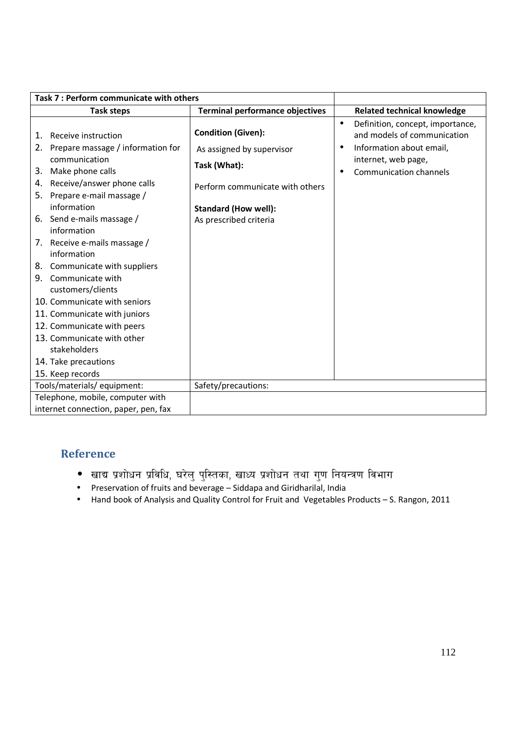| Task 7 : Perform communicate with others | | |
|---|---|---|
| **Task steps** | **Terminal performance objectives** | **Related technical knowledge** |
| 1. Receive instruction<br>2. Prepare massage / information for communication<br>3. Make phone calls<br>4. Receive/answer phone calls<br>5. Prepare e-mail massage / information<br>6. Send e-mails massage / information<br>7. Receive e-mails massage / information<br>8. Communicate with suppliers<br>9. Communicate with customers/clients<br>10. Communicate with seniors<br>11. Communicate with juniors<br>12. Communicate with peers<br>13. Communicate with other stakeholders<br>14. Take precautions<br>15. Keep records | **Condition (Given):**<br>As assigned by supervisor<br>**Task (What):**<br>Perform communicate with others<br>**Standard (How well):**<br>As prescribed criteria | • Definition, concept, importance, and models of communication<br>• Information about email, internet, web page,<br>• Communication channels |
| Tools/materials/ equipment: | Safety/precautions: | |
| Telephone, mobile, computer with internet connection, paper, pen, fax | | |

## Reference

- खाद्य प्रशोधन प्रविधि, घरेलु पुस्तिका, खाध्य प्रशोधन तथा गुण नियन्त्रण विभाग
- Preservation of fruits and beverage – Siddapa and Giridharilal, India
- Hand book of Analysis and Quality Control for Fruit and Vegetables Products – S. Rangon, 2011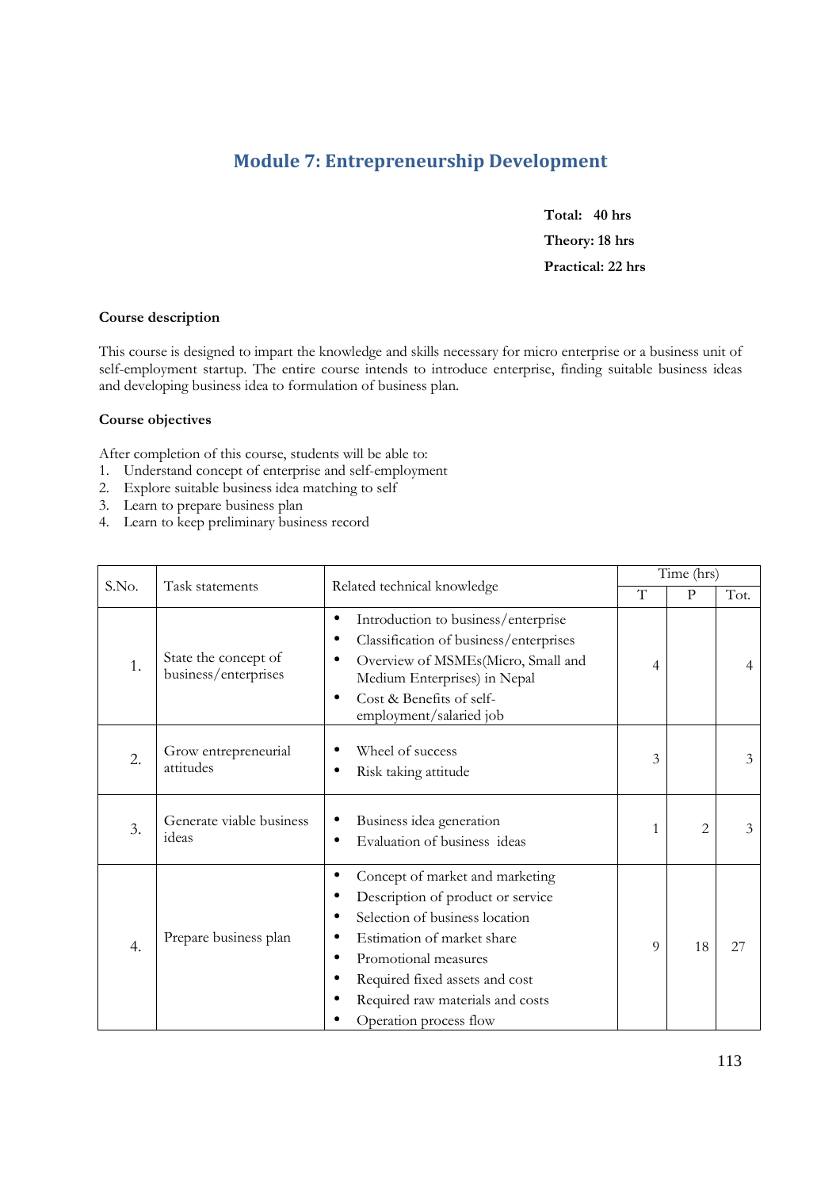## Module 7: Entrepreneurship Development

**Total: 40 hrs**

**Theory: 18 hrs**

**Practical: 22 hrs**

**Course description**

This course is designed to impart the knowledge and skills necessary for micro enterprise or a business unit of self-employment startup. The entire course intends to introduce enterprise, finding suitable business ideas and developing business idea to formulation of business plan.

**Course objectives**

After completion of this course, students will be able to:

1. Understand concept of enterprise and self-employment
2. Explore suitable business idea matching to self
3. Learn to prepare business plan
4. Learn to keep preliminary business record

| S.No. | Task statements | Related technical knowledge | Time (hrs) | | |
|---|---|---|---|---|---|
| | | | T | P | Tot. |
| 1. | State the concept of business/enterprises | • Introduction to business/enterprise<br>• Classification of business/enterprises<br>• Overview of MSMEs(Micro, Small and Medium Enterprises) in Nepal<br>• Cost & Benefits of self-employment/salaried job | 4 | | 4 |
| 2. | Grow entrepreneurial attitudes | • Wheel of success<br>• Risk taking attitude | 3 | | 3 |
| 3. | Generate viable business ideas | • Business idea generation<br>• Evaluation of business ideas | 1 | 2 | 3 |
| 4. | Prepare business plan | • Concept of market and marketing<br>• Description of product or service<br>• Selection of business location<br>• Estimation of market share<br>• Promotional measures<br>• Required fixed assets and cost<br>• Required raw materials and costs<br>• Operation process flow | 9 | 18 | 27 |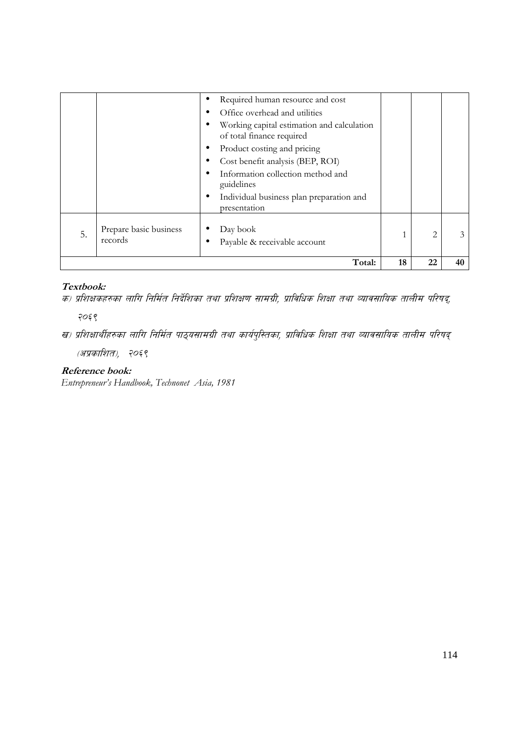|  |  |  |  |  |  |
|---|---|---|---|---|---|
|  |  | • Required human resource and cost<br>• Office overhead and utilities<br>• Working capital estimation and calculation of total finance required<br>• Product costing and pricing<br>• Cost benefit analysis (BEP, ROI)<br>• Information collection method and guidelines<br>• Individual business plan preparation and presentation |  |  |  |
| 5. | Prepare basic business records | • Day book<br>• Payable & receivable account | 1 | 2 | 3 |
|  |  | **Total:** | **18** | **22** | **40** |

**Textbook:**

*क) प्रशिक्षकहरुका लागि निर्मित निर्देशिका तथा प्रशिक्षण सामग्री, प्राविधिक शिक्षा तथा व्यावसायिक तालीम परिषद्, २०६९*

*ख) प्रशिक्षार्थीहरुका लागि निर्मित पाठ्यसामग्री तथा कार्यपुस्तिका, प्राविधिक शिक्षा तथा व्यावसायिक तालीम परिषद् (अप्रकाशित), २०६९*

**Reference book:**

*Entrepreneur's Handbook, Technonet Asia, 1981*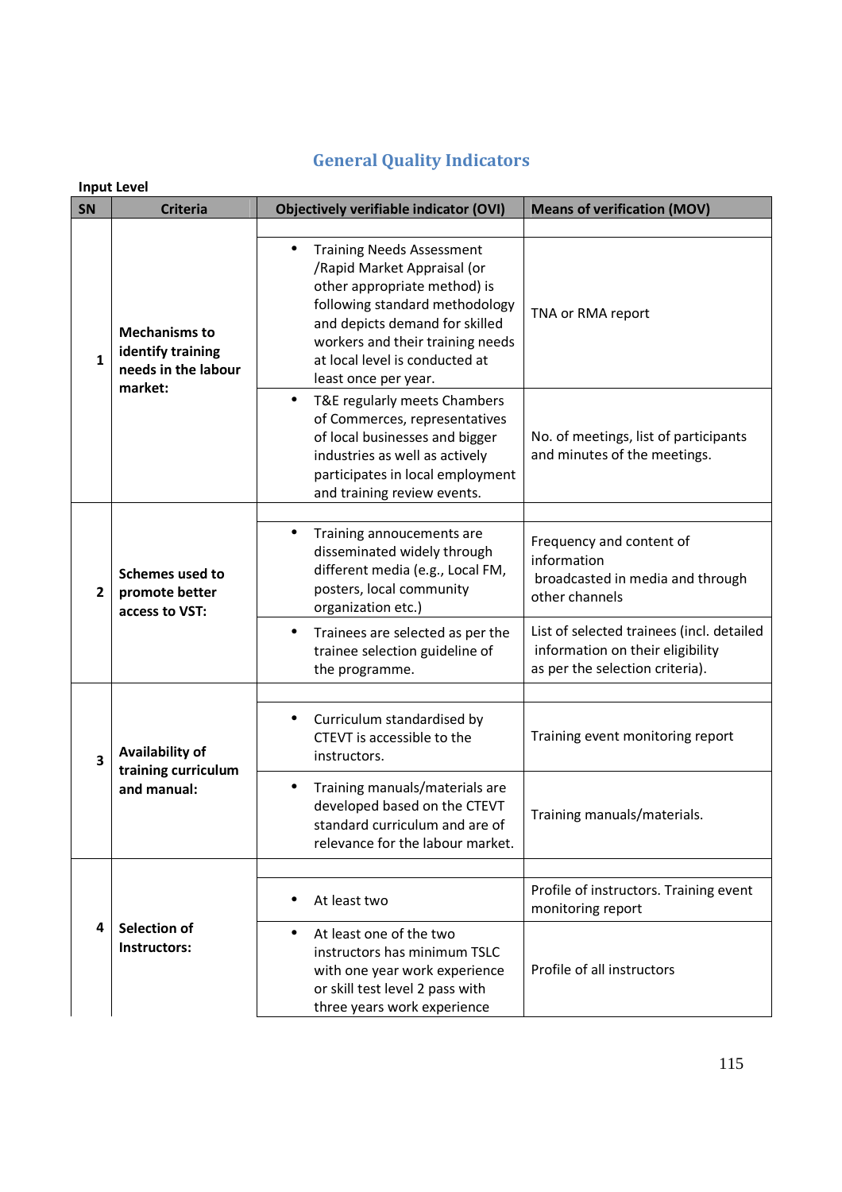## General Quality Indicators

**Input Level**

| SN | Criteria | Objectively verifiable indicator (OVI) | Means of verification (MOV) |
|---|---|---|---|
| 1 | **Mechanisms to identify training needs in the labour market:** | • Training Needs Assessment /Rapid Market Appraisal (or other appropriate method) is following standard methodology and depicts demand for skilled workers and their training needs at local level is conducted at least once per year. | TNA or RMA report |
| | | • T&E regularly meets Chambers of Commerces, representatives of local businesses and bigger industries as well as actively participates in local employment and training review events. | No. of meetings, list of participants and minutes of the meetings. |
| 2 | **Schemes used to promote better access to VST:** | • Training annoucements are disseminated widely through different media (e.g., Local FM, posters, local community organization etc.) | Frequency and content of information broadcasted in media and through other channels |
| | | • Trainees are selected as per the trainee selection guideline of the programme. | List of selected trainees (incl. detailed information on their eligibility as per the selection criteria). |
| 3 | **Availability of training curriculum and manual:** | • Curriculum standardised by CTEVT is accessible to the instructors. | Training event monitoring report |
| | | • Training manuals/materials are developed based on the CTEVT standard curriculum and are of relevance for the labour market. | Training manuals/materials. |
| 4 | **Selection of Instructors:** | • At least two | Profile of instructors. Training event monitoring report |
| | | • At least one of the two instructors has minimum TSLC with one year work experience or skill test level 2 pass with three years work experience | Profile of all instructors |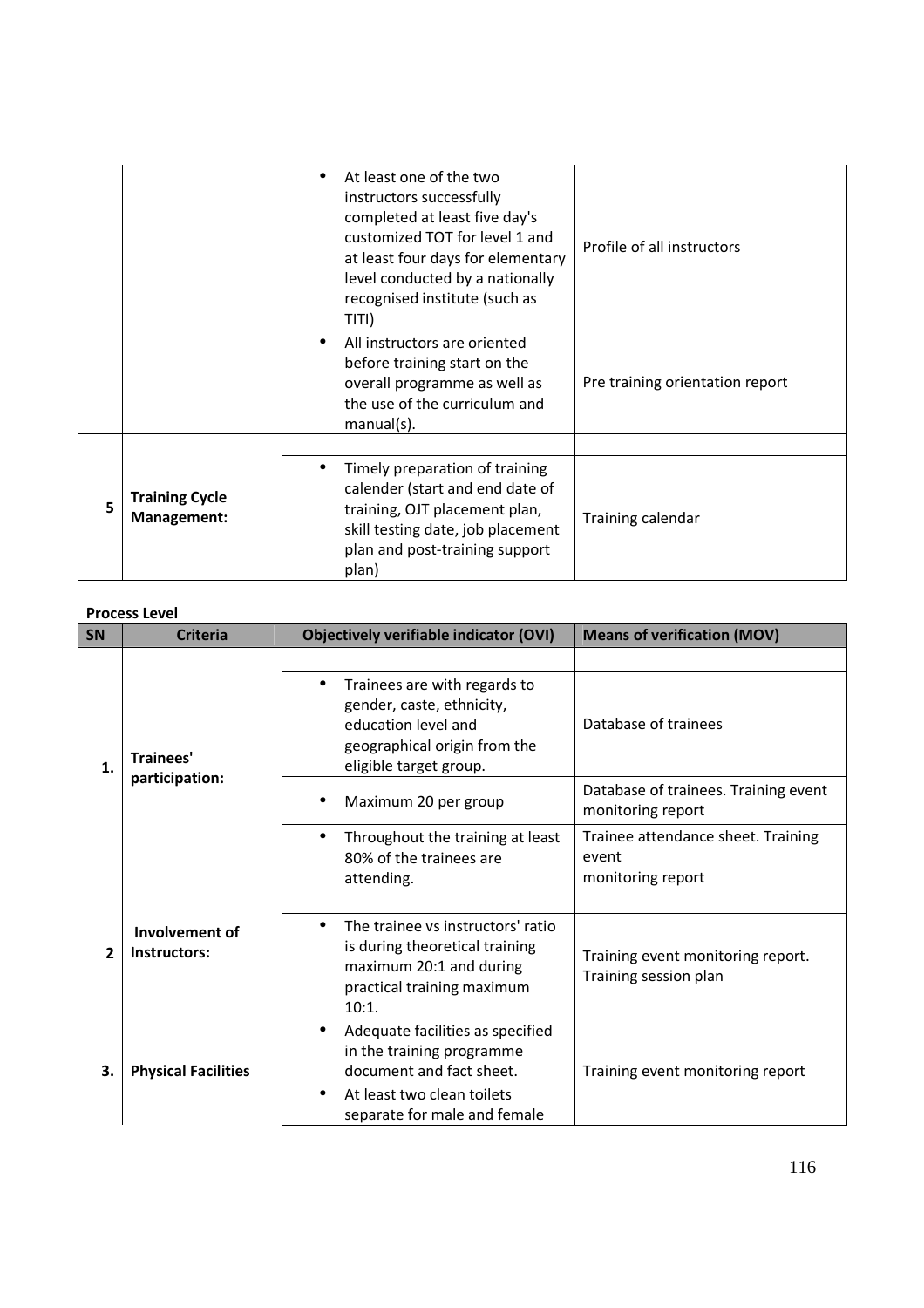| | | | |
|---|---|---|---|
| | | • At least one of the two instructors successfully completed at least five day's customized TOT for level 1 and at least four days for elementary level conducted by a nationally recognised institute (such as TITI) | Profile of all instructors |
| | | • All instructors are oriented before training start on the overall programme as well as the use of the curriculum and manual(s). | Pre training orientation report |
| 5 | **Training Cycle Management:** | | |
| | | • Timely preparation of training calender (start and end date of training, OJT placement plan, skill testing date, job placement plan and post-training support plan) | Training calendar |

**Process Level**

| SN | Criteria | Objectively verifiable indicator (OVI) | Means of verification (MOV) |
|---|---|---|---|
| 1. | **Trainees' participation:** | | |
| | | • Trainees are with regards to gender, caste, ethnicity, education level and geographical origin from the eligible target group. | Database of trainees |
| | | • Maximum 20 per group | Database of trainees. Training event monitoring report |
| | | • Throughout the training at least 80% of the trainees are attending. | Trainee attendance sheet. Training event monitoring report |
| 2 | **Involvement of Instructors:** | | |
| | | • The trainee vs instructors' ratio is during theoretical training maximum 20:1 and during practical training maximum 10:1. | Training event monitoring report. Training session plan |
| 3. | **Physical Facilities** | • Adequate facilities as specified in the training programme document and fact sheet. • At least two clean toilets separate for male and female | Training event monitoring report |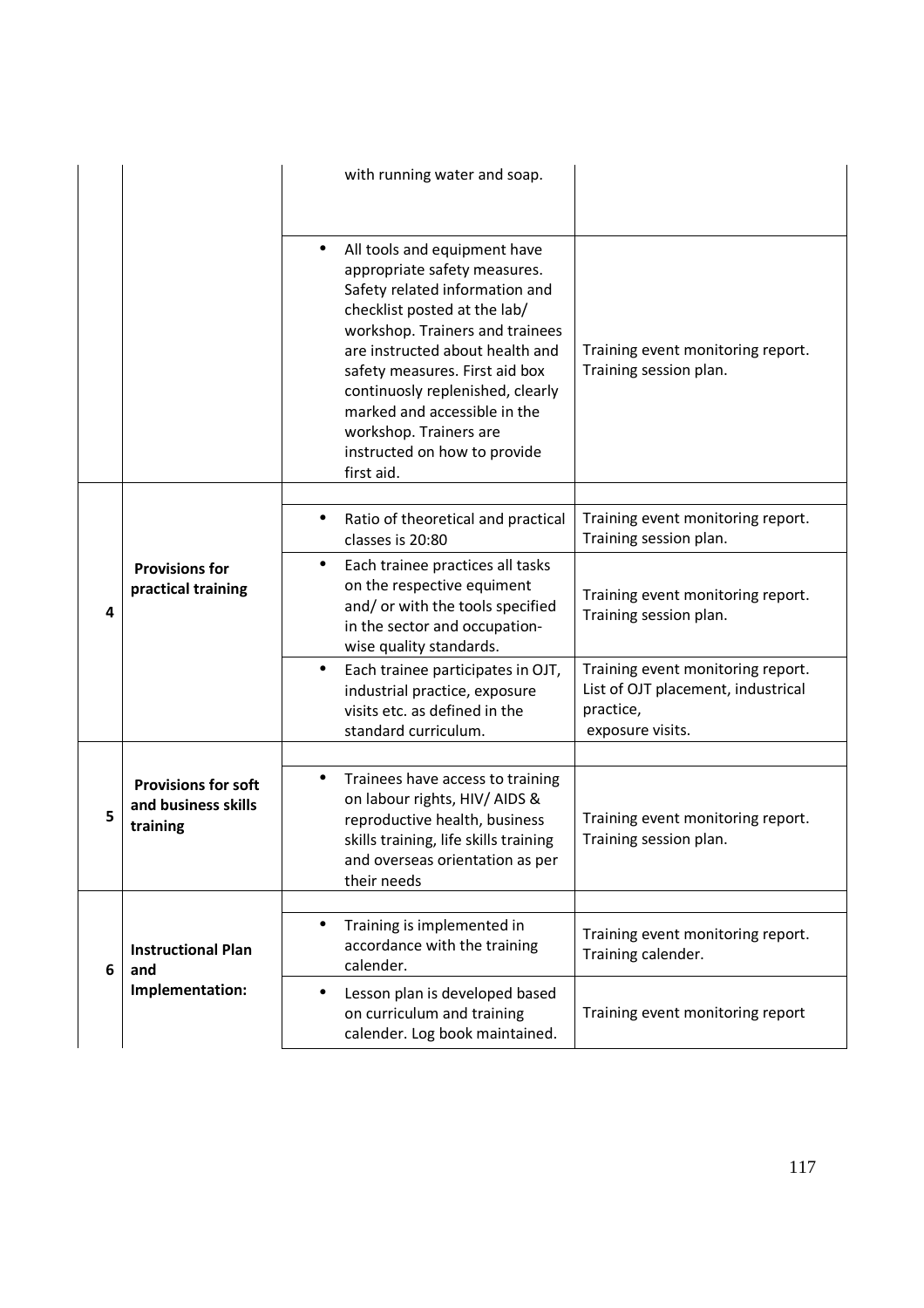| | | | |
|---|---|---|---|
| | | with running water and soap. | |
| | | • All tools and equipment have appropriate safety measures. Safety related information and checklist posted at the lab/ workshop. Trainers and trainees are instructed about health and safety measures. First aid box continuosly replenished, clearly marked and accessible in the workshop. Trainers are instructed on how to provide first aid. | Training event monitoring report. Training session plan. |
| 4 | **Provisions for practical training** | | |
| | | • Ratio of theoretical and practical classes is 20:80 | Training event monitoring report. Training session plan. |
| | | • Each trainee practices all tasks on the respective equiment and/ or with the tools specified in the sector and occupation-wise quality standards. | Training event monitoring report. Training session plan. |
| | | • Each trainee participates in OJT, industrial practice, exposure visits etc. as defined in the standard curriculum. | Training event monitoring report. List of OJT placement, industrial practice, exposure visits. |
| 5 | **Provisions for soft and business skills training** | | |
| | | • Trainees have access to training on labour rights, HIV/ AIDS & reproductive health, business skills training, life skills training and overseas orientation as per their needs | Training event monitoring report. Training session plan. |
| 6 | **Instructional Plan and Implementation:** | | |
| | | • Training is implemented in accordance with the training calender. | Training event monitoring report. Training calender. |
| | | • Lesson plan is developed based on curriculum and training calender. Log book maintained. | Training event monitoring report |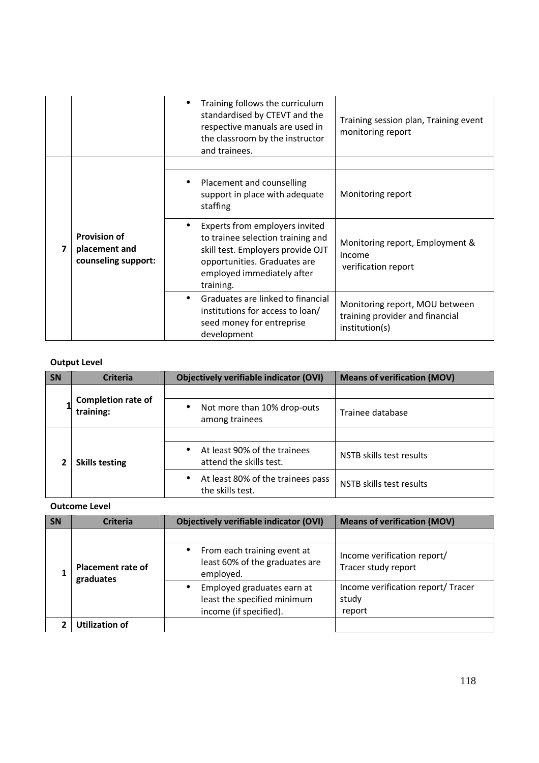| | | | |
|---|---|---|---|
| | | • Training follows the curriculum standardised by CTEVT and the respective manuals are used in the classroom by the instructor and trainees. | Training session plan, Training event monitoring report |
| 7 | **Provision of placement and counseling support:** | | |
| | | • Placement and counselling support in place with adequate staffing | Monitoring report |
| | | • Experts from employers invited to trainee selection training and skill test. Employers provide OJT opportunities. Graduates are employed immediately after training. | Monitoring report, Employment & Income verification report |
| | | • Graduates are linked to financial institutions for access to loan/ seed money for entreprise development | Monitoring report, MOU between training provider and financial institution(s) |

**Output Level**

| SN | Criteria | Objectively verifiable indicator (OVI) | Means of verification (MOV) |
|---|---|---|---|
| 1 | **Completion rate of training:** | | |
| | | • Not more than 10% drop-outs among trainees | Trainee database |
| 2 | **Skills testing** | | |
| | | • At least 90% of the trainees attend the skills test. | NSTB skills test results |
| | | • At least 80% of the trainees pass the skills test. | NSTB skills test results |

**Outcome Level**

| SN | Criteria | Objectively verifiable indicator (OVI) | Means of verification (MOV) |
|---|---|---|---|
| 1 | **Placement rate of graduates** | | |
| | | • From each training event at least 60% of the graduates are employed. | Income verification report/ Tracer study report |
| | | • Employed graduates earn at least the specified minimum income (if specified). | Income verification report/ Tracer study report |
| 2 | **Utilization of** | | |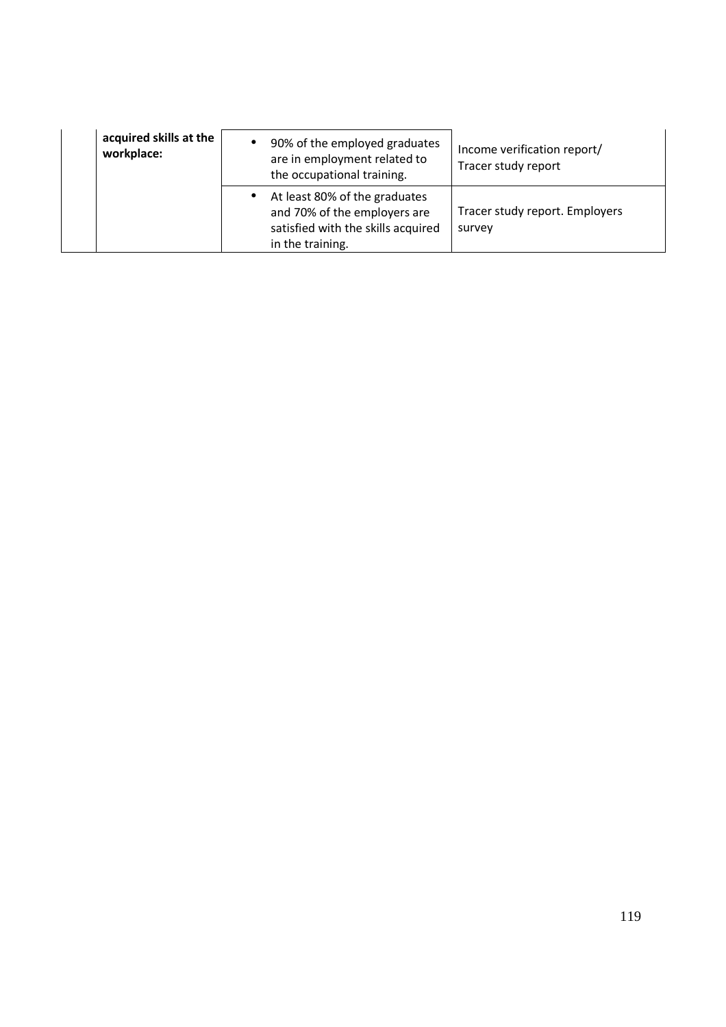| | | | |
|---|---|---|---|
| | **acquired skills at the workplace:** | • 90% of the employed graduates are in employment related to the occupational training. | Income verification report/ Tracer study report |
| | | • At least 80% of the graduates and 70% of the employers are satisfied with the skills acquired in the training. | Tracer study report. Employers survey |